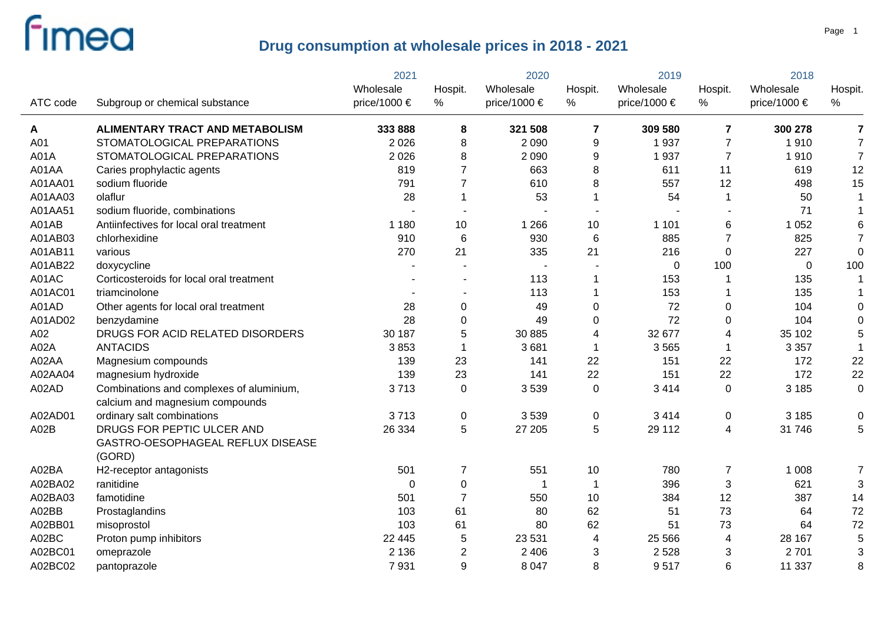# Drug consumption at wholesale prices in 2018 - 2021

| ATC code | Subgroup or chemical substance | 2021 Wholesale price/1000 € | 2021 Hospit. % | 2020 Wholesale price/1000 € | 2020 Hospit. % | 2019 Wholesale price/1000 € | 2019 Hospit. % | 2018 Wholesale price/1000 € | 2018 Hospit. % |
|---|---|---|---|---|---|---|---|---|---|
| **A** | **ALIMENTARY TRACT AND METABOLISM** | **333 888** | **8** | **321 508** | **7** | **309 580** | **7** | **300 278** | **7** |
| A01 | STOMATOLOGICAL PREPARATIONS | 2 026 | 8 | 2 090 | 9 | 1 937 | 7 | 1 910 | 7 |
| A01A | STOMATOLOGICAL PREPARATIONS | 2 026 | 8 | 2 090 | 9 | 1 937 | 7 | 1 910 | 7 |
| A01AA | Caries prophylactic agents | 819 | 7 | 663 | 8 | 611 | 11 | 619 | 12 |
| A01AA01 | sodium fluoride | 791 | 7 | 610 | 8 | 557 | 12 | 498 | 15 |
| A01AA03 | olaflur | 28 | 1 | 53 | 1 | 54 | 1 | 50 | 1 |
| A01AA51 | sodium fluoride, combinations | - | - | - | - | - | - | 71 | 1 |
| A01AB | Antiinfectives for local oral treatment | 1 180 | 10 | 1 266 | 10 | 1 101 | 6 | 1 052 | 6 |
| A01AB03 | chlorhexidine | 910 | 6 | 930 | 6 | 885 | 7 | 825 | 7 |
| A01AB11 | various | 270 | 21 | 335 | 21 | 216 | 0 | 227 | 0 |
| A01AB22 | doxycycline | - | - | - | - | 0 | 100 | 0 | 100 |
| A01AC | Corticosteroids for local oral treatment | - | - | 113 | 1 | 153 | 1 | 135 | 1 |
| A01AC01 | triamcinolone | - | - | 113 | 1 | 153 | 1 | 135 | 1 |
| A01AD | Other agents for local oral treatment | 28 | 0 | 49 | 0 | 72 | 0 | 104 | 0 |
| A01AD02 | benzydamine | 28 | 0 | 49 | 0 | 72 | 0 | 104 | 0 |
| A02 | DRUGS FOR ACID RELATED DISORDERS | 30 187 | 5 | 30 885 | 4 | 32 677 | 4 | 35 102 | 5 |
| A02A | ANTACIDS | 3 853 | 1 | 3 681 | 1 | 3 565 | 1 | 3 357 | 1 |
| A02AA | Magnesium compounds | 139 | 23 | 141 | 22 | 151 | 22 | 172 | 22 |
| A02AA04 | magnesium hydroxide | 139 | 23 | 141 | 22 | 151 | 22 | 172 | 22 |
| A02AD | Combinations and complexes of aluminium, calcium and magnesium compounds | 3 713 | 0 | 3 539 | 0 | 3 414 | 0 | 3 185 | 0 |
| A02AD01 | ordinary salt combinations | 3 713 | 0 | 3 539 | 0 | 3 414 | 0 | 3 185 | 0 |
| A02B | DRUGS FOR PEPTIC ULCER AND GASTRO-OESOPHAGEAL REFLUX DISEASE (GORD) | 26 334 | 5 | 27 205 | 5 | 29 112 | 4 | 31 746 | 5 |
| A02BA | H2-receptor antagonists | 501 | 7 | 551 | 10 | 780 | 7 | 1 008 | 7 |
| A02BA02 | ranitidine | 0 | 0 | 1 | 1 | 396 | 3 | 621 | 3 |
| A02BA03 | famotidine | 501 | 7 | 550 | 10 | 384 | 12 | 387 | 14 |
| A02BB | Prostaglandins | 103 | 61 | 80 | 62 | 51 | 73 | 64 | 72 |
| A02BB01 | misoprostol | 103 | 61 | 80 | 62 | 51 | 73 | 64 | 72 |
| A02BC | Proton pump inhibitors | 22 445 | 5 | 23 531 | 4 | 25 566 | 4 | 28 167 | 5 |
| A02BC01 | omeprazole | 2 136 | 2 | 2 406 | 3 | 2 528 | 3 | 2 701 | 3 |
| A02BC02 | pantoprazole | 7 931 | 9 | 8 047 | 8 | 9 517 | 6 | 11 337 | 8 |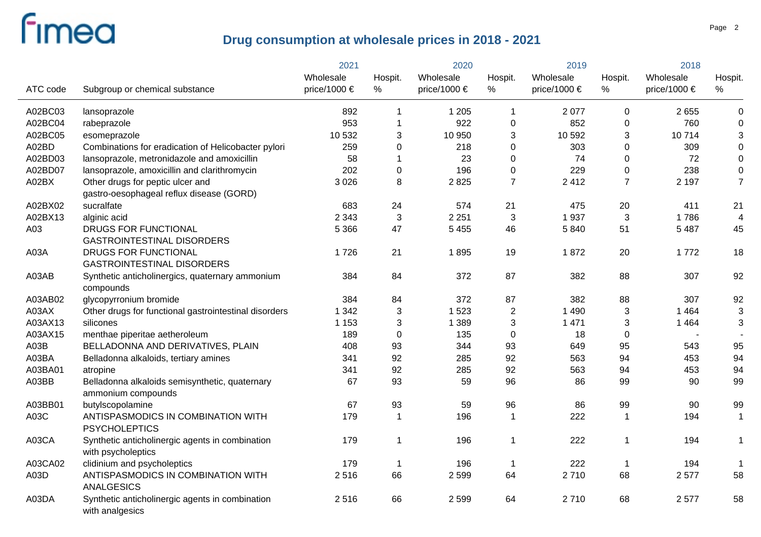## Drug consumption at wholesale prices in 2018 - 2021

| ATC code | Subgroup or chemical substance | 2021 Wholesale price/1000 € | 2021 Hospit. % | 2020 Wholesale price/1000 € | 2020 Hospit. % | 2019 Wholesale price/1000 € | 2019 Hospit. % | 2018 Wholesale price/1000 € | 2018 Hospit. % |
|---|---|---|---|---|---|---|---|---|---|
| A02BC03 | lansoprazole | 892 | 1 | 1 205 | 1 | 2 077 | 0 | 2 655 | 0 |
| A02BC04 | rabeprazole | 953 | 1 | 922 | 0 | 852 | 0 | 760 | 0 |
| A02BC05 | esomeprazole | 10 532 | 3 | 10 950 | 3 | 10 592 | 3 | 10 714 | 3 |
| A02BD | Combinations for eradication of Helicobacter pylori | 259 | 0 | 218 | 0 | 303 | 0 | 309 | 0 |
| A02BD03 | lansoprazole, metronidazole and amoxicillin | 58 | 1 | 23 | 0 | 74 | 0 | 72 | 0 |
| A02BD07 | lansoprazole, amoxicillin and clarithromycin | 202 | 0 | 196 | 0 | 229 | 0 | 238 | 0 |
| A02BX | Other drugs for peptic ulcer and gastro-oesophageal reflux disease (GORD) | 3 026 | 8 | 2 825 | 7 | 2 412 | 7 | 2 197 | 7 |
| A02BX02 | sucralfate | 683 | 24 | 574 | 21 | 475 | 20 | 411 | 21 |
| A02BX13 | alginic acid | 2 343 | 3 | 2 251 | 3 | 1 937 | 3 | 1 786 | 4 |
| A03 | DRUGS FOR FUNCTIONAL GASTROINTESTINAL DISORDERS | 5 366 | 47 | 5 455 | 46 | 5 840 | 51 | 5 487 | 45 |
| A03A | DRUGS FOR FUNCTIONAL GASTROINTESTINAL DISORDERS | 1 726 | 21 | 1 895 | 19 | 1 872 | 20 | 1 772 | 18 |
| A03AB | Synthetic anticholinergics, quaternary ammonium compounds | 384 | 84 | 372 | 87 | 382 | 88 | 307 | 92 |
| A03AB02 | glycopyrronium bromide | 384 | 84 | 372 | 87 | 382 | 88 | 307 | 92 |
| A03AX | Other drugs for functional gastrointestinal disorders | 1 342 | 3 | 1 523 | 2 | 1 490 | 3 | 1 464 | 3 |
| A03AX13 | silicones | 1 153 | 3 | 1 389 | 3 | 1 471 | 3 | 1 464 | 3 |
| A03AX15 | menthae piperitae aetheroleum | 189 | 0 | 135 | 0 | 18 | 0 | - | - |
| A03B | BELLADONNA AND DERIVATIVES, PLAIN | 408 | 93 | 344 | 93 | 649 | 95 | 543 | 95 |
| A03BA | Belladonna alkaloids, tertiary amines | 341 | 92 | 285 | 92 | 563 | 94 | 453 | 94 |
| A03BA01 | atropine | 341 | 92 | 285 | 92 | 563 | 94 | 453 | 94 |
| A03BB | Belladonna alkaloids semisynthetic, quaternary ammonium compounds | 67 | 93 | 59 | 96 | 86 | 99 | 90 | 99 |
| A03BB01 | butylscopolamine | 67 | 93 | 59 | 96 | 86 | 99 | 90 | 99 |
| A03C | ANTISPASMODICS IN COMBINATION WITH PSYCHOLEPTICS | 179 | 1 | 196 | 1 | 222 | 1 | 194 | 1 |
| A03CA | Synthetic anticholinergic agents in combination with psycholeptics | 179 | 1 | 196 | 1 | 222 | 1 | 194 | 1 |
| A03CA02 | clidinium and psycholeptics | 179 | 1 | 196 | 1 | 222 | 1 | 194 | 1 |
| A03D | ANTISPASMODICS IN COMBINATION WITH ANALGESICS | 2 516 | 66 | 2 599 | 64 | 2 710 | 68 | 2 577 | 58 |
| A03DA | Synthetic anticholinergic agents in combination with analgesics | 2 516 | 66 | 2 599 | 64 | 2 710 | 68 | 2 577 | 58 |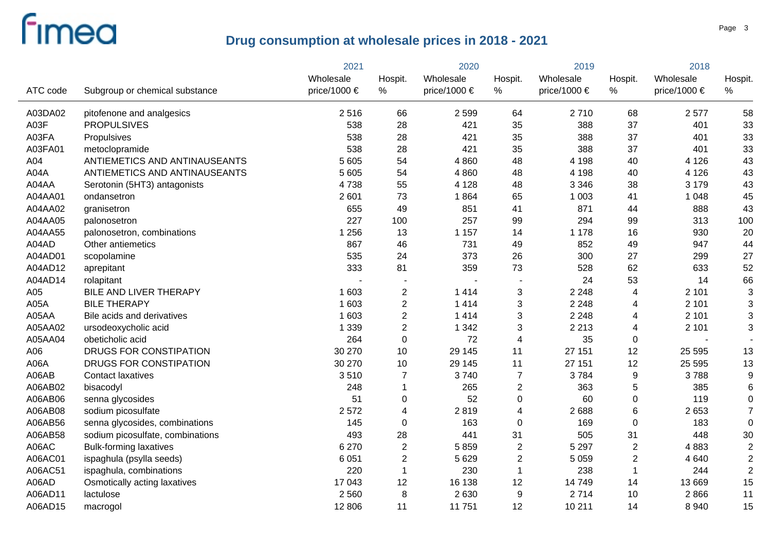# Drug consumption at wholesale prices in 2018 - 2021

| ATC code | Subgroup or chemical substance | 2021 Wholesale price/1000 € | 2021 Hospit. % | 2020 Wholesale price/1000 € | 2020 Hospit. % | 2019 Wholesale price/1000 € | 2019 Hospit. % | 2018 Wholesale price/1000 € | 2018 Hospit. % |
|---|---|---|---|---|---|---|---|---|---|
| A03DA02 | pitofenone and analgesics | 2 516 | 66 | 2 599 | 64 | 2 710 | 68 | 2 577 | 58 |
| A03F | PROPULSIVES | 538 | 28 | 421 | 35 | 388 | 37 | 401 | 33 |
| A03FA | Propulsives | 538 | 28 | 421 | 35 | 388 | 37 | 401 | 33 |
| A03FA01 | metoclopramide | 538 | 28 | 421 | 35 | 388 | 37 | 401 | 33 |
| A04 | ANTIEMETICS AND ANTINAUSEANTS | 5 605 | 54 | 4 860 | 48 | 4 198 | 40 | 4 126 | 43 |
| A04A | ANTIEMETICS AND ANTINAUSEANTS | 5 605 | 54 | 4 860 | 48 | 4 198 | 40 | 4 126 | 43 |
| A04AA | Serotonin (5HT3) antagonists | 4 738 | 55 | 4 128 | 48 | 3 346 | 38 | 3 179 | 43 |
| A04AA01 | ondansetron | 2 601 | 73 | 1 864 | 65 | 1 003 | 41 | 1 048 | 45 |
| A04AA02 | granisetron | 655 | 49 | 851 | 41 | 871 | 44 | 888 | 43 |
| A04AA05 | palonosetron | 227 | 100 | 257 | 99 | 294 | 99 | 313 | 100 |
| A04AA55 | palonosetron, combinations | 1 256 | 13 | 1 157 | 14 | 1 178 | 16 | 930 | 20 |
| A04AD | Other antiemetics | 867 | 46 | 731 | 49 | 852 | 49 | 947 | 44 |
| A04AD01 | scopolamine | 535 | 24 | 373 | 26 | 300 | 27 | 299 | 27 |
| A04AD12 | aprepitant | 333 | 81 | 359 | 73 | 528 | 62 | 633 | 52 |
| A04AD14 | rolapitant | - | - | - | - | 24 | 53 | 14 | 66 |
| A05 | BILE AND LIVER THERAPY | 1 603 | 2 | 1 414 | 3 | 2 248 | 4 | 2 101 | 3 |
| A05A | BILE THERAPY | 1 603 | 2 | 1 414 | 3 | 2 248 | 4 | 2 101 | 3 |
| A05AA | Bile acids and derivatives | 1 603 | 2 | 1 414 | 3 | 2 248 | 4 | 2 101 | 3 |
| A05AA02 | ursodeoxycholic acid | 1 339 | 2 | 1 342 | 3 | 2 213 | 4 | 2 101 | 3 |
| A05AA04 | obeticholic acid | 264 | 0 | 72 | 4 | 35 | 0 | - | - |
| A06 | DRUGS FOR CONSTIPATION | 30 270 | 10 | 29 145 | 11 | 27 151 | 12 | 25 595 | 13 |
| A06A | DRUGS FOR CONSTIPATION | 30 270 | 10 | 29 145 | 11 | 27 151 | 12 | 25 595 | 13 |
| A06AB | Contact laxatives | 3 510 | 7 | 3 740 | 7 | 3 784 | 9 | 3 788 | 9 |
| A06AB02 | bisacodyl | 248 | 1 | 265 | 2 | 363 | 5 | 385 | 6 |
| A06AB06 | senna glycosides | 51 | 0 | 52 | 0 | 60 | 0 | 119 | 0 |
| A06AB08 | sodium picosulfate | 2 572 | 4 | 2 819 | 4 | 2 688 | 6 | 2 653 | 7 |
| A06AB56 | senna glycosides, combinations | 145 | 0 | 163 | 0 | 169 | 0 | 183 | 0 |
| A06AB58 | sodium picosulfate, combinations | 493 | 28 | 441 | 31 | 505 | 31 | 448 | 30 |
| A06AC | Bulk-forming laxatives | 6 270 | 2 | 5 859 | 2 | 5 297 | 2 | 4 883 | 2 |
| A06AC01 | ispaghula (psylla seeds) | 6 051 | 2 | 5 629 | 2 | 5 059 | 2 | 4 640 | 2 |
| A06AC51 | ispaghula, combinations | 220 | 1 | 230 | 1 | 238 | 1 | 244 | 2 |
| A06AD | Osmotically acting laxatives | 17 043 | 12 | 16 138 | 12 | 14 749 | 14 | 13 669 | 15 |
| A06AD11 | lactulose | 2 560 | 8 | 2 630 | 9 | 2 714 | 10 | 2 866 | 11 |
| A06AD15 | macrogol | 12 806 | 11 | 11 751 | 12 | 10 211 | 14 | 8 940 | 15 |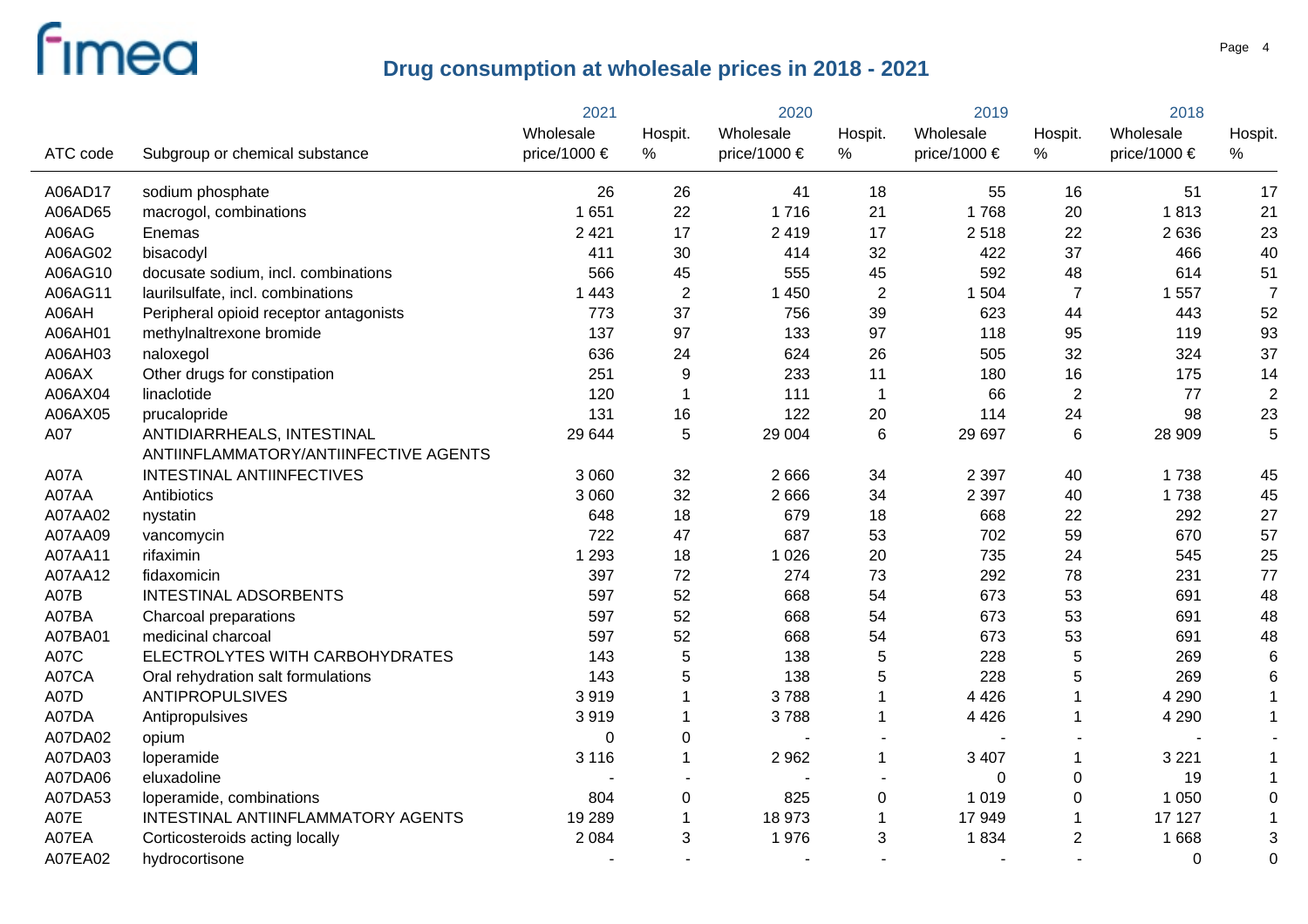# Drug consumption at wholesale prices in 2018 - 2021

| ATC code | Subgroup or chemical substance | 2021 Wholesale price/1000 € | 2021 Hospit. % | 2020 Wholesale price/1000 € | 2020 Hospit. % | 2019 Wholesale price/1000 € | 2019 Hospit. % | 2018 Wholesale price/1000 € | 2018 Hospit. % |
|---|---|---|---|---|---|---|---|---|---|
| A06AD17 | sodium phosphate | 26 | 26 | 41 | 18 | 55 | 16 | 51 | 17 |
| A06AD65 | macrogol, combinations | 1 651 | 22 | 1 716 | 21 | 1 768 | 20 | 1 813 | 21 |
| A06AG | Enemas | 2 421 | 17 | 2 419 | 17 | 2 518 | 22 | 2 636 | 23 |
| A06AG02 | bisacodyl | 411 | 30 | 414 | 32 | 422 | 37 | 466 | 40 |
| A06AG10 | docusate sodium, incl. combinations | 566 | 45 | 555 | 45 | 592 | 48 | 614 | 51 |
| A06AG11 | laurilsulfate, incl. combinations | 1 443 | 2 | 1 450 | 2 | 1 504 | 7 | 1 557 | 7 |
| A06AH | Peripheral opioid receptor antagonists | 773 | 37 | 756 | 39 | 623 | 44 | 443 | 52 |
| A06AH01 | methylnaltrexone bromide | 137 | 97 | 133 | 97 | 118 | 95 | 119 | 93 |
| A06AH03 | naloxegol | 636 | 24 | 624 | 26 | 505 | 32 | 324 | 37 |
| A06AX | Other drugs for constipation | 251 | 9 | 233 | 11 | 180 | 16 | 175 | 14 |
| A06AX04 | linaclotide | 120 | 1 | 111 | 1 | 66 | 2 | 77 | 2 |
| A06AX05 | prucalopride | 131 | 16 | 122 | 20 | 114 | 24 | 98 | 23 |
| A07 | ANTIDIARRHEALS, INTESTINAL ANTIINFLAMMATORY/ANTIINFECTIVE AGENTS | 29 644 | 5 | 29 004 | 6 | 29 697 | 6 | 28 909 | 5 |
| A07A | INTESTINAL ANTIINFECTIVES | 3 060 | 32 | 2 666 | 34 | 2 397 | 40 | 1 738 | 45 |
| A07AA | Antibiotics | 3 060 | 32 | 2 666 | 34 | 2 397 | 40 | 1 738 | 45 |
| A07AA02 | nystatin | 648 | 18 | 679 | 18 | 668 | 22 | 292 | 27 |
| A07AA09 | vancomycin | 722 | 47 | 687 | 53 | 702 | 59 | 670 | 57 |
| A07AA11 | rifaximin | 1 293 | 18 | 1 026 | 20 | 735 | 24 | 545 | 25 |
| A07AA12 | fidaxomicin | 397 | 72 | 274 | 73 | 292 | 78 | 231 | 77 |
| A07B | INTESTINAL ADSORBENTS | 597 | 52 | 668 | 54 | 673 | 53 | 691 | 48 |
| A07BA | Charcoal preparations | 597 | 52 | 668 | 54 | 673 | 53 | 691 | 48 |
| A07BA01 | medicinal charcoal | 597 | 52 | 668 | 54 | 673 | 53 | 691 | 48 |
| A07C | ELECTROLYTES WITH CARBOHYDRATES | 143 | 5 | 138 | 5 | 228 | 5 | 269 | 6 |
| A07CA | Oral rehydration salt formulations | 143 | 5 | 138 | 5 | 228 | 5 | 269 | 6 |
| A07D | ANTIPROPULSIVES | 3 919 | 1 | 3 788 | 1 | 4 426 | 1 | 4 290 | 1 |
| A07DA | Antipropulsives | 3 919 | 1 | 3 788 | 1 | 4 426 | 1 | 4 290 | 1 |
| A07DA02 | opium | 0 | 0 | - | - | - | - | - | - |
| A07DA03 | loperamide | 3 116 | 1 | 2 962 | 1 | 3 407 | 1 | 3 221 | 1 |
| A07DA06 | eluxadoline | - | - | - | - | 0 | 0 | 19 | 1 |
| A07DA53 | loperamide, combinations | 804 | 0 | 825 | 0 | 1 019 | 0 | 1 050 | 0 |
| A07E | INTESTINAL ANTIINFLAMMATORY AGENTS | 19 289 | 1 | 18 973 | 1 | 17 949 | 1 | 17 127 | 1 |
| A07EA | Corticosteroids acting locally | 2 084 | 3 | 1 976 | 3 | 1 834 | 2 | 1 668 | 3 |
| A07EA02 | hydrocortisone | - | - | - | - | - | - | 0 | 0 |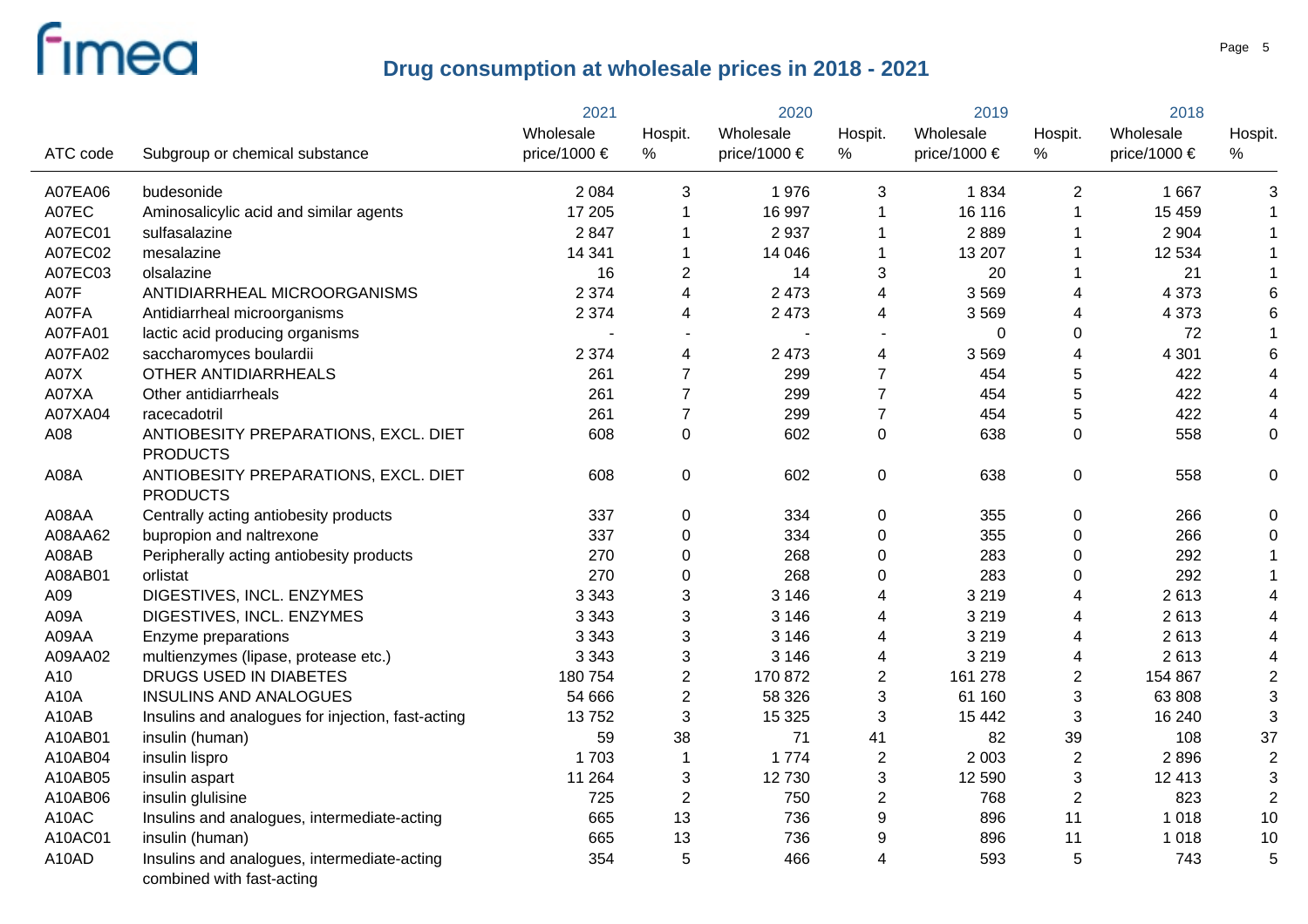# Drug consumption at wholesale prices in 2018 - 2021

| ATC code | Subgroup or chemical substance | 2021 Wholesale price/1000 € | 2021 Hospit. % | 2020 Wholesale price/1000 € | 2020 Hospit. % | 2019 Wholesale price/1000 € | 2019 Hospit. % | 2018 Wholesale price/1000 € | 2018 Hospit. % |
|---|---|---|---|---|---|---|---|---|---|
| A07EA06 | budesonide | 2 084 | 3 | 1 976 | 3 | 1 834 | 2 | 1 667 | 3 |
| A07EC | Aminosalicylic acid and similar agents | 17 205 | 1 | 16 997 | 1 | 16 116 | 1 | 15 459 | 1 |
| A07EC01 | sulfasalazine | 2 847 | 1 | 2 937 | 1 | 2 889 | 1 | 2 904 | 1 |
| A07EC02 | mesalazine | 14 341 | 1 | 14 046 | 1 | 13 207 | 1 | 12 534 | 1 |
| A07EC03 | olsalazine | 16 | 2 | 14 | 3 | 20 | 1 | 21 | 1 |
| A07F | ANTIDIARRHEAL MICROORGANISMS | 2 374 | 4 | 2 473 | 4 | 3 569 | 4 | 4 373 | 6 |
| A07FA | Antidiarrheal microorganisms | 2 374 | 4 | 2 473 | 4 | 3 569 | 4 | 4 373 | 6 |
| A07FA01 | lactic acid producing organisms | - | - | - | - | 0 | 0 | 72 | 1 |
| A07FA02 | saccharomyces boulardii | 2 374 | 4 | 2 473 | 4 | 3 569 | 4 | 4 301 | 6 |
| A07X | OTHER ANTIDIARRHEALS | 261 | 7 | 299 | 7 | 454 | 5 | 422 | 4 |
| A07XA | Other antidiarrheals | 261 | 7 | 299 | 7 | 454 | 5 | 422 | 4 |
| A07XA04 | racecadotril | 261 | 7 | 299 | 7 | 454 | 5 | 422 | 4 |
| A08 | ANTIOBESITY PREPARATIONS, EXCL. DIET PRODUCTS | 608 | 0 | 602 | 0 | 638 | 0 | 558 | 0 |
| A08A | ANTIOBESITY PREPARATIONS, EXCL. DIET PRODUCTS | 608 | 0 | 602 | 0 | 638 | 0 | 558 | 0 |
| A08AA | Centrally acting antiobesity products | 337 | 0 | 334 | 0 | 355 | 0 | 266 | 0 |
| A08AA62 | bupropion and naltrexone | 337 | 0 | 334 | 0 | 355 | 0 | 266 | 0 |
| A08AB | Peripherally acting antiobesity products | 270 | 0 | 268 | 0 | 283 | 0 | 292 | 1 |
| A08AB01 | orlistat | 270 | 0 | 268 | 0 | 283 | 0 | 292 | 1 |
| A09 | DIGESTIVES, INCL. ENZYMES | 3 343 | 3 | 3 146 | 4 | 3 219 | 4 | 2 613 | 4 |
| A09A | DIGESTIVES, INCL. ENZYMES | 3 343 | 3 | 3 146 | 4 | 3 219 | 4 | 2 613 | 4 |
| A09AA | Enzyme preparations | 3 343 | 3 | 3 146 | 4 | 3 219 | 4 | 2 613 | 4 |
| A09AA02 | multienzymes (lipase, protease etc.) | 3 343 | 3 | 3 146 | 4 | 3 219 | 4 | 2 613 | 4 |
| A10 | DRUGS USED IN DIABETES | 180 754 | 2 | 170 872 | 2 | 161 278 | 2 | 154 867 | 2 |
| A10A | INSULINS AND ANALOGUES | 54 666 | 2 | 58 326 | 3 | 61 160 | 3 | 63 808 | 3 |
| A10AB | Insulins and analogues for injection, fast-acting | 13 752 | 3 | 15 325 | 3 | 15 442 | 3 | 16 240 | 3 |
| A10AB01 | insulin (human) | 59 | 38 | 71 | 41 | 82 | 39 | 108 | 37 |
| A10AB04 | insulin lispro | 1 703 | 1 | 1 774 | 2 | 2 003 | 2 | 2 896 | 2 |
| A10AB05 | insulin aspart | 11 264 | 3 | 12 730 | 3 | 12 590 | 3 | 12 413 | 3 |
| A10AB06 | insulin glulisine | 725 | 2 | 750 | 2 | 768 | 2 | 823 | 2 |
| A10AC | Insulins and analogues, intermediate-acting | 665 | 13 | 736 | 9 | 896 | 11 | 1 018 | 10 |
| A10AC01 | insulin (human) | 665 | 13 | 736 | 9 | 896 | 11 | 1 018 | 10 |
| A10AD | Insulins and analogues, intermediate-acting combined with fast-acting | 354 | 5 | 466 | 4 | 593 | 5 | 743 | 5 |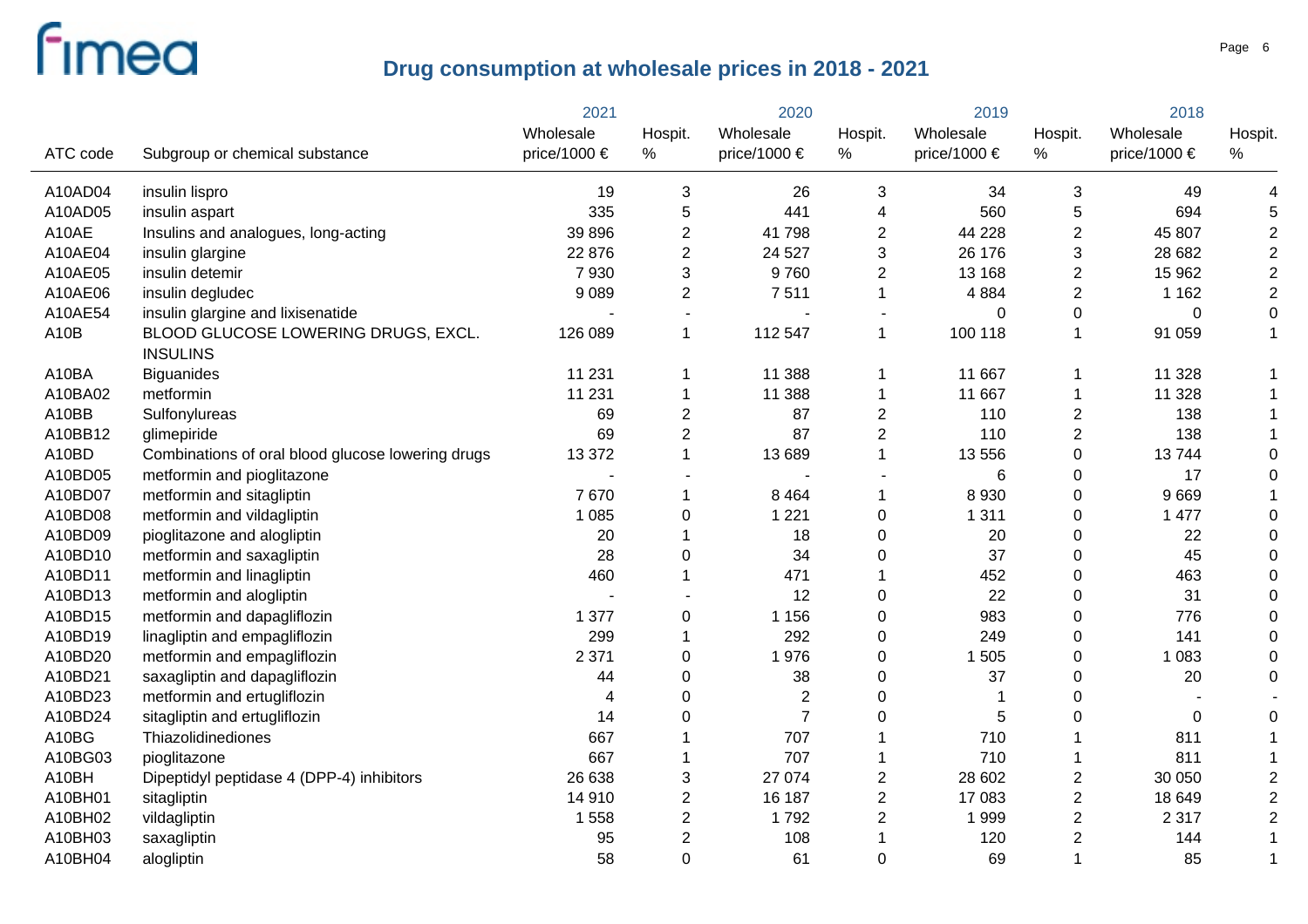# Drug consumption at wholesale prices in 2018 - 2021

| ATC code | Subgroup or chemical substance | 2021 | | 2020 | | 2019 | | 2018 | |
|---|---|---|---|---|---|---|---|---|---|
| | | Wholesale price/1000 € | Hospit. % | Wholesale price/1000 € | Hospit. % | Wholesale price/1000 € | Hospit. % | Wholesale price/1000 € | Hospit. % |
| A10AD04 | insulin lispro | 19 | 3 | 26 | 3 | 34 | 3 | 49 | 4 |
| A10AD05 | insulin aspart | 335 | 5 | 441 | 4 | 560 | 5 | 694 | 5 |
| A10AE | Insulins and analogues, long-acting | 39 896 | 2 | 41 798 | 2 | 44 228 | 2 | 45 807 | 2 |
| A10AE04 | insulin glargine | 22 876 | 2 | 24 527 | 3 | 26 176 | 3 | 28 682 | 2 |
| A10AE05 | insulin detemir | 7 930 | 3 | 9 760 | 2 | 13 168 | 2 | 15 962 | 2 |
| A10AE06 | insulin degludec | 9 089 | 2 | 7 511 | 1 | 4 884 | 2 | 1 162 | 2 |
| A10AE54 | insulin glargine and lixisenatide | - | - | - | - | 0 | 0 | 0 | 0 |
| A10B | BLOOD GLUCOSE LOWERING DRUGS, EXCL. INSULINS | 126 089 | 1 | 112 547 | 1 | 100 118 | 1 | 91 059 | 1 |
| A10BA | Biguanides | 11 231 | 1 | 11 388 | 1 | 11 667 | 1 | 11 328 | 1 |
| A10BA02 | metformin | 11 231 | 1 | 11 388 | 1 | 11 667 | 1 | 11 328 | 1 |
| A10BB | Sulfonylureas | 69 | 2 | 87 | 2 | 110 | 2 | 138 | 1 |
| A10BB12 | glimepiride | 69 | 2 | 87 | 2 | 110 | 2 | 138 | 1 |
| A10BD | Combinations of oral blood glucose lowering drugs | 13 372 | 1 | 13 689 | 1 | 13 556 | 0 | 13 744 | 0 |
| A10BD05 | metformin and pioglitazone | - | - | - | - | 6 | 0 | 17 | 0 |
| A10BD07 | metformin and sitagliptin | 7 670 | 1 | 8 464 | 1 | 8 930 | 0 | 9 669 | 1 |
| A10BD08 | metformin and vildagliptin | 1 085 | 0 | 1 221 | 0 | 1 311 | 0 | 1 477 | 0 |
| A10BD09 | pioglitazone and alogliptin | 20 | 1 | 18 | 0 | 20 | 0 | 22 | 0 |
| A10BD10 | metformin and saxagliptin | 28 | 0 | 34 | 0 | 37 | 0 | 45 | 0 |
| A10BD11 | metformin and linagliptin | 460 | 1 | 471 | 1 | 452 | 0 | 463 | 0 |
| A10BD13 | metformin and alogliptin | - | - | 12 | 0 | 22 | 0 | 31 | 0 |
| A10BD15 | metformin and dapagliflozin | 1 377 | 0 | 1 156 | 0 | 983 | 0 | 776 | 0 |
| A10BD19 | linagliptin and empagliflozin | 299 | 1 | 292 | 0 | 249 | 0 | 141 | 0 |
| A10BD20 | metformin and empagliflozin | 2 371 | 0 | 1 976 | 0 | 1 505 | 0 | 1 083 | 0 |
| A10BD21 | saxagliptin and dapagliflozin | 44 | 0 | 38 | 0 | 37 | 0 | 20 | 0 |
| A10BD23 | metformin and ertugliflozin | 4 | 0 | 2 | 0 | 1 | 0 | - | - |
| A10BD24 | sitagliptin and ertugliflozin | 14 | 0 | 7 | 0 | 5 | 0 | 0 | 0 |
| A10BG | Thiazolidinediones | 667 | 1 | 707 | 1 | 710 | 1 | 811 | 1 |
| A10BG03 | pioglitazone | 667 | 1 | 707 | 1 | 710 | 1 | 811 | 1 |
| A10BH | Dipeptidyl peptidase 4 (DPP-4) inhibitors | 26 638 | 3 | 27 074 | 2 | 28 602 | 2 | 30 050 | 2 |
| A10BH01 | sitagliptin | 14 910 | 2 | 16 187 | 2 | 17 083 | 2 | 18 649 | 2 |
| A10BH02 | vildagliptin | 1 558 | 2 | 1 792 | 2 | 1 999 | 2 | 2 317 | 2 |
| A10BH03 | saxagliptin | 95 | 2 | 108 | 1 | 120 | 2 | 144 | 1 |
| A10BH04 | alogliptin | 58 | 0 | 61 | 0 | 69 | 1 | 85 | 1 |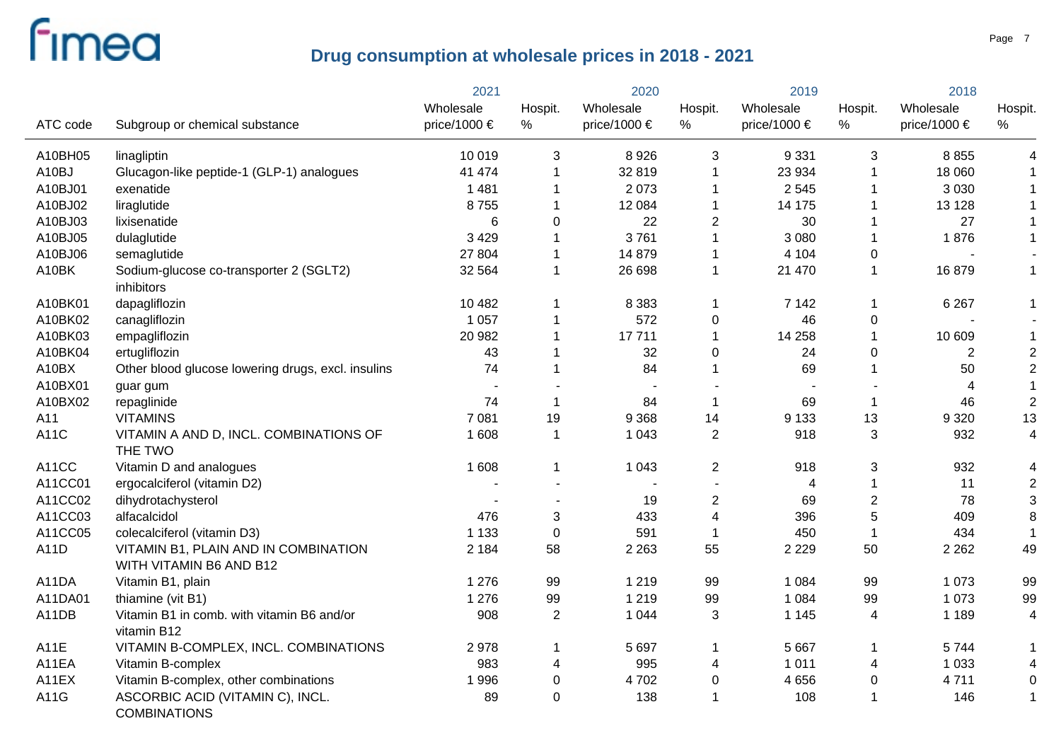# Drug consumption at wholesale prices in 2018 - 2021

| ATC code | Subgroup or chemical substance | 2021 Wholesale price/1000 € | 2021 Hospit. % | 2020 Wholesale price/1000 € | 2020 Hospit. % | 2019 Wholesale price/1000 € | 2019 Hospit. % | 2018 Wholesale price/1000 € | 2018 Hospit. % |
|---|---|---|---|---|---|---|---|---|---|
| A10BH05 | linagliptin | 10 019 | 3 | 8 926 | 3 | 9 331 | 3 | 8 855 | 4 |
| A10BJ | Glucagon-like peptide-1 (GLP-1) analogues | 41 474 | 1 | 32 819 | 1 | 23 934 | 1 | 18 060 | 1 |
| A10BJ01 | exenatide | 1 481 | 1 | 2 073 | 1 | 2 545 | 1 | 3 030 | 1 |
| A10BJ02 | liraglutide | 8 755 | 1 | 12 084 | 1 | 14 175 | 1 | 13 128 | 1 |
| A10BJ03 | lixisenatide | 6 | 0 | 22 | 2 | 30 | 1 | 27 | 1 |
| A10BJ05 | dulaglutide | 3 429 | 1 | 3 761 | 1 | 3 080 | 1 | 1 876 | 1 |
| A10BJ06 | semaglutide | 27 804 | 1 | 14 879 | 1 | 4 104 | 0 | - | - |
| A10BK | Sodium-glucose co-transporter 2 (SGLT2) inhibitors | 32 564 | 1 | 26 698 | 1 | 21 470 | 1 | 16 879 | 1 |
| A10BK01 | dapagliflozin | 10 482 | 1 | 8 383 | 1 | 7 142 | 1 | 6 267 | 1 |
| A10BK02 | canagliflozin | 1 057 | 1 | 572 | 0 | 46 | 0 | - | - |
| A10BK03 | empagliflozin | 20 982 | 1 | 17 711 | 1 | 14 258 | 1 | 10 609 | 1 |
| A10BK04 | ertugliflozin | 43 | 1 | 32 | 0 | 24 | 0 | 2 | 2 |
| A10BX | Other blood glucose lowering drugs, excl. insulins | 74 | 1 | 84 | 1 | 69 | 1 | 50 | 2 |
| A10BX01 | guar gum | - | - | - | - | - | - | 4 | 1 |
| A10BX02 | repaglinide | 74 | 1 | 84 | 1 | 69 | 1 | 46 | 2 |
| A11 | VITAMINS | 7 081 | 19 | 9 368 | 14 | 9 133 | 13 | 9 320 | 13 |
| A11C | VITAMIN A AND D, INCL. COMBINATIONS OF THE TWO | 1 608 | 1 | 1 043 | 2 | 918 | 3 | 932 | 4 |
| A11CC | Vitamin D and analogues | 1 608 | 1 | 1 043 | 2 | 918 | 3 | 932 | 4 |
| A11CC01 | ergocalciferol (vitamin D2) | - | - | - | - | 4 | 1 | 11 | 2 |
| A11CC02 | dihydrotachysterol | - | - | 19 | 2 | 69 | 2 | 78 | 3 |
| A11CC03 | alfacalcidol | 476 | 3 | 433 | 4 | 396 | 5 | 409 | 8 |
| A11CC05 | colecalciferol (vitamin D3) | 1 133 | 0 | 591 | 1 | 450 | 1 | 434 | 1 |
| A11D | VITAMIN B1, PLAIN AND IN COMBINATION WITH VITAMIN B6 AND B12 | 2 184 | 58 | 2 263 | 55 | 2 229 | 50 | 2 262 | 49 |
| A11DA | Vitamin B1, plain | 1 276 | 99 | 1 219 | 99 | 1 084 | 99 | 1 073 | 99 |
| A11DA01 | thiamine (vit B1) | 1 276 | 99 | 1 219 | 99 | 1 084 | 99 | 1 073 | 99 |
| A11DB | Vitamin B1 in comb. with vitamin B6 and/or vitamin B12 | 908 | 2 | 1 044 | 3 | 1 145 | 4 | 1 189 | 4 |
| A11E | VITAMIN B-COMPLEX, INCL. COMBINATIONS | 2 978 | 1 | 5 697 | 1 | 5 667 | 1 | 5 744 | 1 |
| A11EA | Vitamin B-complex | 983 | 4 | 995 | 4 | 1 011 | 4 | 1 033 | 4 |
| A11EX | Vitamin B-complex, other combinations | 1 996 | 0 | 4 702 | 0 | 4 656 | 0 | 4 711 | 0 |
| A11G | ASCORBIC ACID (VITAMIN C), INCL. COMBINATIONS | 89 | 0 | 138 | 1 | 108 | 1 | 146 | 1 |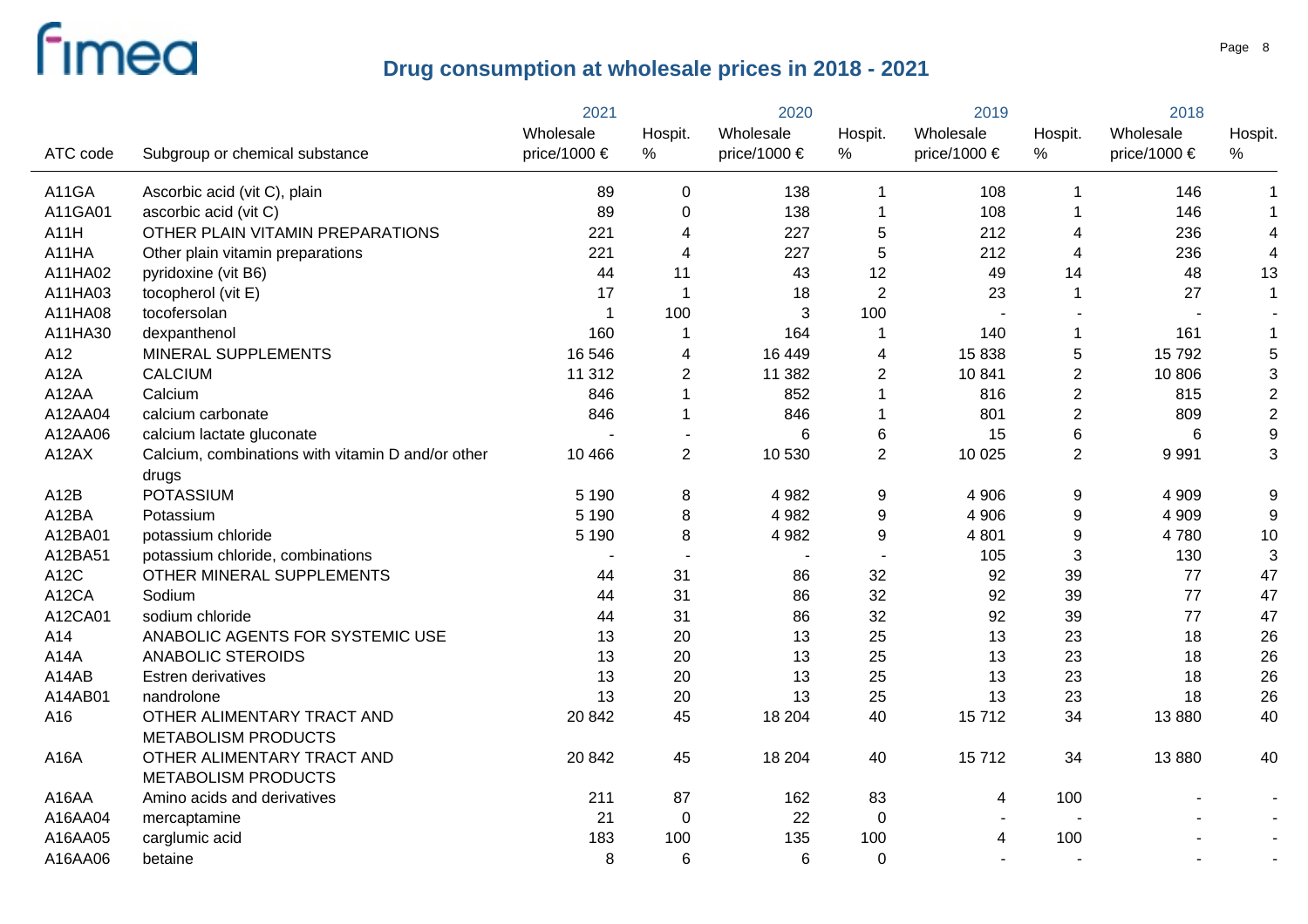# Drug consumption at wholesale prices in 2018 - 2021

| ATC code | Subgroup or chemical substance | 2021 Wholesale price/1000 € | 2021 Hospit. % | 2020 Wholesale price/1000 € | 2020 Hospit. % | 2019 Wholesale price/1000 € | 2019 Hospit. % | 2018 Wholesale price/1000 € | 2018 Hospit. % |
|---|---|---|---|---|---|---|---|---|---|
| A11GA | Ascorbic acid (vit C), plain | 89 | 0 | 138 | 1 | 108 | 1 | 146 | 1 |
| A11GA01 | ascorbic acid (vit C) | 89 | 0 | 138 | 1 | 108 | 1 | 146 | 1 |
| A11H | OTHER PLAIN VITAMIN PREPARATIONS | 221 | 4 | 227 | 5 | 212 | 4 | 236 | 4 |
| A11HA | Other plain vitamin preparations | 221 | 4 | 227 | 5 | 212 | 4 | 236 | 4 |
| A11HA02 | pyridoxine (vit B6) | 44 | 11 | 43 | 12 | 49 | 14 | 48 | 13 |
| A11HA03 | tocopherol (vit E) | 17 | 1 | 18 | 2 | 23 | 1 | 27 | 1 |
| A11HA08 | tocofersolan | 1 | 100 | 3 | 100 | - | - | - | - |
| A11HA30 | dexpanthenol | 160 | 1 | 164 | 1 | 140 | 1 | 161 | 1 |
| A12 | MINERAL SUPPLEMENTS | 16 546 | 4 | 16 449 | 4 | 15 838 | 5 | 15 792 | 5 |
| A12A | CALCIUM | 11 312 | 2 | 11 382 | 2 | 10 841 | 2 | 10 806 | 3 |
| A12AA | Calcium | 846 | 1 | 852 | 1 | 816 | 2 | 815 | 2 |
| A12AA04 | calcium carbonate | 846 | 1 | 846 | 1 | 801 | 2 | 809 | 2 |
| A12AA06 | calcium lactate gluconate | - | - | 6 | 6 | 15 | 6 | 6 | 9 |
| A12AX | Calcium, combinations with vitamin D and/or other drugs | 10 466 | 2 | 10 530 | 2 | 10 025 | 2 | 9 991 | 3 |
| A12B | POTASSIUM | 5 190 | 8 | 4 982 | 9 | 4 906 | 9 | 4 909 | 9 |
| A12BA | Potassium | 5 190 | 8 | 4 982 | 9 | 4 906 | 9 | 4 909 | 9 |
| A12BA01 | potassium chloride | 5 190 | 8 | 4 982 | 9 | 4 801 | 9 | 4 780 | 10 |
| A12BA51 | potassium chloride, combinations | - | - | - | - | 105 | 3 | 130 | 3 |
| A12C | OTHER MINERAL SUPPLEMENTS | 44 | 31 | 86 | 32 | 92 | 39 | 77 | 47 |
| A12CA | Sodium | 44 | 31 | 86 | 32 | 92 | 39 | 77 | 47 |
| A12CA01 | sodium chloride | 44 | 31 | 86 | 32 | 92 | 39 | 77 | 47 |
| A14 | ANABOLIC AGENTS FOR SYSTEMIC USE | 13 | 20 | 13 | 25 | 13 | 23 | 18 | 26 |
| A14A | ANABOLIC STEROIDS | 13 | 20 | 13 | 25 | 13 | 23 | 18 | 26 |
| A14AB | Estren derivatives | 13 | 20 | 13 | 25 | 13 | 23 | 18 | 26 |
| A14AB01 | nandrolone | 13 | 20 | 13 | 25 | 13 | 23 | 18 | 26 |
| A16 | OTHER ALIMENTARY TRACT AND METABOLISM PRODUCTS | 20 842 | 45 | 18 204 | 40 | 15 712 | 34 | 13 880 | 40 |
| A16A | OTHER ALIMENTARY TRACT AND METABOLISM PRODUCTS | 20 842 | 45 | 18 204 | 40 | 15 712 | 34 | 13 880 | 40 |
| A16AA | Amino acids and derivatives | 211 | 87 | 162 | 83 | 4 | 100 | - | - |
| A16AA04 | mercaptamine | 21 | 0 | 22 | 0 | - | - | - | - |
| A16AA05 | carglumic acid | 183 | 100 | 135 | 100 | 4 | 100 | - | - |
| A16AA06 | betaine | 8 | 6 | 6 | 0 | - | - | - | - |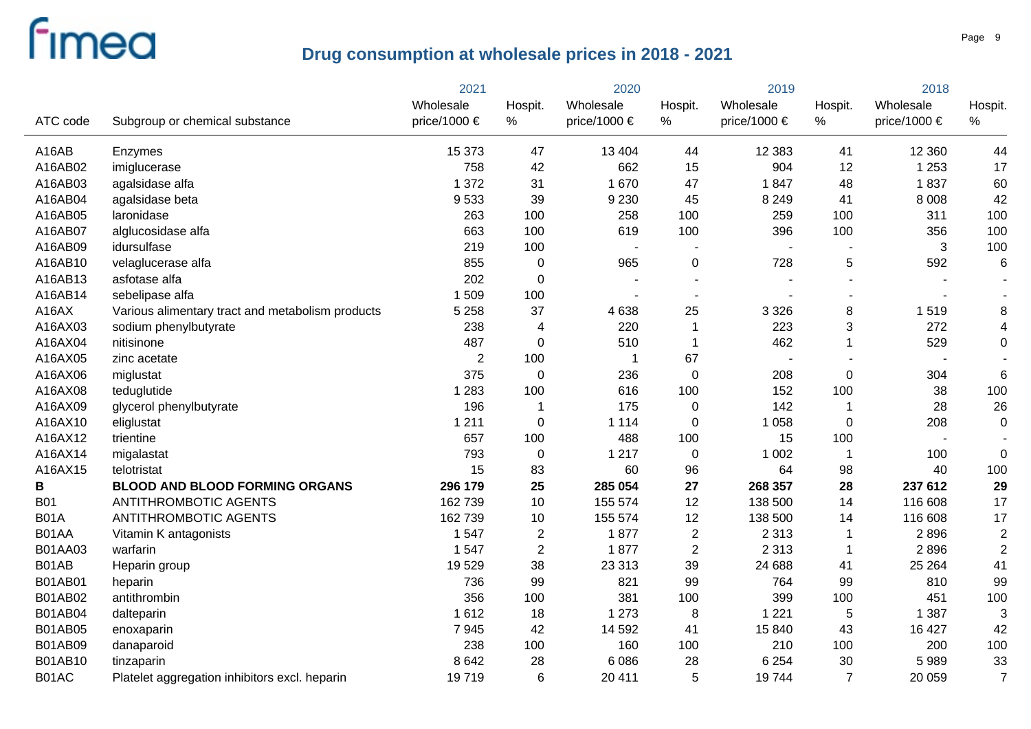# Drug consumption at wholesale prices in 2018 - 2021

| ATC code | Subgroup or chemical substance | 2021 Wholesale price/1000 € | 2021 Hospit. % | 2020 Wholesale price/1000 € | 2020 Hospit. % | 2019 Wholesale price/1000 € | 2019 Hospit. % | 2018 Wholesale price/1000 € | 2018 Hospit. % |
|---|---|---|---|---|---|---|---|---|---|
| A16AB | Enzymes | 15 373 | 47 | 13 404 | 44 | 12 383 | 41 | 12 360 | 44 |
| A16AB02 | imiglucerase | 758 | 42 | 662 | 15 | 904 | 12 | 1 253 | 17 |
| A16AB03 | agalsidase alfa | 1 372 | 31 | 1 670 | 47 | 1 847 | 48 | 1 837 | 60 |
| A16AB04 | agalsidase beta | 9 533 | 39 | 9 230 | 45 | 8 249 | 41 | 8 008 | 42 |
| A16AB05 | laronidase | 263 | 100 | 258 | 100 | 259 | 100 | 311 | 100 |
| A16AB07 | alglucosidase alfa | 663 | 100 | 619 | 100 | 396 | 100 | 356 | 100 |
| A16AB09 | idursulfase | 219 | 100 | - | - | - | - | 3 | 100 |
| A16AB10 | velaglucerase alfa | 855 | 0 | 965 | 0 | 728 | 5 | 592 | 6 |
| A16AB13 | asfotase alfa | 202 | 0 | - | - | - | - | - | - |
| A16AB14 | sebelipase alfa | 1 509 | 100 | - | - | - | - | - | - |
| A16AX | Various alimentary tract and metabolism products | 5 258 | 37 | 4 638 | 25 | 3 326 | 8 | 1 519 | 8 |
| A16AX03 | sodium phenylbutyrate | 238 | 4 | 220 | 1 | 223 | 3 | 272 | 4 |
| A16AX04 | nitisinone | 487 | 0 | 510 | 1 | 462 | 1 | 529 | 0 |
| A16AX05 | zinc acetate | 2 | 100 | 1 | 67 | - | - | - | - |
| A16AX06 | miglustat | 375 | 0 | 236 | 0 | 208 | 0 | 304 | 6 |
| A16AX08 | teduglutide | 1 283 | 100 | 616 | 100 | 152 | 100 | 38 | 100 |
| A16AX09 | glycerol phenylbutyrate | 196 | 1 | 175 | 0 | 142 | 1 | 28 | 26 |
| A16AX10 | eliglustat | 1 211 | 0 | 1 114 | 0 | 1 058 | 0 | 208 | 0 |
| A16AX12 | trientine | 657 | 100 | 488 | 100 | 15 | 100 | - | - |
| A16AX14 | migalastat | 793 | 0 | 1 217 | 0 | 1 002 | 1 | 100 | 0 |
| A16AX15 | telotristat | 15 | 83 | 60 | 96 | 64 | 98 | 40 | 100 |
| **B** | **BLOOD AND BLOOD FORMING ORGANS** | **296 179** | **25** | **285 054** | **27** | **268 357** | **28** | **237 612** | **29** |
| B01 | ANTITHROMBOTIC AGENTS | 162 739 | 10 | 155 574 | 12 | 138 500 | 14 | 116 608 | 17 |
| B01A | ANTITHROMBOTIC AGENTS | 162 739 | 10 | 155 574 | 12 | 138 500 | 14 | 116 608 | 17 |
| B01AA | Vitamin K antagonists | 1 547 | 2 | 1 877 | 2 | 2 313 | 1 | 2 896 | 2 |
| B01AA03 | warfarin | 1 547 | 2 | 1 877 | 2 | 2 313 | 1 | 2 896 | 2 |
| B01AB | Heparin group | 19 529 | 38 | 23 313 | 39 | 24 688 | 41 | 25 264 | 41 |
| B01AB01 | heparin | 736 | 99 | 821 | 99 | 764 | 99 | 810 | 99 |
| B01AB02 | antithrombin | 356 | 100 | 381 | 100 | 399 | 100 | 451 | 100 |
| B01AB04 | dalteparin | 1 612 | 18 | 1 273 | 8 | 1 221 | 5 | 1 387 | 3 |
| B01AB05 | enoxaparin | 7 945 | 42 | 14 592 | 41 | 15 840 | 43 | 16 427 | 42 |
| B01AB09 | danaparoid | 238 | 100 | 160 | 100 | 210 | 100 | 200 | 100 |
| B01AB10 | tinzaparin | 8 642 | 28 | 6 086 | 28 | 6 254 | 30 | 5 989 | 33 |
| B01AC | Platelet aggregation inhibitors excl. heparin | 19 719 | 6 | 20 411 | 5 | 19 744 | 7 | 20 059 | 7 |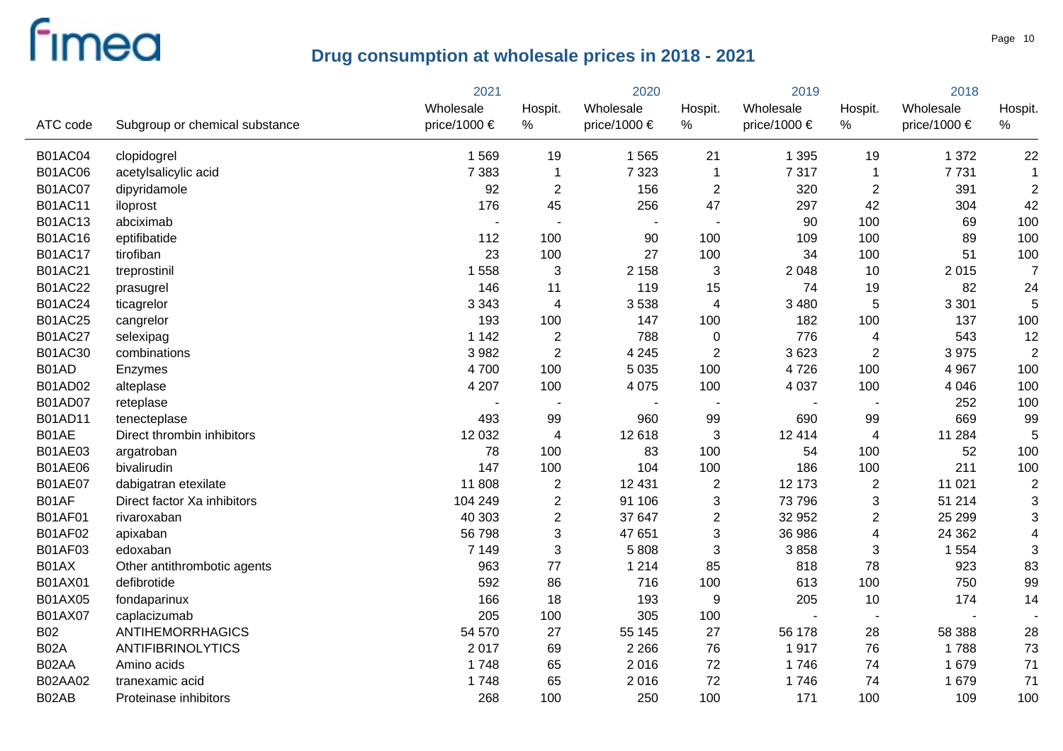# Drug consumption at wholesale prices in 2018 - 2021

| ATC code | Subgroup or chemical substance | 2021 Wholesale price/1000 € | 2021 Hospit. % | 2020 Wholesale price/1000 € | 2020 Hospit. % | 2019 Wholesale price/1000 € | 2019 Hospit. % | 2018 Wholesale price/1000 € | 2018 Hospit. % |
|---|---|---|---|---|---|---|---|---|---|
| B01AC04 | clopidogrel | 1 569 | 19 | 1 565 | 21 | 1 395 | 19 | 1 372 | 22 |
| B01AC06 | acetylsalicylic acid | 7 383 | 1 | 7 323 | 1 | 7 317 | 1 | 7 731 | 1 |
| B01AC07 | dipyridamole | 92 | 2 | 156 | 2 | 320 | 2 | 391 | 2 |
| B01AC11 | iloprost | 176 | 45 | 256 | 47 | 297 | 42 | 304 | 42 |
| B01AC13 | abciximab | - | - | - | - | 90 | 100 | 69 | 100 |
| B01AC16 | eptifibatide | 112 | 100 | 90 | 100 | 109 | 100 | 89 | 100 |
| B01AC17 | tirofiban | 23 | 100 | 27 | 100 | 34 | 100 | 51 | 100 |
| B01AC21 | treprostinil | 1 558 | 3 | 2 158 | 3 | 2 048 | 10 | 2 015 | 7 |
| B01AC22 | prasugrel | 146 | 11 | 119 | 15 | 74 | 19 | 82 | 24 |
| B01AC24 | ticagrelor | 3 343 | 4 | 3 538 | 4 | 3 480 | 5 | 3 301 | 5 |
| B01AC25 | cangrelor | 193 | 100 | 147 | 100 | 182 | 100 | 137 | 100 |
| B01AC27 | selexipag | 1 142 | 2 | 788 | 0 | 776 | 4 | 543 | 12 |
| B01AC30 | combinations | 3 982 | 2 | 4 245 | 2 | 3 623 | 2 | 3 975 | 2 |
| B01AD | Enzymes | 4 700 | 100 | 5 035 | 100 | 4 726 | 100 | 4 967 | 100 |
| B01AD02 | alteplase | 4 207 | 100 | 4 075 | 100 | 4 037 | 100 | 4 046 | 100 |
| B01AD07 | reteplase | - | - | - | - | - | - | 252 | 100 |
| B01AD11 | tenecteplase | 493 | 99 | 960 | 99 | 690 | 99 | 669 | 99 |
| B01AE | Direct thrombin inhibitors | 12 032 | 4 | 12 618 | 3 | 12 414 | 4 | 11 284 | 5 |
| B01AE03 | argatroban | 78 | 100 | 83 | 100 | 54 | 100 | 52 | 100 |
| B01AE06 | bivalirudin | 147 | 100 | 104 | 100 | 186 | 100 | 211 | 100 |
| B01AE07 | dabigatran etexilate | 11 808 | 2 | 12 431 | 2 | 12 173 | 2 | 11 021 | 2 |
| B01AF | Direct factor Xa inhibitors | 104 249 | 2 | 91 106 | 3 | 73 796 | 3 | 51 214 | 3 |
| B01AF01 | rivaroxaban | 40 303 | 2 | 37 647 | 2 | 32 952 | 2 | 25 299 | 3 |
| B01AF02 | apixaban | 56 798 | 3 | 47 651 | 3 | 36 986 | 4 | 24 362 | 4 |
| B01AF03 | edoxaban | 7 149 | 3 | 5 808 | 3 | 3 858 | 3 | 1 554 | 3 |
| B01AX | Other antithrombotic agents | 963 | 77 | 1 214 | 85 | 818 | 78 | 923 | 83 |
| B01AX01 | defibrotide | 592 | 86 | 716 | 100 | 613 | 100 | 750 | 99 |
| B01AX05 | fondaparinux | 166 | 18 | 193 | 9 | 205 | 10 | 174 | 14 |
| B01AX07 | caplacizumab | 205 | 100 | 305 | 100 | - | - | - | - |
| B02 | ANTIHEMORRHAGICS | 54 570 | 27 | 55 145 | 27 | 56 178 | 28 | 58 388 | 28 |
| B02A | ANTIFIBRINOLYTICS | 2 017 | 69 | 2 266 | 76 | 1 917 | 76 | 1 788 | 73 |
| B02AA | Amino acids | 1 748 | 65 | 2 016 | 72 | 1 746 | 74 | 1 679 | 71 |
| B02AA02 | tranexamic acid | 1 748 | 65 | 2 016 | 72 | 1 746 | 74 | 1 679 | 71 |
| B02AB | Proteinase inhibitors | 268 | 100 | 250 | 100 | 171 | 100 | 109 | 100 |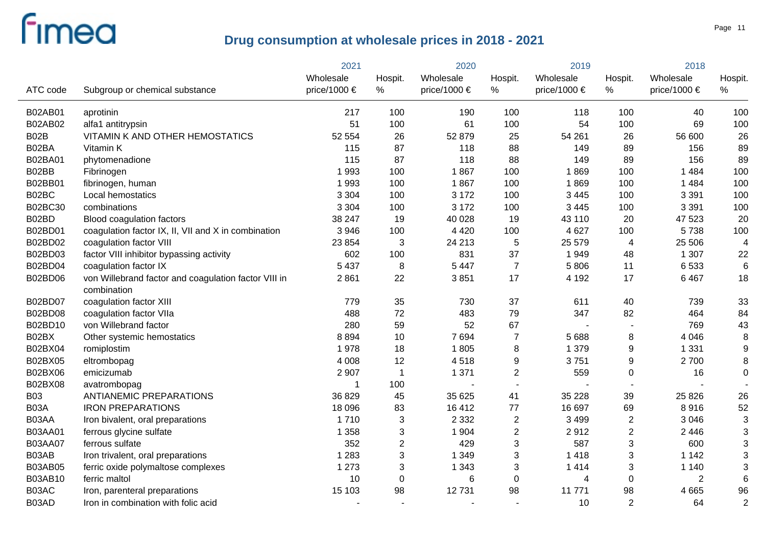# Drug consumption at wholesale prices in 2018 - 2021

| ATC code | Subgroup or chemical substance | 2021 Wholesale price/1000 € | 2021 Hospit. % | 2020 Wholesale price/1000 € | 2020 Hospit. % | 2019 Wholesale price/1000 € | 2019 Hospit. % | 2018 Wholesale price/1000 € | 2018 Hospit. % |
|---|---|---|---|---|---|---|---|---|---|
| B02AB01 | aprotinin | 217 | 100 | 190 | 100 | 118 | 100 | 40 | 100 |
| B02AB02 | alfa1 antitrypsin | 51 | 100 | 61 | 100 | 54 | 100 | 69 | 100 |
| B02B | VITAMIN K AND OTHER HEMOSTATICS | 52 554 | 26 | 52 879 | 25 | 54 261 | 26 | 56 600 | 26 |
| B02BA | Vitamin K | 115 | 87 | 118 | 88 | 149 | 89 | 156 | 89 |
| B02BA01 | phytomenadione | 115 | 87 | 118 | 88 | 149 | 89 | 156 | 89 |
| B02BB | Fibrinogen | 1 993 | 100 | 1 867 | 100 | 1 869 | 100 | 1 484 | 100 |
| B02BB01 | fibrinogen, human | 1 993 | 100 | 1 867 | 100 | 1 869 | 100 | 1 484 | 100 |
| B02BC | Local hemostatics | 3 304 | 100 | 3 172 | 100 | 3 445 | 100 | 3 391 | 100 |
| B02BC30 | combinations | 3 304 | 100 | 3 172 | 100 | 3 445 | 100 | 3 391 | 100 |
| B02BD | Blood coagulation factors | 38 247 | 19 | 40 028 | 19 | 43 110 | 20 | 47 523 | 20 |
| B02BD01 | coagulation factor IX, II, VII and X in combination | 3 946 | 100 | 4 420 | 100 | 4 627 | 100 | 5 738 | 100 |
| B02BD02 | coagulation factor VIII | 23 854 | 3 | 24 213 | 5 | 25 579 | 4 | 25 506 | 4 |
| B02BD03 | factor VIII inhibitor bypassing activity | 602 | 100 | 831 | 37 | 1 949 | 48 | 1 307 | 22 |
| B02BD04 | coagulation factor IX | 5 437 | 8 | 5 447 | 7 | 5 806 | 11 | 6 533 | 6 |
| B02BD06 | von Willebrand factor and coagulation factor VIII in combination | 2 861 | 22 | 3 851 | 17 | 4 192 | 17 | 6 467 | 18 |
| B02BD07 | coagulation factor XIII | 779 | 35 | 730 | 37 | 611 | 40 | 739 | 33 |
| B02BD08 | coagulation factor VIIa | 488 | 72 | 483 | 79 | 347 | 82 | 464 | 84 |
| B02BD10 | von Willebrand factor | 280 | 59 | 52 | 67 | - | - | 769 | 43 |
| B02BX | Other systemic hemostatics | 8 894 | 10 | 7 694 | 7 | 5 688 | 8 | 4 046 | 8 |
| B02BX04 | romiplostim | 1 978 | 18 | 1 805 | 8 | 1 379 | 9 | 1 331 | 9 |
| B02BX05 | eltrombopag | 4 008 | 12 | 4 518 | 9 | 3 751 | 9 | 2 700 | 8 |
| B02BX06 | emicizumab | 2 907 | 1 | 1 371 | 2 | 559 | 0 | 16 | 0 |
| B02BX08 | avatrombopag | 1 | 100 | - | - | - | - | - | - |
| B03 | ANTIANEMIC PREPARATIONS | 36 829 | 45 | 35 625 | 41 | 35 228 | 39 | 25 826 | 26 |
| B03A | IRON PREPARATIONS | 18 096 | 83 | 16 412 | 77 | 16 697 | 69 | 8 916 | 52 |
| B03AA | Iron bivalent, oral preparations | 1 710 | 3 | 2 332 | 2 | 3 499 | 2 | 3 046 | 3 |
| B03AA01 | ferrous glycine sulfate | 1 358 | 3 | 1 904 | 2 | 2 912 | 2 | 2 446 | 3 |
| B03AA07 | ferrous sulfate | 352 | 2 | 429 | 3 | 587 | 3 | 600 | 3 |
| B03AB | Iron trivalent, oral preparations | 1 283 | 3 | 1 349 | 3 | 1 418 | 3 | 1 142 | 3 |
| B03AB05 | ferric oxide polymaltose complexes | 1 273 | 3 | 1 343 | 3 | 1 414 | 3 | 1 140 | 3 |
| B03AB10 | ferric maltol | 10 | 0 | 6 | 0 | 4 | 0 | 2 | 6 |
| B03AC | Iron, parenteral preparations | 15 103 | 98 | 12 731 | 98 | 11 771 | 98 | 4 665 | 96 |
| B03AD | Iron in combination with folic acid | - | - | - | - | 10 | 2 | 64 | 2 |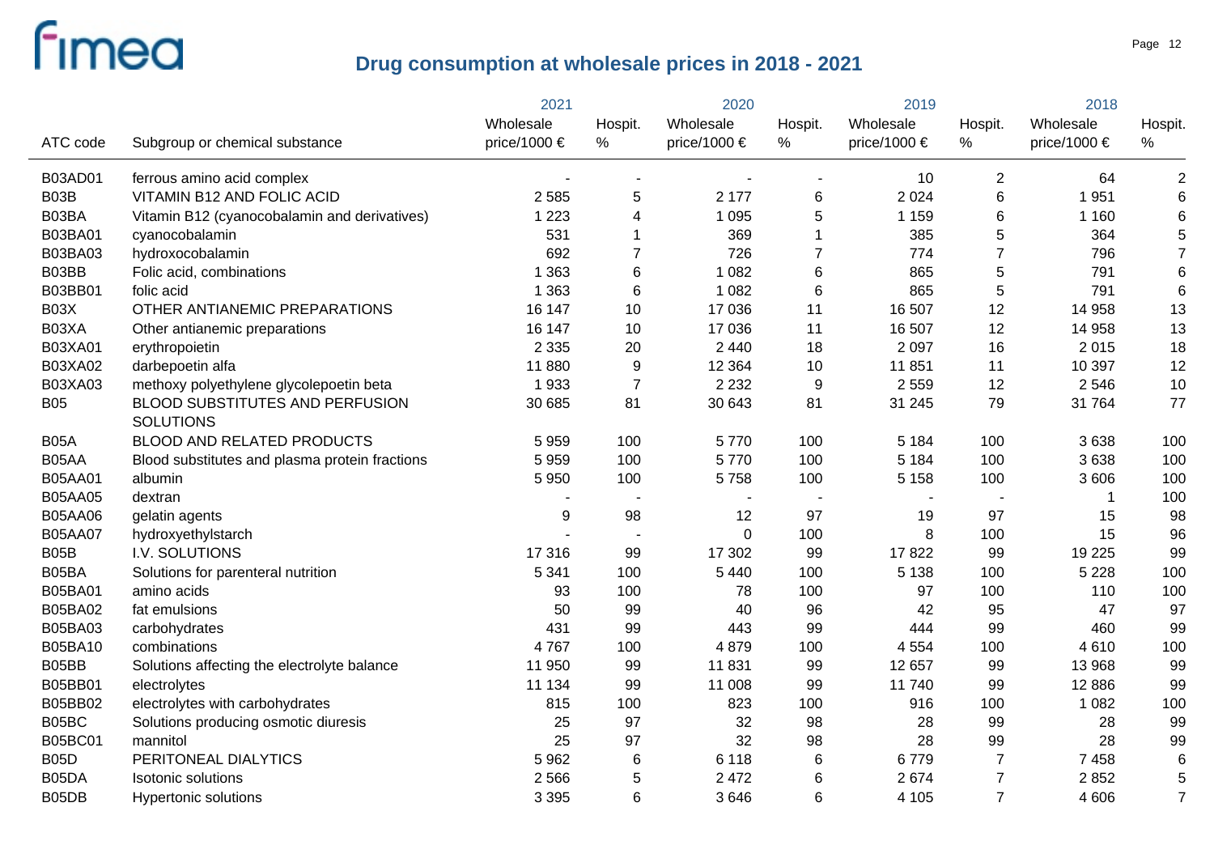# Drug consumption at wholesale prices in 2018 - 2021

| ATC code | Subgroup or chemical substance | 2021 Wholesale price/1000 € | 2021 Hospit. % | 2020 Wholesale price/1000 € | 2020 Hospit. % | 2019 Wholesale price/1000 € | 2019 Hospit. % | 2018 Wholesale price/1000 € | 2018 Hospit. % |
|---|---|---|---|---|---|---|---|---|---|
| B03AD01 | ferrous amino acid complex | - | - | - | - | 10 | 2 | 64 | 2 |
| B03B | VITAMIN B12 AND FOLIC ACID | 2 585 | 5 | 2 177 | 6 | 2 024 | 6 | 1 951 | 6 |
| B03BA | Vitamin B12 (cyanocobalamin and derivatives) | 1 223 | 4 | 1 095 | 5 | 1 159 | 6 | 1 160 | 6 |
| B03BA01 | cyanocobalamin | 531 | 1 | 369 | 1 | 385 | 5 | 364 | 5 |
| B03BA03 | hydroxocobalamin | 692 | 7 | 726 | 7 | 774 | 7 | 796 | 7 |
| B03BB | Folic acid, combinations | 1 363 | 6 | 1 082 | 6 | 865 | 5 | 791 | 6 |
| B03BB01 | folic acid | 1 363 | 6 | 1 082 | 6 | 865 | 5 | 791 | 6 |
| B03X | OTHER ANTIANEMIC PREPARATIONS | 16 147 | 10 | 17 036 | 11 | 16 507 | 12 | 14 958 | 13 |
| B03XA | Other antianemic preparations | 16 147 | 10 | 17 036 | 11 | 16 507 | 12 | 14 958 | 13 |
| B03XA01 | erythropoietin | 2 335 | 20 | 2 440 | 18 | 2 097 | 16 | 2 015 | 18 |
| B03XA02 | darbepoetin alfa | 11 880 | 9 | 12 364 | 10 | 11 851 | 11 | 10 397 | 12 |
| B03XA03 | methoxy polyethylene glycolepoetin beta | 1 933 | 7 | 2 232 | 9 | 2 559 | 12 | 2 546 | 10 |
| B05 | BLOOD SUBSTITUTES AND PERFUSION SOLUTIONS | 30 685 | 81 | 30 643 | 81 | 31 245 | 79 | 31 764 | 77 |
| B05A | BLOOD AND RELATED PRODUCTS | 5 959 | 100 | 5 770 | 100 | 5 184 | 100 | 3 638 | 100 |
| B05AA | Blood substitutes and plasma protein fractions | 5 959 | 100 | 5 770 | 100 | 5 184 | 100 | 3 638 | 100 |
| B05AA01 | albumin | 5 950 | 100 | 5 758 | 100 | 5 158 | 100 | 3 606 | 100 |
| B05AA05 | dextran | - | - | - | - | - | - | 1 | 100 |
| B05AA06 | gelatin agents | 9 | 98 | 12 | 97 | 19 | 97 | 15 | 98 |
| B05AA07 | hydroxyethylstarch | - | - | 0 | 100 | 8 | 100 | 15 | 96 |
| B05B | I.V. SOLUTIONS | 17 316 | 99 | 17 302 | 99 | 17 822 | 99 | 19 225 | 99 |
| B05BA | Solutions for parenteral nutrition | 5 341 | 100 | 5 440 | 100 | 5 138 | 100 | 5 228 | 100 |
| B05BA01 | amino acids | 93 | 100 | 78 | 100 | 97 | 100 | 110 | 100 |
| B05BA02 | fat emulsions | 50 | 99 | 40 | 96 | 42 | 95 | 47 | 97 |
| B05BA03 | carbohydrates | 431 | 99 | 443 | 99 | 444 | 99 | 460 | 99 |
| B05BA10 | combinations | 4 767 | 100 | 4 879 | 100 | 4 554 | 100 | 4 610 | 100 |
| B05BB | Solutions affecting the electrolyte balance | 11 950 | 99 | 11 831 | 99 | 12 657 | 99 | 13 968 | 99 |
| B05BB01 | electrolytes | 11 134 | 99 | 11 008 | 99 | 11 740 | 99 | 12 886 | 99 |
| B05BB02 | electrolytes with carbohydrates | 815 | 100 | 823 | 100 | 916 | 100 | 1 082 | 100 |
| B05BC | Solutions producing osmotic diuresis | 25 | 97 | 32 | 98 | 28 | 99 | 28 | 99 |
| B05BC01 | mannitol | 25 | 97 | 32 | 98 | 28 | 99 | 28 | 99 |
| B05D | PERITONEAL DIALYTICS | 5 962 | 6 | 6 118 | 6 | 6 779 | 7 | 7 458 | 6 |
| B05DA | Isotonic solutions | 2 566 | 5 | 2 472 | 6 | 2 674 | 7 | 2 852 | 5 |
| B05DB | Hypertonic solutions | 3 395 | 6 | 3 646 | 6 | 4 105 | 7 | 4 606 | 7 |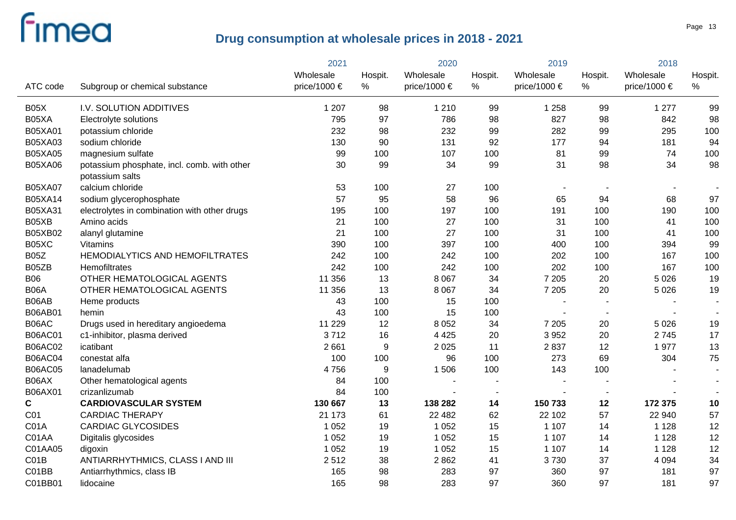# Drug consumption at wholesale prices in 2018 - 2021

| ATC code | Subgroup or chemical substance | 2021 Wholesale price/1000 € | 2021 Hospit. % | 2020 Wholesale price/1000 € | 2020 Hospit. % | 2019 Wholesale price/1000 € | 2019 Hospit. % | 2018 Wholesale price/1000 € | 2018 Hospit. % |
|---|---|---|---|---|---|---|---|---|---|
| B05X | I.V. SOLUTION ADDITIVES | 1 207 | 98 | 1 210 | 99 | 1 258 | 99 | 1 277 | 99 |
| B05XA | Electrolyte solutions | 795 | 97 | 786 | 98 | 827 | 98 | 842 | 98 |
| B05XA01 | potassium chloride | 232 | 98 | 232 | 99 | 282 | 99 | 295 | 100 |
| B05XA03 | sodium chloride | 130 | 90 | 131 | 92 | 177 | 94 | 181 | 94 |
| B05XA05 | magnesium sulfate | 99 | 100 | 107 | 100 | 81 | 99 | 74 | 100 |
| B05XA06 | potassium phosphate, incl. comb. with other potassium salts | 30 | 99 | 34 | 99 | 31 | 98 | 34 | 98 |
| B05XA07 | calcium chloride | 53 | 100 | 27 | 100 | - | - | - | - |
| B05XA14 | sodium glycerophosphate | 57 | 95 | 58 | 96 | 65 | 94 | 68 | 97 |
| B05XA31 | electrolytes in combination with other drugs | 195 | 100 | 197 | 100 | 191 | 100 | 190 | 100 |
| B05XB | Amino acids | 21 | 100 | 27 | 100 | 31 | 100 | 41 | 100 |
| B05XB02 | alanyl glutamine | 21 | 100 | 27 | 100 | 31 | 100 | 41 | 100 |
| B05XC | Vitamins | 390 | 100 | 397 | 100 | 400 | 100 | 394 | 99 |
| B05Z | HEMODIALYTICS AND HEMOFILTRATES | 242 | 100 | 242 | 100 | 202 | 100 | 167 | 100 |
| B05ZB | Hemofiltrates | 242 | 100 | 242 | 100 | 202 | 100 | 167 | 100 |
| B06 | OTHER HEMATOLOGICAL AGENTS | 11 356 | 13 | 8 067 | 34 | 7 205 | 20 | 5 026 | 19 |
| B06A | OTHER HEMATOLOGICAL AGENTS | 11 356 | 13 | 8 067 | 34 | 7 205 | 20 | 5 026 | 19 |
| B06AB | Heme products | 43 | 100 | 15 | 100 | - | - | - | - |
| B06AB01 | hemin | 43 | 100 | 15 | 100 | - | - | - | - |
| B06AC | Drugs used in hereditary angioedema | 11 229 | 12 | 8 052 | 34 | 7 205 | 20 | 5 026 | 19 |
| B06AC01 | c1-inhibitor, plasma derived | 3 712 | 16 | 4 425 | 20 | 3 952 | 20 | 2 745 | 17 |
| B06AC02 | icatibant | 2 661 | 9 | 2 025 | 11 | 2 837 | 12 | 1 977 | 13 |
| B06AC04 | conestat alfa | 100 | 100 | 96 | 100 | 273 | 69 | 304 | 75 |
| B06AC05 | lanadelumab | 4 756 | 9 | 1 506 | 100 | 143 | 100 | - | - |
| B06AX | Other hematological agents | 84 | 100 | - | - | - | - | - | - |
| B06AX01 | crizanlizumab | 84 | 100 | - | - | - | - | - | - |
| **C** | **CARDIOVASCULAR SYSTEM** | **130 667** | **13** | **138 282** | **14** | **150 733** | **12** | **172 375** | **10** |
| C01 | CARDIAC THERAPY | 21 173 | 61 | 22 482 | 62 | 22 102 | 57 | 22 940 | 57 |
| C01A | CARDIAC GLYCOSIDES | 1 052 | 19 | 1 052 | 15 | 1 107 | 14 | 1 128 | 12 |
| C01AA | Digitalis glycosides | 1 052 | 19 | 1 052 | 15 | 1 107 | 14 | 1 128 | 12 |
| C01AA05 | digoxin | 1 052 | 19 | 1 052 | 15 | 1 107 | 14 | 1 128 | 12 |
| C01B | ANTIARRHYTHMICS, CLASS I AND III | 2 512 | 38 | 2 862 | 41 | 3 730 | 37 | 4 094 | 34 |
| C01BB | Antiarrhythmics, class IB | 165 | 98 | 283 | 97 | 360 | 97 | 181 | 97 |
| C01BB01 | lidocaine | 165 | 98 | 283 | 97 | 360 | 97 | 181 | 97 |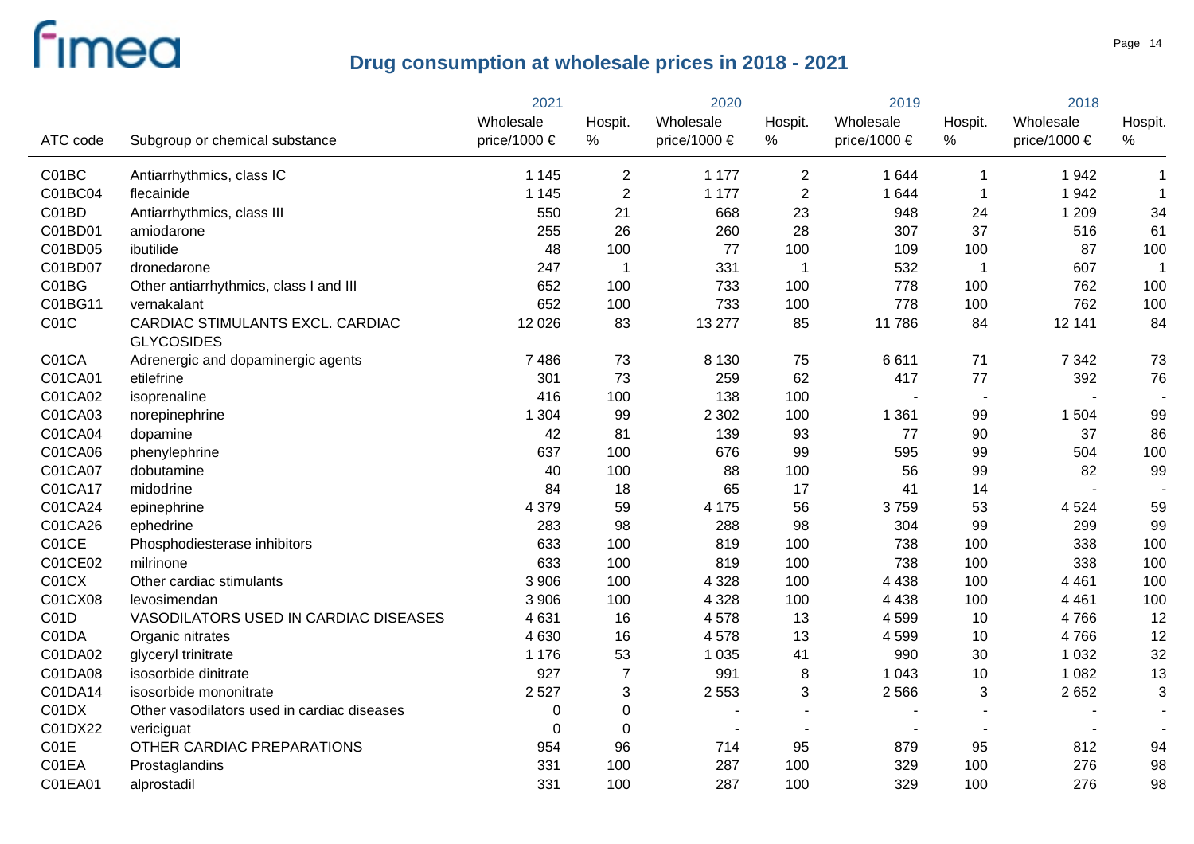# Drug consumption at wholesale prices in 2018 - 2021

| ATC code | Subgroup or chemical substance | 2021 Wholesale price/1000 € | 2021 Hospit. % | 2020 Wholesale price/1000 € | 2020 Hospit. % | 2019 Wholesale price/1000 € | 2019 Hospit. % | 2018 Wholesale price/1000 € | 2018 Hospit. % |
|---|---|---|---|---|---|---|---|---|---|
| C01BC | Antiarrhythmics, class IC | 1 145 | 2 | 1 177 | 2 | 1 644 | 1 | 1 942 | 1 |
| C01BC04 | flecainide | 1 145 | 2 | 1 177 | 2 | 1 644 | 1 | 1 942 | 1 |
| C01BD | Antiarrhythmics, class III | 550 | 21 | 668 | 23 | 948 | 24 | 1 209 | 34 |
| C01BD01 | amiodarone | 255 | 26 | 260 | 28 | 307 | 37 | 516 | 61 |
| C01BD05 | ibutilide | 48 | 100 | 77 | 100 | 109 | 100 | 87 | 100 |
| C01BD07 | dronedarone | 247 | 1 | 331 | 1 | 532 | 1 | 607 | 1 |
| C01BG | Other antiarrhythmics, class I and III | 652 | 100 | 733 | 100 | 778 | 100 | 762 | 100 |
| C01BG11 | vernakalant | 652 | 100 | 733 | 100 | 778 | 100 | 762 | 100 |
| C01C | CARDIAC STIMULANTS EXCL. CARDIAC GLYCOSIDES | 12 026 | 83 | 13 277 | 85 | 11 786 | 84 | 12 141 | 84 |
| C01CA | Adrenergic and dopaminergic agents | 7 486 | 73 | 8 130 | 75 | 6 611 | 71 | 7 342 | 73 |
| C01CA01 | etilefrine | 301 | 73 | 259 | 62 | 417 | 77 | 392 | 76 |
| C01CA02 | isoprenaline | 416 | 100 | 138 | 100 | - | - | - | - |
| C01CA03 | norepinephrine | 1 304 | 99 | 2 302 | 100 | 1 361 | 99 | 1 504 | 99 |
| C01CA04 | dopamine | 42 | 81 | 139 | 93 | 77 | 90 | 37 | 86 |
| C01CA06 | phenylephrine | 637 | 100 | 676 | 99 | 595 | 99 | 504 | 100 |
| C01CA07 | dobutamine | 40 | 100 | 88 | 100 | 56 | 99 | 82 | 99 |
| C01CA17 | midodrine | 84 | 18 | 65 | 17 | 41 | 14 | - | - |
| C01CA24 | epinephrine | 4 379 | 59 | 4 175 | 56 | 3 759 | 53 | 4 524 | 59 |
| C01CA26 | ephedrine | 283 | 98 | 288 | 98 | 304 | 99 | 299 | 99 |
| C01CE | Phosphodiesterase inhibitors | 633 | 100 | 819 | 100 | 738 | 100 | 338 | 100 |
| C01CE02 | milrinone | 633 | 100 | 819 | 100 | 738 | 100 | 338 | 100 |
| C01CX | Other cardiac stimulants | 3 906 | 100 | 4 328 | 100 | 4 438 | 100 | 4 461 | 100 |
| C01CX08 | levosimendan | 3 906 | 100 | 4 328 | 100 | 4 438 | 100 | 4 461 | 100 |
| C01D | VASODILATORS USED IN CARDIAC DISEASES | 4 631 | 16 | 4 578 | 13 | 4 599 | 10 | 4 766 | 12 |
| C01DA | Organic nitrates | 4 630 | 16 | 4 578 | 13 | 4 599 | 10 | 4 766 | 12 |
| C01DA02 | glyceryl trinitrate | 1 176 | 53 | 1 035 | 41 | 990 | 30 | 1 032 | 32 |
| C01DA08 | isosorbide dinitrate | 927 | 7 | 991 | 8 | 1 043 | 10 | 1 082 | 13 |
| C01DA14 | isosorbide mononitrate | 2 527 | 3 | 2 553 | 3 | 2 566 | 3 | 2 652 | 3 |
| C01DX | Other vasodilators used in cardiac diseases | 0 | 0 | - | - | - | - | - | - |
| C01DX22 | vericiguat | 0 | 0 | - | - | - | - | - | - |
| C01E | OTHER CARDIAC PREPARATIONS | 954 | 96 | 714 | 95 | 879 | 95 | 812 | 94 |
| C01EA | Prostaglandins | 331 | 100 | 287 | 100 | 329 | 100 | 276 | 98 |
| C01EA01 | alprostadil | 331 | 100 | 287 | 100 | 329 | 100 | 276 | 98 |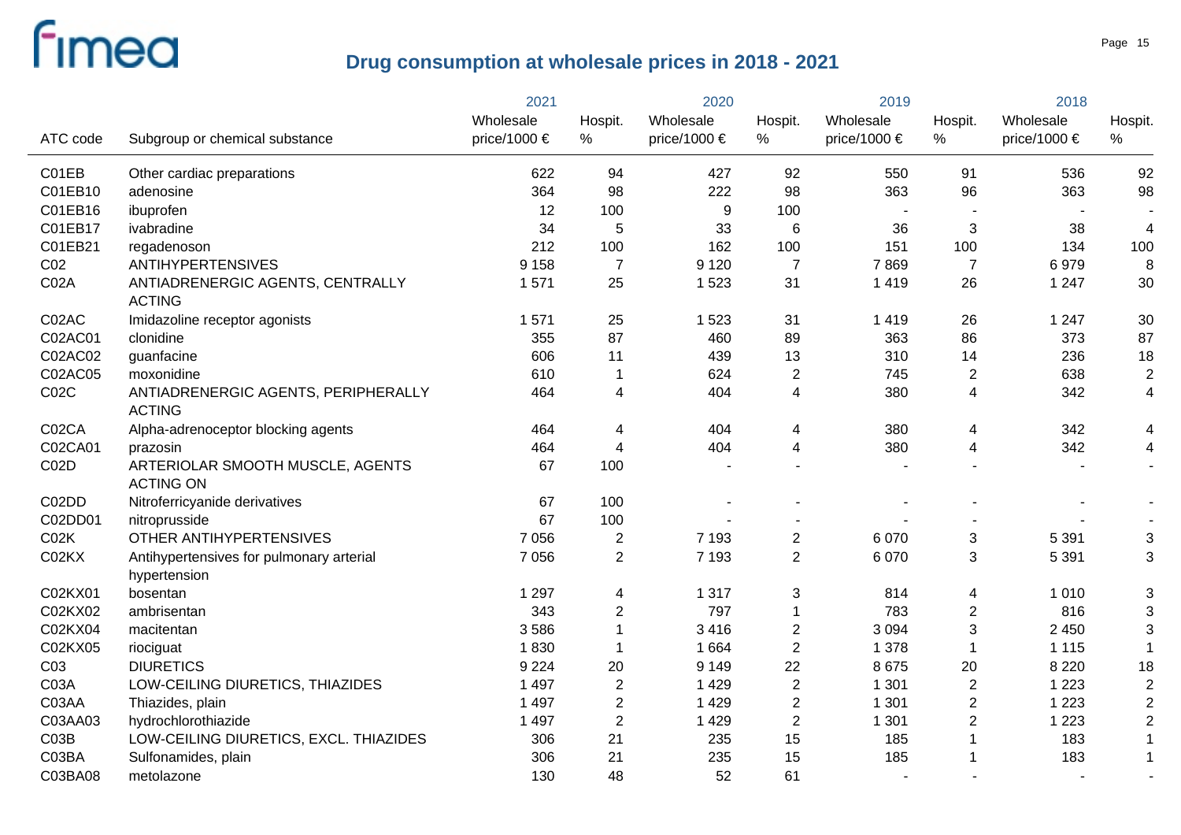# Drug consumption at wholesale prices in 2018 - 2021

| ATC code | Subgroup or chemical substance | 2021 Wholesale price/1000 € | 2021 Hospit. % | 2020 Wholesale price/1000 € | 2020 Hospit. % | 2019 Wholesale price/1000 € | 2019 Hospit. % | 2018 Wholesale price/1000 € | 2018 Hospit. % |
|---|---|---|---|---|---|---|---|---|---|
| C01EB | Other cardiac preparations | 622 | 94 | 427 | 92 | 550 | 91 | 536 | 92 |
| C01EB10 | adenosine | 364 | 98 | 222 | 98 | 363 | 96 | 363 | 98 |
| C01EB16 | ibuprofen | 12 | 100 | 9 | 100 | - | - | - | - |
| C01EB17 | ivabradine | 34 | 5 | 33 | 6 | 36 | 3 | 38 | 4 |
| C01EB21 | regadenoson | 212 | 100 | 162 | 100 | 151 | 100 | 134 | 100 |
| C02 | ANTIHYPERTENSIVES | 9 158 | 7 | 9 120 | 7 | 7 869 | 7 | 6 979 | 8 |
| C02A | ANTIADRENERGIC AGENTS, CENTRALLY ACTING | 1 571 | 25 | 1 523 | 31 | 1 419 | 26 | 1 247 | 30 |
| C02AC | Imidazoline receptor agonists | 1 571 | 25 | 1 523 | 31 | 1 419 | 26 | 1 247 | 30 |
| C02AC01 | clonidine | 355 | 87 | 460 | 89 | 363 | 86 | 373 | 87 |
| C02AC02 | guanfacine | 606 | 11 | 439 | 13 | 310 | 14 | 236 | 18 |
| C02AC05 | moxonidine | 610 | 1 | 624 | 2 | 745 | 2 | 638 | 2 |
| C02C | ANTIADRENERGIC AGENTS, PERIPHERALLY ACTING | 464 | 4 | 404 | 4 | 380 | 4 | 342 | 4 |
| C02CA | Alpha-adrenoceptor blocking agents | 464 | 4 | 404 | 4 | 380 | 4 | 342 | 4 |
| C02CA01 | prazosin | 464 | 4 | 404 | 4 | 380 | 4 | 342 | 4 |
| C02D | ARTERIOLAR SMOOTH MUSCLE, AGENTS ACTING ON | 67 | 100 | - | - | - | - | - | - |
| C02DD | Nitroferricyanide derivatives | 67 | 100 | - | - | - | - | - | - |
| C02DD01 | nitroprusside | 67 | 100 | - | - | - | - | - | - |
| C02K | OTHER ANTIHYPERTENSIVES | 7 056 | 2 | 7 193 | 2 | 6 070 | 3 | 5 391 | 3 |
| C02KX | Antihypertensives for pulmonary arterial hypertension | 7 056 | 2 | 7 193 | 2 | 6 070 | 3 | 5 391 | 3 |
| C02KX01 | bosentan | 1 297 | 4 | 1 317 | 3 | 814 | 4 | 1 010 | 3 |
| C02KX02 | ambrisentan | 343 | 2 | 797 | 1 | 783 | 2 | 816 | 3 |
| C02KX04 | macitentan | 3 586 | 1 | 3 416 | 2 | 3 094 | 3 | 2 450 | 3 |
| C02KX05 | riociguat | 1 830 | 1 | 1 664 | 2 | 1 378 | 1 | 1 115 | 1 |
| C03 | DIURETICS | 9 224 | 20 | 9 149 | 22 | 8 675 | 20 | 8 220 | 18 |
| C03A | LOW-CEILING DIURETICS, THIAZIDES | 1 497 | 2 | 1 429 | 2 | 1 301 | 2 | 1 223 | 2 |
| C03AA | Thiazides, plain | 1 497 | 2 | 1 429 | 2 | 1 301 | 2 | 1 223 | 2 |
| C03AA03 | hydrochlorothiazide | 1 497 | 2 | 1 429 | 2 | 1 301 | 2 | 1 223 | 2 |
| C03B | LOW-CEILING DIURETICS, EXCL. THIAZIDES | 306 | 21 | 235 | 15 | 185 | 1 | 183 | 1 |
| C03BA | Sulfonamides, plain | 306 | 21 | 235 | 15 | 185 | 1 | 183 | 1 |
| C03BA08 | metolazone | 130 | 48 | 52 | 61 | - | - | - | - |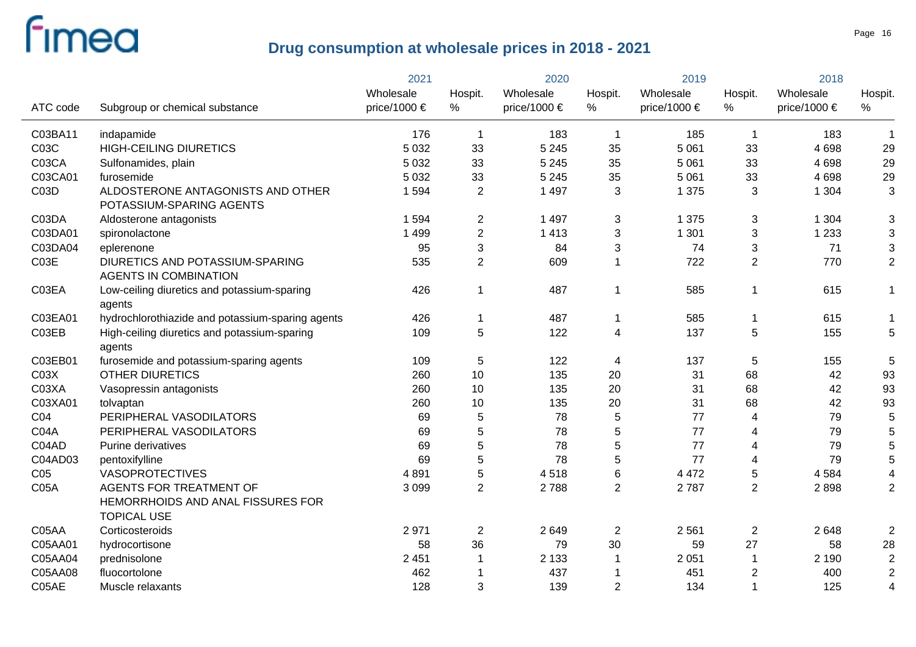# Drug consumption at wholesale prices in 2018 - 2021

| ATC code | Subgroup or chemical substance | 2021 Wholesale price/1000 € | 2021 Hospit. % | 2020 Wholesale price/1000 € | 2020 Hospit. % | 2019 Wholesale price/1000 € | 2019 Hospit. % | 2018 Wholesale price/1000 € | 2018 Hospit. % |
|---|---|---|---|---|---|---|---|---|---|
| C03BA11 | indapamide | 176 | 1 | 183 | 1 | 185 | 1 | 183 | 1 |
| C03C | HIGH-CEILING DIURETICS | 5 032 | 33 | 5 245 | 35 | 5 061 | 33 | 4 698 | 29 |
| C03CA | Sulfonamides, plain | 5 032 | 33 | 5 245 | 35 | 5 061 | 33 | 4 698 | 29 |
| C03CA01 | furosemide | 5 032 | 33 | 5 245 | 35 | 5 061 | 33 | 4 698 | 29 |
| C03D | ALDOSTERONE ANTAGONISTS AND OTHER POTASSIUM-SPARING AGENTS | 1 594 | 2 | 1 497 | 3 | 1 375 | 3 | 1 304 | 3 |
| C03DA | Aldosterone antagonists | 1 594 | 2 | 1 497 | 3 | 1 375 | 3 | 1 304 | 3 |
| C03DA01 | spironolactone | 1 499 | 2 | 1 413 | 3 | 1 301 | 3 | 1 233 | 3 |
| C03DA04 | eplerenone | 95 | 3 | 84 | 3 | 74 | 3 | 71 | 3 |
| C03E | DIURETICS AND POTASSIUM-SPARING AGENTS IN COMBINATION | 535 | 2 | 609 | 1 | 722 | 2 | 770 | 2 |
| C03EA | Low-ceiling diuretics and potassium-sparing agents | 426 | 1 | 487 | 1 | 585 | 1 | 615 | 1 |
| C03EA01 | hydrochlorothiazide and potassium-sparing agents | 426 | 1 | 487 | 1 | 585 | 1 | 615 | 1 |
| C03EB | High-ceiling diuretics and potassium-sparing agents | 109 | 5 | 122 | 4 | 137 | 5 | 155 | 5 |
| C03EB01 | furosemide and potassium-sparing agents | 109 | 5 | 122 | 4 | 137 | 5 | 155 | 5 |
| C03X | OTHER DIURETICS | 260 | 10 | 135 | 20 | 31 | 68 | 42 | 93 |
| C03XA | Vasopressin antagonists | 260 | 10 | 135 | 20 | 31 | 68 | 42 | 93 |
| C03XA01 | tolvaptan | 260 | 10 | 135 | 20 | 31 | 68 | 42 | 93 |
| C04 | PERIPHERAL VASODILATORS | 69 | 5 | 78 | 5 | 77 | 4 | 79 | 5 |
| C04A | PERIPHERAL VASODILATORS | 69 | 5 | 78 | 5 | 77 | 4 | 79 | 5 |
| C04AD | Purine derivatives | 69 | 5 | 78 | 5 | 77 | 4 | 79 | 5 |
| C04AD03 | pentoxifylline | 69 | 5 | 78 | 5 | 77 | 4 | 79 | 5 |
| C05 | VASOPROTECTIVES | 4 891 | 5 | 4 518 | 6 | 4 472 | 5 | 4 584 | 4 |
| C05A | AGENTS FOR TREATMENT OF HEMORRHOIDS AND ANAL FISSURES FOR TOPICAL USE | 3 099 | 2 | 2 788 | 2 | 2 787 | 2 | 2 898 | 2 |
| C05AA | Corticosteroids | 2 971 | 2 | 2 649 | 2 | 2 561 | 2 | 2 648 | 2 |
| C05AA01 | hydrocortisone | 58 | 36 | 79 | 30 | 59 | 27 | 58 | 28 |
| C05AA04 | prednisolone | 2 451 | 1 | 2 133 | 1 | 2 051 | 1 | 2 190 | 2 |
| C05AA08 | fluocortolone | 462 | 1 | 437 | 1 | 451 | 2 | 400 | 2 |
| C05AE | Muscle relaxants | 128 | 3 | 139 | 2 | 134 | 1 | 125 | 4 |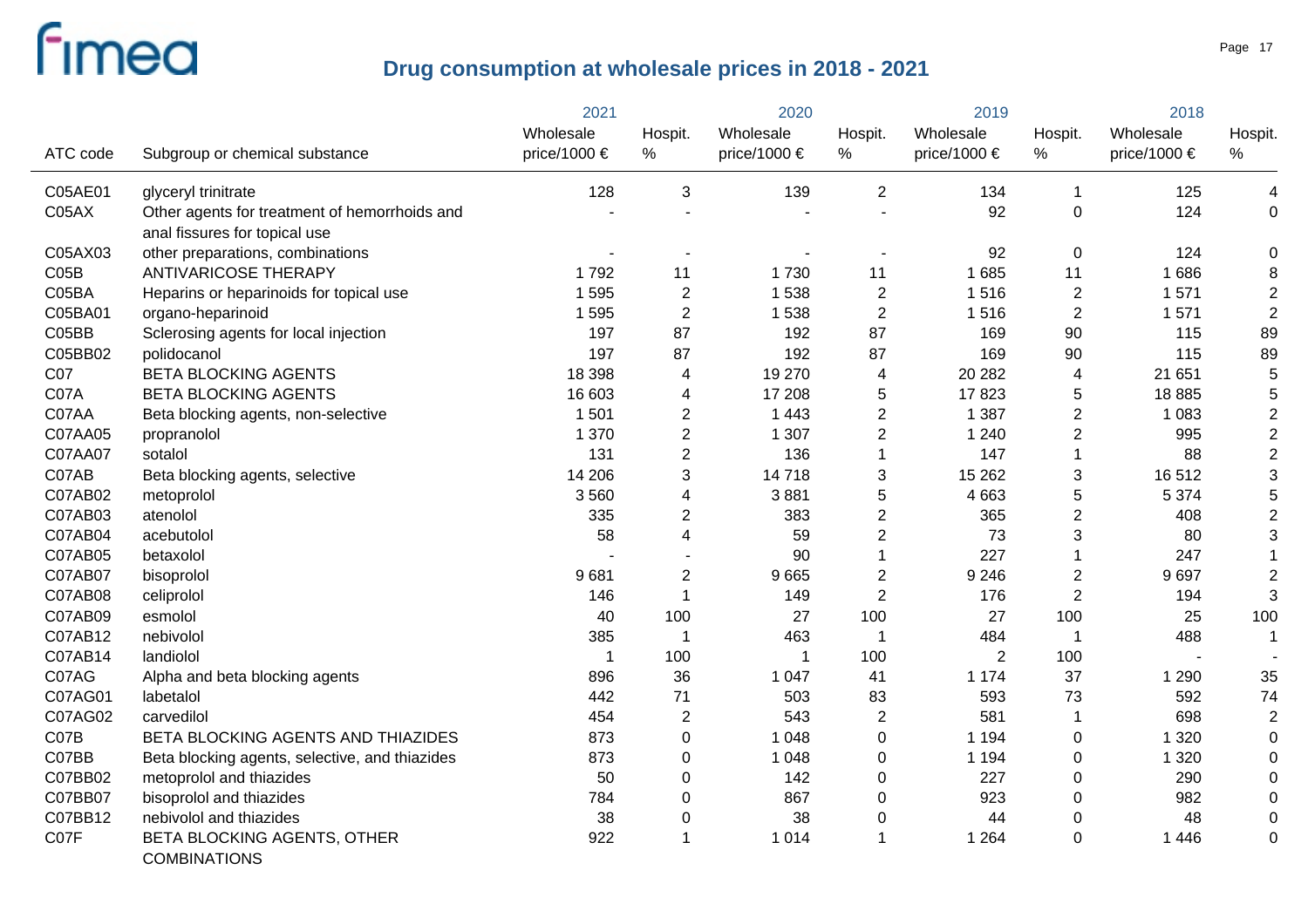# Drug consumption at wholesale prices in 2018 - 2021

| ATC code | Subgroup or chemical substance | 2021 Wholesale price/1000 € | 2021 Hospit. % | 2020 Wholesale price/1000 € | 2020 Hospit. % | 2019 Wholesale price/1000 € | 2019 Hospit. % | 2018 Wholesale price/1000 € | 2018 Hospit. % |
|---|---|---|---|---|---|---|---|---|---|
| C05AE01 | glyceryl trinitrate | 128 | 3 | 139 | 2 | 134 | 1 | 125 | 4 |
| C05AX | Other agents for treatment of hemorrhoids and anal fissures for topical use | - | - | - | - | 92 | 0 | 124 | 0 |
| C05AX03 | other preparations, combinations | - | - | - | - | 92 | 0 | 124 | 0 |
| C05B | ANTIVARICOSE THERAPY | 1 792 | 11 | 1 730 | 11 | 1 685 | 11 | 1 686 | 8 |
| C05BA | Heparins or heparinoids for topical use | 1 595 | 2 | 1 538 | 2 | 1 516 | 2 | 1 571 | 2 |
| C05BA01 | organo-heparinoid | 1 595 | 2 | 1 538 | 2 | 1 516 | 2 | 1 571 | 2 |
| C05BB | Sclerosing agents for local injection | 197 | 87 | 192 | 87 | 169 | 90 | 115 | 89 |
| C05BB02 | polidocanol | 197 | 87 | 192 | 87 | 169 | 90 | 115 | 89 |
| C07 | BETA BLOCKING AGENTS | 18 398 | 4 | 19 270 | 4 | 20 282 | 4 | 21 651 | 5 |
| C07A | BETA BLOCKING AGENTS | 16 603 | 4 | 17 208 | 5 | 17 823 | 5 | 18 885 | 5 |
| C07AA | Beta blocking agents, non-selective | 1 501 | 2 | 1 443 | 2 | 1 387 | 2 | 1 083 | 2 |
| C07AA05 | propranolol | 1 370 | 2 | 1 307 | 2 | 1 240 | 2 | 995 | 2 |
| C07AA07 | sotalol | 131 | 2 | 136 | 1 | 147 | 1 | 88 | 2 |
| C07AB | Beta blocking agents, selective | 14 206 | 3 | 14 718 | 3 | 15 262 | 3 | 16 512 | 3 |
| C07AB02 | metoprolol | 3 560 | 4 | 3 881 | 5 | 4 663 | 5 | 5 374 | 5 |
| C07AB03 | atenolol | 335 | 2 | 383 | 2 | 365 | 2 | 408 | 2 |
| C07AB04 | acebutolol | 58 | 4 | 59 | 2 | 73 | 3 | 80 | 3 |
| C07AB05 | betaxolol | - | - | 90 | 1 | 227 | 1 | 247 | 1 |
| C07AB07 | bisoprolol | 9 681 | 2 | 9 665 | 2 | 9 246 | 2 | 9 697 | 2 |
| C07AB08 | celiprolol | 146 | 1 | 149 | 2 | 176 | 2 | 194 | 3 |
| C07AB09 | esmolol | 40 | 100 | 27 | 100 | 27 | 100 | 25 | 100 |
| C07AB12 | nebivolol | 385 | 1 | 463 | 1 | 484 | 1 | 488 | 1 |
| C07AB14 | landiolol | 1 | 100 | 1 | 100 | 2 | 100 | - | - |
| C07AG | Alpha and beta blocking agents | 896 | 36 | 1 047 | 41 | 1 174 | 37 | 1 290 | 35 |
| C07AG01 | labetalol | 442 | 71 | 503 | 83 | 593 | 73 | 592 | 74 |
| C07AG02 | carvedilol | 454 | 2 | 543 | 2 | 581 | 1 | 698 | 2 |
| C07B | BETA BLOCKING AGENTS AND THIAZIDES | 873 | 0 | 1 048 | 0 | 1 194 | 0 | 1 320 | 0 |
| C07BB | Beta blocking agents, selective, and thiazides | 873 | 0 | 1 048 | 0 | 1 194 | 0 | 1 320 | 0 |
| C07BB02 | metoprolol and thiazides | 50 | 0 | 142 | 0 | 227 | 0 | 290 | 0 |
| C07BB07 | bisoprolol and thiazides | 784 | 0 | 867 | 0 | 923 | 0 | 982 | 0 |
| C07BB12 | nebivolol and thiazides | 38 | 0 | 38 | 0 | 44 | 0 | 48 | 0 |
| C07F | BETA BLOCKING AGENTS, OTHER COMBINATIONS | 922 | 1 | 1 014 | 1 | 1 264 | 0 | 1 446 | 0 |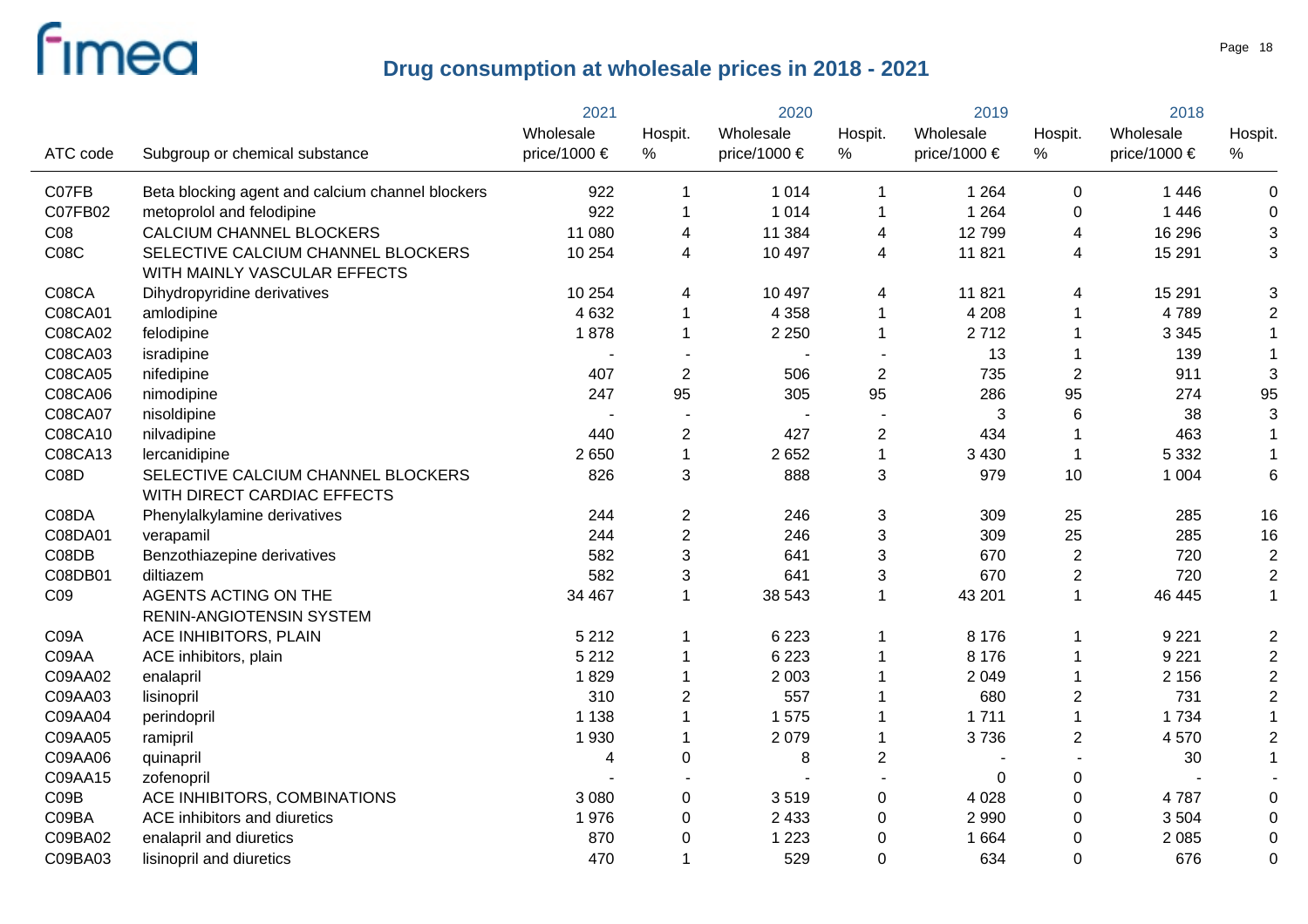# Drug consumption at wholesale prices in 2018 - 2021

| ATC code | Subgroup or chemical substance | 2021 Wholesale price/1000 € | 2021 Hospit. % | 2020 Wholesale price/1000 € | 2020 Hospit. % | 2019 Wholesale price/1000 € | 2019 Hospit. % | 2018 Wholesale price/1000 € | 2018 Hospit. % |
|---|---|---|---|---|---|---|---|---|---|
| C07FB | Beta blocking agent and calcium channel blockers | 922 | 1 | 1 014 | 1 | 1 264 | 0 | 1 446 | 0 |
| C07FB02 | metoprolol and felodipine | 922 | 1 | 1 014 | 1 | 1 264 | 0 | 1 446 | 0 |
| C08 | CALCIUM CHANNEL BLOCKERS | 11 080 | 4 | 11 384 | 4 | 12 799 | 4 | 16 296 | 3 |
| C08C | SELECTIVE CALCIUM CHANNEL BLOCKERS WITH MAINLY VASCULAR EFFECTS | 10 254 | 4 | 10 497 | 4 | 11 821 | 4 | 15 291 | 3 |
| C08CA | Dihydropyridine derivatives | 10 254 | 4 | 10 497 | 4 | 11 821 | 4 | 15 291 | 3 |
| C08CA01 | amlodipine | 4 632 | 1 | 4 358 | 1 | 4 208 | 1 | 4 789 | 2 |
| C08CA02 | felodipine | 1 878 | 1 | 2 250 | 1 | 2 712 | 1 | 3 345 | 1 |
| C08CA03 | isradipine | - | - | - | - | 13 | 1 | 139 | 1 |
| C08CA05 | nifedipine | 407 | 2 | 506 | 2 | 735 | 2 | 911 | 3 |
| C08CA06 | nimodipine | 247 | 95 | 305 | 95 | 286 | 95 | 274 | 95 |
| C08CA07 | nisoldipine | - | - | - | - | 3 | 6 | 38 | 3 |
| C08CA10 | nilvadipine | 440 | 2 | 427 | 2 | 434 | 1 | 463 | 1 |
| C08CA13 | lercanidipine | 2 650 | 1 | 2 652 | 1 | 3 430 | 1 | 5 332 | 1 |
| C08D | SELECTIVE CALCIUM CHANNEL BLOCKERS WITH DIRECT CARDIAC EFFECTS | 826 | 3 | 888 | 3 | 979 | 10 | 1 004 | 6 |
| C08DA | Phenylalkylamine derivatives | 244 | 2 | 246 | 3 | 309 | 25 | 285 | 16 |
| C08DA01 | verapamil | 244 | 2 | 246 | 3 | 309 | 25 | 285 | 16 |
| C08DB | Benzothiazepine derivatives | 582 | 3 | 641 | 3 | 670 | 2 | 720 | 2 |
| C08DB01 | diltiazem | 582 | 3 | 641 | 3 | 670 | 2 | 720 | 2 |
| C09 | AGENTS ACTING ON THE RENIN-ANGIOTENSIN SYSTEM | 34 467 | 1 | 38 543 | 1 | 43 201 | 1 | 46 445 | 1 |
| C09A | ACE INHIBITORS, PLAIN | 5 212 | 1 | 6 223 | 1 | 8 176 | 1 | 9 221 | 2 |
| C09AA | ACE inhibitors, plain | 5 212 | 1 | 6 223 | 1 | 8 176 | 1 | 9 221 | 2 |
| C09AA02 | enalapril | 1 829 | 1 | 2 003 | 1 | 2 049 | 1 | 2 156 | 2 |
| C09AA03 | lisinopril | 310 | 2 | 557 | 1 | 680 | 2 | 731 | 2 |
| C09AA04 | perindopril | 1 138 | 1 | 1 575 | 1 | 1 711 | 1 | 1 734 | 1 |
| C09AA05 | ramipril | 1 930 | 1 | 2 079 | 1 | 3 736 | 2 | 4 570 | 2 |
| C09AA06 | quinapril | 4 | 0 | 8 | 2 | - | - | 30 | 1 |
| C09AA15 | zofenopril | - | - | - | - | 0 | 0 | - | - |
| C09B | ACE INHIBITORS, COMBINATIONS | 3 080 | 0 | 3 519 | 0 | 4 028 | 0 | 4 787 | 0 |
| C09BA | ACE inhibitors and diuretics | 1 976 | 0 | 2 433 | 0 | 2 990 | 0 | 3 504 | 0 |
| C09BA02 | enalapril and diuretics | 870 | 0 | 1 223 | 0 | 1 664 | 0 | 2 085 | 0 |
| C09BA03 | lisinopril and diuretics | 470 | 1 | 529 | 0 | 634 | 0 | 676 | 0 |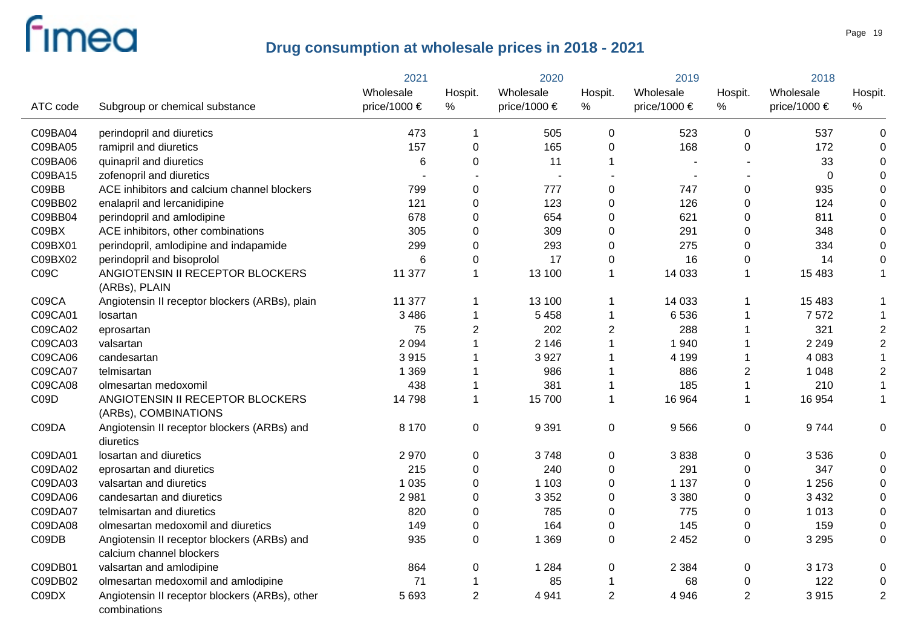# Drug consumption at wholesale prices in 2018 - 2021

| ATC code | Subgroup or chemical substance | 2021 Wholesale price/1000 € | 2021 Hospit. % | 2020 Wholesale price/1000 € | 2020 Hospit. % | 2019 Wholesale price/1000 € | 2019 Hospit. % | 2018 Wholesale price/1000 € | 2018 Hospit. % |
|---|---|---|---|---|---|---|---|---|---|
| C09BA04 | perindopril and diuretics | 473 | 1 | 505 | 0 | 523 | 0 | 537 | 0 |
| C09BA05 | ramipril and diuretics | 157 | 0 | 165 | 0 | 168 | 0 | 172 | 0 |
| C09BA06 | quinapril and diuretics | 6 | 0 | 11 | 1 | - | - | 33 | 0 |
| C09BA15 | zofenopril and diuretics | - | - | - | - | - | - | 0 | 0 |
| C09BB | ACE inhibitors and calcium channel blockers | 799 | 0 | 777 | 0 | 747 | 0 | 935 | 0 |
| C09BB02 | enalapril and lercanidipine | 121 | 0 | 123 | 0 | 126 | 0 | 124 | 0 |
| C09BB04 | perindopril and amlodipine | 678 | 0 | 654 | 0 | 621 | 0 | 811 | 0 |
| C09BX | ACE inhibitors, other combinations | 305 | 0 | 309 | 0 | 291 | 0 | 348 | 0 |
| C09BX01 | perindopril, amlodipine and indapamide | 299 | 0 | 293 | 0 | 275 | 0 | 334 | 0 |
| C09BX02 | perindopril and bisoprolol | 6 | 0 | 17 | 0 | 16 | 0 | 14 | 0 |
| C09C | ANGIOTENSIN II RECEPTOR BLOCKERS (ARBs), PLAIN | 11 377 | 1 | 13 100 | 1 | 14 033 | 1 | 15 483 | 1 |
| C09CA | Angiotensin II receptor blockers (ARBs), plain | 11 377 | 1 | 13 100 | 1 | 14 033 | 1 | 15 483 | 1 |
| C09CA01 | losartan | 3 486 | 1 | 5 458 | 1 | 6 536 | 1 | 7 572 | 1 |
| C09CA02 | eprosartan | 75 | 2 | 202 | 2 | 288 | 1 | 321 | 2 |
| C09CA03 | valsartan | 2 094 | 1 | 2 146 | 1 | 1 940 | 1 | 2 249 | 2 |
| C09CA06 | candesartan | 3 915 | 1 | 3 927 | 1 | 4 199 | 1 | 4 083 | 1 |
| C09CA07 | telmisartan | 1 369 | 1 | 986 | 1 | 886 | 2 | 1 048 | 2 |
| C09CA08 | olmesartan medoxomil | 438 | 1 | 381 | 1 | 185 | 1 | 210 | 1 |
| C09D | ANGIOTENSIN II RECEPTOR BLOCKERS (ARBs), COMBINATIONS | 14 798 | 1 | 15 700 | 1 | 16 964 | 1 | 16 954 | 1 |
| C09DA | Angiotensin II receptor blockers (ARBs) and diuretics | 8 170 | 0 | 9 391 | 0 | 9 566 | 0 | 9 744 | 0 |
| C09DA01 | losartan and diuretics | 2 970 | 0 | 3 748 | 0 | 3 838 | 0 | 3 536 | 0 |
| C09DA02 | eprosartan and diuretics | 215 | 0 | 240 | 0 | 291 | 0 | 347 | 0 |
| C09DA03 | valsartan and diuretics | 1 035 | 0 | 1 103 | 0 | 1 137 | 0 | 1 256 | 0 |
| C09DA06 | candesartan and diuretics | 2 981 | 0 | 3 352 | 0 | 3 380 | 0 | 3 432 | 0 |
| C09DA07 | telmisartan and diuretics | 820 | 0 | 785 | 0 | 775 | 0 | 1 013 | 0 |
| C09DA08 | olmesartan medoxomil and diuretics | 149 | 0 | 164 | 0 | 145 | 0 | 159 | 0 |
| C09DB | Angiotensin II receptor blockers (ARBs) and calcium channel blockers | 935 | 0 | 1 369 | 0 | 2 452 | 0 | 3 295 | 0 |
| C09DB01 | valsartan and amlodipine | 864 | 0 | 1 284 | 0 | 2 384 | 0 | 3 173 | 0 |
| C09DB02 | olmesartan medoxomil and amlodipine | 71 | 1 | 85 | 1 | 68 | 0 | 122 | 0 |
| C09DX | Angiotensin II receptor blockers (ARBs), other combinations | 5 693 | 2 | 4 941 | 2 | 4 946 | 2 | 3 915 | 2 |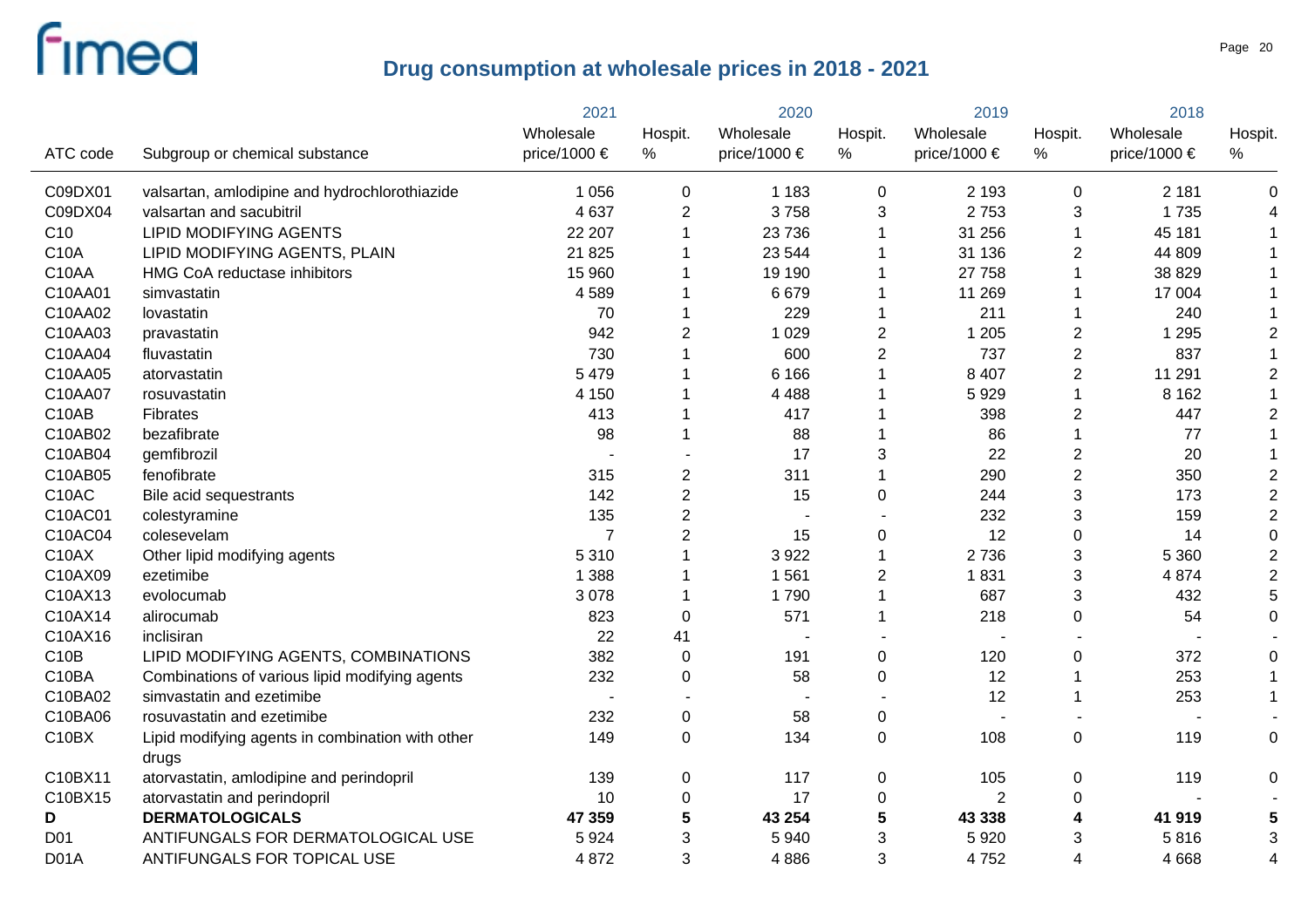## Drug consumption at wholesale prices in 2018 - 2021

| ATC code | Subgroup or chemical substance | 2021 Wholesale price/1000 € | 2021 Hospit. % | 2020 Wholesale price/1000 € | 2020 Hospit. % | 2019 Wholesale price/1000 € | 2019 Hospit. % | 2018 Wholesale price/1000 € | 2018 Hospit. % |
|---|---|---|---|---|---|---|---|---|---|
| C09DX01 | valsartan, amlodipine and hydrochlorothiazide | 1 056 | 0 | 1 183 | 0 | 2 193 | 0 | 2 181 | 0 |
| C09DX04 | valsartan and sacubitril | 4 637 | 2 | 3 758 | 3 | 2 753 | 3 | 1 735 | 4 |
| C10 | LIPID MODIFYING AGENTS | 22 207 | 1 | 23 736 | 1 | 31 256 | 1 | 45 181 | 1 |
| C10A | LIPID MODIFYING AGENTS, PLAIN | 21 825 | 1 | 23 544 | 1 | 31 136 | 2 | 44 809 | 1 |
| C10AA | HMG CoA reductase inhibitors | 15 960 | 1 | 19 190 | 1 | 27 758 | 1 | 38 829 | 1 |
| C10AA01 | simvastatin | 4 589 | 1 | 6 679 | 1 | 11 269 | 1 | 17 004 | 1 |
| C10AA02 | lovastatin | 70 | 1 | 229 | 1 | 211 | 1 | 240 | 1 |
| C10AA03 | pravastatin | 942 | 2 | 1 029 | 2 | 1 205 | 2 | 1 295 | 2 |
| C10AA04 | fluvastatin | 730 | 1 | 600 | 2 | 737 | 2 | 837 | 1 |
| C10AA05 | atorvastatin | 5 479 | 1 | 6 166 | 1 | 8 407 | 2 | 11 291 | 2 |
| C10AA07 | rosuvastatin | 4 150 | 1 | 4 488 | 1 | 5 929 | 1 | 8 162 | 1 |
| C10AB | Fibrates | 413 | 1 | 417 | 1 | 398 | 2 | 447 | 2 |
| C10AB02 | bezafibrate | 98 | 1 | 88 | 1 | 86 | 1 | 77 | 1 |
| C10AB04 | gemfibrozil | - | - | 17 | 3 | 22 | 2 | 20 | 1 |
| C10AB05 | fenofibrate | 315 | 2 | 311 | 1 | 290 | 2 | 350 | 2 |
| C10AC | Bile acid sequestrants | 142 | 2 | 15 | 0 | 244 | 3 | 173 | 2 |
| C10AC01 | colestyramine | 135 | 2 | - | - | 232 | 3 | 159 | 2 |
| C10AC04 | colesevelam | 7 | 2 | 15 | 0 | 12 | 0 | 14 | 0 |
| C10AX | Other lipid modifying agents | 5 310 | 1 | 3 922 | 1 | 2 736 | 3 | 5 360 | 2 |
| C10AX09 | ezetimibe | 1 388 | 1 | 1 561 | 2 | 1 831 | 3 | 4 874 | 2 |
| C10AX13 | evolocumab | 3 078 | 1 | 1 790 | 1 | 687 | 3 | 432 | 5 |
| C10AX14 | alirocumab | 823 | 0 | 571 | 1 | 218 | 0 | 54 | 0 |
| C10AX16 | inclisiran | 22 | 41 | - | - | - | - | - | - |
| C10B | LIPID MODIFYING AGENTS, COMBINATIONS | 382 | 0 | 191 | 0 | 120 | 0 | 372 | 0 |
| C10BA | Combinations of various lipid modifying agents | 232 | 0 | 58 | 0 | 12 | 1 | 253 | 1 |
| C10BA02 | simvastatin and ezetimibe | - | - | - | - | 12 | 1 | 253 | 1 |
| C10BA06 | rosuvastatin and ezetimibe | 232 | 0 | 58 | 0 | - | - | - | - |
| C10BX | Lipid modifying agents in combination with other drugs | 149 | 0 | 134 | 0 | 108 | 0 | 119 | 0 |
| C10BX11 | atorvastatin, amlodipine and perindopril | 139 | 0 | 117 | 0 | 105 | 0 | 119 | 0 |
| C10BX15 | atorvastatin and perindopril | 10 | 0 | 17 | 0 | 2 | 0 | - | - |
| **D** | **DERMATOLOGICALS** | **47 359** | **5** | **43 254** | **5** | **43 338** | **4** | **41 919** | **5** |
| D01 | ANTIFUNGALS FOR DERMATOLOGICAL USE | 5 924 | 3 | 5 940 | 3 | 5 920 | 3 | 5 816 | 3 |
| D01A | ANTIFUNGALS FOR TOPICAL USE | 4 872 | 3 | 4 886 | 3 | 4 752 | 4 | 4 668 | 4 |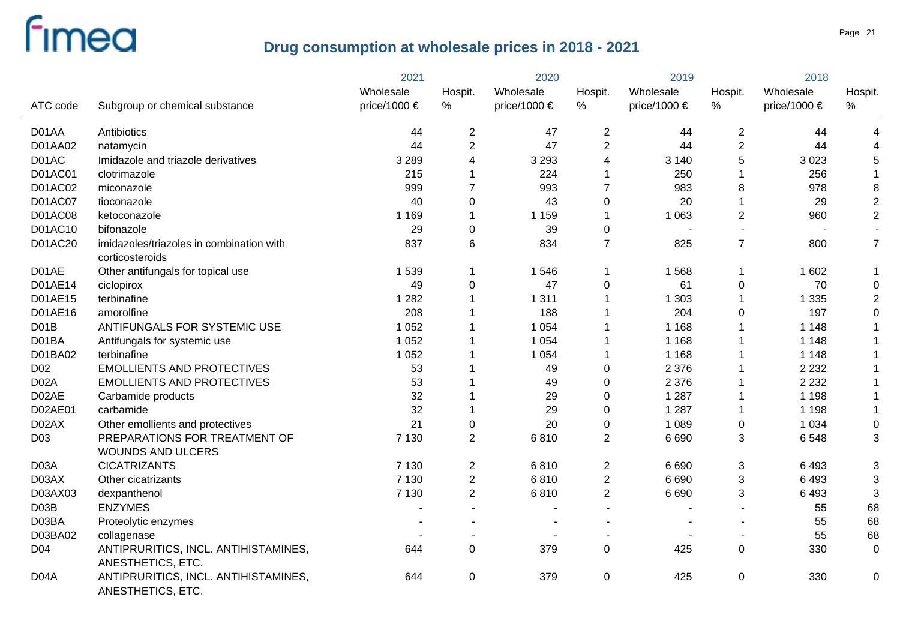# Drug consumption at wholesale prices in 2018 - 2021

| ATC code | Subgroup or chemical substance | 2021 Wholesale price/1000 € | 2021 Hospit. % | 2020 Wholesale price/1000 € | 2020 Hospit. % | 2019 Wholesale price/1000 € | 2019 Hospit. % | 2018 Wholesale price/1000 € | 2018 Hospit. % |
|---|---|---|---|---|---|---|---|---|---|
| D01AA | Antibiotics | 44 | 2 | 47 | 2 | 44 | 2 | 44 | 4 |
| D01AA02 | natamycin | 44 | 2 | 47 | 2 | 44 | 2 | 44 | 4 |
| D01AC | Imidazole and triazole derivatives | 3 289 | 4 | 3 293 | 4 | 3 140 | 5 | 3 023 | 5 |
| D01AC01 | clotrimazole | 215 | 1 | 224 | 1 | 250 | 1 | 256 | 1 |
| D01AC02 | miconazole | 999 | 7 | 993 | 7 | 983 | 8 | 978 | 8 |
| D01AC07 | tioconazole | 40 | 0 | 43 | 0 | 20 | 1 | 29 | 2 |
| D01AC08 | ketoconazole | 1 169 | 1 | 1 159 | 1 | 1 063 | 2 | 960 | 2 |
| D01AC10 | bifonazole | 29 | 0 | 39 | 0 | - | - | - | - |
| D01AC20 | imidazoles/triazoles in combination with corticosteroids | 837 | 6 | 834 | 7 | 825 | 7 | 800 | 7 |
| D01AE | Other antifungals for topical use | 1 539 | 1 | 1 546 | 1 | 1 568 | 1 | 1 602 | 1 |
| D01AE14 | ciclopirox | 49 | 0 | 47 | 0 | 61 | 0 | 70 | 0 |
| D01AE15 | terbinafine | 1 282 | 1 | 1 311 | 1 | 1 303 | 1 | 1 335 | 2 |
| D01AE16 | amorolfine | 208 | 1 | 188 | 1 | 204 | 0 | 197 | 0 |
| D01B | ANTIFUNGALS FOR SYSTEMIC USE | 1 052 | 1 | 1 054 | 1 | 1 168 | 1 | 1 148 | 1 |
| D01BA | Antifungals for systemic use | 1 052 | 1 | 1 054 | 1 | 1 168 | 1 | 1 148 | 1 |
| D01BA02 | terbinafine | 1 052 | 1 | 1 054 | 1 | 1 168 | 1 | 1 148 | 1 |
| D02 | EMOLLIENTS AND PROTECTIVES | 53 | 1 | 49 | 0 | 2 376 | 1 | 2 232 | 1 |
| D02A | EMOLLIENTS AND PROTECTIVES | 53 | 1 | 49 | 0 | 2 376 | 1 | 2 232 | 1 |
| D02AE | Carbamide products | 32 | 1 | 29 | 0 | 1 287 | 1 | 1 198 | 1 |
| D02AE01 | carbamide | 32 | 1 | 29 | 0 | 1 287 | 1 | 1 198 | 1 |
| D02AX | Other emollients and protectives | 21 | 0 | 20 | 0 | 1 089 | 0 | 1 034 | 0 |
| D03 | PREPARATIONS FOR TREATMENT OF WOUNDS AND ULCERS | 7 130 | 2 | 6 810 | 2 | 6 690 | 3 | 6 548 | 3 |
| D03A | CICATRIZANTS | 7 130 | 2 | 6 810 | 2 | 6 690 | 3 | 6 493 | 3 |
| D03AX | Other cicatrizants | 7 130 | 2 | 6 810 | 2 | 6 690 | 3 | 6 493 | 3 |
| D03AX03 | dexpanthenol | 7 130 | 2 | 6 810 | 2 | 6 690 | 3 | 6 493 | 3 |
| D03B | ENZYMES | - | - | - | - | - | - | 55 | 68 |
| D03BA | Proteolytic enzymes | - | - | - | - | - | - | 55 | 68 |
| D03BA02 | collagenase | - | - | - | - | - | - | 55 | 68 |
| D04 | ANTIPRURITICS, INCL. ANTIHISTAMINES, ANESTHETICS, ETC. | 644 | 0 | 379 | 0 | 425 | 0 | 330 | 0 |
| D04A | ANTIPRURITICS, INCL. ANTIHISTAMINES, ANESTHETICS, ETC. | 644 | 0 | 379 | 0 | 425 | 0 | 330 | 0 |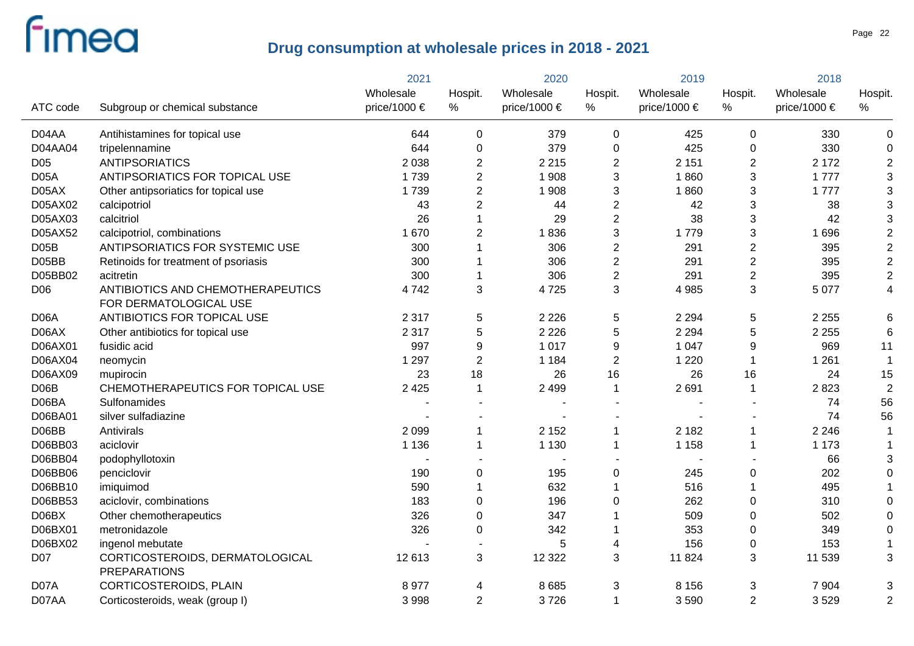# Drug consumption at wholesale prices in 2018 - 2021

| ATC code | Subgroup or chemical substance | 2021 Wholesale price/1000 € | 2021 Hospit. % | 2020 Wholesale price/1000 € | 2020 Hospit. % | 2019 Wholesale price/1000 € | 2019 Hospit. % | 2018 Wholesale price/1000 € | 2018 Hospit. % |
|---|---|---|---|---|---|---|---|---|---|
| D04AA | Antihistamines for topical use | 644 | 0 | 379 | 0 | 425 | 0 | 330 | 0 |
| D04AA04 | tripelennamine | 644 | 0 | 379 | 0 | 425 | 0 | 330 | 0 |
| D05 | ANTIPSORIATICS | 2 038 | 2 | 2 215 | 2 | 2 151 | 2 | 2 172 | 2 |
| D05A | ANTIPSORIATICS FOR TOPICAL USE | 1 739 | 2 | 1 908 | 3 | 1 860 | 3 | 1 777 | 3 |
| D05AX | Other antipsoriatics for topical use | 1 739 | 2 | 1 908 | 3 | 1 860 | 3 | 1 777 | 3 |
| D05AX02 | calcipotriol | 43 | 2 | 44 | 2 | 42 | 3 | 38 | 3 |
| D05AX03 | calcitriol | 26 | 1 | 29 | 2 | 38 | 3 | 42 | 3 |
| D05AX52 | calcipotriol, combinations | 1 670 | 2 | 1 836 | 3 | 1 779 | 3 | 1 696 | 2 |
| D05B | ANTIPSORIATICS FOR SYSTEMIC USE | 300 | 1 | 306 | 2 | 291 | 2 | 395 | 2 |
| D05BB | Retinoids for treatment of psoriasis | 300 | 1 | 306 | 2 | 291 | 2 | 395 | 2 |
| D05BB02 | acitretin | 300 | 1 | 306 | 2 | 291 | 2 | 395 | 2 |
| D06 | ANTIBIOTICS AND CHEMOTHERAPEUTICS FOR DERMATOLOGICAL USE | 4 742 | 3 | 4 725 | 3 | 4 985 | 3 | 5 077 | 4 |
| D06A | ANTIBIOTICS FOR TOPICAL USE | 2 317 | 5 | 2 226 | 5 | 2 294 | 5 | 2 255 | 6 |
| D06AX | Other antibiotics for topical use | 2 317 | 5 | 2 226 | 5 | 2 294 | 5 | 2 255 | 6 |
| D06AX01 | fusidic acid | 997 | 9 | 1 017 | 9 | 1 047 | 9 | 969 | 11 |
| D06AX04 | neomycin | 1 297 | 2 | 1 184 | 2 | 1 220 | 1 | 1 261 | 1 |
| D06AX09 | mupirocin | 23 | 18 | 26 | 16 | 26 | 16 | 24 | 15 |
| D06B | CHEMOTHERAPEUTICS FOR TOPICAL USE | 2 425 | 1 | 2 499 | 1 | 2 691 | 1 | 2 823 | 2 |
| D06BA | Sulfonamides | - | - | - | - | - | - | 74 | 56 |
| D06BA01 | silver sulfadiazine | - | - | - | - | - | - | 74 | 56 |
| D06BB | Antivirals | 2 099 | 1 | 2 152 | 1 | 2 182 | 1 | 2 246 | 1 |
| D06BB03 | aciclovir | 1 136 | 1 | 1 130 | 1 | 1 158 | 1 | 1 173 | 1 |
| D06BB04 | podophyllotoxin | - | - | - | - | - | - | 66 | 3 |
| D06BB06 | penciclovir | 190 | 0 | 195 | 0 | 245 | 0 | 202 | 0 |
| D06BB10 | imiquimod | 590 | 1 | 632 | 1 | 516 | 1 | 495 | 1 |
| D06BB53 | aciclovir, combinations | 183 | 0 | 196 | 0 | 262 | 0 | 310 | 0 |
| D06BX | Other chemotherapeutics | 326 | 0 | 347 | 1 | 509 | 0 | 502 | 0 |
| D06BX01 | metronidazole | 326 | 0 | 342 | 1 | 353 | 0 | 349 | 0 |
| D06BX02 | ingenol mebutate | - | - | 5 | 4 | 156 | 0 | 153 | 1 |
| D07 | CORTICOSTEROIDS, DERMATOLOGICAL PREPARATIONS | 12 613 | 3 | 12 322 | 3 | 11 824 | 3 | 11 539 | 3 |
| D07A | CORTICOSTEROIDS, PLAIN | 8 977 | 4 | 8 685 | 3 | 8 156 | 3 | 7 904 | 3 |
| D07AA | Corticosteroids, weak (group I) | 3 998 | 2 | 3 726 | 1 | 3 590 | 2 | 3 529 | 2 |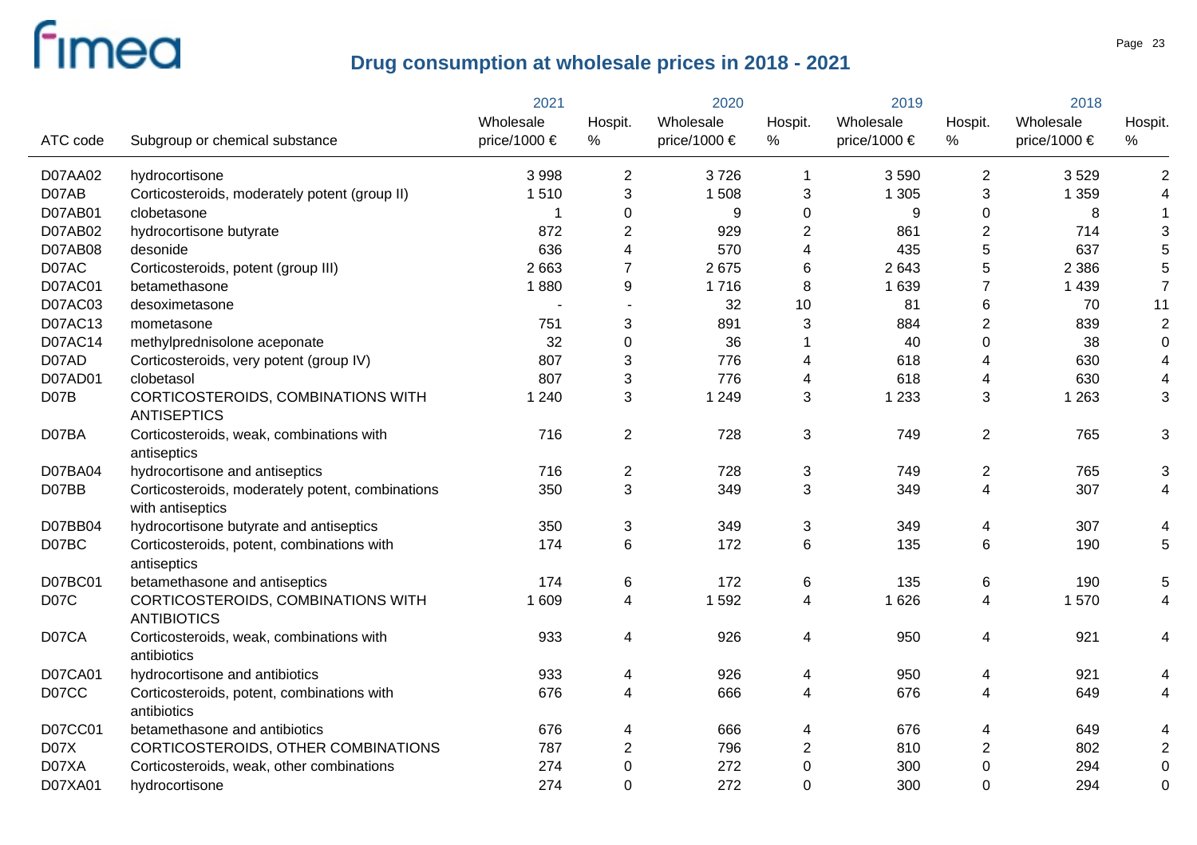## Drug consumption at wholesale prices in 2018 - 2021

| ATC code | Subgroup or chemical substance | 2021 | | 2020 | | 2019 | | 2018 | |
|---|---|---|---|---|---|---|---|---|---|
| | | Wholesale price/1000 € | Hospit. % | Wholesale price/1000 € | Hospit. % | Wholesale price/1000 € | Hospit. % | Wholesale price/1000 € | Hospit. % |
| D07AA02 | hydrocortisone | 3 998 | 2 | 3 726 | 1 | 3 590 | 2 | 3 529 | 2 |
| D07AB | Corticosteroids, moderately potent (group II) | 1 510 | 3 | 1 508 | 3 | 1 305 | 3 | 1 359 | 4 |
| D07AB01 | clobetasone | 1 | 0 | 9 | 0 | 9 | 0 | 8 | 1 |
| D07AB02 | hydrocortisone butyrate | 872 | 2 | 929 | 2 | 861 | 2 | 714 | 3 |
| D07AB08 | desonide | 636 | 4 | 570 | 4 | 435 | 5 | 637 | 5 |
| D07AC | Corticosteroids, potent (group III) | 2 663 | 7 | 2 675 | 6 | 2 643 | 5 | 2 386 | 5 |
| D07AC01 | betamethasone | 1 880 | 9 | 1 716 | 8 | 1 639 | 7 | 1 439 | 7 |
| D07AC03 | desoximetasone | - | - | 32 | 10 | 81 | 6 | 70 | 11 |
| D07AC13 | mometasone | 751 | 3 | 891 | 3 | 884 | 2 | 839 | 2 |
| D07AC14 | methylprednisolone aceponate | 32 | 0 | 36 | 1 | 40 | 0 | 38 | 0 |
| D07AD | Corticosteroids, very potent (group IV) | 807 | 3 | 776 | 4 | 618 | 4 | 630 | 4 |
| D07AD01 | clobetasol | 807 | 3 | 776 | 4 | 618 | 4 | 630 | 4 |
| D07B | CORTICOSTEROIDS, COMBINATIONS WITH ANTISEPTICS | 1 240 | 3 | 1 249 | 3 | 1 233 | 3 | 1 263 | 3 |
| D07BA | Corticosteroids, weak, combinations with antiseptics | 716 | 2 | 728 | 3 | 749 | 2 | 765 | 3 |
| D07BA04 | hydrocortisone and antiseptics | 716 | 2 | 728 | 3 | 749 | 2 | 765 | 3 |
| D07BB | Corticosteroids, moderately potent, combinations with antiseptics | 350 | 3 | 349 | 3 | 349 | 4 | 307 | 4 |
| D07BB04 | hydrocortisone butyrate and antiseptics | 350 | 3 | 349 | 3 | 349 | 4 | 307 | 4 |
| D07BC | Corticosteroids, potent, combinations with antiseptics | 174 | 6 | 172 | 6 | 135 | 6 | 190 | 5 |
| D07BC01 | betamethasone and antiseptics | 174 | 6 | 172 | 6 | 135 | 6 | 190 | 5 |
| D07C | CORTICOSTEROIDS, COMBINATIONS WITH ANTIBIOTICS | 1 609 | 4 | 1 592 | 4 | 1 626 | 4 | 1 570 | 4 |
| D07CA | Corticosteroids, weak, combinations with antibiotics | 933 | 4 | 926 | 4 | 950 | 4 | 921 | 4 |
| D07CA01 | hydrocortisone and antibiotics | 933 | 4 | 926 | 4 | 950 | 4 | 921 | 4 |
| D07CC | Corticosteroids, potent, combinations with antibiotics | 676 | 4 | 666 | 4 | 676 | 4 | 649 | 4 |
| D07CC01 | betamethasone and antibiotics | 676 | 4 | 666 | 4 | 676 | 4 | 649 | 4 |
| D07X | CORTICOSTEROIDS, OTHER COMBINATIONS | 787 | 2 | 796 | 2 | 810 | 2 | 802 | 2 |
| D07XA | Corticosteroids, weak, other combinations | 274 | 0 | 272 | 0 | 300 | 0 | 294 | 0 |
| D07XA01 | hydrocortisone | 274 | 0 | 272 | 0 | 300 | 0 | 294 | 0 |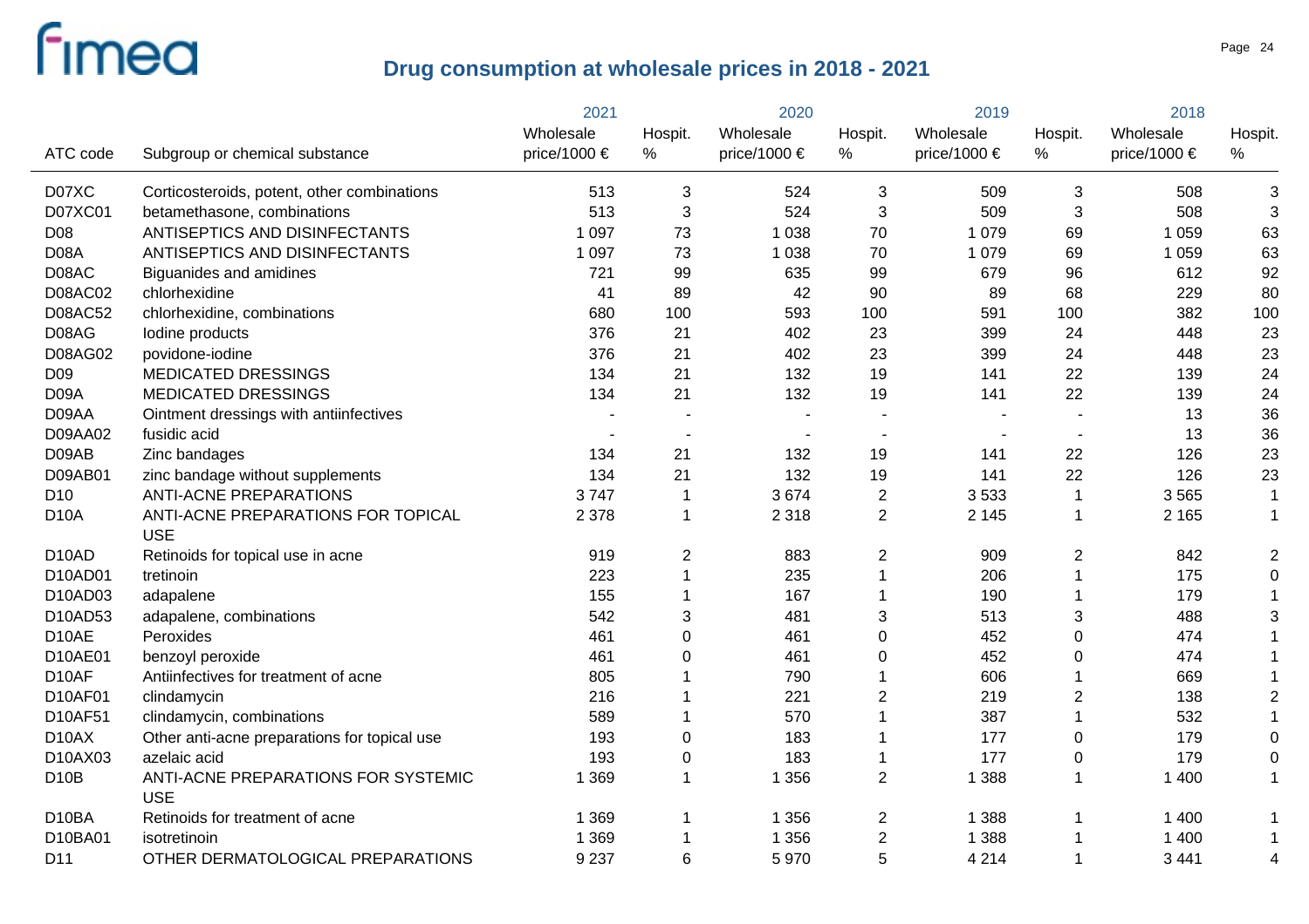# Drug consumption at wholesale prices in 2018 - 2021

| ATC code | Subgroup or chemical substance | 2021 Wholesale price/1000 € | 2021 Hospit. % | 2020 Wholesale price/1000 € | 2020 Hospit. % | 2019 Wholesale price/1000 € | 2019 Hospit. % | 2018 Wholesale price/1000 € | 2018 Hospit. % |
|---|---|---|---|---|---|---|---|---|---|
| D07XC | Corticosteroids, potent, other combinations | 513 | 3 | 524 | 3 | 509 | 3 | 508 | 3 |
| D07XC01 | betamethasone, combinations | 513 | 3 | 524 | 3 | 509 | 3 | 508 | 3 |
| D08 | ANTISEPTICS AND DISINFECTANTS | 1 097 | 73 | 1 038 | 70 | 1 079 | 69 | 1 059 | 63 |
| D08A | ANTISEPTICS AND DISINFECTANTS | 1 097 | 73 | 1 038 | 70 | 1 079 | 69 | 1 059 | 63 |
| D08AC | Biguanides and amidines | 721 | 99 | 635 | 99 | 679 | 96 | 612 | 92 |
| D08AC02 | chlorhexidine | 41 | 89 | 42 | 90 | 89 | 68 | 229 | 80 |
| D08AC52 | chlorhexidine, combinations | 680 | 100 | 593 | 100 | 591 | 100 | 382 | 100 |
| D08AG | Iodine products | 376 | 21 | 402 | 23 | 399 | 24 | 448 | 23 |
| D08AG02 | povidone-iodine | 376 | 21 | 402 | 23 | 399 | 24 | 448 | 23 |
| D09 | MEDICATED DRESSINGS | 134 | 21 | 132 | 19 | 141 | 22 | 139 | 24 |
| D09A | MEDICATED DRESSINGS | 134 | 21 | 132 | 19 | 141 | 22 | 139 | 24 |
| D09AA | Ointment dressings with antiinfectives | - | - | - | - | - | - | 13 | 36 |
| D09AA02 | fusidic acid | - | - | - | - | - | - | 13 | 36 |
| D09AB | Zinc bandages | 134 | 21 | 132 | 19 | 141 | 22 | 126 | 23 |
| D09AB01 | zinc bandage without supplements | 134 | 21 | 132 | 19 | 141 | 22 | 126 | 23 |
| D10 | ANTI-ACNE PREPARATIONS | 3 747 | 1 | 3 674 | 2 | 3 533 | 1 | 3 565 | 1 |
| D10A | ANTI-ACNE PREPARATIONS FOR TOPICAL USE | 2 378 | 1 | 2 318 | 2 | 2 145 | 1 | 2 165 | 1 |
| D10AD | Retinoids for topical use in acne | 919 | 2 | 883 | 2 | 909 | 2 | 842 | 2 |
| D10AD01 | tretinoin | 223 | 1 | 235 | 1 | 206 | 1 | 175 | 0 |
| D10AD03 | adapalene | 155 | 1 | 167 | 1 | 190 | 1 | 179 | 1 |
| D10AD53 | adapalene, combinations | 542 | 3 | 481 | 3 | 513 | 3 | 488 | 3 |
| D10AE | Peroxides | 461 | 0 | 461 | 0 | 452 | 0 | 474 | 1 |
| D10AE01 | benzoyl peroxide | 461 | 0 | 461 | 0 | 452 | 0 | 474 | 1 |
| D10AF | Antiinfectives for treatment of acne | 805 | 1 | 790 | 1 | 606 | 1 | 669 | 1 |
| D10AF01 | clindamycin | 216 | 1 | 221 | 2 | 219 | 2 | 138 | 2 |
| D10AF51 | clindamycin, combinations | 589 | 1 | 570 | 1 | 387 | 1 | 532 | 1 |
| D10AX | Other anti-acne preparations for topical use | 193 | 0 | 183 | 1 | 177 | 0 | 179 | 0 |
| D10AX03 | azelaic acid | 193 | 0 | 183 | 1 | 177 | 0 | 179 | 0 |
| D10B | ANTI-ACNE PREPARATIONS FOR SYSTEMIC USE | 1 369 | 1 | 1 356 | 2 | 1 388 | 1 | 1 400 | 1 |
| D10BA | Retinoids for treatment of acne | 1 369 | 1 | 1 356 | 2 | 1 388 | 1 | 1 400 | 1 |
| D10BA01 | isotretinoin | 1 369 | 1 | 1 356 | 2 | 1 388 | 1 | 1 400 | 1 |
| D11 | OTHER DERMATOLOGICAL PREPARATIONS | 9 237 | 6 | 5 970 | 5 | 4 214 | 1 | 3 441 | 4 |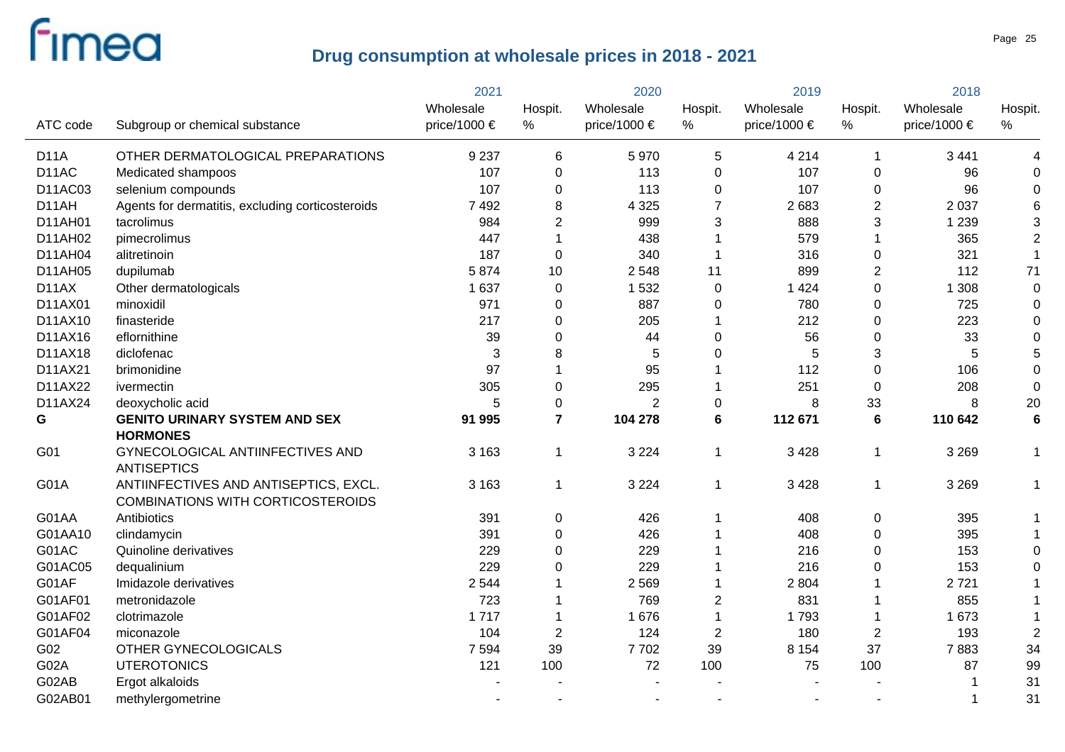# Drug consumption at wholesale prices in 2018 - 2021

| ATC code | Subgroup or chemical substance | 2021 Wholesale price/1000 € | 2021 Hospit. % | 2020 Wholesale price/1000 € | 2020 Hospit. % | 2019 Wholesale price/1000 € | 2019 Hospit. % | 2018 Wholesale price/1000 € | 2018 Hospit. % |
|---|---|---|---|---|---|---|---|---|---|
| D11A | OTHER DERMATOLOGICAL PREPARATIONS | 9 237 | 6 | 5 970 | 5 | 4 214 | 1 | 3 441 | 4 |
| D11AC | Medicated shampoos | 107 | 0 | 113 | 0 | 107 | 0 | 96 | 0 |
| D11AC03 | selenium compounds | 107 | 0 | 113 | 0 | 107 | 0 | 96 | 0 |
| D11AH | Agents for dermatitis, excluding corticosteroids | 7 492 | 8 | 4 325 | 7 | 2 683 | 2 | 2 037 | 6 |
| D11AH01 | tacrolimus | 984 | 2 | 999 | 3 | 888 | 3 | 1 239 | 3 |
| D11AH02 | pimecrolimus | 447 | 1 | 438 | 1 | 579 | 1 | 365 | 2 |
| D11AH04 | alitretinoin | 187 | 0 | 340 | 1 | 316 | 0 | 321 | 1 |
| D11AH05 | dupilumab | 5 874 | 10 | 2 548 | 11 | 899 | 2 | 112 | 71 |
| D11AX | Other dermatologicals | 1 637 | 0 | 1 532 | 0 | 1 424 | 0 | 1 308 | 0 |
| D11AX01 | minoxidil | 971 | 0 | 887 | 0 | 780 | 0 | 725 | 0 |
| D11AX10 | finasteride | 217 | 0 | 205 | 1 | 212 | 0 | 223 | 0 |
| D11AX16 | eflornithine | 39 | 0 | 44 | 0 | 56 | 0 | 33 | 0 |
| D11AX18 | diclofenac | 3 | 8 | 5 | 0 | 5 | 3 | 5 | 5 |
| D11AX21 | brimonidine | 97 | 1 | 95 | 1 | 112 | 0 | 106 | 0 |
| D11AX22 | ivermectin | 305 | 0 | 295 | 1 | 251 | 0 | 208 | 0 |
| D11AX24 | deoxycholic acid | 5 | 0 | 2 | 0 | 8 | 33 | 8 | 20 |
| **G** | **GENITO URINARY SYSTEM AND SEX HORMONES** | **91 995** | **7** | **104 278** | **6** | **112 671** | **6** | **110 642** | **6** |
| G01 | GYNECOLOGICAL ANTIINFECTIVES AND ANTISEPTICS | 3 163 | 1 | 3 224 | 1 | 3 428 | 1 | 3 269 | 1 |
| G01A | ANTIINFECTIVES AND ANTISEPTICS, EXCL. COMBINATIONS WITH CORTICOSTEROIDS | 3 163 | 1 | 3 224 | 1 | 3 428 | 1 | 3 269 | 1 |
| G01AA | Antibiotics | 391 | 0 | 426 | 1 | 408 | 0 | 395 | 1 |
| G01AA10 | clindamycin | 391 | 0 | 426 | 1 | 408 | 0 | 395 | 1 |
| G01AC | Quinoline derivatives | 229 | 0 | 229 | 1 | 216 | 0 | 153 | 0 |
| G01AC05 | dequalinium | 229 | 0 | 229 | 1 | 216 | 0 | 153 | 0 |
| G01AF | Imidazole derivatives | 2 544 | 1 | 2 569 | 1 | 2 804 | 1 | 2 721 | 1 |
| G01AF01 | metronidazole | 723 | 1 | 769 | 2 | 831 | 1 | 855 | 1 |
| G01AF02 | clotrimazole | 1 717 | 1 | 1 676 | 1 | 1 793 | 1 | 1 673 | 1 |
| G01AF04 | miconazole | 104 | 2 | 124 | 2 | 180 | 2 | 193 | 2 |
| G02 | OTHER GYNECOLOGICALS | 7 594 | 39 | 7 702 | 39 | 8 154 | 37 | 7 883 | 34 |
| G02A | UTEROTONICS | 121 | 100 | 72 | 100 | 75 | 100 | 87 | 99 |
| G02AB | Ergot alkaloids | - | - | - | - | - | - | 1 | 31 |
| G02AB01 | methylergometrine | - | - | - | - | - | - | 1 | 31 |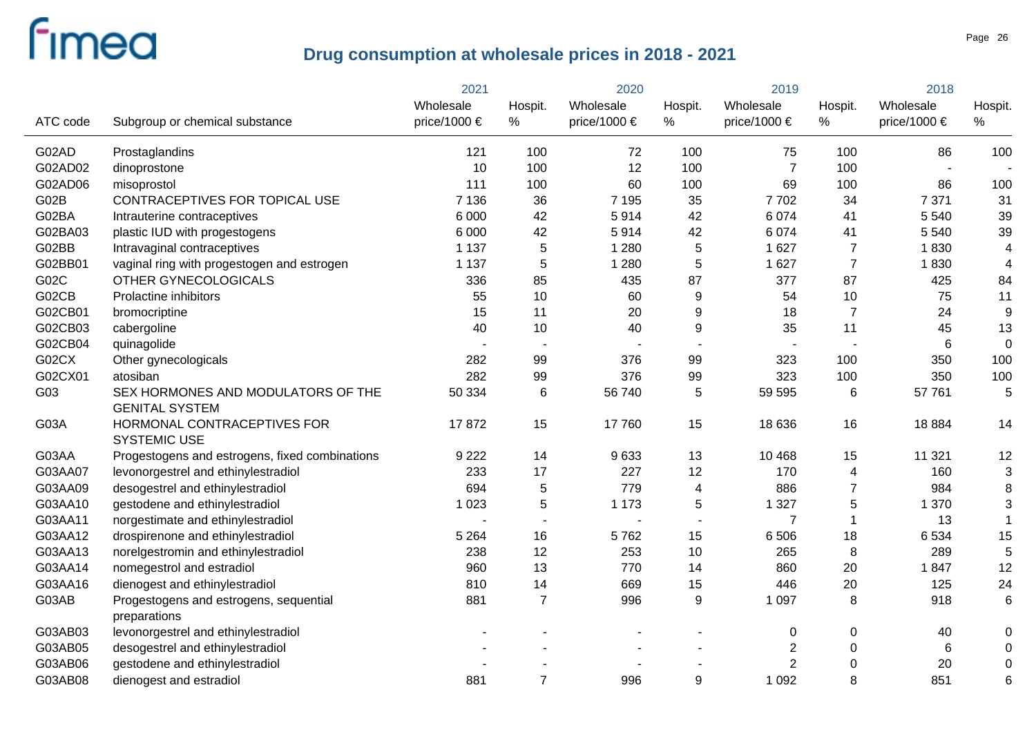# Drug consumption at wholesale prices in 2018 - 2021

| ATC code | Subgroup or chemical substance | 2021 Wholesale price/1000 € | 2021 Hospit. % | 2020 Wholesale price/1000 € | 2020 Hospit. % | 2019 Wholesale price/1000 € | 2019 Hospit. % | 2018 Wholesale price/1000 € | 2018 Hospit. % |
|---|---|---|---|---|---|---|---|---|---|
| G02AD | Prostaglandins | 121 | 100 | 72 | 100 | 75 | 100 | 86 | 100 |
| G02AD02 | dinoprostone | 10 | 100 | 12 | 100 | 7 | 100 | - | - |
| G02AD06 | misoprostol | 111 | 100 | 60 | 100 | 69 | 100 | 86 | 100 |
| G02B | CONTRACEPTIVES FOR TOPICAL USE | 7 136 | 36 | 7 195 | 35 | 7 702 | 34 | 7 371 | 31 |
| G02BA | Intrauterine contraceptives | 6 000 | 42 | 5 914 | 42 | 6 074 | 41 | 5 540 | 39 |
| G02BA03 | plastic IUD with progestogens | 6 000 | 42 | 5 914 | 42 | 6 074 | 41 | 5 540 | 39 |
| G02BB | Intravaginal contraceptives | 1 137 | 5 | 1 280 | 5 | 1 627 | 7 | 1 830 | 4 |
| G02BB01 | vaginal ring with progestogen and estrogen | 1 137 | 5 | 1 280 | 5 | 1 627 | 7 | 1 830 | 4 |
| G02C | OTHER GYNECOLOGICALS | 336 | 85 | 435 | 87 | 377 | 87 | 425 | 84 |
| G02CB | Prolactine inhibitors | 55 | 10 | 60 | 9 | 54 | 10 | 75 | 11 |
| G02CB01 | bromocriptine | 15 | 11 | 20 | 9 | 18 | 7 | 24 | 9 |
| G02CB03 | cabergoline | 40 | 10 | 40 | 9 | 35 | 11 | 45 | 13 |
| G02CB04 | quinagolide | - | - | - | - | - | - | 6 | 0 |
| G02CX | Other gynecologicals | 282 | 99 | 376 | 99 | 323 | 100 | 350 | 100 |
| G02CX01 | atosiban | 282 | 99 | 376 | 99 | 323 | 100 | 350 | 100 |
| G03 | SEX HORMONES AND MODULATORS OF THE GENITAL SYSTEM | 50 334 | 6 | 56 740 | 5 | 59 595 | 6 | 57 761 | 5 |
| G03A | HORMONAL CONTRACEPTIVES FOR SYSTEMIC USE | 17 872 | 15 | 17 760 | 15 | 18 636 | 16 | 18 884 | 14 |
| G03AA | Progestogens and estrogens, fixed combinations | 9 222 | 14 | 9 633 | 13 | 10 468 | 15 | 11 321 | 12 |
| G03AA07 | levonorgestrel and ethinylestradiol | 233 | 17 | 227 | 12 | 170 | 4 | 160 | 3 |
| G03AA09 | desogestrel and ethinylestradiol | 694 | 5 | 779 | 4 | 886 | 7 | 984 | 8 |
| G03AA10 | gestodene and ethinylestradiol | 1 023 | 5 | 1 173 | 5 | 1 327 | 5 | 1 370 | 3 |
| G03AA11 | norgestimate and ethinylestradiol | - | - | - | - | 7 | 1 | 13 | 1 |
| G03AA12 | drospirenone and ethinylestradiol | 5 264 | 16 | 5 762 | 15 | 6 506 | 18 | 6 534 | 15 |
| G03AA13 | norelgestromin and ethinylestradiol | 238 | 12 | 253 | 10 | 265 | 8 | 289 | 5 |
| G03AA14 | nomegestrol and estradiol | 960 | 13 | 770 | 14 | 860 | 20 | 1 847 | 12 |
| G03AA16 | dienogest and ethinylestradiol | 810 | 14 | 669 | 15 | 446 | 20 | 125 | 24 |
| G03AB | Progestogens and estrogens, sequential preparations | 881 | 7 | 996 | 9 | 1 097 | 8 | 918 | 6 |
| G03AB03 | levonorgestrel and ethinylestradiol | - | - | - | - | 0 | 0 | 40 | 0 |
| G03AB05 | desogestrel and ethinylestradiol | - | - | - | - | 2 | 0 | 6 | 0 |
| G03AB06 | gestodene and ethinylestradiol | - | - | - | - | 2 | 0 | 20 | 0 |
| G03AB08 | dienogest and estradiol | 881 | 7 | 996 | 9 | 1 092 | 8 | 851 | 6 |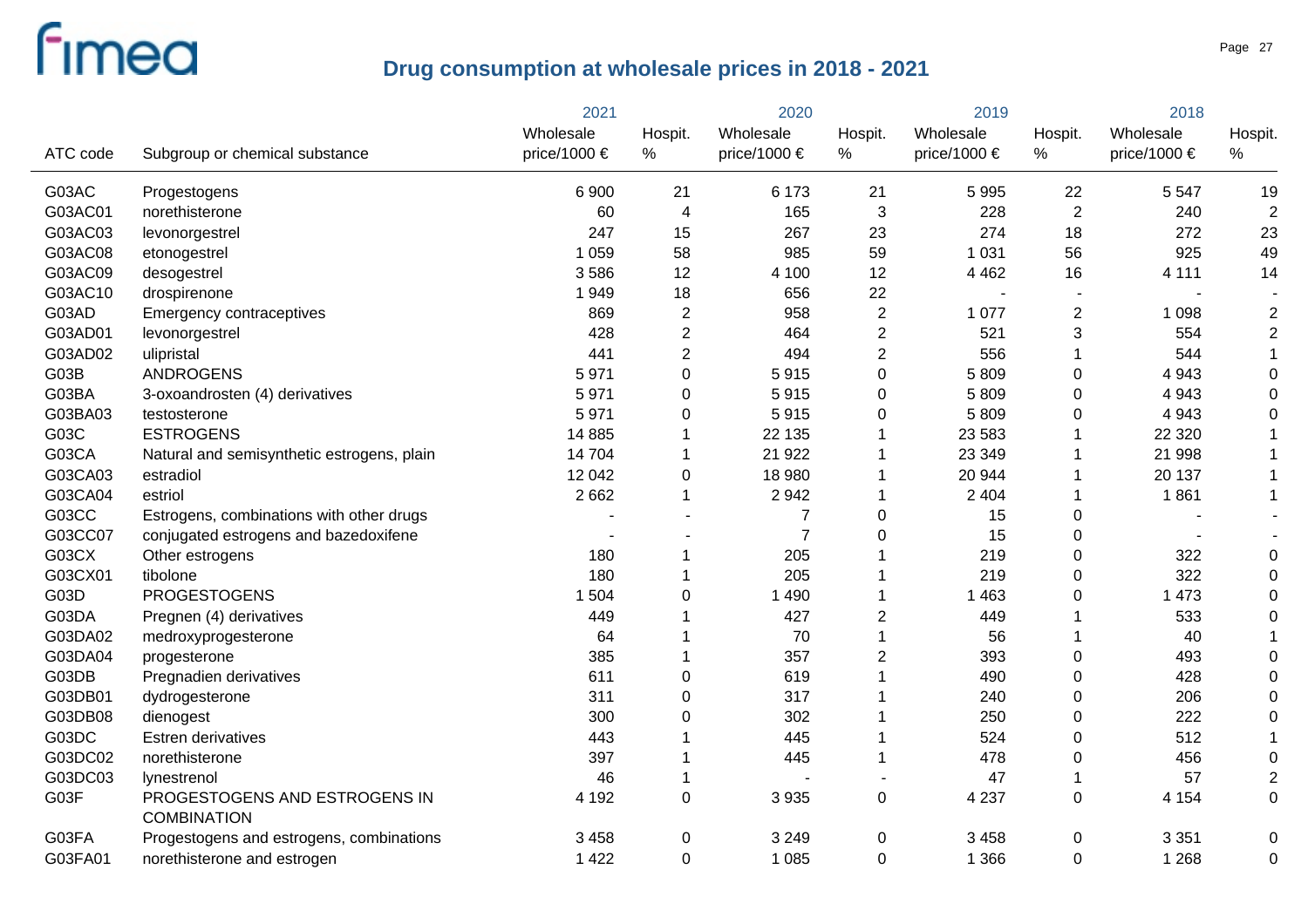# Drug consumption at wholesale prices in 2018 - 2021

| ATC code | Subgroup or chemical substance | 2021 Wholesale price/1000 € | 2021 Hospit. % | 2020 Wholesale price/1000 € | 2020 Hospit. % | 2019 Wholesale price/1000 € | 2019 Hospit. % | 2018 Wholesale price/1000 € | 2018 Hospit. % |
|---|---|---|---|---|---|---|---|---|---|
| G03AC | Progestogens | 6 900 | 21 | 6 173 | 21 | 5 995 | 22 | 5 547 | 19 |
| G03AC01 | norethisterone | 60 | 4 | 165 | 3 | 228 | 2 | 240 | 2 |
| G03AC03 | levonorgestrel | 247 | 15 | 267 | 23 | 274 | 18 | 272 | 23 |
| G03AC08 | etonogestrel | 1 059 | 58 | 985 | 59 | 1 031 | 56 | 925 | 49 |
| G03AC09 | desogestrel | 3 586 | 12 | 4 100 | 12 | 4 462 | 16 | 4 111 | 14 |
| G03AC10 | drospirenone | 1 949 | 18 | 656 | 22 | - | - | - | - |
| G03AD | Emergency contraceptives | 869 | 2 | 958 | 2 | 1 077 | 2 | 1 098 | 2 |
| G03AD01 | levonorgestrel | 428 | 2 | 464 | 2 | 521 | 3 | 554 | 2 |
| G03AD02 | ulipristal | 441 | 2 | 494 | 2 | 556 | 1 | 544 | 1 |
| G03B | ANDROGENS | 5 971 | 0 | 5 915 | 0 | 5 809 | 0 | 4 943 | 0 |
| G03BA | 3-oxoandrosten (4) derivatives | 5 971 | 0 | 5 915 | 0 | 5 809 | 0 | 4 943 | 0 |
| G03BA03 | testosterone | 5 971 | 0 | 5 915 | 0 | 5 809 | 0 | 4 943 | 0 |
| G03C | ESTROGENS | 14 885 | 1 | 22 135 | 1 | 23 583 | 1 | 22 320 | 1 |
| G03CA | Natural and semisynthetic estrogens, plain | 14 704 | 1 | 21 922 | 1 | 23 349 | 1 | 21 998 | 1 |
| G03CA03 | estradiol | 12 042 | 0 | 18 980 | 1 | 20 944 | 1 | 20 137 | 1 |
| G03CA04 | estriol | 2 662 | 1 | 2 942 | 1 | 2 404 | 1 | 1 861 | 1 |
| G03CC | Estrogens, combinations with other drugs | - | - | 7 | 0 | 15 | 0 | - | - |
| G03CC07 | conjugated estrogens and bazedoxifene | - | - | 7 | 0 | 15 | 0 | - | - |
| G03CX | Other estrogens | 180 | 1 | 205 | 1 | 219 | 0 | 322 | 0 |
| G03CX01 | tibolone | 180 | 1 | 205 | 1 | 219 | 0 | 322 | 0 |
| G03D | PROGESTOGENS | 1 504 | 0 | 1 490 | 1 | 1 463 | 0 | 1 473 | 0 |
| G03DA | Pregnen (4) derivatives | 449 | 1 | 427 | 2 | 449 | 1 | 533 | 0 |
| G03DA02 | medroxyprogesterone | 64 | 1 | 70 | 1 | 56 | 1 | 40 | 1 |
| G03DA04 | progesterone | 385 | 1 | 357 | 2 | 393 | 0 | 493 | 0 |
| G03DB | Pregnadien derivatives | 611 | 0 | 619 | 1 | 490 | 0 | 428 | 0 |
| G03DB01 | dydrogesterone | 311 | 0 | 317 | 1 | 240 | 0 | 206 | 0 |
| G03DB08 | dienogest | 300 | 0 | 302 | 1 | 250 | 0 | 222 | 0 |
| G03DC | Estren derivatives | 443 | 1 | 445 | 1 | 524 | 0 | 512 | 1 |
| G03DC02 | norethisterone | 397 | 1 | 445 | 1 | 478 | 0 | 456 | 0 |
| G03DC03 | lynestrenol | 46 | 1 | - | - | 47 | 1 | 57 | 2 |
| G03F | PROGESTOGENS AND ESTROGENS IN COMBINATION | 4 192 | 0 | 3 935 | 0 | 4 237 | 0 | 4 154 | 0 |
| G03FA | Progestogens and estrogens, combinations | 3 458 | 0 | 3 249 | 0 | 3 458 | 0 | 3 351 | 0 |
| G03FA01 | norethisterone and estrogen | 1 422 | 0 | 1 085 | 0 | 1 366 | 0 | 1 268 | 0 |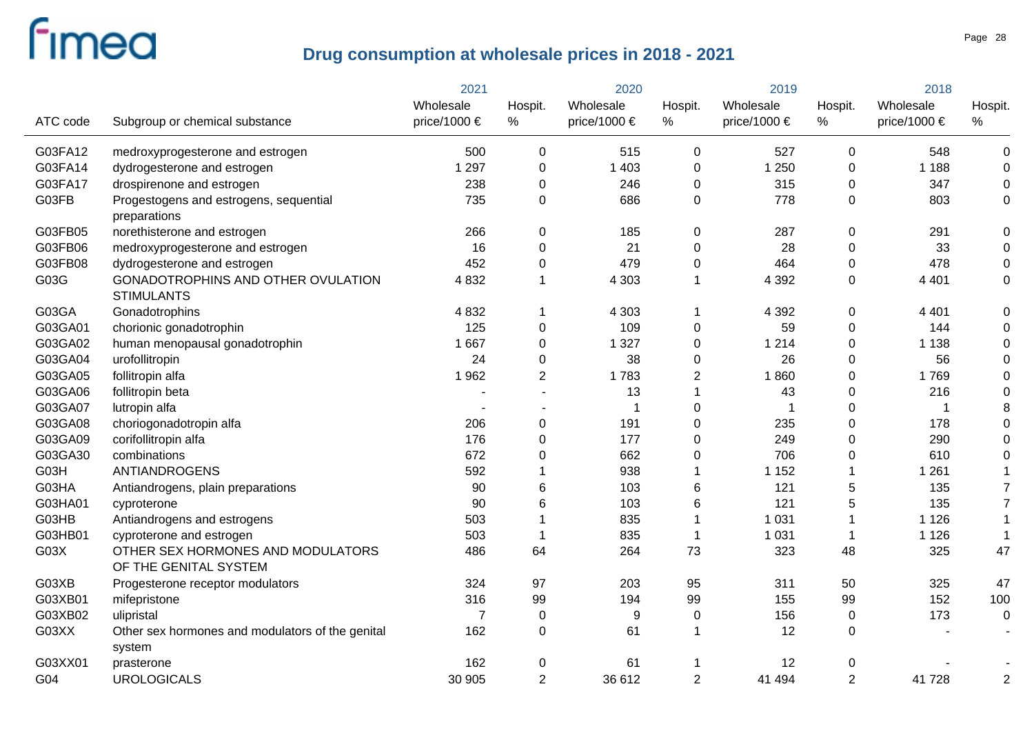# Drug consumption at wholesale prices in 2018 - 2021

| ATC code | Subgroup or chemical substance | 2021 Wholesale price/1000 € | 2021 Hospit. % | 2020 Wholesale price/1000 € | 2020 Hospit. % | 2019 Wholesale price/1000 € | 2019 Hospit. % | 2018 Wholesale price/1000 € | 2018 Hospit. % |
|---|---|---|---|---|---|---|---|---|---|
| G03FA12 | medroxyprogesterone and estrogen | 500 | 0 | 515 | 0 | 527 | 0 | 548 | 0 |
| G03FA14 | dydrogesterone and estrogen | 1 297 | 0 | 1 403 | 0 | 1 250 | 0 | 1 188 | 0 |
| G03FA17 | drospirenone and estrogen | 238 | 0 | 246 | 0 | 315 | 0 | 347 | 0 |
| G03FB | Progestogens and estrogens, sequential preparations | 735 | 0 | 686 | 0 | 778 | 0 | 803 | 0 |
| G03FB05 | norethisterone and estrogen | 266 | 0 | 185 | 0 | 287 | 0 | 291 | 0 |
| G03FB06 | medroxyprogesterone and estrogen | 16 | 0 | 21 | 0 | 28 | 0 | 33 | 0 |
| G03FB08 | dydrogesterone and estrogen | 452 | 0 | 479 | 0 | 464 | 0 | 478 | 0 |
| G03G | GONADOTROPHINS AND OTHER OVULATION STIMULANTS | 4 832 | 1 | 4 303 | 1 | 4 392 | 0 | 4 401 | 0 |
| G03GA | Gonadotrophins | 4 832 | 1 | 4 303 | 1 | 4 392 | 0 | 4 401 | 0 |
| G03GA01 | chorionic gonadotrophin | 125 | 0 | 109 | 0 | 59 | 0 | 144 | 0 |
| G03GA02 | human menopausal gonadotrophin | 1 667 | 0 | 1 327 | 0 | 1 214 | 0 | 1 138 | 0 |
| G03GA04 | urofollitropin | 24 | 0 | 38 | 0 | 26 | 0 | 56 | 0 |
| G03GA05 | follitropin alfa | 1 962 | 2 | 1 783 | 2 | 1 860 | 0 | 1 769 | 0 |
| G03GA06 | follitropin beta | - | - | 13 | 1 | 43 | 0 | 216 | 0 |
| G03GA07 | lutropin alfa | - | - | 1 | 0 | 1 | 0 | 1 | 8 |
| G03GA08 | choriogonadotropin alfa | 206 | 0 | 191 | 0 | 235 | 0 | 178 | 0 |
| G03GA09 | corifollitropin alfa | 176 | 0 | 177 | 0 | 249 | 0 | 290 | 0 |
| G03GA30 | combinations | 672 | 0 | 662 | 0 | 706 | 0 | 610 | 0 |
| G03H | ANTIANDROGENS | 592 | 1 | 938 | 1 | 1 152 | 1 | 1 261 | 1 |
| G03HA | Antiandrogens, plain preparations | 90 | 6 | 103 | 6 | 121 | 5 | 135 | 7 |
| G03HA01 | cyproterone | 90 | 6 | 103 | 6 | 121 | 5 | 135 | 7 |
| G03HB | Antiandrogens and estrogens | 503 | 1 | 835 | 1 | 1 031 | 1 | 1 126 | 1 |
| G03HB01 | cyproterone and estrogen | 503 | 1 | 835 | 1 | 1 031 | 1 | 1 126 | 1 |
| G03X | OTHER SEX HORMONES AND MODULATORS OF THE GENITAL SYSTEM | 486 | 64 | 264 | 73 | 323 | 48 | 325 | 47 |
| G03XB | Progesterone receptor modulators | 324 | 97 | 203 | 95 | 311 | 50 | 325 | 47 |
| G03XB01 | mifepristone | 316 | 99 | 194 | 99 | 155 | 99 | 152 | 100 |
| G03XB02 | ulipristal | 7 | 0 | 9 | 0 | 156 | 0 | 173 | 0 |
| G03XX | Other sex hormones and modulators of the genital system | 162 | 0 | 61 | 1 | 12 | 0 | - | - |
| G03XX01 | prasterone | 162 | 0 | 61 | 1 | 12 | 0 | - | - |
| G04 | UROLOGICALS | 30 905 | 2 | 36 612 | 2 | 41 494 | 2 | 41 728 | 2 |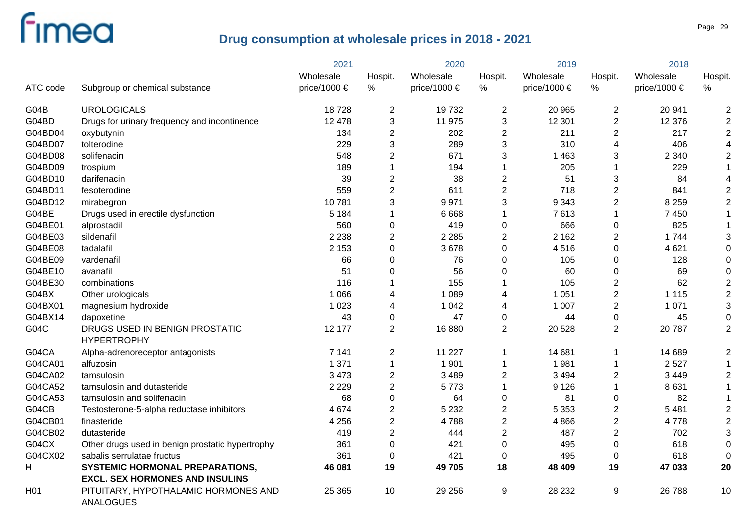# Drug consumption at wholesale prices in 2018 - 2021

| ATC code | Subgroup or chemical substance | 2021 Wholesale price/1000 € | 2021 Hospit. % | 2020 Wholesale price/1000 € | 2020 Hospit. % | 2019 Wholesale price/1000 € | 2019 Hospit. % | 2018 Wholesale price/1000 € | 2018 Hospit. % |
|---|---|---|---|---|---|---|---|---|---|
| G04B | UROLOGICALS | 18 728 | 2 | 19 732 | 2 | 20 965 | 2 | 20 941 | 2 |
| G04BD | Drugs for urinary frequency and incontinence | 12 478 | 3 | 11 975 | 3 | 12 301 | 2 | 12 376 | 2 |
| G04BD04 | oxybutynin | 134 | 2 | 202 | 2 | 211 | 2 | 217 | 2 |
| G04BD07 | tolterodine | 229 | 3 | 289 | 3 | 310 | 4 | 406 | 4 |
| G04BD08 | solifenacin | 548 | 2 | 671 | 3 | 1 463 | 3 | 2 340 | 2 |
| G04BD09 | trospium | 189 | 1 | 194 | 1 | 205 | 1 | 229 | 1 |
| G04BD10 | darifenacin | 39 | 2 | 38 | 2 | 51 | 3 | 84 | 4 |
| G04BD11 | fesoterodine | 559 | 2 | 611 | 2 | 718 | 2 | 841 | 2 |
| G04BD12 | mirabegron | 10 781 | 3 | 9 971 | 3 | 9 343 | 2 | 8 259 | 2 |
| G04BE | Drugs used in erectile dysfunction | 5 184 | 1 | 6 668 | 1 | 7 613 | 1 | 7 450 | 1 |
| G04BE01 | alprostadil | 560 | 0 | 419 | 0 | 666 | 0 | 825 | 1 |
| G04BE03 | sildenafil | 2 238 | 2 | 2 285 | 2 | 2 162 | 2 | 1 744 | 3 |
| G04BE08 | tadalafil | 2 153 | 0 | 3 678 | 0 | 4 516 | 0 | 4 621 | 0 |
| G04BE09 | vardenafil | 66 | 0 | 76 | 0 | 105 | 0 | 128 | 0 |
| G04BE10 | avanafil | 51 | 0 | 56 | 0 | 60 | 0 | 69 | 0 |
| G04BE30 | combinations | 116 | 1 | 155 | 1 | 105 | 2 | 62 | 2 |
| G04BX | Other urologicals | 1 066 | 4 | 1 089 | 4 | 1 051 | 2 | 1 115 | 2 |
| G04BX01 | magnesium hydroxide | 1 023 | 4 | 1 042 | 4 | 1 007 | 2 | 1 071 | 3 |
| G04BX14 | dapoxetine | 43 | 0 | 47 | 0 | 44 | 0 | 45 | 0 |
| G04C | DRUGS USED IN BENIGN PROSTATIC HYPERTROPHY | 12 177 | 2 | 16 880 | 2 | 20 528 | 2 | 20 787 | 2 |
| G04CA | Alpha-adrenoreceptor antagonists | 7 141 | 2 | 11 227 | 1 | 14 681 | 1 | 14 689 | 2 |
| G04CA01 | alfuzosin | 1 371 | 1 | 1 901 | 1 | 1 981 | 1 | 2 527 | 1 |
| G04CA02 | tamsulosin | 3 473 | 2 | 3 489 | 2 | 3 494 | 2 | 3 449 | 2 |
| G04CA52 | tamsulosin and dutasteride | 2 229 | 2 | 5 773 | 1 | 9 126 | 1 | 8 631 | 1 |
| G04CA53 | tamsulosin and solifenacin | 68 | 0 | 64 | 0 | 81 | 0 | 82 | 1 |
| G04CB | Testosterone-5-alpha reductase inhibitors | 4 674 | 2 | 5 232 | 2 | 5 353 | 2 | 5 481 | 2 |
| G04CB01 | finasteride | 4 256 | 2 | 4 788 | 2 | 4 866 | 2 | 4 778 | 2 |
| G04CB02 | dutasteride | 419 | 2 | 444 | 2 | 487 | 2 | 702 | 3 |
| G04CX | Other drugs used in benign prostatic hypertrophy | 361 | 0 | 421 | 0 | 495 | 0 | 618 | 0 |
| G04CX02 | sabalis serrulatae fructus | 361 | 0 | 421 | 0 | 495 | 0 | 618 | 0 |
| **H** | **SYSTEMIC HORMONAL PREPARATIONS, EXCL. SEX HORMONES AND INSULINS** | **46 081** | **19** | **49 705** | **18** | **48 409** | **19** | **47 033** | **20** |
| H01 | PITUITARY, HYPOTHALAMIC HORMONES AND ANALOGUES | 25 365 | 10 | 29 256 | 9 | 28 232 | 9 | 26 788 | 10 |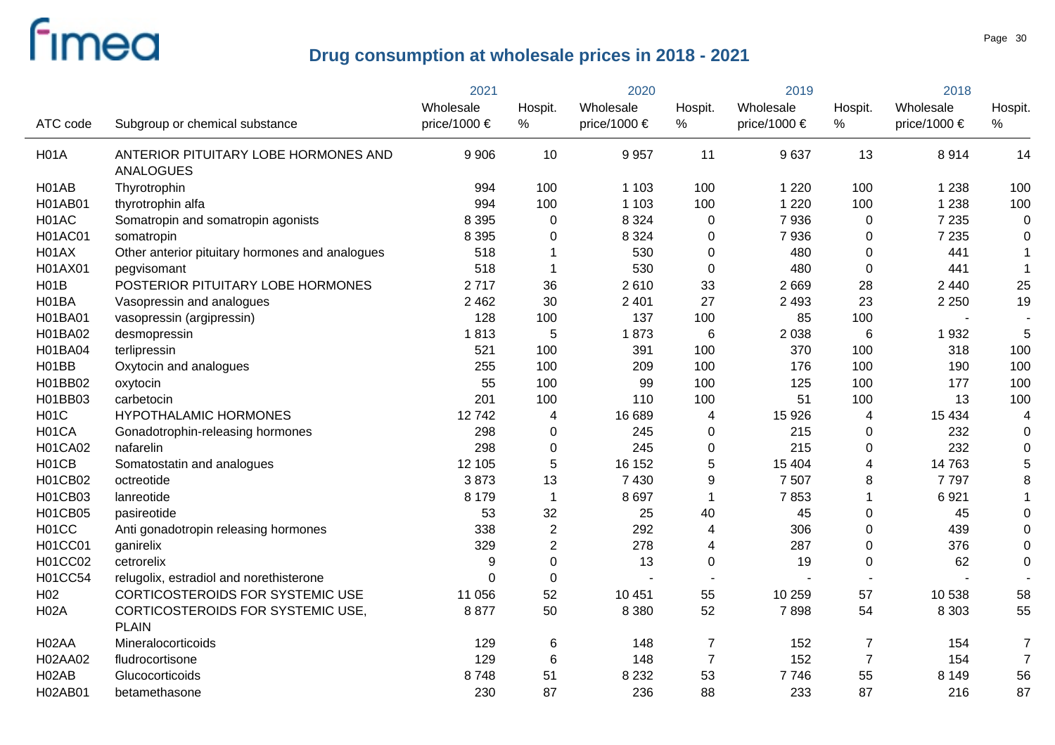## Drug consumption at wholesale prices in 2018 - 2021

| ATC code | Subgroup or chemical substance | 2021 Wholesale price/1000 € | 2021 Hospit. % | 2020 Wholesale price/1000 € | 2020 Hospit. % | 2019 Wholesale price/1000 € | 2019 Hospit. % | 2018 Wholesale price/1000 € | 2018 Hospit. % |
|---|---|---|---|---|---|---|---|---|---|
| H01A | ANTERIOR PITUITARY LOBE HORMONES AND ANALOGUES | 9 906 | 10 | 9 957 | 11 | 9 637 | 13 | 8 914 | 14 |
| H01AB | Thyrotrophin | 994 | 100 | 1 103 | 100 | 1 220 | 100 | 1 238 | 100 |
| H01AB01 | thyrotrophin alfa | 994 | 100 | 1 103 | 100 | 1 220 | 100 | 1 238 | 100 |
| H01AC | Somatropin and somatropin agonists | 8 395 | 0 | 8 324 | 0 | 7 936 | 0 | 7 235 | 0 |
| H01AC01 | somatropin | 8 395 | 0 | 8 324 | 0 | 7 936 | 0 | 7 235 | 0 |
| H01AX | Other anterior pituitary hormones and analogues | 518 | 1 | 530 | 0 | 480 | 0 | 441 | 1 |
| H01AX01 | pegvisomant | 518 | 1 | 530 | 0 | 480 | 0 | 441 | 1 |
| H01B | POSTERIOR PITUITARY LOBE HORMONES | 2 717 | 36 | 2 610 | 33 | 2 669 | 28 | 2 440 | 25 |
| H01BA | Vasopressin and analogues | 2 462 | 30 | 2 401 | 27 | 2 493 | 23 | 2 250 | 19 |
| H01BA01 | vasopressin (argipressin) | 128 | 100 | 137 | 100 | 85 | 100 | - | - |
| H01BA02 | desmopressin | 1 813 | 5 | 1 873 | 6 | 2 038 | 6 | 1 932 | 5 |
| H01BA04 | terlipressin | 521 | 100 | 391 | 100 | 370 | 100 | 318 | 100 |
| H01BB | Oxytocin and analogues | 255 | 100 | 209 | 100 | 176 | 100 | 190 | 100 |
| H01BB02 | oxytocin | 55 | 100 | 99 | 100 | 125 | 100 | 177 | 100 |
| H01BB03 | carbetocin | 201 | 100 | 110 | 100 | 51 | 100 | 13 | 100 |
| H01C | HYPOTHALAMIC HORMONES | 12 742 | 4 | 16 689 | 4 | 15 926 | 4 | 15 434 | 4 |
| H01CA | Gonadotrophin-releasing hormones | 298 | 0 | 245 | 0 | 215 | 0 | 232 | 0 |
| H01CA02 | nafarelin | 298 | 0 | 245 | 0 | 215 | 0 | 232 | 0 |
| H01CB | Somatostatin and analogues | 12 105 | 5 | 16 152 | 5 | 15 404 | 4 | 14 763 | 5 |
| H01CB02 | octreotide | 3 873 | 13 | 7 430 | 9 | 7 507 | 8 | 7 797 | 8 |
| H01CB03 | lanreotide | 8 179 | 1 | 8 697 | 1 | 7 853 | 1 | 6 921 | 1 |
| H01CB05 | pasireotide | 53 | 32 | 25 | 40 | 45 | 0 | 45 | 0 |
| H01CC | Anti gonadotropin releasing hormones | 338 | 2 | 292 | 4 | 306 | 0 | 439 | 0 |
| H01CC01 | ganirelix | 329 | 2 | 278 | 4 | 287 | 0 | 376 | 0 |
| H01CC02 | cetrorelix | 9 | 0 | 13 | 0 | 19 | 0 | 62 | 0 |
| H01CC54 | relugolix, estradiol and norethisterone | 0 | 0 | - | - | - | - | - | - |
| H02 | CORTICOSTEROIDS FOR SYSTEMIC USE | 11 056 | 52 | 10 451 | 55 | 10 259 | 57 | 10 538 | 58 |
| H02A | CORTICOSTEROIDS FOR SYSTEMIC USE, PLAIN | 8 877 | 50 | 8 380 | 52 | 7 898 | 54 | 8 303 | 55 |
| H02AA | Mineralocorticoids | 129 | 6 | 148 | 7 | 152 | 7 | 154 | 7 |
| H02AA02 | fludrocortisone | 129 | 6 | 148 | 7 | 152 | 7 | 154 | 7 |
| H02AB | Glucocorticoids | 8 748 | 51 | 8 232 | 53 | 7 746 | 55 | 8 149 | 56 |
| H02AB01 | betamethasone | 230 | 87 | 236 | 88 | 233 | 87 | 216 | 87 |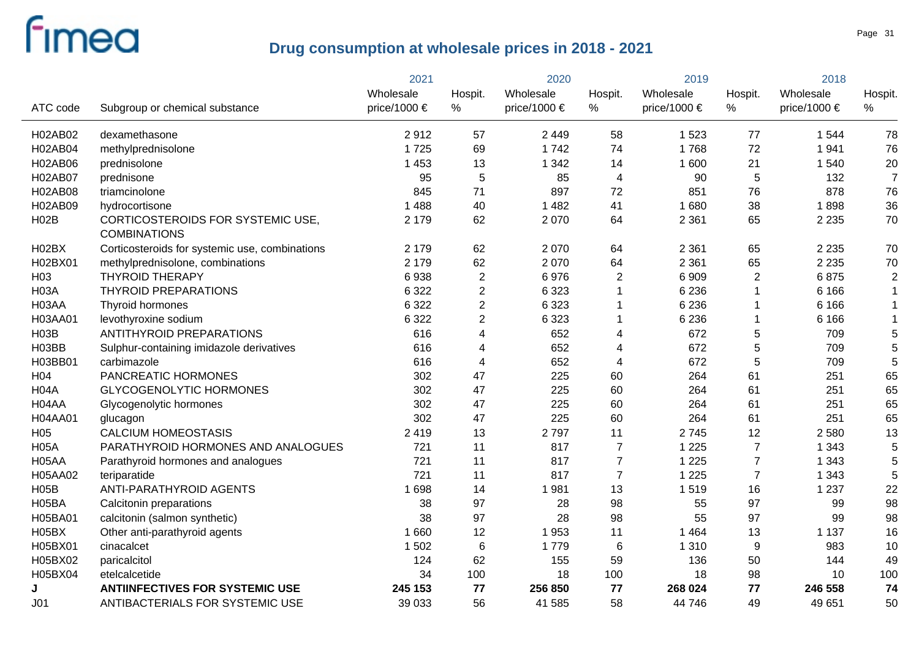# Drug consumption at wholesale prices in 2018 - 2021

| ATC code | Subgroup or chemical substance | 2021 Wholesale price/1000 € | 2021 Hospit. % | 2020 Wholesale price/1000 € | 2020 Hospit. % | 2019 Wholesale price/1000 € | 2019 Hospit. % | 2018 Wholesale price/1000 € | 2018 Hospit. % |
|---|---|---|---|---|---|---|---|---|---|
| H02AB02 | dexamethasone | 2 912 | 57 | 2 449 | 58 | 1 523 | 77 | 1 544 | 78 |
| H02AB04 | methylprednisolone | 1 725 | 69 | 1 742 | 74 | 1 768 | 72 | 1 941 | 76 |
| H02AB06 | prednisolone | 1 453 | 13 | 1 342 | 14 | 1 600 | 21 | 1 540 | 20 |
| H02AB07 | prednisone | 95 | 5 | 85 | 4 | 90 | 5 | 132 | 7 |
| H02AB08 | triamcinolone | 845 | 71 | 897 | 72 | 851 | 76 | 878 | 76 |
| H02AB09 | hydrocortisone | 1 488 | 40 | 1 482 | 41 | 1 680 | 38 | 1 898 | 36 |
| H02B | CORTICOSTEROIDS FOR SYSTEMIC USE, COMBINATIONS | 2 179 | 62 | 2 070 | 64 | 2 361 | 65 | 2 235 | 70 |
| H02BX | Corticosteroids for systemic use, combinations | 2 179 | 62 | 2 070 | 64 | 2 361 | 65 | 2 235 | 70 |
| H02BX01 | methylprednisolone, combinations | 2 179 | 62 | 2 070 | 64 | 2 361 | 65 | 2 235 | 70 |
| H03 | THYROID THERAPY | 6 938 | 2 | 6 976 | 2 | 6 909 | 2 | 6 875 | 2 |
| H03A | THYROID PREPARATIONS | 6 322 | 2 | 6 323 | 1 | 6 236 | 1 | 6 166 | 1 |
| H03AA | Thyroid hormones | 6 322 | 2 | 6 323 | 1 | 6 236 | 1 | 6 166 | 1 |
| H03AA01 | levothyroxine sodium | 6 322 | 2 | 6 323 | 1 | 6 236 | 1 | 6 166 | 1 |
| H03B | ANTITHYROID PREPARATIONS | 616 | 4 | 652 | 4 | 672 | 5 | 709 | 5 |
| H03BB | Sulphur-containing imidazole derivatives | 616 | 4 | 652 | 4 | 672 | 5 | 709 | 5 |
| H03BB01 | carbimazole | 616 | 4 | 652 | 4 | 672 | 5 | 709 | 5 |
| H04 | PANCREATIC HORMONES | 302 | 47 | 225 | 60 | 264 | 61 | 251 | 65 |
| H04A | GLYCOGENOLYTIC HORMONES | 302 | 47 | 225 | 60 | 264 | 61 | 251 | 65 |
| H04AA | Glycogenolytic hormones | 302 | 47 | 225 | 60 | 264 | 61 | 251 | 65 |
| H04AA01 | glucagon | 302 | 47 | 225 | 60 | 264 | 61 | 251 | 65 |
| H05 | CALCIUM HOMEOSTASIS | 2 419 | 13 | 2 797 | 11 | 2 745 | 12 | 2 580 | 13 |
| H05A | PARATHYROID HORMONES AND ANALOGUES | 721 | 11 | 817 | 7 | 1 225 | 7 | 1 343 | 5 |
| H05AA | Parathyroid hormones and analogues | 721 | 11 | 817 | 7 | 1 225 | 7 | 1 343 | 5 |
| H05AA02 | teriparatide | 721 | 11 | 817 | 7 | 1 225 | 7 | 1 343 | 5 |
| H05B | ANTI-PARATHYROID AGENTS | 1 698 | 14 | 1 981 | 13 | 1 519 | 16 | 1 237 | 22 |
| H05BA | Calcitonin preparations | 38 | 97 | 28 | 98 | 55 | 97 | 99 | 98 |
| H05BA01 | calcitonin (salmon synthetic) | 38 | 97 | 28 | 98 | 55 | 97 | 99 | 98 |
| H05BX | Other anti-parathyroid agents | 1 660 | 12 | 1 953 | 11 | 1 464 | 13 | 1 137 | 16 |
| H05BX01 | cinacalcet | 1 502 | 6 | 1 779 | 6 | 1 310 | 9 | 983 | 10 |
| H05BX02 | paricalcitol | 124 | 62 | 155 | 59 | 136 | 50 | 144 | 49 |
| H05BX04 | etelcalcetide | 34 | 100 | 18 | 100 | 18 | 98 | 10 | 100 |
| **J** | **ANTIINFECTIVES FOR SYSTEMIC USE** | **245 153** | **77** | **256 850** | **77** | **268 024** | **77** | **246 558** | **74** |
| J01 | ANTIBACTERIALS FOR SYSTEMIC USE | 39 033 | 56 | 41 585 | 58 | 44 746 | 49 | 49 651 | 50 |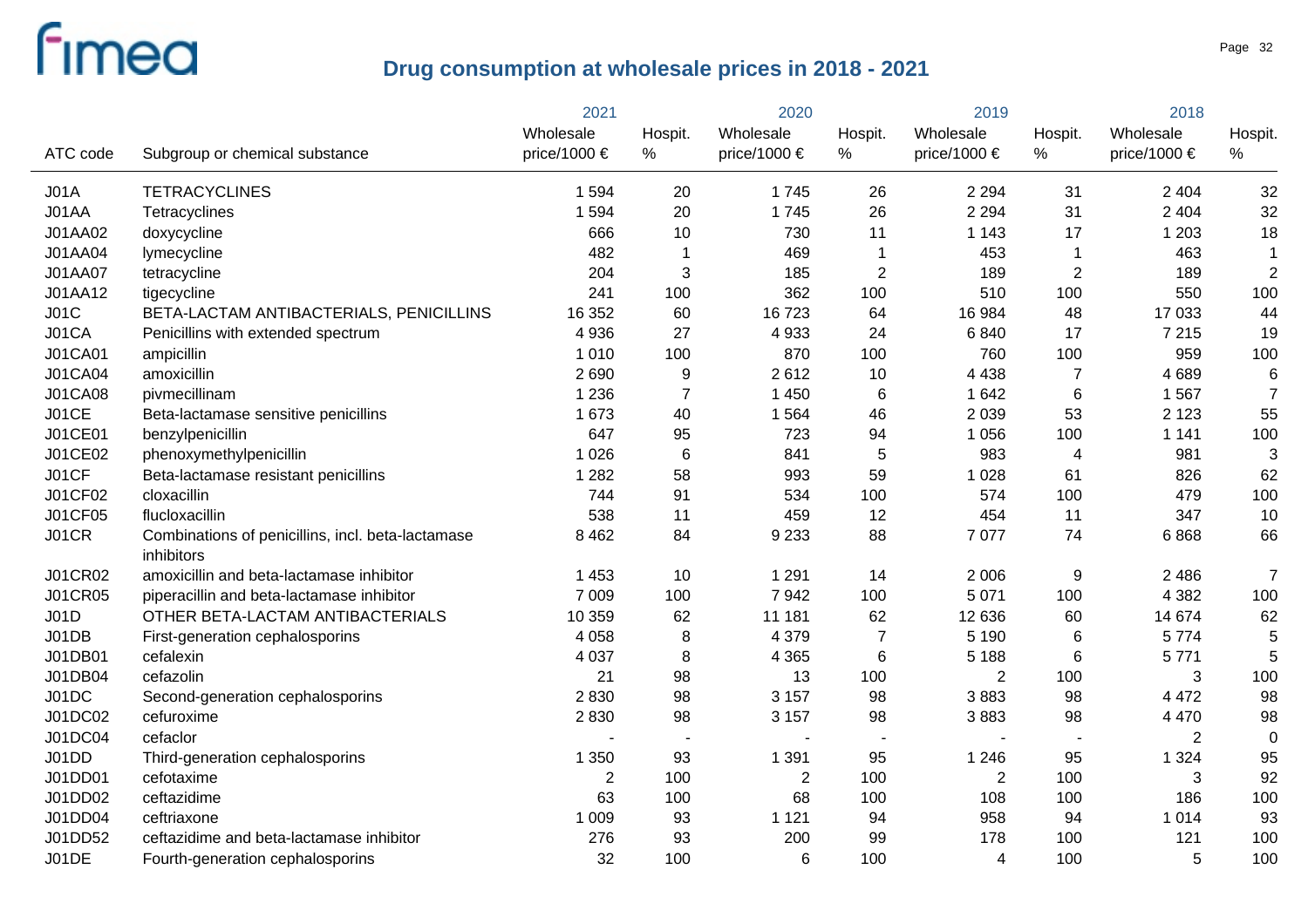# Drug consumption at wholesale prices in 2018 - 2021

| ATC code | Subgroup or chemical substance | 2021 Wholesale price/1000 € | 2021 Hospit. % | 2020 Wholesale price/1000 € | 2020 Hospit. % | 2019 Wholesale price/1000 € | 2019 Hospit. % | 2018 Wholesale price/1000 € | 2018 Hospit. % |
|---|---|---|---|---|---|---|---|---|---|
| J01A | TETRACYCLINES | 1 594 | 20 | 1 745 | 26 | 2 294 | 31 | 2 404 | 32 |
| J01AA | Tetracyclines | 1 594 | 20 | 1 745 | 26 | 2 294 | 31 | 2 404 | 32 |
| J01AA02 | doxycycline | 666 | 10 | 730 | 11 | 1 143 | 17 | 1 203 | 18 |
| J01AA04 | lymecycline | 482 | 1 | 469 | 1 | 453 | 1 | 463 | 1 |
| J01AA07 | tetracycline | 204 | 3 | 185 | 2 | 189 | 2 | 189 | 2 |
| J01AA12 | tigecycline | 241 | 100 | 362 | 100 | 510 | 100 | 550 | 100 |
| J01C | BETA-LACTAM ANTIBACTERIALS, PENICILLINS | 16 352 | 60 | 16 723 | 64 | 16 984 | 48 | 17 033 | 44 |
| J01CA | Penicillins with extended spectrum | 4 936 | 27 | 4 933 | 24 | 6 840 | 17 | 7 215 | 19 |
| J01CA01 | ampicillin | 1 010 | 100 | 870 | 100 | 760 | 100 | 959 | 100 |
| J01CA04 | amoxicillin | 2 690 | 9 | 2 612 | 10 | 4 438 | 7 | 4 689 | 6 |
| J01CA08 | pivmecillinam | 1 236 | 7 | 1 450 | 6 | 1 642 | 6 | 1 567 | 7 |
| J01CE | Beta-lactamase sensitive penicillins | 1 673 | 40 | 1 564 | 46 | 2 039 | 53 | 2 123 | 55 |
| J01CE01 | benzylpenicillin | 647 | 95 | 723 | 94 | 1 056 | 100 | 1 141 | 100 |
| J01CE02 | phenoxymethylpenicillin | 1 026 | 6 | 841 | 5 | 983 | 4 | 981 | 3 |
| J01CF | Beta-lactamase resistant penicillins | 1 282 | 58 | 993 | 59 | 1 028 | 61 | 826 | 62 |
| J01CF02 | cloxacillin | 744 | 91 | 534 | 100 | 574 | 100 | 479 | 100 |
| J01CF05 | flucloxacillin | 538 | 11 | 459 | 12 | 454 | 11 | 347 | 10 |
| J01CR | Combinations of penicillins, incl. beta-lactamase inhibitors | 8 462 | 84 | 9 233 | 88 | 7 077 | 74 | 6 868 | 66 |
| J01CR02 | amoxicillin and beta-lactamase inhibitor | 1 453 | 10 | 1 291 | 14 | 2 006 | 9 | 2 486 | 7 |
| J01CR05 | piperacillin and beta-lactamase inhibitor | 7 009 | 100 | 7 942 | 100 | 5 071 | 100 | 4 382 | 100 |
| J01D | OTHER BETA-LACTAM ANTIBACTERIALS | 10 359 | 62 | 11 181 | 62 | 12 636 | 60 | 14 674 | 62 |
| J01DB | First-generation cephalosporins | 4 058 | 8 | 4 379 | 7 | 5 190 | 6 | 5 774 | 5 |
| J01DB01 | cefalexin | 4 037 | 8 | 4 365 | 6 | 5 188 | 6 | 5 771 | 5 |
| J01DB04 | cefazolin | 21 | 98 | 13 | 100 | 2 | 100 | 3 | 100 |
| J01DC | Second-generation cephalosporins | 2 830 | 98 | 3 157 | 98 | 3 883 | 98 | 4 472 | 98 |
| J01DC02 | cefuroxime | 2 830 | 98 | 3 157 | 98 | 3 883 | 98 | 4 470 | 98 |
| J01DC04 | cefaclor | - | - | - | - | - | - | 2 | 0 |
| J01DD | Third-generation cephalosporins | 1 350 | 93 | 1 391 | 95 | 1 246 | 95 | 1 324 | 95 |
| J01DD01 | cefotaxime | 2 | 100 | 2 | 100 | 2 | 100 | 3 | 92 |
| J01DD02 | ceftazidime | 63 | 100 | 68 | 100 | 108 | 100 | 186 | 100 |
| J01DD04 | ceftriaxone | 1 009 | 93 | 1 121 | 94 | 958 | 94 | 1 014 | 93 |
| J01DD52 | ceftazidime and beta-lactamase inhibitor | 276 | 93 | 200 | 99 | 178 | 100 | 121 | 100 |
| J01DE | Fourth-generation cephalosporins | 32 | 100 | 6 | 100 | 4 | 100 | 5 | 100 |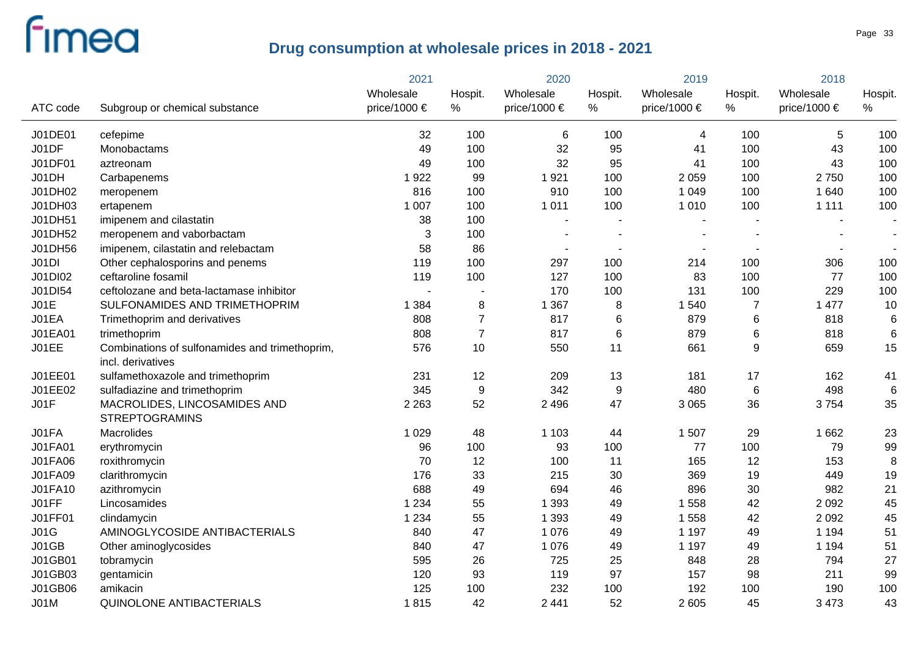# Drug consumption at wholesale prices in 2018 - 2021

| ATC code | Subgroup or chemical substance | 2021 Wholesale price/1000 € | 2021 Hospit. % | 2020 Wholesale price/1000 € | 2020 Hospit. % | 2019 Wholesale price/1000 € | 2019 Hospit. % | 2018 Wholesale price/1000 € | 2018 Hospit. % |
|---|---|---|---|---|---|---|---|---|---|
| J01DE01 | cefepime | 32 | 100 | 6 | 100 | 4 | 100 | 5 | 100 |
| J01DF | Monobactams | 49 | 100 | 32 | 95 | 41 | 100 | 43 | 100 |
| J01DF01 | aztreonam | 49 | 100 | 32 | 95 | 41 | 100 | 43 | 100 |
| J01DH | Carbapenems | 1 922 | 99 | 1 921 | 100 | 2 059 | 100 | 2 750 | 100 |
| J01DH02 | meropenem | 816 | 100 | 910 | 100 | 1 049 | 100 | 1 640 | 100 |
| J01DH03 | ertapenem | 1 007 | 100 | 1 011 | 100 | 1 010 | 100 | 1 111 | 100 |
| J01DH51 | imipenem and cilastatin | 38 | 100 | - | - | - | - | - | - |
| J01DH52 | meropenem and vaborbactam | 3 | 100 | - | - | - | - | - | - |
| J01DH56 | imipenem, cilastatin and relebactam | 58 | 86 | - | - | - | - | - | - |
| J01DI | Other cephalosporins and penems | 119 | 100 | 297 | 100 | 214 | 100 | 306 | 100 |
| J01DI02 | ceftaroline fosamil | 119 | 100 | 127 | 100 | 83 | 100 | 77 | 100 |
| J01DI54 | ceftolozane and beta-lactamase inhibitor | - | - | 170 | 100 | 131 | 100 | 229 | 100 |
| J01E | SULFONAMIDES AND TRIMETHOPRIM | 1 384 | 8 | 1 367 | 8 | 1 540 | 7 | 1 477 | 10 |
| J01EA | Trimethoprim and derivatives | 808 | 7 | 817 | 6 | 879 | 6 | 818 | 6 |
| J01EA01 | trimethoprim | 808 | 7 | 817 | 6 | 879 | 6 | 818 | 6 |
| J01EE | Combinations of sulfonamides and trimethoprim, incl. derivatives | 576 | 10 | 550 | 11 | 661 | 9 | 659 | 15 |
| J01EE01 | sulfamethoxazole and trimethoprim | 231 | 12 | 209 | 13 | 181 | 17 | 162 | 41 |
| J01EE02 | sulfadiazine and trimethoprim | 345 | 9 | 342 | 9 | 480 | 6 | 498 | 6 |
| J01F | MACROLIDES, LINCOSAMIDES AND STREPTOGRAMINS | 2 263 | 52 | 2 496 | 47 | 3 065 | 36 | 3 754 | 35 |
| J01FA | Macrolides | 1 029 | 48 | 1 103 | 44 | 1 507 | 29 | 1 662 | 23 |
| J01FA01 | erythromycin | 96 | 100 | 93 | 100 | 77 | 100 | 79 | 99 |
| J01FA06 | roxithromycin | 70 | 12 | 100 | 11 | 165 | 12 | 153 | 8 |
| J01FA09 | clarithromycin | 176 | 33 | 215 | 30 | 369 | 19 | 449 | 19 |
| J01FA10 | azithromycin | 688 | 49 | 694 | 46 | 896 | 30 | 982 | 21 |
| J01FF | Lincosamides | 1 234 | 55 | 1 393 | 49 | 1 558 | 42 | 2 092 | 45 |
| J01FF01 | clindamycin | 1 234 | 55 | 1 393 | 49 | 1 558 | 42 | 2 092 | 45 |
| J01G | AMINOGLYCOSIDE ANTIBACTERIALS | 840 | 47 | 1 076 | 49 | 1 197 | 49 | 1 194 | 51 |
| J01GB | Other aminoglycosides | 840 | 47 | 1 076 | 49 | 1 197 | 49 | 1 194 | 51 |
| J01GB01 | tobramycin | 595 | 26 | 725 | 25 | 848 | 28 | 794 | 27 |
| J01GB03 | gentamicin | 120 | 93 | 119 | 97 | 157 | 98 | 211 | 99 |
| J01GB06 | amikacin | 125 | 100 | 232 | 100 | 192 | 100 | 190 | 100 |
| J01M | QUINOLONE ANTIBACTERIALS | 1 815 | 42 | 2 441 | 52 | 2 605 | 45 | 3 473 | 43 |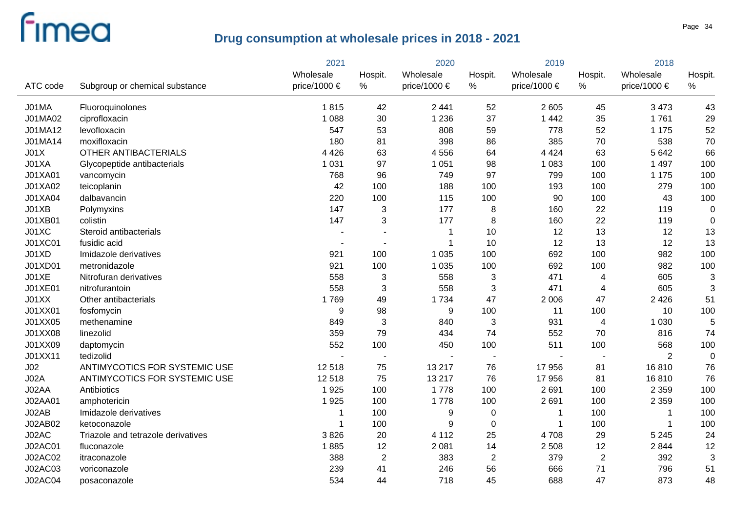# Drug consumption at wholesale prices in 2018 - 2021

| ATC code | Subgroup or chemical substance | 2021 Wholesale price/1000 € | 2021 Hospit. % | 2020 Wholesale price/1000 € | 2020 Hospit. % | 2019 Wholesale price/1000 € | 2019 Hospit. % | 2018 Wholesale price/1000 € | 2018 Hospit. % |
|---|---|---|---|---|---|---|---|---|---|
| J01MA | Fluoroquinolones | 1 815 | 42 | 2 441 | 52 | 2 605 | 45 | 3 473 | 43 |
| J01MA02 | ciprofloxacin | 1 088 | 30 | 1 236 | 37 | 1 442 | 35 | 1 761 | 29 |
| J01MA12 | levofloxacin | 547 | 53 | 808 | 59 | 778 | 52 | 1 175 | 52 |
| J01MA14 | moxifloxacin | 180 | 81 | 398 | 86 | 385 | 70 | 538 | 70 |
| J01X | OTHER ANTIBACTERIALS | 4 426 | 63 | 4 556 | 64 | 4 424 | 63 | 5 642 | 66 |
| J01XA | Glycopeptide antibacterials | 1 031 | 97 | 1 051 | 98 | 1 083 | 100 | 1 497 | 100 |
| J01XA01 | vancomycin | 768 | 96 | 749 | 97 | 799 | 100 | 1 175 | 100 |
| J01XA02 | teicoplanin | 42 | 100 | 188 | 100 | 193 | 100 | 279 | 100 |
| J01XA04 | dalbavancin | 220 | 100 | 115 | 100 | 90 | 100 | 43 | 100 |
| J01XB | Polymyxins | 147 | 3 | 177 | 8 | 160 | 22 | 119 | 0 |
| J01XB01 | colistin | 147 | 3 | 177 | 8 | 160 | 22 | 119 | 0 |
| J01XC | Steroid antibacterials | - | - | 1 | 10 | 12 | 13 | 12 | 13 |
| J01XC01 | fusidic acid | - | - | 1 | 10 | 12 | 13 | 12 | 13 |
| J01XD | Imidazole derivatives | 921 | 100 | 1 035 | 100 | 692 | 100 | 982 | 100 |
| J01XD01 | metronidazole | 921 | 100 | 1 035 | 100 | 692 | 100 | 982 | 100 |
| J01XE | Nitrofuran derivatives | 558 | 3 | 558 | 3 | 471 | 4 | 605 | 3 |
| J01XE01 | nitrofurantoin | 558 | 3 | 558 | 3 | 471 | 4 | 605 | 3 |
| J01XX | Other antibacterials | 1 769 | 49 | 1 734 | 47 | 2 006 | 47 | 2 426 | 51 |
| J01XX01 | fosfomycin | 9 | 98 | 9 | 100 | 11 | 100 | 10 | 100 |
| J01XX05 | methenamine | 849 | 3 | 840 | 3 | 931 | 4 | 1 030 | 5 |
| J01XX08 | linezolid | 359 | 79 | 434 | 74 | 552 | 70 | 816 | 74 |
| J01XX09 | daptomycin | 552 | 100 | 450 | 100 | 511 | 100 | 568 | 100 |
| J01XX11 | tedizolid | - | - | - | - | - | - | 2 | 0 |
| J02 | ANTIMYCOTICS FOR SYSTEMIC USE | 12 518 | 75 | 13 217 | 76 | 17 956 | 81 | 16 810 | 76 |
| J02A | ANTIMYCOTICS FOR SYSTEMIC USE | 12 518 | 75 | 13 217 | 76 | 17 956 | 81 | 16 810 | 76 |
| J02AA | Antibiotics | 1 925 | 100 | 1 778 | 100 | 2 691 | 100 | 2 359 | 100 |
| J02AA01 | amphotericin | 1 925 | 100 | 1 778 | 100 | 2 691 | 100 | 2 359 | 100 |
| J02AB | Imidazole derivatives | 1 | 100 | 9 | 0 | 1 | 100 | 1 | 100 |
| J02AB02 | ketoconazole | 1 | 100 | 9 | 0 | 1 | 100 | 1 | 100 |
| J02AC | Triazole and tetrazole derivatives | 3 826 | 20 | 4 112 | 25 | 4 708 | 29 | 5 245 | 24 |
| J02AC01 | fluconazole | 1 885 | 12 | 2 081 | 14 | 2 508 | 12 | 2 844 | 12 |
| J02AC02 | itraconazole | 388 | 2 | 383 | 2 | 379 | 2 | 392 | 3 |
| J02AC03 | voriconazole | 239 | 41 | 246 | 56 | 666 | 71 | 796 | 51 |
| J02AC04 | posaconazole | 534 | 44 | 718 | 45 | 688 | 47 | 873 | 48 |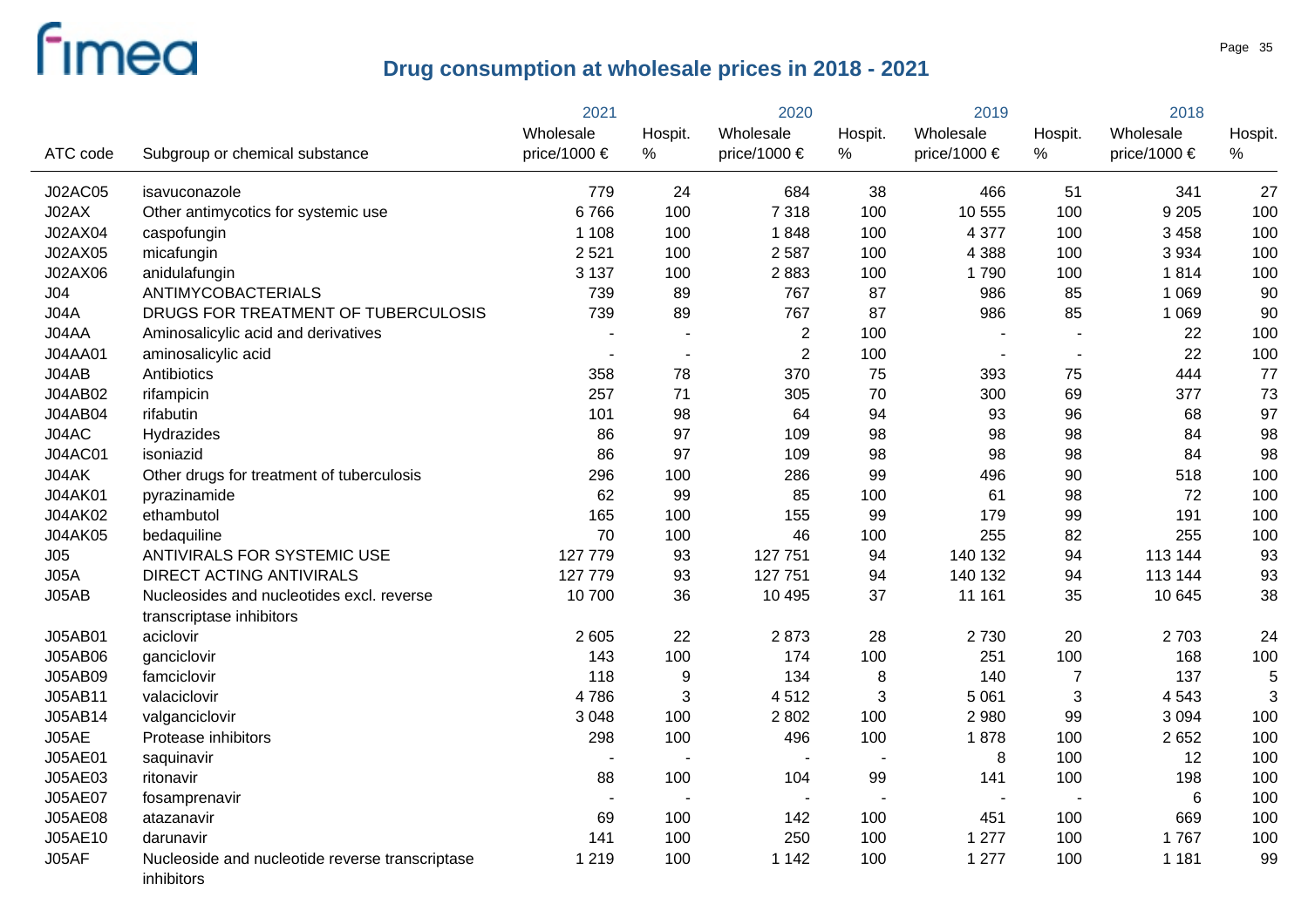# Drug consumption at wholesale prices in 2018 - 2021

| ATC code | Subgroup or chemical substance | 2021 Wholesale price/1000 € | 2021 Hospit. % | 2020 Wholesale price/1000 € | 2020 Hospit. % | 2019 Wholesale price/1000 € | 2019 Hospit. % | 2018 Wholesale price/1000 € | 2018 Hospit. % |
|---|---|---|---|---|---|---|---|---|---|
| J02AC05 | isavuconazole | 779 | 24 | 684 | 38 | 466 | 51 | 341 | 27 |
| J02AX | Other antimycotics for systemic use | 6 766 | 100 | 7 318 | 100 | 10 555 | 100 | 9 205 | 100 |
| J02AX04 | caspofungin | 1 108 | 100 | 1 848 | 100 | 4 377 | 100 | 3 458 | 100 |
| J02AX05 | micafungin | 2 521 | 100 | 2 587 | 100 | 4 388 | 100 | 3 934 | 100 |
| J02AX06 | anidulafungin | 3 137 | 100 | 2 883 | 100 | 1 790 | 100 | 1 814 | 100 |
| J04 | ANTIMYCOBACTERIALS | 739 | 89 | 767 | 87 | 986 | 85 | 1 069 | 90 |
| J04A | DRUGS FOR TREATMENT OF TUBERCULOSIS | 739 | 89 | 767 | 87 | 986 | 85 | 1 069 | 90 |
| J04AA | Aminosalicylic acid and derivatives | - | - | 2 | 100 | - | - | 22 | 100 |
| J04AA01 | aminosalicylic acid | - | - | 2 | 100 | - | - | 22 | 100 |
| J04AB | Antibiotics | 358 | 78 | 370 | 75 | 393 | 75 | 444 | 77 |
| J04AB02 | rifampicin | 257 | 71 | 305 | 70 | 300 | 69 | 377 | 73 |
| J04AB04 | rifabutin | 101 | 98 | 64 | 94 | 93 | 96 | 68 | 97 |
| J04AC | Hydrazides | 86 | 97 | 109 | 98 | 98 | 98 | 84 | 98 |
| J04AC01 | isoniazid | 86 | 97 | 109 | 98 | 98 | 98 | 84 | 98 |
| J04AK | Other drugs for treatment of tuberculosis | 296 | 100 | 286 | 99 | 496 | 90 | 518 | 100 |
| J04AK01 | pyrazinamide | 62 | 99 | 85 | 100 | 61 | 98 | 72 | 100 |
| J04AK02 | ethambutol | 165 | 100 | 155 | 99 | 179 | 99 | 191 | 100 |
| J04AK05 | bedaquiline | 70 | 100 | 46 | 100 | 255 | 82 | 255 | 100 |
| J05 | ANTIVIRALS FOR SYSTEMIC USE | 127 779 | 93 | 127 751 | 94 | 140 132 | 94 | 113 144 | 93 |
| J05A | DIRECT ACTING ANTIVIRALS | 127 779 | 93 | 127 751 | 94 | 140 132 | 94 | 113 144 | 93 |
| J05AB | Nucleosides and nucleotides excl. reverse transcriptase inhibitors | 10 700 | 36 | 10 495 | 37 | 11 161 | 35 | 10 645 | 38 |
| J05AB01 | aciclovir | 2 605 | 22 | 2 873 | 28 | 2 730 | 20 | 2 703 | 24 |
| J05AB06 | ganciclovir | 143 | 100 | 174 | 100 | 251 | 100 | 168 | 100 |
| J05AB09 | famciclovir | 118 | 9 | 134 | 8 | 140 | 7 | 137 | 5 |
| J05AB11 | valaciclovir | 4 786 | 3 | 4 512 | 3 | 5 061 | 3 | 4 543 | 3 |
| J05AB14 | valganciclovir | 3 048 | 100 | 2 802 | 100 | 2 980 | 99 | 3 094 | 100 |
| J05AE | Protease inhibitors | 298 | 100 | 496 | 100 | 1 878 | 100 | 2 652 | 100 |
| J05AE01 | saquinavir | - | - | - | - | 8 | 100 | 12 | 100 |
| J05AE03 | ritonavir | 88 | 100 | 104 | 99 | 141 | 100 | 198 | 100 |
| J05AE07 | fosamprenavir | - | - | - | - | - | - | 6 | 100 |
| J05AE08 | atazanavir | 69 | 100 | 142 | 100 | 451 | 100 | 669 | 100 |
| J05AE10 | darunavir | 141 | 100 | 250 | 100 | 1 277 | 100 | 1 767 | 100 |
| J05AF | Nucleoside and nucleotide reverse transcriptase inhibitors | 1 219 | 100 | 1 142 | 100 | 1 277 | 100 | 1 181 | 99 |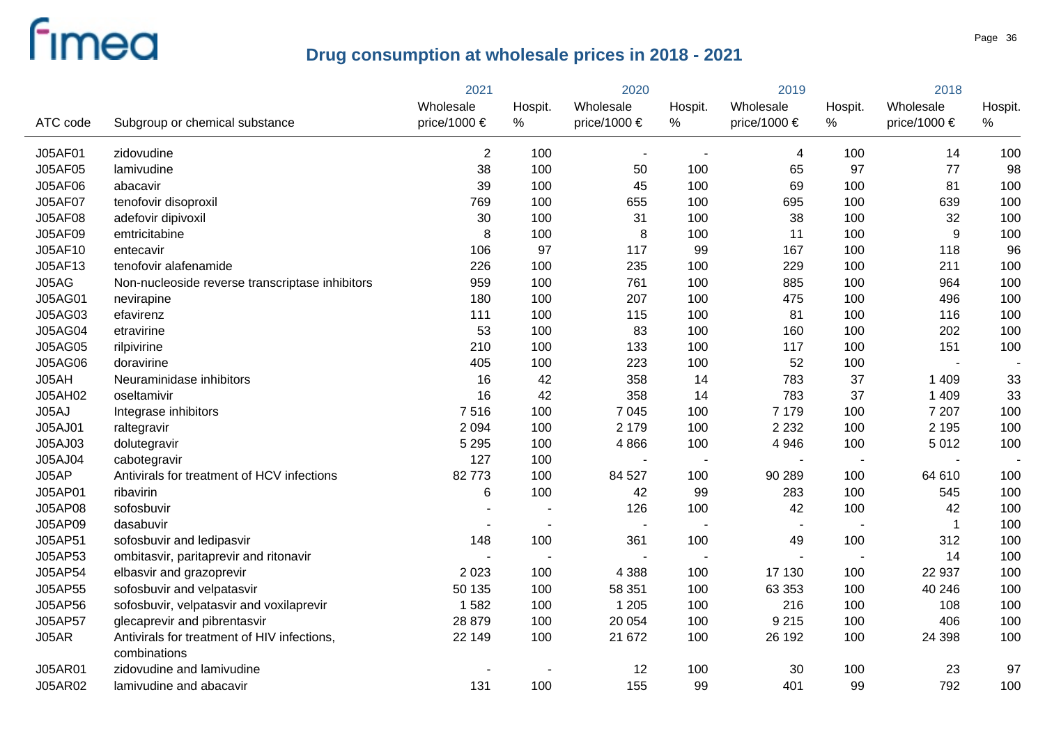## Drug consumption at wholesale prices in 2018 - 2021

| ATC code | Subgroup or chemical substance | 2021 Wholesale price/1000 € | 2021 Hospit. % | 2020 Wholesale price/1000 € | 2020 Hospit. % | 2019 Wholesale price/1000 € | 2019 Hospit. % | 2018 Wholesale price/1000 € | 2018 Hospit. % |
|---|---|---|---|---|---|---|---|---|---|
| J05AF01 | zidovudine | 2 | 100 | - | - | 4 | 100 | 14 | 100 |
| J05AF05 | lamivudine | 38 | 100 | 50 | 100 | 65 | 97 | 77 | 98 |
| J05AF06 | abacavir | 39 | 100 | 45 | 100 | 69 | 100 | 81 | 100 |
| J05AF07 | tenofovir disoproxil | 769 | 100 | 655 | 100 | 695 | 100 | 639 | 100 |
| J05AF08 | adefovir dipivoxil | 30 | 100 | 31 | 100 | 38 | 100 | 32 | 100 |
| J05AF09 | emtricitabine | 8 | 100 | 8 | 100 | 11 | 100 | 9 | 100 |
| J05AF10 | entecavir | 106 | 97 | 117 | 99 | 167 | 100 | 118 | 96 |
| J05AF13 | tenofovir alafenamide | 226 | 100 | 235 | 100 | 229 | 100 | 211 | 100 |
| J05AG | Non-nucleoside reverse transcriptase inhibitors | 959 | 100 | 761 | 100 | 885 | 100 | 964 | 100 |
| J05AG01 | nevirapine | 180 | 100 | 207 | 100 | 475 | 100 | 496 | 100 |
| J05AG03 | efavirenz | 111 | 100 | 115 | 100 | 81 | 100 | 116 | 100 |
| J05AG04 | etravirine | 53 | 100 | 83 | 100 | 160 | 100 | 202 | 100 |
| J05AG05 | rilpivirine | 210 | 100 | 133 | 100 | 117 | 100 | 151 | 100 |
| J05AG06 | doravirine | 405 | 100 | 223 | 100 | 52 | 100 | - | - |
| J05AH | Neuraminidase inhibitors | 16 | 42 | 358 | 14 | 783 | 37 | 1 409 | 33 |
| J05AH02 | oseltamivir | 16 | 42 | 358 | 14 | 783 | 37 | 1 409 | 33 |
| J05AJ | Integrase inhibitors | 7 516 | 100 | 7 045 | 100 | 7 179 | 100 | 7 207 | 100 |
| J05AJ01 | raltegravir | 2 094 | 100 | 2 179 | 100 | 2 232 | 100 | 2 195 | 100 |
| J05AJ03 | dolutegravir | 5 295 | 100 | 4 866 | 100 | 4 946 | 100 | 5 012 | 100 |
| J05AJ04 | cabotegravir | 127 | 100 | - | - | - | - | - | - |
| J05AP | Antivirals for treatment of HCV infections | 82 773 | 100 | 84 527 | 100 | 90 289 | 100 | 64 610 | 100 |
| J05AP01 | ribavirin | 6 | 100 | 42 | 99 | 283 | 100 | 545 | 100 |
| J05AP08 | sofosbuvir | - | - | 126 | 100 | 42 | 100 | 42 | 100 |
| J05AP09 | dasabuvir | - | - | - | - | - | - | 1 | 100 |
| J05AP51 | sofosbuvir and ledipasvir | 148 | 100 | 361 | 100 | 49 | 100 | 312 | 100 |
| J05AP53 | ombitasvir, paritaprevir and ritonavir | - | - | - | - | - | - | 14 | 100 |
| J05AP54 | elbasvir and grazoprevir | 2 023 | 100 | 4 388 | 100 | 17 130 | 100 | 22 937 | 100 |
| J05AP55 | sofosbuvir and velpatasvir | 50 135 | 100 | 58 351 | 100 | 63 353 | 100 | 40 246 | 100 |
| J05AP56 | sofosbuvir, velpatasvir and voxilaprevir | 1 582 | 100 | 1 205 | 100 | 216 | 100 | 108 | 100 |
| J05AP57 | glecaprevir and pibrentasvir | 28 879 | 100 | 20 054 | 100 | 9 215 | 100 | 406 | 100 |
| J05AR | Antivirals for treatment of HIV infections, combinations | 22 149 | 100 | 21 672 | 100 | 26 192 | 100 | 24 398 | 100 |
| J05AR01 | zidovudine and lamivudine | - | - | 12 | 100 | 30 | 100 | 23 | 97 |
| J05AR02 | lamivudine and abacavir | 131 | 100 | 155 | 99 | 401 | 99 | 792 | 100 |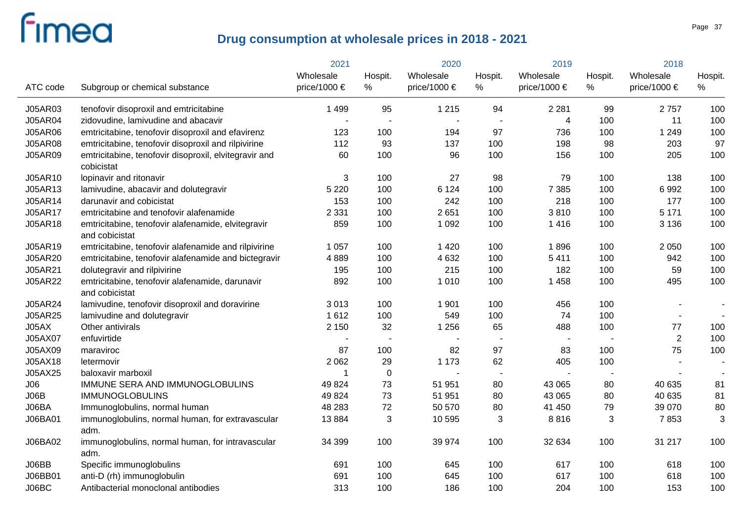# Drug consumption at wholesale prices in 2018 - 2021

| ATC code | Subgroup or chemical substance | 2021 Wholesale price/1000 € | 2021 Hospit. % | 2020 Wholesale price/1000 € | 2020 Hospit. % | 2019 Wholesale price/1000 € | 2019 Hospit. % | 2018 Wholesale price/1000 € | 2018 Hospit. % |
|---|---|---|---|---|---|---|---|---|---|
| J05AR03 | tenofovir disoproxil and emtricitabine | 1 499 | 95 | 1 215 | 94 | 2 281 | 99 | 2 757 | 100 |
| J05AR04 | zidovudine, lamivudine and abacavir | - | - | - | - | 4 | 100 | 11 | 100 |
| J05AR06 | emtricitabine, tenofovir disoproxil and efavirenz | 123 | 100 | 194 | 97 | 736 | 100 | 1 249 | 100 |
| J05AR08 | emtricitabine, tenofovir disoproxil and rilpivirine | 112 | 93 | 137 | 100 | 198 | 98 | 203 | 97 |
| J05AR09 | emtricitabine, tenofovir disoproxil, elvitegravir and cobicistat | 60 | 100 | 96 | 100 | 156 | 100 | 205 | 100 |
| J05AR10 | lopinavir and ritonavir | 3 | 100 | 27 | 98 | 79 | 100 | 138 | 100 |
| J05AR13 | lamivudine, abacavir and dolutegravir | 5 220 | 100 | 6 124 | 100 | 7 385 | 100 | 6 992 | 100 |
| J05AR14 | darunavir and cobicistat | 153 | 100 | 242 | 100 | 218 | 100 | 177 | 100 |
| J05AR17 | emtricitabine and tenofovir alafenamide | 2 331 | 100 | 2 651 | 100 | 3 810 | 100 | 5 171 | 100 |
| J05AR18 | emtricitabine, tenofovir alafenamide, elvitegravir and cobicistat | 859 | 100 | 1 092 | 100 | 1 416 | 100 | 3 136 | 100 |
| J05AR19 | emtricitabine, tenofovir alafenamide and rilpivirine | 1 057 | 100 | 1 420 | 100 | 1 896 | 100 | 2 050 | 100 |
| J05AR20 | emtricitabine, tenofovir alafenamide and bictegravir | 4 889 | 100 | 4 632 | 100 | 5 411 | 100 | 942 | 100 |
| J05AR21 | dolutegravir and rilpivirine | 195 | 100 | 215 | 100 | 182 | 100 | 59 | 100 |
| J05AR22 | emtricitabine, tenofovir alafenamide, darunavir and cobicistat | 892 | 100 | 1 010 | 100 | 1 458 | 100 | 495 | 100 |
| J05AR24 | lamivudine, tenofovir disoproxil and doravirine | 3 013 | 100 | 1 901 | 100 | 456 | 100 | - | - |
| J05AR25 | lamivudine and dolutegravir | 1 612 | 100 | 549 | 100 | 74 | 100 | - | - |
| J05AX | Other antivirals | 2 150 | 32 | 1 256 | 65 | 488 | 100 | 77 | 100 |
| J05AX07 | enfuvirtide | - | - | - | - | - | - | 2 | 100 |
| J05AX09 | maraviroc | 87 | 100 | 82 | 97 | 83 | 100 | 75 | 100 |
| J05AX18 | letermovir | 2 062 | 29 | 1 173 | 62 | 405 | 100 | - | - |
| J05AX25 | baloxavir marboxil | 1 | 0 | - | - | - | - | - | - |
| J06 | IMMUNE SERA AND IMMUNOGLOBULINS | 49 824 | 73 | 51 951 | 80 | 43 065 | 80 | 40 635 | 81 |
| J06B | IMMUNOGLOBULINS | 49 824 | 73 | 51 951 | 80 | 43 065 | 80 | 40 635 | 81 |
| J06BA | Immunoglobulins, normal human | 48 283 | 72 | 50 570 | 80 | 41 450 | 79 | 39 070 | 80 |
| J06BA01 | immunoglobulins, normal human, for extravascular adm. | 13 884 | 3 | 10 595 | 3 | 8 816 | 3 | 7 853 | 3 |
| J06BA02 | immunoglobulins, normal human, for intravascular adm. | 34 399 | 100 | 39 974 | 100 | 32 634 | 100 | 31 217 | 100 |
| J06BB | Specific immunoglobulins | 691 | 100 | 645 | 100 | 617 | 100 | 618 | 100 |
| J06BB01 | anti-D (rh) immunoglobulin | 691 | 100 | 645 | 100 | 617 | 100 | 618 | 100 |
| J06BC | Antibacterial monoclonal antibodies | 313 | 100 | 186 | 100 | 204 | 100 | 153 | 100 |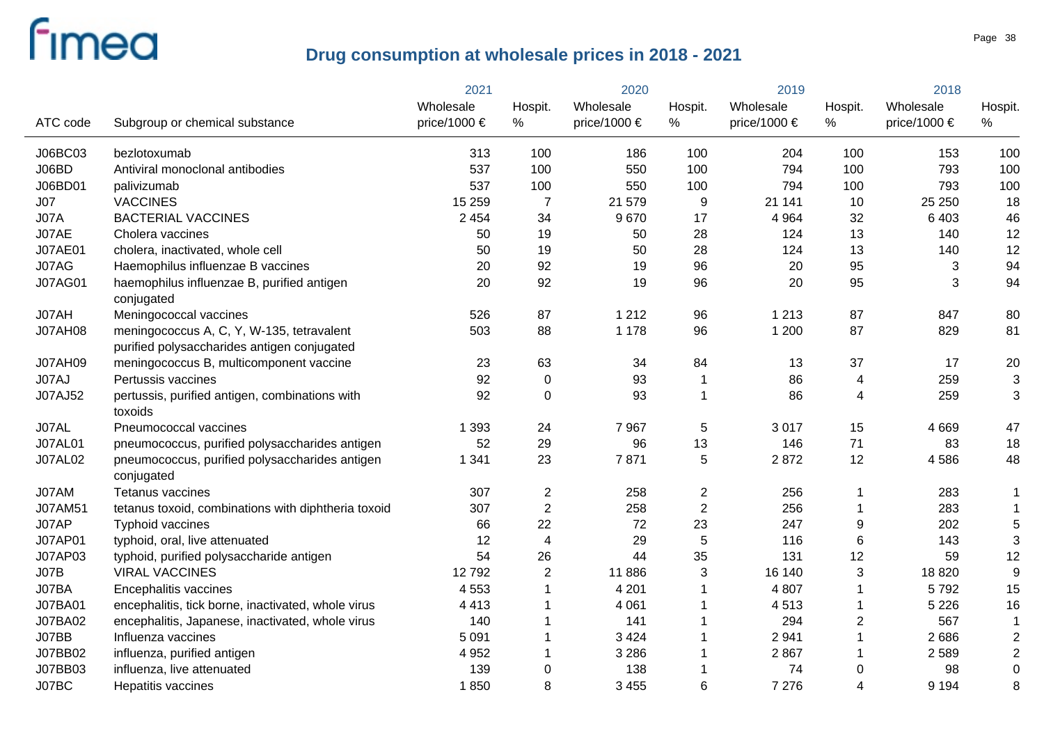## Drug consumption at wholesale prices in 2018 - 2021

| ATC code | Subgroup or chemical substance | 2021 Wholesale price/1000 € | 2021 Hospit. % | 2020 Wholesale price/1000 € | 2020 Hospit. % | 2019 Wholesale price/1000 € | 2019 Hospit. % | 2018 Wholesale price/1000 € | 2018 Hospit. % |
|---|---|---|---|---|---|---|---|---|---|
| J06BC03 | bezlotoxumab | 313 | 100 | 186 | 100 | 204 | 100 | 153 | 100 |
| J06BD | Antiviral monoclonal antibodies | 537 | 100 | 550 | 100 | 794 | 100 | 793 | 100 |
| J06BD01 | palivizumab | 537 | 100 | 550 | 100 | 794 | 100 | 793 | 100 |
| J07 | VACCINES | 15 259 | 7 | 21 579 | 9 | 21 141 | 10 | 25 250 | 18 |
| J07A | BACTERIAL VACCINES | 2 454 | 34 | 9 670 | 17 | 4 964 | 32 | 6 403 | 46 |
| J07AE | Cholera vaccines | 50 | 19 | 50 | 28 | 124 | 13 | 140 | 12 |
| J07AE01 | cholera, inactivated, whole cell | 50 | 19 | 50 | 28 | 124 | 13 | 140 | 12 |
| J07AG | Haemophilus influenzae B vaccines | 20 | 92 | 19 | 96 | 20 | 95 | 3 | 94 |
| J07AG01 | haemophilus influenzae B, purified antigen conjugated | 20 | 92 | 19 | 96 | 20 | 95 | 3 | 94 |
| J07AH | Meningococcal vaccines | 526 | 87 | 1 212 | 96 | 1 213 | 87 | 847 | 80 |
| J07AH08 | meningococcus A, C, Y, W-135, tetravalent purified polysaccharides antigen conjugated | 503 | 88 | 1 178 | 96 | 1 200 | 87 | 829 | 81 |
| J07AH09 | meningococcus B, multicomponent vaccine | 23 | 63 | 34 | 84 | 13 | 37 | 17 | 20 |
| J07AJ | Pertussis vaccines | 92 | 0 | 93 | 1 | 86 | 4 | 259 | 3 |
| J07AJ52 | pertussis, purified antigen, combinations with toxoids | 92 | 0 | 93 | 1 | 86 | 4 | 259 | 3 |
| J07AL | Pneumococcal vaccines | 1 393 | 24 | 7 967 | 5 | 3 017 | 15 | 4 669 | 47 |
| J07AL01 | pneumococcus, purified polysaccharides antigen | 52 | 29 | 96 | 13 | 146 | 71 | 83 | 18 |
| J07AL02 | pneumococcus, purified polysaccharides antigen conjugated | 1 341 | 23 | 7 871 | 5 | 2 872 | 12 | 4 586 | 48 |
| J07AM | Tetanus vaccines | 307 | 2 | 258 | 2 | 256 | 1 | 283 | 1 |
| J07AM51 | tetanus toxoid, combinations with diphtheria toxoid | 307 | 2 | 258 | 2 | 256 | 1 | 283 | 1 |
| J07AP | Typhoid vaccines | 66 | 22 | 72 | 23 | 247 | 9 | 202 | 5 |
| J07AP01 | typhoid, oral, live attenuated | 12 | 4 | 29 | 5 | 116 | 6 | 143 | 3 |
| J07AP03 | typhoid, purified polysaccharide antigen | 54 | 26 | 44 | 35 | 131 | 12 | 59 | 12 |
| J07B | VIRAL VACCINES | 12 792 | 2 | 11 886 | 3 | 16 140 | 3 | 18 820 | 9 |
| J07BA | Encephalitis vaccines | 4 553 | 1 | 4 201 | 1 | 4 807 | 1 | 5 792 | 15 |
| J07BA01 | encephalitis, tick borne, inactivated, whole virus | 4 413 | 1 | 4 061 | 1 | 4 513 | 1 | 5 226 | 16 |
| J07BA02 | encephalitis, Japanese, inactivated, whole virus | 140 | 1 | 141 | 1 | 294 | 2 | 567 | 1 |
| J07BB | Influenza vaccines | 5 091 | 1 | 3 424 | 1 | 2 941 | 1 | 2 686 | 2 |
| J07BB02 | influenza, purified antigen | 4 952 | 1 | 3 286 | 1 | 2 867 | 1 | 2 589 | 2 |
| J07BB03 | influenza, live attenuated | 139 | 0 | 138 | 1 | 74 | 0 | 98 | 0 |
| J07BC | Hepatitis vaccines | 1 850 | 8 | 3 455 | 6 | 7 276 | 4 | 9 194 | 8 |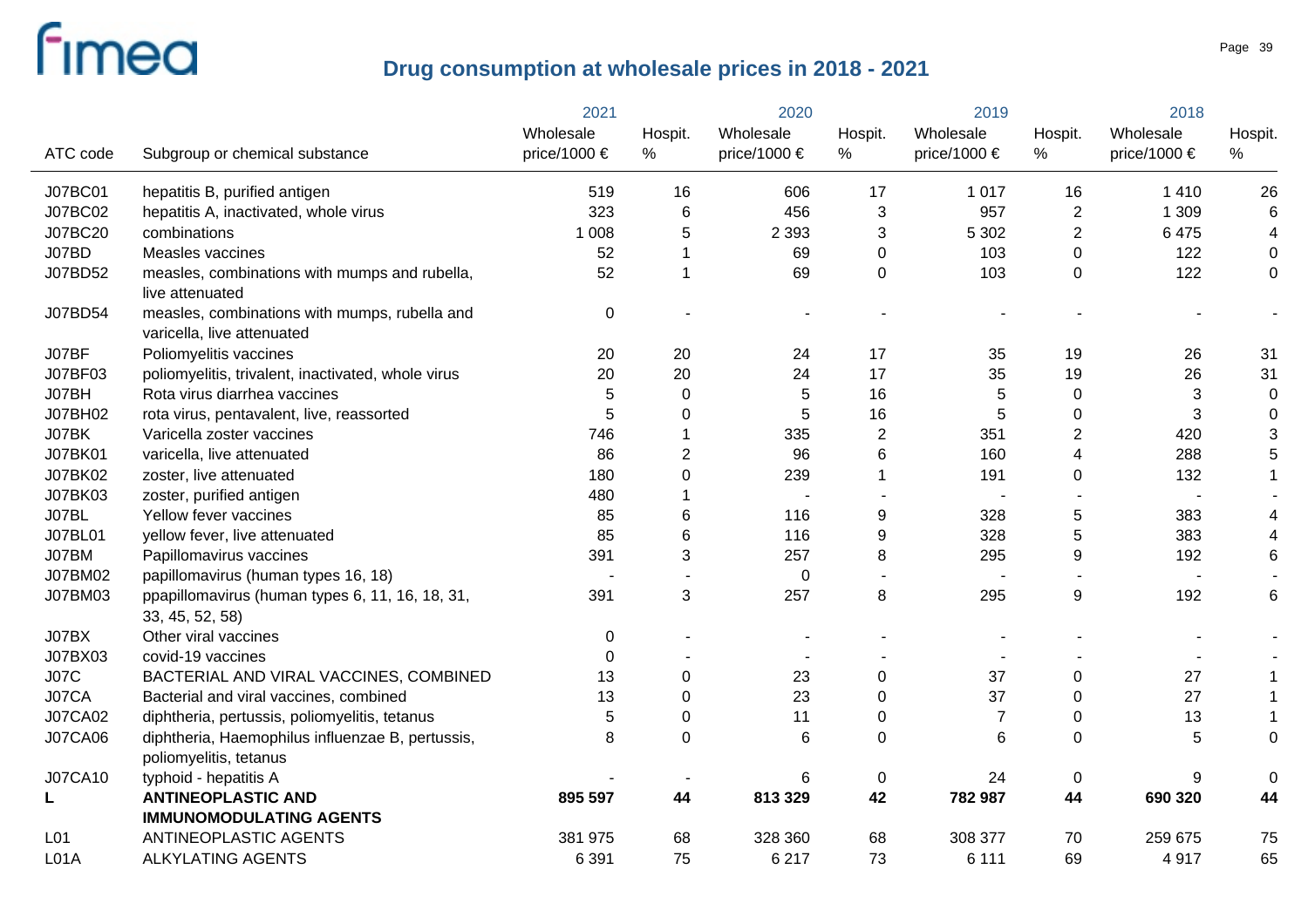# Drug consumption at wholesale prices in 2018 - 2021

| ATC code | Subgroup or chemical substance | 2021 Wholesale price/1000 € | 2021 Hospit. % | 2020 Wholesale price/1000 € | 2020 Hospit. % | 2019 Wholesale price/1000 € | 2019 Hospit. % | 2018 Wholesale price/1000 € | 2018 Hospit. % |
|---|---|---|---|---|---|---|---|---|---|
| J07BC01 | hepatitis B, purified antigen | 519 | 16 | 606 | 17 | 1 017 | 16 | 1 410 | 26 |
| J07BC02 | hepatitis A, inactivated, whole virus | 323 | 6 | 456 | 3 | 957 | 2 | 1 309 | 6 |
| J07BC20 | combinations | 1 008 | 5 | 2 393 | 3 | 5 302 | 2 | 6 475 | 4 |
| J07BD | Measles vaccines | 52 | 1 | 69 | 0 | 103 | 0 | 122 | 0 |
| J07BD52 | measles, combinations with mumps and rubella, live attenuated | 52 | 1 | 69 | 0 | 103 | 0 | 122 | 0 |
| J07BD54 | measles, combinations with mumps, rubella and varicella, live attenuated | 0 | - | - | - | - | - | - | - |
| J07BF | Poliomyelitis vaccines | 20 | 20 | 24 | 17 | 35 | 19 | 26 | 31 |
| J07BF03 | poliomyelitis, trivalent, inactivated, whole virus | 20 | 20 | 24 | 17 | 35 | 19 | 26 | 31 |
| J07BH | Rota virus diarrhea vaccines | 5 | 0 | 5 | 16 | 5 | 0 | 3 | 0 |
| J07BH02 | rota virus, pentavalent, live, reassorted | 5 | 0 | 5 | 16 | 5 | 0 | 3 | 0 |
| J07BK | Varicella zoster vaccines | 746 | 1 | 335 | 2 | 351 | 2 | 420 | 3 |
| J07BK01 | varicella, live attenuated | 86 | 2 | 96 | 6 | 160 | 4 | 288 | 5 |
| J07BK02 | zoster, live attenuated | 180 | 0 | 239 | 1 | 191 | 0 | 132 | 1 |
| J07BK03 | zoster, purified antigen | 480 | 1 | - | - | - | - | - | - |
| J07BL | Yellow fever vaccines | 85 | 6 | 116 | 9 | 328 | 5 | 383 | 4 |
| J07BL01 | yellow fever, live attenuated | 85 | 6 | 116 | 9 | 328 | 5 | 383 | 4 |
| J07BM | Papillomavirus vaccines | 391 | 3 | 257 | 8 | 295 | 9 | 192 | 6 |
| J07BM02 | papillomavirus (human types 16, 18) | - | - | 0 | - | - | - | - | - |
| J07BM03 | ppapillomavirus (human types 6, 11, 16, 18, 31, 33, 45, 52, 58) | 391 | 3 | 257 | 8 | 295 | 9 | 192 | 6 |
| J07BX | Other viral vaccines | 0 | - | - | - | - | - | - | - |
| J07BX03 | covid-19 vaccines | 0 | - | - | - | - | - | - | - |
| J07C | BACTERIAL AND VIRAL VACCINES, COMBINED | 13 | 0 | 23 | 0 | 37 | 0 | 27 | 1 |
| J07CA | Bacterial and viral vaccines, combined | 13 | 0 | 23 | 0 | 37 | 0 | 27 | 1 |
| J07CA02 | diphtheria, pertussis, poliomyelitis, tetanus | 5 | 0 | 11 | 0 | 7 | 0 | 13 | 1 |
| J07CA06 | diphtheria, Haemophilus influenzae B, pertussis, poliomyelitis, tetanus | 8 | 0 | 6 | 0 | 6 | 0 | 5 | 0 |
| J07CA10 | typhoid - hepatitis A | - | - | 6 | 0 | 24 | 0 | 9 | 0 |
| **L** | **ANTINEOPLASTIC AND IMMUNOMODULATING AGENTS** | **895 597** | **44** | **813 329** | **42** | **782 987** | **44** | **690 320** | **44** |
| L01 | ANTINEOPLASTIC AGENTS | 381 975 | 68 | 328 360 | 68 | 308 377 | 70 | 259 675 | 75 |
| L01A | ALKYLATING AGENTS | 6 391 | 75 | 6 217 | 73 | 6 111 | 69 | 4 917 | 65 |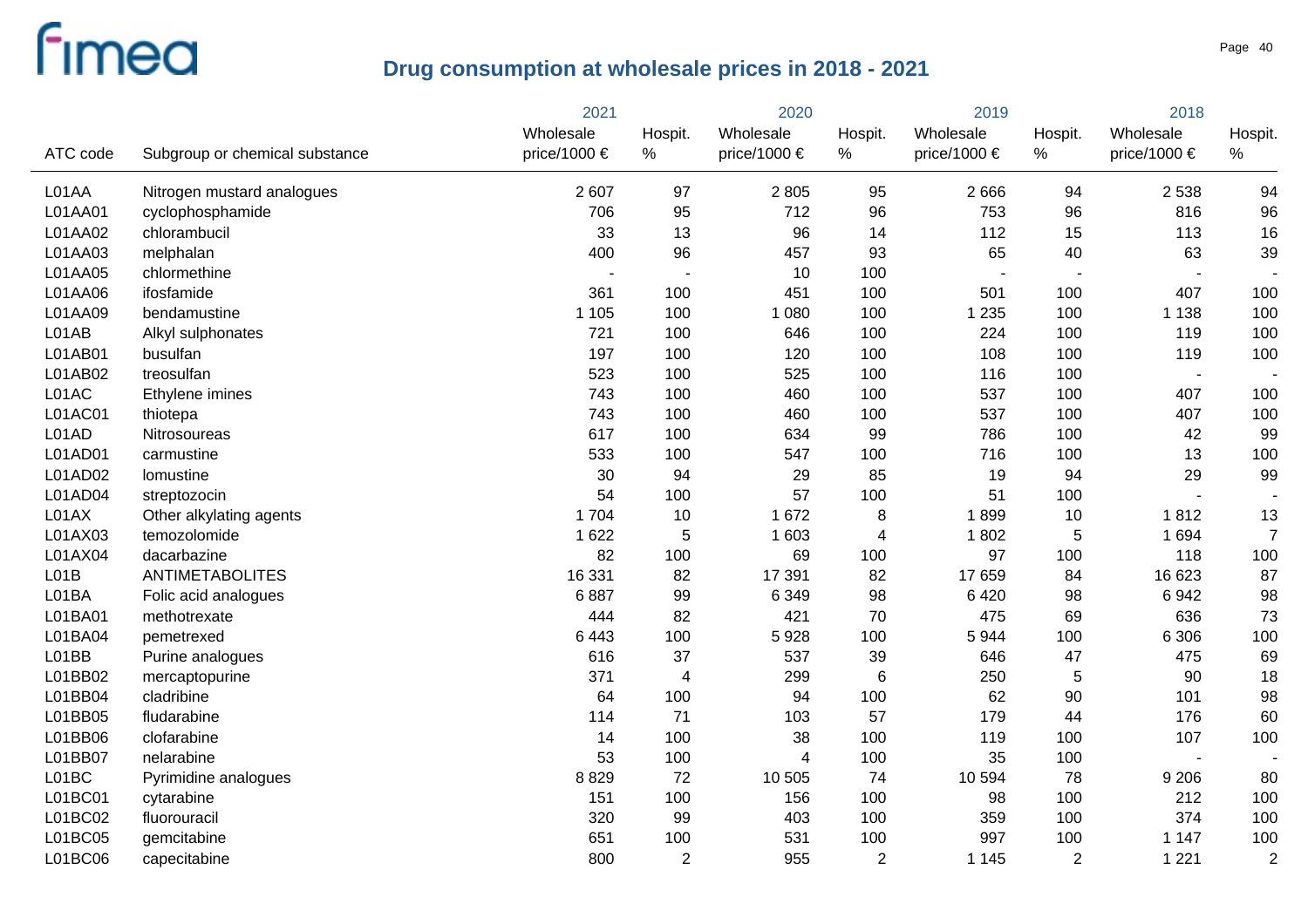# Drug consumption at wholesale prices in 2018 - 2021

| ATC code | Subgroup or chemical substance | 2021 Wholesale price/1000 € | 2021 Hospit. % | 2020 Wholesale price/1000 € | 2020 Hospit. % | 2019 Wholesale price/1000 € | 2019 Hospit. % | 2018 Wholesale price/1000 € | 2018 Hospit. % |
|---|---|---|---|---|---|---|---|---|---|
| L01AA | Nitrogen mustard analogues | 2 607 | 97 | 2 805 | 95 | 2 666 | 94 | 2 538 | 94 |
| L01AA01 | cyclophosphamide | 706 | 95 | 712 | 96 | 753 | 96 | 816 | 96 |
| L01AA02 | chlorambucil | 33 | 13 | 96 | 14 | 112 | 15 | 113 | 16 |
| L01AA03 | melphalan | 400 | 96 | 457 | 93 | 65 | 40 | 63 | 39 |
| L01AA05 | chlormethine | - | - | 10 | 100 | - | - | - | - |
| L01AA06 | ifosfamide | 361 | 100 | 451 | 100 | 501 | 100 | 407 | 100 |
| L01AA09 | bendamustine | 1 105 | 100 | 1 080 | 100 | 1 235 | 100 | 1 138 | 100 |
| L01AB | Alkyl sulphonates | 721 | 100 | 646 | 100 | 224 | 100 | 119 | 100 |
| L01AB01 | busulfan | 197 | 100 | 120 | 100 | 108 | 100 | 119 | 100 |
| L01AB02 | treosulfan | 523 | 100 | 525 | 100 | 116 | 100 | - | - |
| L01AC | Ethylene imines | 743 | 100 | 460 | 100 | 537 | 100 | 407 | 100 |
| L01AC01 | thiotepa | 743 | 100 | 460 | 100 | 537 | 100 | 407 | 100 |
| L01AD | Nitrosoureas | 617 | 100 | 634 | 99 | 786 | 100 | 42 | 99 |
| L01AD01 | carmustine | 533 | 100 | 547 | 100 | 716 | 100 | 13 | 100 |
| L01AD02 | lomustine | 30 | 94 | 29 | 85 | 19 | 94 | 29 | 99 |
| L01AD04 | streptozocin | 54 | 100 | 57 | 100 | 51 | 100 | - | - |
| L01AX | Other alkylating agents | 1 704 | 10 | 1 672 | 8 | 1 899 | 10 | 1 812 | 13 |
| L01AX03 | temozolomide | 1 622 | 5 | 1 603 | 4 | 1 802 | 5 | 1 694 | 7 |
| L01AX04 | dacarbazine | 82 | 100 | 69 | 100 | 97 | 100 | 118 | 100 |
| L01B | ANTIMETABOLITES | 16 331 | 82 | 17 391 | 82 | 17 659 | 84 | 16 623 | 87 |
| L01BA | Folic acid analogues | 6 887 | 99 | 6 349 | 98 | 6 420 | 98 | 6 942 | 98 |
| L01BA01 | methotrexate | 444 | 82 | 421 | 70 | 475 | 69 | 636 | 73 |
| L01BA04 | pemetrexed | 6 443 | 100 | 5 928 | 100 | 5 944 | 100 | 6 306 | 100 |
| L01BB | Purine analogues | 616 | 37 | 537 | 39 | 646 | 47 | 475 | 69 |
| L01BB02 | mercaptopurine | 371 | 4 | 299 | 6 | 250 | 5 | 90 | 18 |
| L01BB04 | cladribine | 64 | 100 | 94 | 100 | 62 | 90 | 101 | 98 |
| L01BB05 | fludarabine | 114 | 71 | 103 | 57 | 179 | 44 | 176 | 60 |
| L01BB06 | clofarabine | 14 | 100 | 38 | 100 | 119 | 100 | 107 | 100 |
| L01BB07 | nelarabine | 53 | 100 | 4 | 100 | 35 | 100 | - | - |
| L01BC | Pyrimidine analogues | 8 829 | 72 | 10 505 | 74 | 10 594 | 78 | 9 206 | 80 |
| L01BC01 | cytarabine | 151 | 100 | 156 | 100 | 98 | 100 | 212 | 100 |
| L01BC02 | fluorouracil | 320 | 99 | 403 | 100 | 359 | 100 | 374 | 100 |
| L01BC05 | gemcitabine | 651 | 100 | 531 | 100 | 997 | 100 | 1 147 | 100 |
| L01BC06 | capecitabine | 800 | 2 | 955 | 2 | 1 145 | 2 | 1 221 | 2 |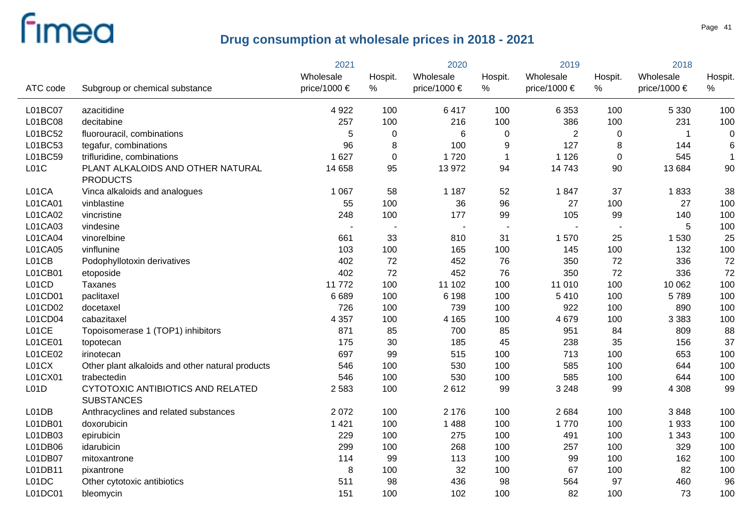# Drug consumption at wholesale prices in 2018 - 2021

| ATC code | Subgroup or chemical substance | 2021 Wholesale price/1000 € | 2021 Hospit. % | 2020 Wholesale price/1000 € | 2020 Hospit. % | 2019 Wholesale price/1000 € | 2019 Hospit. % | 2018 Wholesale price/1000 € | 2018 Hospit. % |
|---|---|---|---|---|---|---|---|---|---|
| L01BC07 | azacitidine | 4 922 | 100 | 6 417 | 100 | 6 353 | 100 | 5 330 | 100 |
| L01BC08 | decitabine | 257 | 100 | 216 | 100 | 386 | 100 | 231 | 100 |
| L01BC52 | fluorouracil, combinations | 5 | 0 | 6 | 0 | 2 | 0 | 1 | 0 |
| L01BC53 | tegafur, combinations | 96 | 8 | 100 | 9 | 127 | 8 | 144 | 6 |
| L01BC59 | trifluridine, combinations | 1 627 | 0 | 1 720 | 1 | 1 126 | 0 | 545 | 1 |
| L01C | PLANT ALKALOIDS AND OTHER NATURAL PRODUCTS | 14 658 | 95 | 13 972 | 94 | 14 743 | 90 | 13 684 | 90 |
| L01CA | Vinca alkaloids and analogues | 1 067 | 58 | 1 187 | 52 | 1 847 | 37 | 1 833 | 38 |
| L01CA01 | vinblastine | 55 | 100 | 36 | 96 | 27 | 100 | 27 | 100 |
| L01CA02 | vincristine | 248 | 100 | 177 | 99 | 105 | 99 | 140 | 100 |
| L01CA03 | vindesine | - | - | - | - | - | - | 5 | 100 |
| L01CA04 | vinorelbine | 661 | 33 | 810 | 31 | 1 570 | 25 | 1 530 | 25 |
| L01CA05 | vinflunine | 103 | 100 | 165 | 100 | 145 | 100 | 132 | 100 |
| L01CB | Podophyllotoxin derivatives | 402 | 72 | 452 | 76 | 350 | 72 | 336 | 72 |
| L01CB01 | etoposide | 402 | 72 | 452 | 76 | 350 | 72 | 336 | 72 |
| L01CD | Taxanes | 11 772 | 100 | 11 102 | 100 | 11 010 | 100 | 10 062 | 100 |
| L01CD01 | paclitaxel | 6 689 | 100 | 6 198 | 100 | 5 410 | 100 | 5 789 | 100 |
| L01CD02 | docetaxel | 726 | 100 | 739 | 100 | 922 | 100 | 890 | 100 |
| L01CD04 | cabazitaxel | 4 357 | 100 | 4 165 | 100 | 4 679 | 100 | 3 383 | 100 |
| L01CE | Topoisomerase 1 (TOP1) inhibitors | 871 | 85 | 700 | 85 | 951 | 84 | 809 | 88 |
| L01CE01 | topotecan | 175 | 30 | 185 | 45 | 238 | 35 | 156 | 37 |
| L01CE02 | irinotecan | 697 | 99 | 515 | 100 | 713 | 100 | 653 | 100 |
| L01CX | Other plant alkaloids and other natural products | 546 | 100 | 530 | 100 | 585 | 100 | 644 | 100 |
| L01CX01 | trabectedin | 546 | 100 | 530 | 100 | 585 | 100 | 644 | 100 |
| L01D | CYTOTOXIC ANTIBIOTICS AND RELATED SUBSTANCES | 2 583 | 100 | 2 612 | 99 | 3 248 | 99 | 4 308 | 99 |
| L01DB | Anthracyclines and related substances | 2 072 | 100 | 2 176 | 100 | 2 684 | 100 | 3 848 | 100 |
| L01DB01 | doxorubicin | 1 421 | 100 | 1 488 | 100 | 1 770 | 100 | 1 933 | 100 |
| L01DB03 | epirubicin | 229 | 100 | 275 | 100 | 491 | 100 | 1 343 | 100 |
| L01DB06 | idarubicin | 299 | 100 | 268 | 100 | 257 | 100 | 329 | 100 |
| L01DB07 | mitoxantrone | 114 | 99 | 113 | 100 | 99 | 100 | 162 | 100 |
| L01DB11 | pixantrone | 8 | 100 | 32 | 100 | 67 | 100 | 82 | 100 |
| L01DC | Other cytotoxic antibiotics | 511 | 98 | 436 | 98 | 564 | 97 | 460 | 96 |
| L01DC01 | bleomycin | 151 | 100 | 102 | 100 | 82 | 100 | 73 | 100 |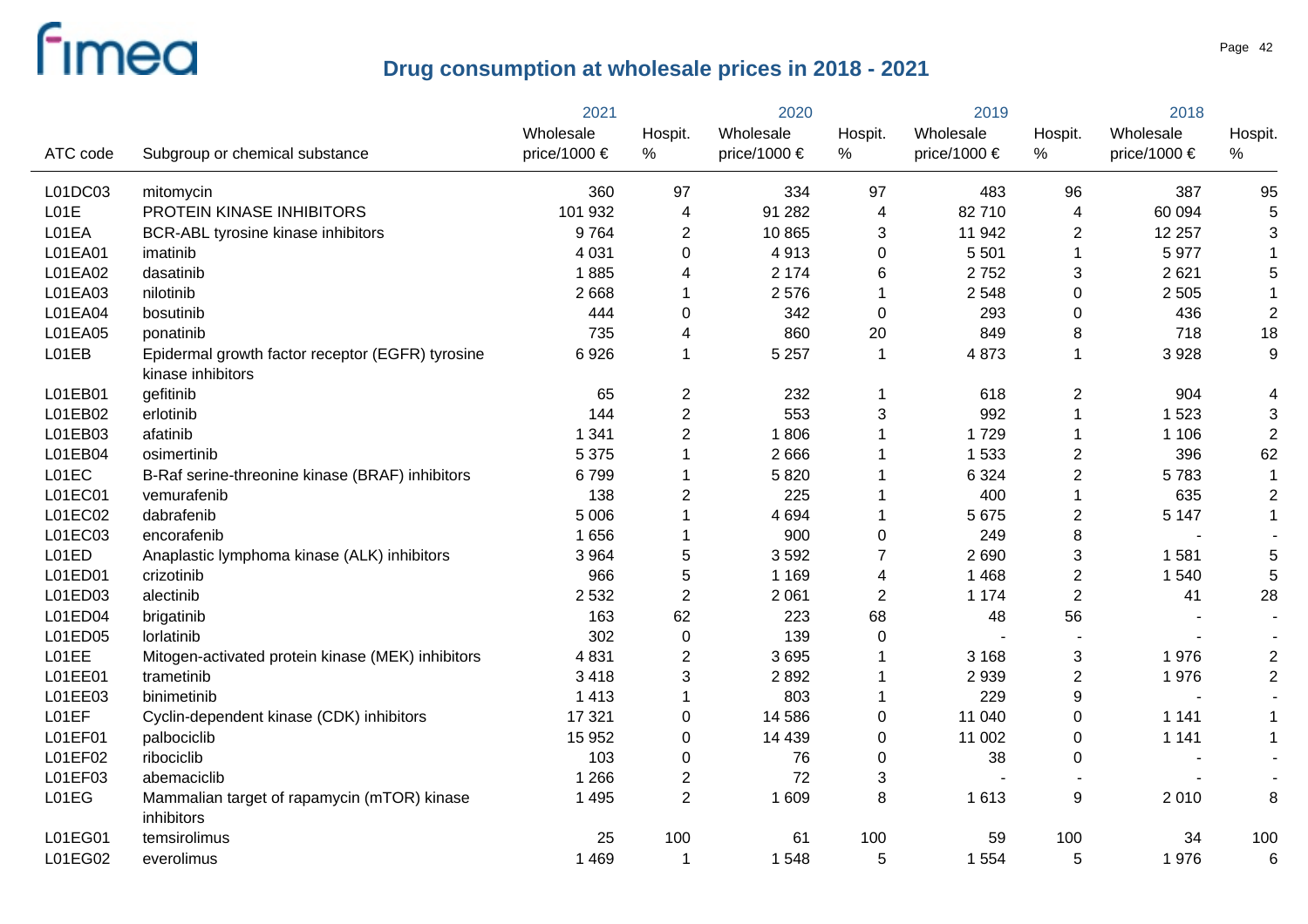## Drug consumption at wholesale prices in 2018 - 2021

| ATC code | Subgroup or chemical substance | 2021 Wholesale price/1000 € | 2021 Hospit. % | 2020 Wholesale price/1000 € | 2020 Hospit. % | 2019 Wholesale price/1000 € | 2019 Hospit. % | 2018 Wholesale price/1000 € | 2018 Hospit. % |
|---|---|---|---|---|---|---|---|---|---|
| L01DC03 | mitomycin | 360 | 97 | 334 | 97 | 483 | 96 | 387 | 95 |
| L01E | PROTEIN KINASE INHIBITORS | 101 932 | 4 | 91 282 | 4 | 82 710 | 4 | 60 094 | 5 |
| L01EA | BCR-ABL tyrosine kinase inhibitors | 9 764 | 2 | 10 865 | 3 | 11 942 | 2 | 12 257 | 3 |
| L01EA01 | imatinib | 4 031 | 0 | 4 913 | 0 | 5 501 | 1 | 5 977 | 1 |
| L01EA02 | dasatinib | 1 885 | 4 | 2 174 | 6 | 2 752 | 3 | 2 621 | 5 |
| L01EA03 | nilotinib | 2 668 | 1 | 2 576 | 1 | 2 548 | 0 | 2 505 | 1 |
| L01EA04 | bosutinib | 444 | 0 | 342 | 0 | 293 | 0 | 436 | 2 |
| L01EA05 | ponatinib | 735 | 4 | 860 | 20 | 849 | 8 | 718 | 18 |
| L01EB | Epidermal growth factor receptor (EGFR) tyrosine kinase inhibitors | 6 926 | 1 | 5 257 | 1 | 4 873 | 1 | 3 928 | 9 |
| L01EB01 | gefitinib | 65 | 2 | 232 | 1 | 618 | 2 | 904 | 4 |
| L01EB02 | erlotinib | 144 | 2 | 553 | 3 | 992 | 1 | 1 523 | 3 |
| L01EB03 | afatinib | 1 341 | 2 | 1 806 | 1 | 1 729 | 1 | 1 106 | 2 |
| L01EB04 | osimertinib | 5 375 | 1 | 2 666 | 1 | 1 533 | 2 | 396 | 62 |
| L01EC | B-Raf serine-threonine kinase (BRAF) inhibitors | 6 799 | 1 | 5 820 | 1 | 6 324 | 2 | 5 783 | 1 |
| L01EC01 | vemurafenib | 138 | 2 | 225 | 1 | 400 | 1 | 635 | 2 |
| L01EC02 | dabrafenib | 5 006 | 1 | 4 694 | 1 | 5 675 | 2 | 5 147 | 1 |
| L01EC03 | encorafenib | 1 656 | 1 | 900 | 0 | 249 | 8 | - | - |
| L01ED | Anaplastic lymphoma kinase (ALK) inhibitors | 3 964 | 5 | 3 592 | 7 | 2 690 | 3 | 1 581 | 5 |
| L01ED01 | crizotinib | 966 | 5 | 1 169 | 4 | 1 468 | 2 | 1 540 | 5 |
| L01ED03 | alectinib | 2 532 | 2 | 2 061 | 2 | 1 174 | 2 | 41 | 28 |
| L01ED04 | brigatinib | 163 | 62 | 223 | 68 | 48 | 56 | - | - |
| L01ED05 | lorlatinib | 302 | 0 | 139 | 0 | - | - | - | - |
| L01EE | Mitogen-activated protein kinase (MEK) inhibitors | 4 831 | 2 | 3 695 | 1 | 3 168 | 3 | 1 976 | 2 |
| L01EE01 | trametinib | 3 418 | 3 | 2 892 | 1 | 2 939 | 2 | 1 976 | 2 |
| L01EE03 | binimetinib | 1 413 | 1 | 803 | 1 | 229 | 9 | - | - |
| L01EF | Cyclin-dependent kinase (CDK) inhibitors | 17 321 | 0 | 14 586 | 0 | 11 040 | 0 | 1 141 | 1 |
| L01EF01 | palbociclib | 15 952 | 0 | 14 439 | 0 | 11 002 | 0 | 1 141 | 1 |
| L01EF02 | ribociclib | 103 | 0 | 76 | 0 | 38 | 0 | - | - |
| L01EF03 | abemaciclib | 1 266 | 2 | 72 | 3 | - | - | - | - |
| L01EG | Mammalian target of rapamycin (mTOR) kinase inhibitors | 1 495 | 2 | 1 609 | 8 | 1 613 | 9 | 2 010 | 8 |
| L01EG01 | temsirolimus | 25 | 100 | 61 | 100 | 59 | 100 | 34 | 100 |
| L01EG02 | everolimus | 1 469 | 1 | 1 548 | 5 | 1 554 | 5 | 1 976 | 6 |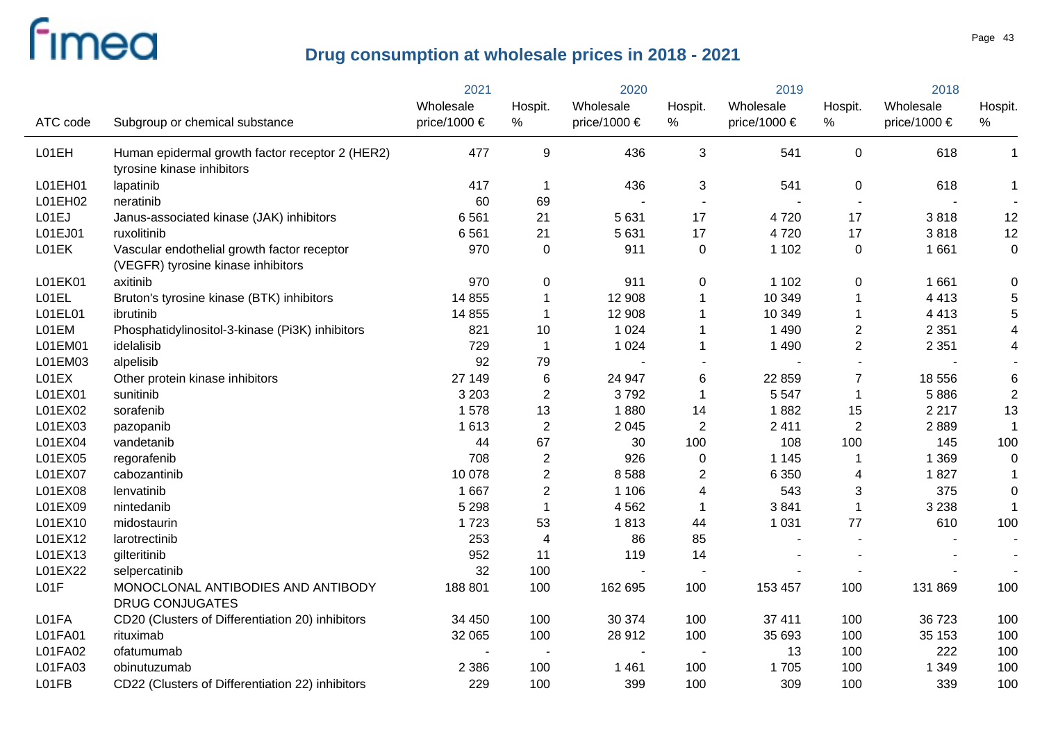# Drug consumption at wholesale prices in 2018 - 2021

| ATC code | Subgroup or chemical substance | 2021 Wholesale price/1000 € | 2021 Hospit. % | 2020 Wholesale price/1000 € | 2020 Hospit. % | 2019 Wholesale price/1000 € | 2019 Hospit. % | 2018 Wholesale price/1000 € | 2018 Hospit. % |
|---|---|---|---|---|---|---|---|---|---|
| L01EH | Human epidermal growth factor receptor 2 (HER2) tyrosine kinase inhibitors | 477 | 9 | 436 | 3 | 541 | 0 | 618 | 1 |
| L01EH01 | lapatinib | 417 | 1 | 436 | 3 | 541 | 0 | 618 | 1 |
| L01EH02 | neratinib | 60 | 69 | - | - | - | - | - | - |
| L01EJ | Janus-associated kinase (JAK) inhibitors | 6 561 | 21 | 5 631 | 17 | 4 720 | 17 | 3 818 | 12 |
| L01EJ01 | ruxolitinib | 6 561 | 21 | 5 631 | 17 | 4 720 | 17 | 3 818 | 12 |
| L01EK | Vascular endothelial growth factor receptor (VEGFR) tyrosine kinase inhibitors | 970 | 0 | 911 | 0 | 1 102 | 0 | 1 661 | 0 |
| L01EK01 | axitinib | 970 | 0 | 911 | 0 | 1 102 | 0 | 1 661 | 0 |
| L01EL | Bruton's tyrosine kinase (BTK) inhibitors | 14 855 | 1 | 12 908 | 1 | 10 349 | 1 | 4 413 | 5 |
| L01EL01 | ibrutinib | 14 855 | 1 | 12 908 | 1 | 10 349 | 1 | 4 413 | 5 |
| L01EM | Phosphatidylinositol-3-kinase (Pi3K) inhibitors | 821 | 10 | 1 024 | 1 | 1 490 | 2 | 2 351 | 4 |
| L01EM01 | idelalisib | 729 | 1 | 1 024 | 1 | 1 490 | 2 | 2 351 | 4 |
| L01EM03 | alpelisib | 92 | 79 | - | - | - | - | - | - |
| L01EX | Other protein kinase inhibitors | 27 149 | 6 | 24 947 | 6 | 22 859 | 7 | 18 556 | 6 |
| L01EX01 | sunitinib | 3 203 | 2 | 3 792 | 1 | 5 547 | 1 | 5 886 | 2 |
| L01EX02 | sorafenib | 1 578 | 13 | 1 880 | 14 | 1 882 | 15 | 2 217 | 13 |
| L01EX03 | pazopanib | 1 613 | 2 | 2 045 | 2 | 2 411 | 2 | 2 889 | 1 |
| L01EX04 | vandetanib | 44 | 67 | 30 | 100 | 108 | 100 | 145 | 100 |
| L01EX05 | regorafenib | 708 | 2 | 926 | 0 | 1 145 | 1 | 1 369 | 0 |
| L01EX07 | cabozantinib | 10 078 | 2 | 8 588 | 2 | 6 350 | 4 | 1 827 | 1 |
| L01EX08 | lenvatinib | 1 667 | 2 | 1 106 | 4 | 543 | 3 | 375 | 0 |
| L01EX09 | nintedanib | 5 298 | 1 | 4 562 | 1 | 3 841 | 1 | 3 238 | 1 |
| L01EX10 | midostaurin | 1 723 | 53 | 1 813 | 44 | 1 031 | 77 | 610 | 100 |
| L01EX12 | larotrectinib | 253 | 4 | 86 | 85 | - | - | - | - |
| L01EX13 | gilteritinib | 952 | 11 | 119 | 14 | - | - | - | - |
| L01EX22 | selpercatinib | 32 | 100 | - | - | - | - | - | - |
| L01F | MONOCLONAL ANTIBODIES AND ANTIBODY DRUG CONJUGATES | 188 801 | 100 | 162 695 | 100 | 153 457 | 100 | 131 869 | 100 |
| L01FA | CD20 (Clusters of Differentiation 20) inhibitors | 34 450 | 100 | 30 374 | 100 | 37 411 | 100 | 36 723 | 100 |
| L01FA01 | rituximab | 32 065 | 100 | 28 912 | 100 | 35 693 | 100 | 35 153 | 100 |
| L01FA02 | ofatumumab | - | - | - | - | 13 | 100 | 222 | 100 |
| L01FA03 | obinutuzumab | 2 386 | 100 | 1 461 | 100 | 1 705 | 100 | 1 349 | 100 |
| L01FB | CD22 (Clusters of Differentiation 22) inhibitors | 229 | 100 | 399 | 100 | 309 | 100 | 339 | 100 |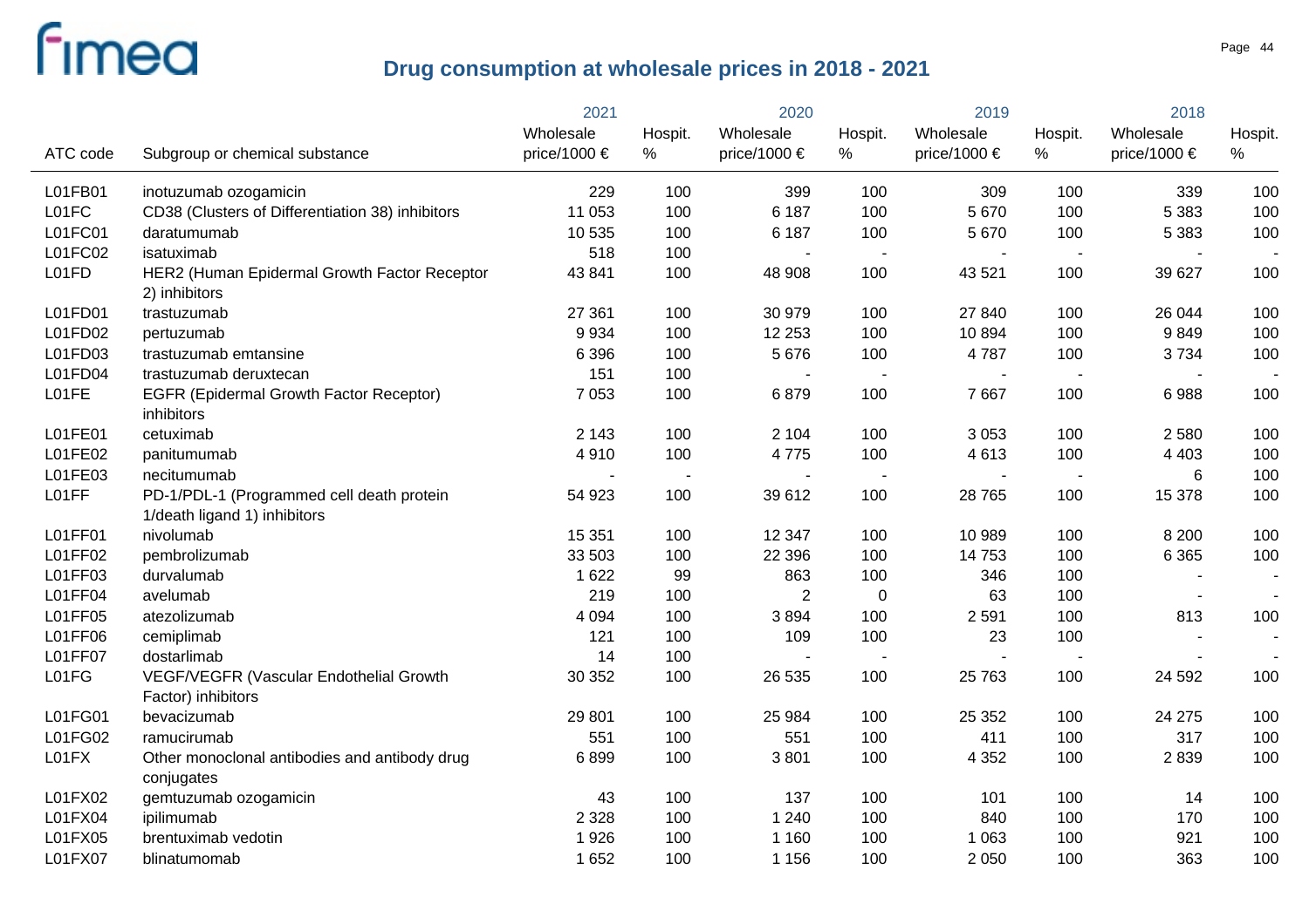# Drug consumption at wholesale prices in 2018 - 2021

| ATC code | Subgroup or chemical substance | 2021 Wholesale price/1000 € | 2021 Hospit. % | 2020 Wholesale price/1000 € | 2020 Hospit. % | 2019 Wholesale price/1000 € | 2019 Hospit. % | 2018 Wholesale price/1000 € | 2018 Hospit. % |
|---|---|---|---|---|---|---|---|---|---|
| L01FB01 | inotuzumab ozogamicin | 229 | 100 | 399 | 100 | 309 | 100 | 339 | 100 |
| L01FC | CD38 (Clusters of Differentiation 38) inhibitors | 11 053 | 100 | 6 187 | 100 | 5 670 | 100 | 5 383 | 100 |
| L01FC01 | daratumumab | 10 535 | 100 | 6 187 | 100 | 5 670 | 100 | 5 383 | 100 |
| L01FC02 | isatuximab | 518 | 100 | - | - | - | - | - | - |
| L01FD | HER2 (Human Epidermal Growth Factor Receptor 2) inhibitors | 43 841 | 100 | 48 908 | 100 | 43 521 | 100 | 39 627 | 100 |
| L01FD01 | trastuzumab | 27 361 | 100 | 30 979 | 100 | 27 840 | 100 | 26 044 | 100 |
| L01FD02 | pertuzumab | 9 934 | 100 | 12 253 | 100 | 10 894 | 100 | 9 849 | 100 |
| L01FD03 | trastuzumab emtansine | 6 396 | 100 | 5 676 | 100 | 4 787 | 100 | 3 734 | 100 |
| L01FD04 | trastuzumab deruxtecan | 151 | 100 | - | - | - | - | - | - |
| L01FE | EGFR (Epidermal Growth Factor Receptor) inhibitors | 7 053 | 100 | 6 879 | 100 | 7 667 | 100 | 6 988 | 100 |
| L01FE01 | cetuximab | 2 143 | 100 | 2 104 | 100 | 3 053 | 100 | 2 580 | 100 |
| L01FE02 | panitumumab | 4 910 | 100 | 4 775 | 100 | 4 613 | 100 | 4 403 | 100 |
| L01FE03 | necitumumab | - | - | - | - | - | - | 6 | 100 |
| L01FF | PD-1/PDL-1 (Programmed cell death protein 1/death ligand 1) inhibitors | 54 923 | 100 | 39 612 | 100 | 28 765 | 100 | 15 378 | 100 |
| L01FF01 | nivolumab | 15 351 | 100 | 12 347 | 100 | 10 989 | 100 | 8 200 | 100 |
| L01FF02 | pembrolizumab | 33 503 | 100 | 22 396 | 100 | 14 753 | 100 | 6 365 | 100 |
| L01FF03 | durvalumab | 1 622 | 99 | 863 | 100 | 346 | 100 | - | - |
| L01FF04 | avelumab | 219 | 100 | 2 | 0 | 63 | 100 | - | - |
| L01FF05 | atezolizumab | 4 094 | 100 | 3 894 | 100 | 2 591 | 100 | 813 | 100 |
| L01FF06 | cemiplimab | 121 | 100 | 109 | 100 | 23 | 100 | - | - |
| L01FF07 | dostarlimab | 14 | 100 | - | - | - | - | - | - |
| L01FG | VEGF/VEGFR (Vascular Endothelial Growth Factor) inhibitors | 30 352 | 100 | 26 535 | 100 | 25 763 | 100 | 24 592 | 100 |
| L01FG01 | bevacizumab | 29 801 | 100 | 25 984 | 100 | 25 352 | 100 | 24 275 | 100 |
| L01FG02 | ramucirumab | 551 | 100 | 551 | 100 | 411 | 100 | 317 | 100 |
| L01FX | Other monoclonal antibodies and antibody drug conjugates | 6 899 | 100 | 3 801 | 100 | 4 352 | 100 | 2 839 | 100 |
| L01FX02 | gemtuzumab ozogamicin | 43 | 100 | 137 | 100 | 101 | 100 | 14 | 100 |
| L01FX04 | ipilimumab | 2 328 | 100 | 1 240 | 100 | 840 | 100 | 170 | 100 |
| L01FX05 | brentuximab vedotin | 1 926 | 100 | 1 160 | 100 | 1 063 | 100 | 921 | 100 |
| L01FX07 | blinatumomab | 1 652 | 100 | 1 156 | 100 | 2 050 | 100 | 363 | 100 |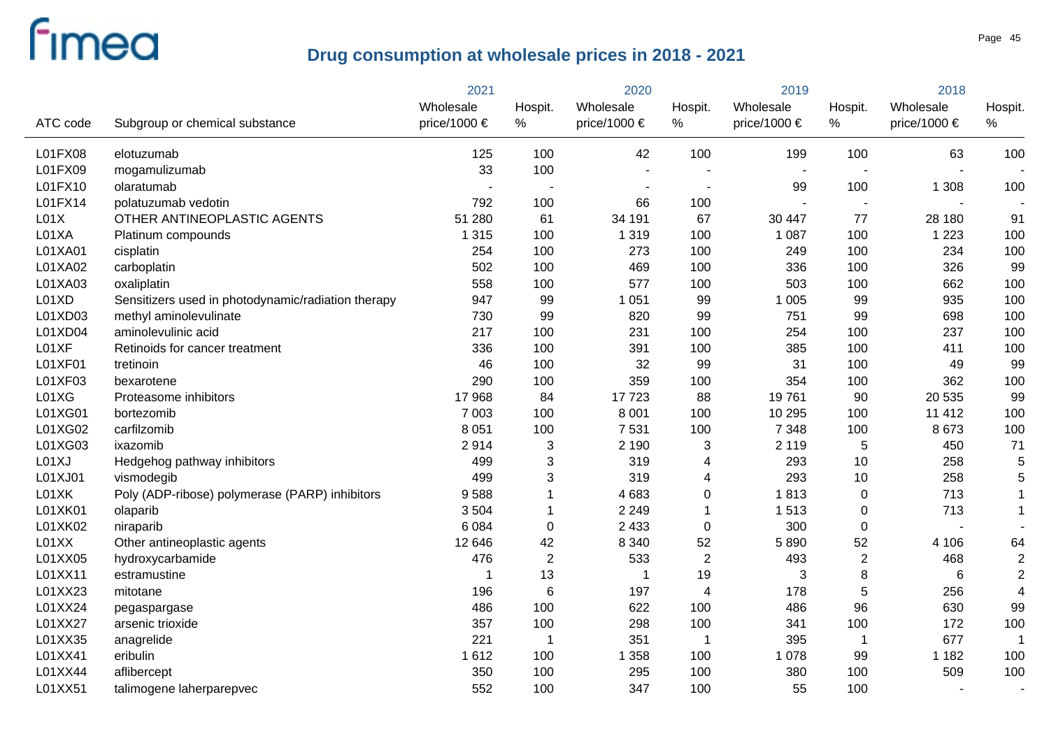## Drug consumption at wholesale prices in 2018 - 2021

| ATC code | Subgroup or chemical substance | 2021 Wholesale price/1000 € | 2021 Hospit. % | 2020 Wholesale price/1000 € | 2020 Hospit. % | 2019 Wholesale price/1000 € | 2019 Hospit. % | 2018 Wholesale price/1000 € | 2018 Hospit. % |
|---|---|---|---|---|---|---|---|---|---|
| L01FX08 | elotuzumab | 125 | 100 | 42 | 100 | 199 | 100 | 63 | 100 |
| L01FX09 | mogamulizumab | 33 | 100 | - | - | - | - | - | - |
| L01FX10 | olaratumab | - | - | - | - | 99 | 100 | 1 308 | 100 |
| L01FX14 | polatuzumab vedotin | 792 | 100 | 66 | 100 | - | - | - | - |
| L01X | OTHER ANTINEOPLASTIC AGENTS | 51 280 | 61 | 34 191 | 67 | 30 447 | 77 | 28 180 | 91 |
| L01XA | Platinum compounds | 1 315 | 100 | 1 319 | 100 | 1 087 | 100 | 1 223 | 100 |
| L01XA01 | cisplatin | 254 | 100 | 273 | 100 | 249 | 100 | 234 | 100 |
| L01XA02 | carboplatin | 502 | 100 | 469 | 100 | 336 | 100 | 326 | 99 |
| L01XA03 | oxaliplatin | 558 | 100 | 577 | 100 | 503 | 100 | 662 | 100 |
| L01XD | Sensitizers used in photodynamic/radiation therapy | 947 | 99 | 1 051 | 99 | 1 005 | 99 | 935 | 100 |
| L01XD03 | methyl aminolevulinate | 730 | 99 | 820 | 99 | 751 | 99 | 698 | 100 |
| L01XD04 | aminolevulinic acid | 217 | 100 | 231 | 100 | 254 | 100 | 237 | 100 |
| L01XF | Retinoids for cancer treatment | 336 | 100 | 391 | 100 | 385 | 100 | 411 | 100 |
| L01XF01 | tretinoin | 46 | 100 | 32 | 99 | 31 | 100 | 49 | 99 |
| L01XF03 | bexarotene | 290 | 100 | 359 | 100 | 354 | 100 | 362 | 100 |
| L01XG | Proteasome inhibitors | 17 968 | 84 | 17 723 | 88 | 19 761 | 90 | 20 535 | 99 |
| L01XG01 | bortezomib | 7 003 | 100 | 8 001 | 100 | 10 295 | 100 | 11 412 | 100 |
| L01XG02 | carfilzomib | 8 051 | 100 | 7 531 | 100 | 7 348 | 100 | 8 673 | 100 |
| L01XG03 | ixazomib | 2 914 | 3 | 2 190 | 3 | 2 119 | 5 | 450 | 71 |
| L01XJ | Hedgehog pathway inhibitors | 499 | 3 | 319 | 4 | 293 | 10 | 258 | 5 |
| L01XJ01 | vismodegib | 499 | 3 | 319 | 4 | 293 | 10 | 258 | 5 |
| L01XK | Poly (ADP-ribose) polymerase (PARP) inhibitors | 9 588 | 1 | 4 683 | 0 | 1 813 | 0 | 713 | 1 |
| L01XK01 | olaparib | 3 504 | 1 | 2 249 | 1 | 1 513 | 0 | 713 | 1 |
| L01XK02 | niraparib | 6 084 | 0 | 2 433 | 0 | 300 | 0 | - | - |
| L01XX | Other antineoplastic agents | 12 646 | 42 | 8 340 | 52 | 5 890 | 52 | 4 106 | 64 |
| L01XX05 | hydroxycarbamide | 476 | 2 | 533 | 2 | 493 | 2 | 468 | 2 |
| L01XX11 | estramustine | 1 | 13 | 1 | 19 | 3 | 8 | 6 | 2 |
| L01XX23 | mitotane | 196 | 6 | 197 | 4 | 178 | 5 | 256 | 4 |
| L01XX24 | pegaspargase | 486 | 100 | 622 | 100 | 486 | 96 | 630 | 99 |
| L01XX27 | arsenic trioxide | 357 | 100 | 298 | 100 | 341 | 100 | 172 | 100 |
| L01XX35 | anagrelide | 221 | 1 | 351 | 1 | 395 | 1 | 677 | 1 |
| L01XX41 | eribulin | 1 612 | 100 | 1 358 | 100 | 1 078 | 99 | 1 182 | 100 |
| L01XX44 | aflibercept | 350 | 100 | 295 | 100 | 380 | 100 | 509 | 100 |
| L01XX51 | talimogene laherparepvec | 552 | 100 | 347 | 100 | 55 | 100 | - | - |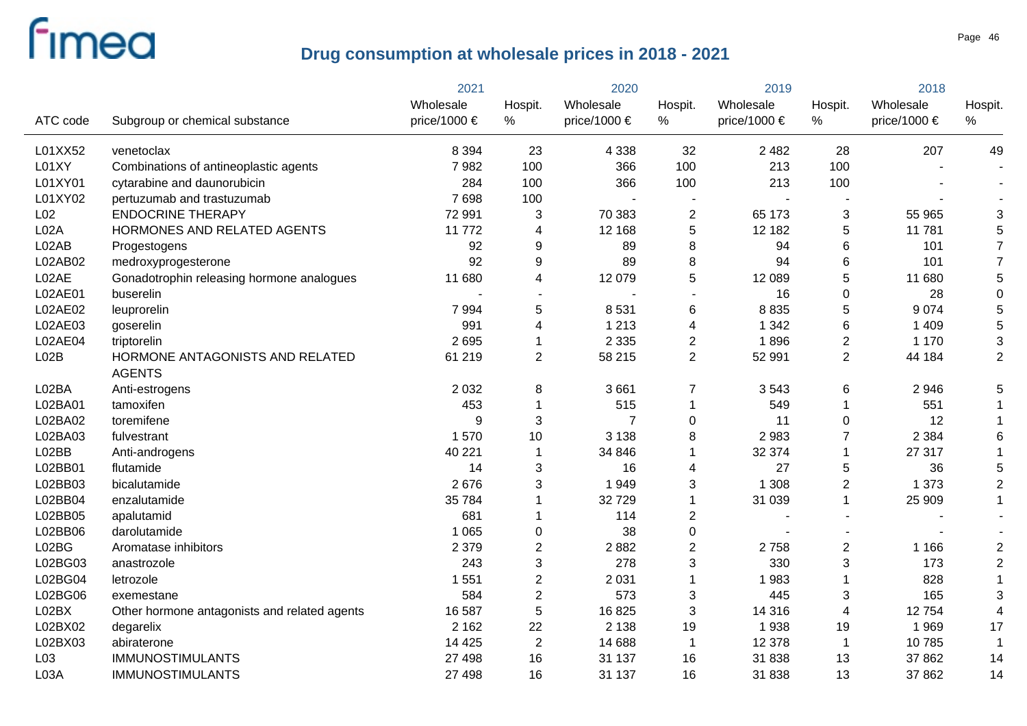# Drug consumption at wholesale prices in 2018 - 2021

| ATC code | Subgroup or chemical substance | 2021 Wholesale price/1000 € | 2021 Hospit. % | 2020 Wholesale price/1000 € | 2020 Hospit. % | 2019 Wholesale price/1000 € | 2019 Hospit. % | 2018 Wholesale price/1000 € | 2018 Hospit. % |
|---|---|---|---|---|---|---|---|---|---|
| L01XX52 | venetoclax | 8 394 | 23 | 4 338 | 32 | 2 482 | 28 | 207 | 49 |
| L01XY | Combinations of antineoplastic agents | 7 982 | 100 | 366 | 100 | 213 | 100 | - | - |
| L01XY01 | cytarabine and daunorubicin | 284 | 100 | 366 | 100 | 213 | 100 | - | - |
| L01XY02 | pertuzumab and trastuzumab | 7 698 | 100 | - | - | - | - | - | - |
| L02 | ENDOCRINE THERAPY | 72 991 | 3 | 70 383 | 2 | 65 173 | 3 | 55 965 | 3 |
| L02A | HORMONES AND RELATED AGENTS | 11 772 | 4 | 12 168 | 5 | 12 182 | 5 | 11 781 | 5 |
| L02AB | Progestogens | 92 | 9 | 89 | 8 | 94 | 6 | 101 | 7 |
| L02AB02 | medroxyprogesterone | 92 | 9 | 89 | 8 | 94 | 6 | 101 | 7 |
| L02AE | Gonadotrophin releasing hormone analogues | 11 680 | 4 | 12 079 | 5 | 12 089 | 5 | 11 680 | 5 |
| L02AE01 | buserelin | - | - | - | - | 16 | 0 | 28 | 0 |
| L02AE02 | leuprorelin | 7 994 | 5 | 8 531 | 6 | 8 835 | 5 | 9 074 | 5 |
| L02AE03 | goserelin | 991 | 4 | 1 213 | 4 | 1 342 | 6 | 1 409 | 5 |
| L02AE04 | triptorelin | 2 695 | 1 | 2 335 | 2 | 1 896 | 2 | 1 170 | 3 |
| L02B | HORMONE ANTAGONISTS AND RELATED AGENTS | 61 219 | 2 | 58 215 | 2 | 52 991 | 2 | 44 184 | 2 |
| L02BA | Anti-estrogens | 2 032 | 8 | 3 661 | 7 | 3 543 | 6 | 2 946 | 5 |
| L02BA01 | tamoxifen | 453 | 1 | 515 | 1 | 549 | 1 | 551 | 1 |
| L02BA02 | toremifene | 9 | 3 | 7 | 0 | 11 | 0 | 12 | 1 |
| L02BA03 | fulvestrant | 1 570 | 10 | 3 138 | 8 | 2 983 | 7 | 2 384 | 6 |
| L02BB | Anti-androgens | 40 221 | 1 | 34 846 | 1 | 32 374 | 1 | 27 317 | 1 |
| L02BB01 | flutamide | 14 | 3 | 16 | 4 | 27 | 5 | 36 | 5 |
| L02BB03 | bicalutamide | 2 676 | 3 | 1 949 | 3 | 1 308 | 2 | 1 373 | 2 |
| L02BB04 | enzalutamide | 35 784 | 1 | 32 729 | 1 | 31 039 | 1 | 25 909 | 1 |
| L02BB05 | apalutamid | 681 | 1 | 114 | 2 | - | - | - | - |
| L02BB06 | darolutamide | 1 065 | 0 | 38 | 0 | - | - | - | - |
| L02BG | Aromatase inhibitors | 2 379 | 2 | 2 882 | 2 | 2 758 | 2 | 1 166 | 2 |
| L02BG03 | anastrozole | 243 | 3 | 278 | 3 | 330 | 3 | 173 | 2 |
| L02BG04 | letrozole | 1 551 | 2 | 2 031 | 1 | 1 983 | 1 | 828 | 1 |
| L02BG06 | exemestane | 584 | 2 | 573 | 3 | 445 | 3 | 165 | 3 |
| L02BX | Other hormone antagonists and related agents | 16 587 | 5 | 16 825 | 3 | 14 316 | 4 | 12 754 | 4 |
| L02BX02 | degarelix | 2 162 | 22 | 2 138 | 19 | 1 938 | 19 | 1 969 | 17 |
| L02BX03 | abiraterone | 14 425 | 2 | 14 688 | 1 | 12 378 | 1 | 10 785 | 1 |
| L03 | IMMUNOSTIMULANTS | 27 498 | 16 | 31 137 | 16 | 31 838 | 13 | 37 862 | 14 |
| L03A | IMMUNOSTIMULANTS | 27 498 | 16 | 31 137 | 16 | 31 838 | 13 | 37 862 | 14 |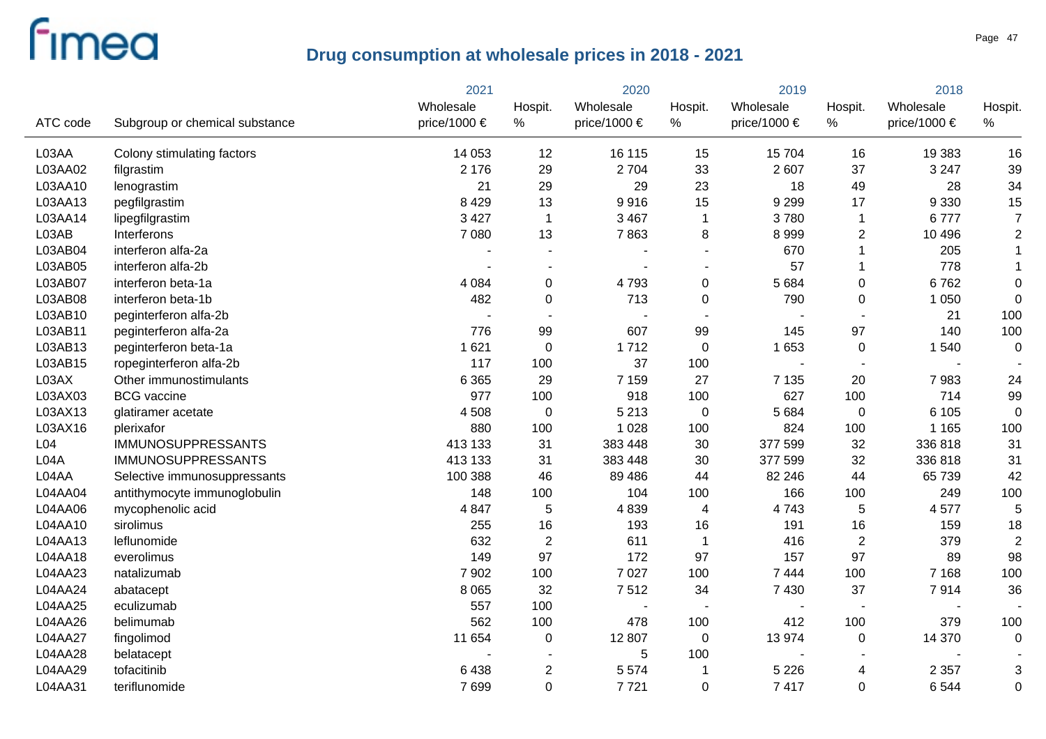# Drug consumption at wholesale prices in 2018 - 2021

| ATC code | Subgroup or chemical substance | 2021 Wholesale price/1000 € | 2021 Hospit. % | 2020 Wholesale price/1000 € | 2020 Hospit. % | 2019 Wholesale price/1000 € | 2019 Hospit. % | 2018 Wholesale price/1000 € | 2018 Hospit. % |
|---|---|---|---|---|---|---|---|---|---|
| L03AA | Colony stimulating factors | 14 053 | 12 | 16 115 | 15 | 15 704 | 16 | 19 383 | 16 |
| L03AA02 | filgrastim | 2 176 | 29 | 2 704 | 33 | 2 607 | 37 | 3 247 | 39 |
| L03AA10 | lenograstim | 21 | 29 | 29 | 23 | 18 | 49 | 28 | 34 |
| L03AA13 | pegfilgrastim | 8 429 | 13 | 9 916 | 15 | 9 299 | 17 | 9 330 | 15 |
| L03AA14 | lipegfilgrastim | 3 427 | 1 | 3 467 | 1 | 3 780 | 1 | 6 777 | 7 |
| L03AB | Interferons | 7 080 | 13 | 7 863 | 8 | 8 999 | 2 | 10 496 | 2 |
| L03AB04 | interferon alfa-2a | - | - | - | - | 670 | 1 | 205 | 1 |
| L03AB05 | interferon alfa-2b | - | - | - | - | 57 | 1 | 778 | 1 |
| L03AB07 | interferon beta-1a | 4 084 | 0 | 4 793 | 0 | 5 684 | 0 | 6 762 | 0 |
| L03AB08 | interferon beta-1b | 482 | 0 | 713 | 0 | 790 | 0 | 1 050 | 0 |
| L03AB10 | peginterferon alfa-2b | - | - | - | - | - | - | 21 | 100 |
| L03AB11 | peginterferon alfa-2a | 776 | 99 | 607 | 99 | 145 | 97 | 140 | 100 |
| L03AB13 | peginterferon beta-1a | 1 621 | 0 | 1 712 | 0 | 1 653 | 0 | 1 540 | 0 |
| L03AB15 | ropeginterferon alfa-2b | 117 | 100 | 37 | 100 | - | - | - | - |
| L03AX | Other immunostimulants | 6 365 | 29 | 7 159 | 27 | 7 135 | 20 | 7 983 | 24 |
| L03AX03 | BCG vaccine | 977 | 100 | 918 | 100 | 627 | 100 | 714 | 99 |
| L03AX13 | glatiramer acetate | 4 508 | 0 | 5 213 | 0 | 5 684 | 0 | 6 105 | 0 |
| L03AX16 | plerixafor | 880 | 100 | 1 028 | 100 | 824 | 100 | 1 165 | 100 |
| L04 | IMMUNOSUPPRESSANTS | 413 133 | 31 | 383 448 | 30 | 377 599 | 32 | 336 818 | 31 |
| L04A | IMMUNOSUPPRESSANTS | 413 133 | 31 | 383 448 | 30 | 377 599 | 32 | 336 818 | 31 |
| L04AA | Selective immunosuppressants | 100 388 | 46 | 89 486 | 44 | 82 246 | 44 | 65 739 | 42 |
| L04AA04 | antithymocyte immunoglobulin | 148 | 100 | 104 | 100 | 166 | 100 | 249 | 100 |
| L04AA06 | mycophenolic acid | 4 847 | 5 | 4 839 | 4 | 4 743 | 5 | 4 577 | 5 |
| L04AA10 | sirolimus | 255 | 16 | 193 | 16 | 191 | 16 | 159 | 18 |
| L04AA13 | leflunomide | 632 | 2 | 611 | 1 | 416 | 2 | 379 | 2 |
| L04AA18 | everolimus | 149 | 97 | 172 | 97 | 157 | 97 | 89 | 98 |
| L04AA23 | natalizumab | 7 902 | 100 | 7 027 | 100 | 7 444 | 100 | 7 168 | 100 |
| L04AA24 | abatacept | 8 065 | 32 | 7 512 | 34 | 7 430 | 37 | 7 914 | 36 |
| L04AA25 | eculizumab | 557 | 100 | - | - | - | - | - | - |
| L04AA26 | belimumab | 562 | 100 | 478 | 100 | 412 | 100 | 379 | 100 |
| L04AA27 | fingolimod | 11 654 | 0 | 12 807 | 0 | 13 974 | 0 | 14 370 | 0 |
| L04AA28 | belatacept | - | - | 5 | 100 | - | - | - | - |
| L04AA29 | tofacitinib | 6 438 | 2 | 5 574 | 1 | 5 226 | 4 | 2 357 | 3 |
| L04AA31 | teriflunomide | 7 699 | 0 | 7 721 | 0 | 7 417 | 0 | 6 544 | 0 |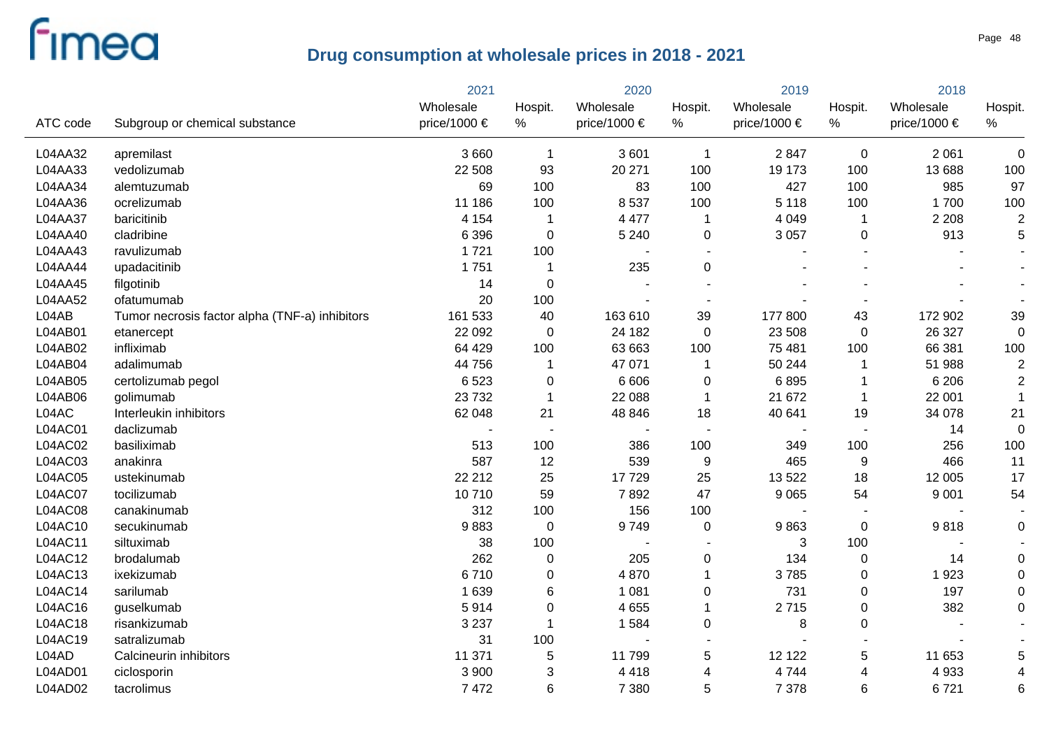# Drug consumption at wholesale prices in 2018 - 2021

| ATC code | Subgroup or chemical substance | 2021 Wholesale price/1000 € | 2021 Hospit. % | 2020 Wholesale price/1000 € | 2020 Hospit. % | 2019 Wholesale price/1000 € | 2019 Hospit. % | 2018 Wholesale price/1000 € | 2018 Hospit. % |
|---|---|---|---|---|---|---|---|---|---|
| L04AA32 | apremilast | 3 660 | 1 | 3 601 | 1 | 2 847 | 0 | 2 061 | 0 |
| L04AA33 | vedolizumab | 22 508 | 93 | 20 271 | 100 | 19 173 | 100 | 13 688 | 100 |
| L04AA34 | alemtuzumab | 69 | 100 | 83 | 100 | 427 | 100 | 985 | 97 |
| L04AA36 | ocrelizumab | 11 186 | 100 | 8 537 | 100 | 5 118 | 100 | 1 700 | 100 |
| L04AA37 | baricitinib | 4 154 | 1 | 4 477 | 1 | 4 049 | 1 | 2 208 | 2 |
| L04AA40 | cladribine | 6 396 | 0 | 5 240 | 0 | 3 057 | 0 | 913 | 5 |
| L04AA43 | ravulizumab | 1 721 | 100 | - | - | - | - | - | - |
| L04AA44 | upadacitinib | 1 751 | 1 | 235 | 0 | - | - | - | - |
| L04AA45 | filgotinib | 14 | 0 | - | - | - | - | - | - |
| L04AA52 | ofatumumab | 20 | 100 | - | - | - | - | - | - |
| L04AB | Tumor necrosis factor alpha (TNF-a) inhibitors | 161 533 | 40 | 163 610 | 39 | 177 800 | 43 | 172 902 | 39 |
| L04AB01 | etanercept | 22 092 | 0 | 24 182 | 0 | 23 508 | 0 | 26 327 | 0 |
| L04AB02 | infliximab | 64 429 | 100 | 63 663 | 100 | 75 481 | 100 | 66 381 | 100 |
| L04AB04 | adalimumab | 44 756 | 1 | 47 071 | 1 | 50 244 | 1 | 51 988 | 2 |
| L04AB05 | certolizumab pegol | 6 523 | 0 | 6 606 | 0 | 6 895 | 1 | 6 206 | 2 |
| L04AB06 | golimumab | 23 732 | 1 | 22 088 | 1 | 21 672 | 1 | 22 001 | 1 |
| L04AC | Interleukin inhibitors | 62 048 | 21 | 48 846 | 18 | 40 641 | 19 | 34 078 | 21 |
| L04AC01 | daclizumab | - | - | - | - | - | - | 14 | 0 |
| L04AC02 | basiliximab | 513 | 100 | 386 | 100 | 349 | 100 | 256 | 100 |
| L04AC03 | anakinra | 587 | 12 | 539 | 9 | 465 | 9 | 466 | 11 |
| L04AC05 | ustekinumab | 22 212 | 25 | 17 729 | 25 | 13 522 | 18 | 12 005 | 17 |
| L04AC07 | tocilizumab | 10 710 | 59 | 7 892 | 47 | 9 065 | 54 | 9 001 | 54 |
| L04AC08 | canakinumab | 312 | 100 | 156 | 100 | - | - | - | - |
| L04AC10 | secukinumab | 9 883 | 0 | 9 749 | 0 | 9 863 | 0 | 9 818 | 0 |
| L04AC11 | siltuximab | 38 | 100 | - | - | 3 | 100 | - | - |
| L04AC12 | brodalumab | 262 | 0 | 205 | 0 | 134 | 0 | 14 | 0 |
| L04AC13 | ixekizumab | 6 710 | 0 | 4 870 | 1 | 3 785 | 0 | 1 923 | 0 |
| L04AC14 | sarilumab | 1 639 | 6 | 1 081 | 0 | 731 | 0 | 197 | 0 |
| L04AC16 | guselkumab | 5 914 | 0 | 4 655 | 1 | 2 715 | 0 | 382 | 0 |
| L04AC18 | risankizumab | 3 237 | 1 | 1 584 | 0 | 8 | 0 | - | - |
| L04AC19 | satralizumab | 31 | 100 | - | - | - | - | - | - |
| L04AD | Calcineurin inhibitors | 11 371 | 5 | 11 799 | 5 | 12 122 | 5 | 11 653 | 5 |
| L04AD01 | ciclosporin | 3 900 | 3 | 4 418 | 4 | 4 744 | 4 | 4 933 | 4 |
| L04AD02 | tacrolimus | 7 472 | 6 | 7 380 | 5 | 7 378 | 6 | 6 721 | 6 |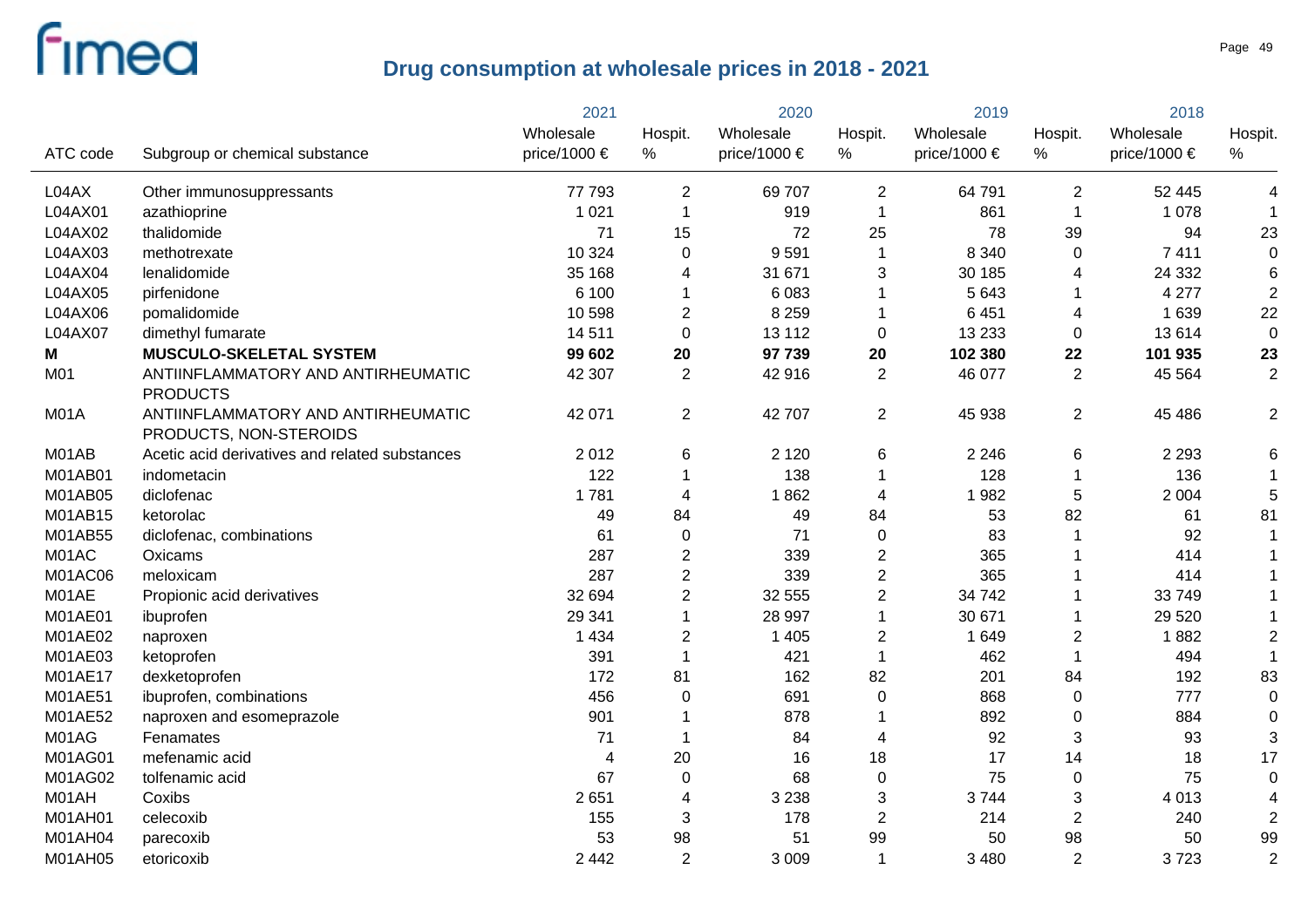# Drug consumption at wholesale prices in 2018 - 2021

| ATC code | Subgroup or chemical substance | 2021 Wholesale price/1000 € | 2021 Hospit. % | 2020 Wholesale price/1000 € | 2020 Hospit. % | 2019 Wholesale price/1000 € | 2019 Hospit. % | 2018 Wholesale price/1000 € | 2018 Hospit. % |
|---|---|---|---|---|---|---|---|---|---|
| L04AX | Other immunosuppressants | 77 793 | 2 | 69 707 | 2 | 64 791 | 2 | 52 445 | 4 |
| L04AX01 | azathioprine | 1 021 | 1 | 919 | 1 | 861 | 1 | 1 078 | 1 |
| L04AX02 | thalidomide | 71 | 15 | 72 | 25 | 78 | 39 | 94 | 23 |
| L04AX03 | methotrexate | 10 324 | 0 | 9 591 | 1 | 8 340 | 0 | 7 411 | 0 |
| L04AX04 | lenalidomide | 35 168 | 4 | 31 671 | 3 | 30 185 | 4 | 24 332 | 6 |
| L04AX05 | pirfenidone | 6 100 | 1 | 6 083 | 1 | 5 643 | 1 | 4 277 | 2 |
| L04AX06 | pomalidomide | 10 598 | 2 | 8 259 | 1 | 6 451 | 4 | 1 639 | 22 |
| L04AX07 | dimethyl fumarate | 14 511 | 0 | 13 112 | 0 | 13 233 | 0 | 13 614 | 0 |
| **M** | **MUSCULO-SKELETAL SYSTEM** | **99 602** | **20** | **97 739** | **20** | **102 380** | **22** | **101 935** | **23** |
| M01 | ANTIINFLAMMATORY AND ANTIRHEUMATIC PRODUCTS | 42 307 | 2 | 42 916 | 2 | 46 077 | 2 | 45 564 | 2 |
| M01A | ANTIINFLAMMATORY AND ANTIRHEUMATIC PRODUCTS, NON-STEROIDS | 42 071 | 2 | 42 707 | 2 | 45 938 | 2 | 45 486 | 2 |
| M01AB | Acetic acid derivatives and related substances | 2 012 | 6 | 2 120 | 6 | 2 246 | 6 | 2 293 | 6 |
| M01AB01 | indometacin | 122 | 1 | 138 | 1 | 128 | 1 | 136 | 1 |
| M01AB05 | diclofenac | 1 781 | 4 | 1 862 | 4 | 1 982 | 5 | 2 004 | 5 |
| M01AB15 | ketorolac | 49 | 84 | 49 | 84 | 53 | 82 | 61 | 81 |
| M01AB55 | diclofenac, combinations | 61 | 0 | 71 | 0 | 83 | 1 | 92 | 1 |
| M01AC | Oxicams | 287 | 2 | 339 | 2 | 365 | 1 | 414 | 1 |
| M01AC06 | meloxicam | 287 | 2 | 339 | 2 | 365 | 1 | 414 | 1 |
| M01AE | Propionic acid derivatives | 32 694 | 2 | 32 555 | 2 | 34 742 | 1 | 33 749 | 1 |
| M01AE01 | ibuprofen | 29 341 | 1 | 28 997 | 1 | 30 671 | 1 | 29 520 | 1 |
| M01AE02 | naproxen | 1 434 | 2 | 1 405 | 2 | 1 649 | 2 | 1 882 | 2 |
| M01AE03 | ketoprofen | 391 | 1 | 421 | 1 | 462 | 1 | 494 | 1 |
| M01AE17 | dexketoprofen | 172 | 81 | 162 | 82 | 201 | 84 | 192 | 83 |
| M01AE51 | ibuprofen, combinations | 456 | 0 | 691 | 0 | 868 | 0 | 777 | 0 |
| M01AE52 | naproxen and esomeprazole | 901 | 1 | 878 | 1 | 892 | 0 | 884 | 0 |
| M01AG | Fenamates | 71 | 1 | 84 | 4 | 92 | 3 | 93 | 3 |
| M01AG01 | mefenamic acid | 4 | 20 | 16 | 18 | 17 | 14 | 18 | 17 |
| M01AG02 | tolfenamic acid | 67 | 0 | 68 | 0 | 75 | 0 | 75 | 0 |
| M01AH | Coxibs | 2 651 | 4 | 3 238 | 3 | 3 744 | 3 | 4 013 | 4 |
| M01AH01 | celecoxib | 155 | 3 | 178 | 2 | 214 | 2 | 240 | 2 |
| M01AH04 | parecoxib | 53 | 98 | 51 | 99 | 50 | 98 | 50 | 99 |
| M01AH05 | etoricoxib | 2 442 | 2 | 3 009 | 1 | 3 480 | 2 | 3 723 | 2 |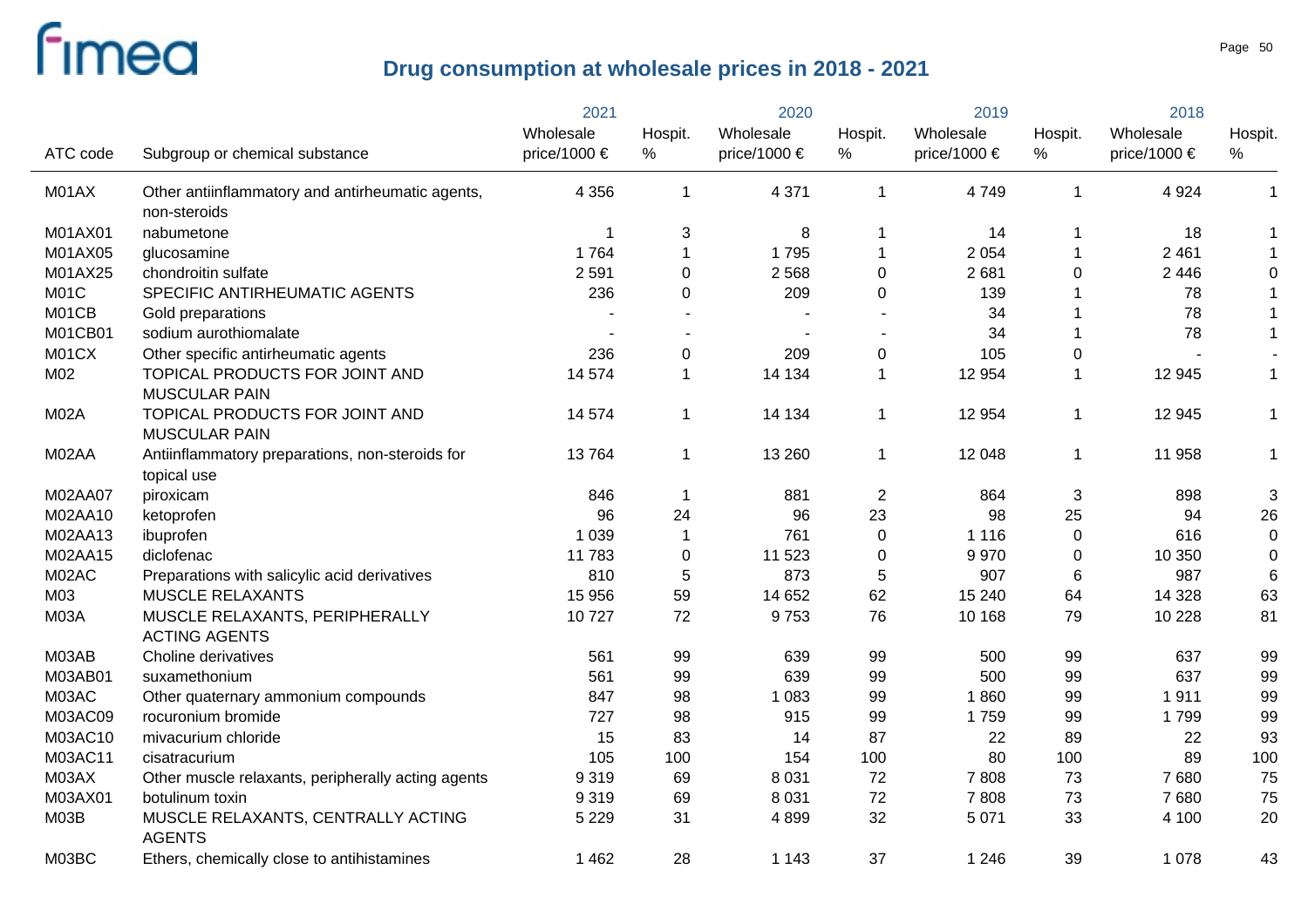# Drug consumption at wholesale prices in 2018 - 2021

| ATC code | Subgroup or chemical substance | 2021 Wholesale price/1000 € | 2021 Hospit. % | 2020 Wholesale price/1000 € | 2020 Hospit. % | 2019 Wholesale price/1000 € | 2019 Hospit. % | 2018 Wholesale price/1000 € | 2018 Hospit. % |
|---|---|---|---|---|---|---|---|---|---|
| M01AX | Other antiinflammatory and antirheumatic agents, non-steroids | 4 356 | 1 | 4 371 | 1 | 4 749 | 1 | 4 924 | 1 |
| M01AX01 | nabumetone | 1 | 3 | 8 | 1 | 14 | 1 | 18 | 1 |
| M01AX05 | glucosamine | 1 764 | 1 | 1 795 | 1 | 2 054 | 1 | 2 461 | 1 |
| M01AX25 | chondroitin sulfate | 2 591 | 0 | 2 568 | 0 | 2 681 | 0 | 2 446 | 0 |
| M01C | SPECIFIC ANTIRHEUMATIC AGENTS | 236 | 0 | 209 | 0 | 139 | 1 | 78 | 1 |
| M01CB | Gold preparations | - | - | - | - | 34 | 1 | 78 | 1 |
| M01CB01 | sodium aurothiomalate | - | - | - | - | 34 | 1 | 78 | 1 |
| M01CX | Other specific antirheumatic agents | 236 | 0 | 209 | 0 | 105 | 0 | - | - |
| M02 | TOPICAL PRODUCTS FOR JOINT AND MUSCULAR PAIN | 14 574 | 1 | 14 134 | 1 | 12 954 | 1 | 12 945 | 1 |
| M02A | TOPICAL PRODUCTS FOR JOINT AND MUSCULAR PAIN | 14 574 | 1 | 14 134 | 1 | 12 954 | 1 | 12 945 | 1 |
| M02AA | Antiinflammatory preparations, non-steroids for topical use | 13 764 | 1 | 13 260 | 1 | 12 048 | 1 | 11 958 | 1 |
| M02AA07 | piroxicam | 846 | 1 | 881 | 2 | 864 | 3 | 898 | 3 |
| M02AA10 | ketoprofen | 96 | 24 | 96 | 23 | 98 | 25 | 94 | 26 |
| M02AA13 | ibuprofen | 1 039 | 1 | 761 | 0 | 1 116 | 0 | 616 | 0 |
| M02AA15 | diclofenac | 11 783 | 0 | 11 523 | 0 | 9 970 | 0 | 10 350 | 0 |
| M02AC | Preparations with salicylic acid derivatives | 810 | 5 | 873 | 5 | 907 | 6 | 987 | 6 |
| M03 | MUSCLE RELAXANTS | 15 956 | 59 | 14 652 | 62 | 15 240 | 64 | 14 328 | 63 |
| M03A | MUSCLE RELAXANTS, PERIPHERALLY ACTING AGENTS | 10 727 | 72 | 9 753 | 76 | 10 168 | 79 | 10 228 | 81 |
| M03AB | Choline derivatives | 561 | 99 | 639 | 99 | 500 | 99 | 637 | 99 |
| M03AB01 | suxamethonium | 561 | 99 | 639 | 99 | 500 | 99 | 637 | 99 |
| M03AC | Other quaternary ammonium compounds | 847 | 98 | 1 083 | 99 | 1 860 | 99 | 1 911 | 99 |
| M03AC09 | rocuronium bromide | 727 | 98 | 915 | 99 | 1 759 | 99 | 1 799 | 99 |
| M03AC10 | mivacurium chloride | 15 | 83 | 14 | 87 | 22 | 89 | 22 | 93 |
| M03AC11 | cisatracurium | 105 | 100 | 154 | 100 | 80 | 100 | 89 | 100 |
| M03AX | Other muscle relaxants, peripherally acting agents | 9 319 | 69 | 8 031 | 72 | 7 808 | 73 | 7 680 | 75 |
| M03AX01 | botulinum toxin | 9 319 | 69 | 8 031 | 72 | 7 808 | 73 | 7 680 | 75 |
| M03B | MUSCLE RELAXANTS, CENTRALLY ACTING AGENTS | 5 229 | 31 | 4 899 | 32 | 5 071 | 33 | 4 100 | 20 |
| M03BC | Ethers, chemically close to antihistamines | 1 462 | 28 | 1 143 | 37 | 1 246 | 39 | 1 078 | 43 |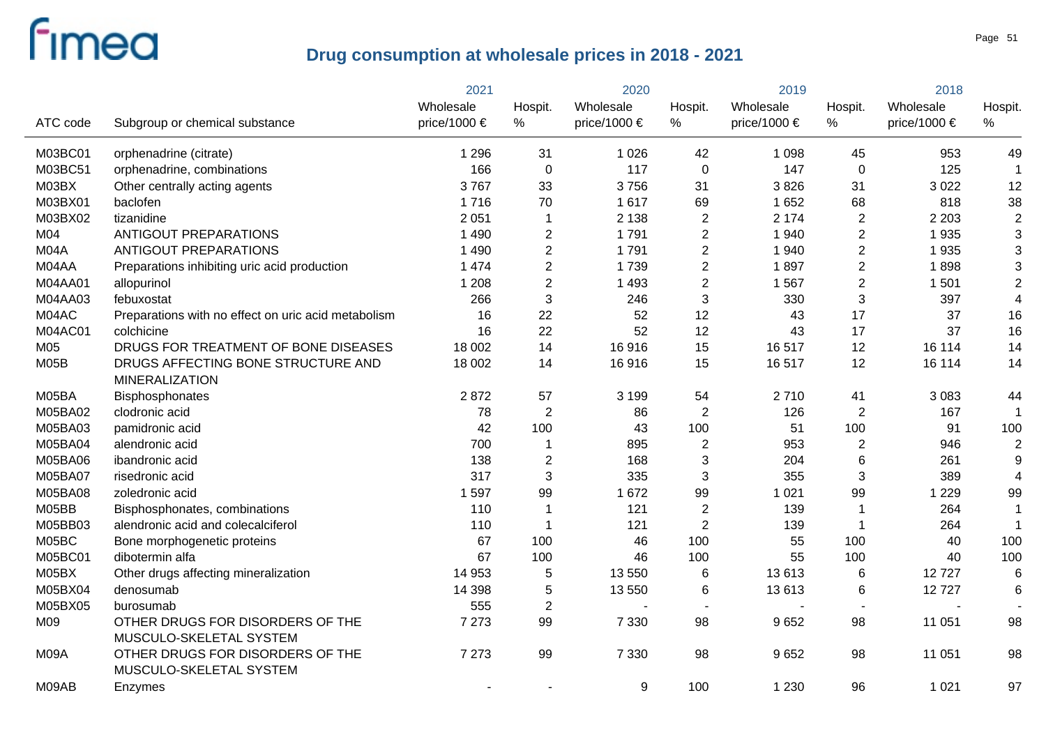# Drug consumption at wholesale prices in 2018 - 2021

| ATC code | Subgroup or chemical substance | 2021 Wholesale price/1000 € | 2021 Hospit. % | 2020 Wholesale price/1000 € | 2020 Hospit. % | 2019 Wholesale price/1000 € | 2019 Hospit. % | 2018 Wholesale price/1000 € | 2018 Hospit. % |
|---|---|---|---|---|---|---|---|---|---|
| M03BC01 | orphenadrine (citrate) | 1 296 | 31 | 1 026 | 42 | 1 098 | 45 | 953 | 49 |
| M03BC51 | orphenadrine, combinations | 166 | 0 | 117 | 0 | 147 | 0 | 125 | 1 |
| M03BX | Other centrally acting agents | 3 767 | 33 | 3 756 | 31 | 3 826 | 31 | 3 022 | 12 |
| M03BX01 | baclofen | 1 716 | 70 | 1 617 | 69 | 1 652 | 68 | 818 | 38 |
| M03BX02 | tizanidine | 2 051 | 1 | 2 138 | 2 | 2 174 | 2 | 2 203 | 2 |
| M04 | ANTIGOUT PREPARATIONS | 1 490 | 2 | 1 791 | 2 | 1 940 | 2 | 1 935 | 3 |
| M04A | ANTIGOUT PREPARATIONS | 1 490 | 2 | 1 791 | 2 | 1 940 | 2 | 1 935 | 3 |
| M04AA | Preparations inhibiting uric acid production | 1 474 | 2 | 1 739 | 2 | 1 897 | 2 | 1 898 | 3 |
| M04AA01 | allopurinol | 1 208 | 2 | 1 493 | 2 | 1 567 | 2 | 1 501 | 2 |
| M04AA03 | febuxostat | 266 | 3 | 246 | 3 | 330 | 3 | 397 | 4 |
| M04AC | Preparations with no effect on uric acid metabolism | 16 | 22 | 52 | 12 | 43 | 17 | 37 | 16 |
| M04AC01 | colchicine | 16 | 22 | 52 | 12 | 43 | 17 | 37 | 16 |
| M05 | DRUGS FOR TREATMENT OF BONE DISEASES | 18 002 | 14 | 16 916 | 15 | 16 517 | 12 | 16 114 | 14 |
| M05B | DRUGS AFFECTING BONE STRUCTURE AND MINERALIZATION | 18 002 | 14 | 16 916 | 15 | 16 517 | 12 | 16 114 | 14 |
| M05BA | Bisphosphonates | 2 872 | 57 | 3 199 | 54 | 2 710 | 41 | 3 083 | 44 |
| M05BA02 | clodronic acid | 78 | 2 | 86 | 2 | 126 | 2 | 167 | 1 |
| M05BA03 | pamidronic acid | 42 | 100 | 43 | 100 | 51 | 100 | 91 | 100 |
| M05BA04 | alendronic acid | 700 | 1 | 895 | 2 | 953 | 2 | 946 | 2 |
| M05BA06 | ibandronic acid | 138 | 2 | 168 | 3 | 204 | 6 | 261 | 9 |
| M05BA07 | risedronic acid | 317 | 3 | 335 | 3 | 355 | 3 | 389 | 4 |
| M05BA08 | zoledronic acid | 1 597 | 99 | 1 672 | 99 | 1 021 | 99 | 1 229 | 99 |
| M05BB | Bisphosphonates, combinations | 110 | 1 | 121 | 2 | 139 | 1 | 264 | 1 |
| M05BB03 | alendronic acid and colecalciferol | 110 | 1 | 121 | 2 | 139 | 1 | 264 | 1 |
| M05BC | Bone morphogenetic proteins | 67 | 100 | 46 | 100 | 55 | 100 | 40 | 100 |
| M05BC01 | dibotermin alfa | 67 | 100 | 46 | 100 | 55 | 100 | 40 | 100 |
| M05BX | Other drugs affecting mineralization | 14 953 | 5 | 13 550 | 6 | 13 613 | 6 | 12 727 | 6 |
| M05BX04 | denosumab | 14 398 | 5 | 13 550 | 6 | 13 613 | 6 | 12 727 | 6 |
| M05BX05 | burosumab | 555 | 2 | - | - | - | - | - | - |
| M09 | OTHER DRUGS FOR DISORDERS OF THE MUSCULO-SKELETAL SYSTEM | 7 273 | 99 | 7 330 | 98 | 9 652 | 98 | 11 051 | 98 |
| M09A | OTHER DRUGS FOR DISORDERS OF THE MUSCULO-SKELETAL SYSTEM | 7 273 | 99 | 7 330 | 98 | 9 652 | 98 | 11 051 | 98 |
| M09AB | Enzymes | - | - | 9 | 100 | 1 230 | 96 | 1 021 | 97 |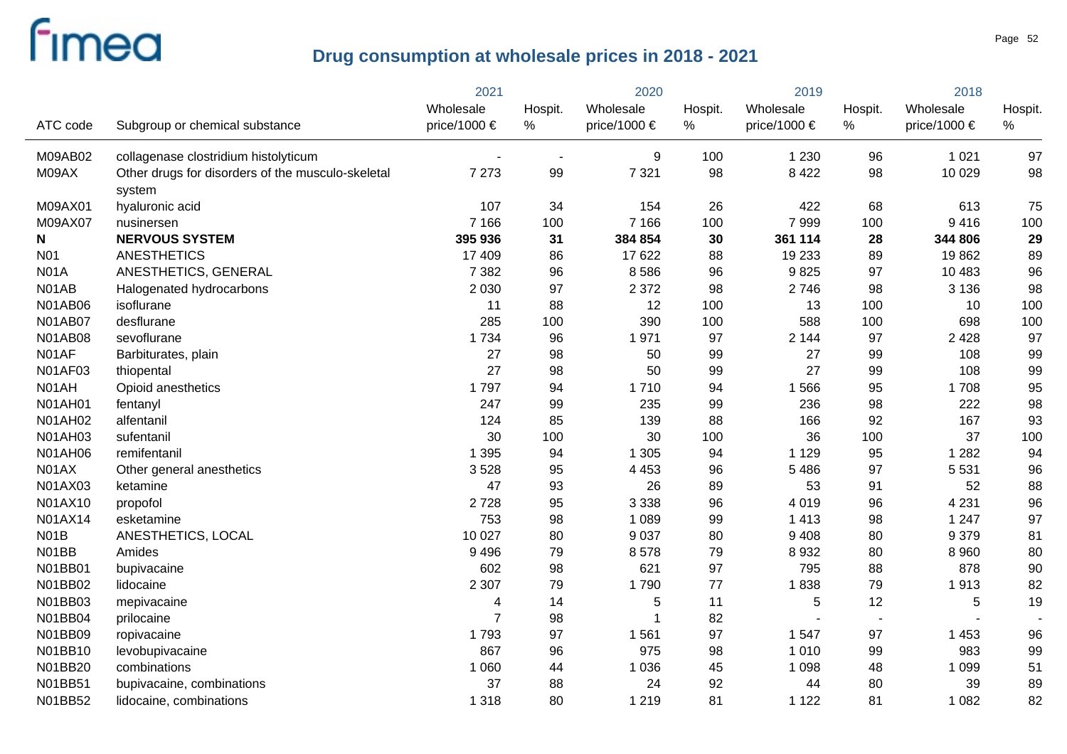## Drug consumption at wholesale prices in 2018 - 2021

| ATC code | Subgroup or chemical substance | 2021 Wholesale price/1000 € | 2021 Hospit. % | 2020 Wholesale price/1000 € | 2020 Hospit. % | 2019 Wholesale price/1000 € | 2019 Hospit. % | 2018 Wholesale price/1000 € | 2018 Hospit. % |
|---|---|---|---|---|---|---|---|---|---|
| M09AB02 | collagenase clostridium histolyticum | - | - | 9 | 100 | 1 230 | 96 | 1 021 | 97 |
| M09AX | Other drugs for disorders of the musculo-skeletal system | 7 273 | 99 | 7 321 | 98 | 8 422 | 98 | 10 029 | 98 |
| M09AX01 | hyaluronic acid | 107 | 34 | 154 | 26 | 422 | 68 | 613 | 75 |
| M09AX07 | nusinersen | 7 166 | 100 | 7 166 | 100 | 7 999 | 100 | 9 416 | 100 |
| **N** | **NERVOUS SYSTEM** | **395 936** | **31** | **384 854** | **30** | **361 114** | **28** | **344 806** | **29** |
| N01 | ANESTHETICS | 17 409 | 86 | 17 622 | 88 | 19 233 | 89 | 19 862 | 89 |
| N01A | ANESTHETICS, GENERAL | 7 382 | 96 | 8 586 | 96 | 9 825 | 97 | 10 483 | 96 |
| N01AB | Halogenated hydrocarbons | 2 030 | 97 | 2 372 | 98 | 2 746 | 98 | 3 136 | 98 |
| N01AB06 | isoflurane | 11 | 88 | 12 | 100 | 13 | 100 | 10 | 100 |
| N01AB07 | desflurane | 285 | 100 | 390 | 100 | 588 | 100 | 698 | 100 |
| N01AB08 | sevoflurane | 1 734 | 96 | 1 971 | 97 | 2 144 | 97 | 2 428 | 97 |
| N01AF | Barbiturates, plain | 27 | 98 | 50 | 99 | 27 | 99 | 108 | 99 |
| N01AF03 | thiopental | 27 | 98 | 50 | 99 | 27 | 99 | 108 | 99 |
| N01AH | Opioid anesthetics | 1 797 | 94 | 1 710 | 94 | 1 566 | 95 | 1 708 | 95 |
| N01AH01 | fentanyl | 247 | 99 | 235 | 99 | 236 | 98 | 222 | 98 |
| N01AH02 | alfentanil | 124 | 85 | 139 | 88 | 166 | 92 | 167 | 93 |
| N01AH03 | sufentanil | 30 | 100 | 30 | 100 | 36 | 100 | 37 | 100 |
| N01AH06 | remifentanil | 1 395 | 94 | 1 305 | 94 | 1 129 | 95 | 1 282 | 94 |
| N01AX | Other general anesthetics | 3 528 | 95 | 4 453 | 96 | 5 486 | 97 | 5 531 | 96 |
| N01AX03 | ketamine | 47 | 93 | 26 | 89 | 53 | 91 | 52 | 88 |
| N01AX10 | propofol | 2 728 | 95 | 3 338 | 96 | 4 019 | 96 | 4 231 | 96 |
| N01AX14 | esketamine | 753 | 98 | 1 089 | 99 | 1 413 | 98 | 1 247 | 97 |
| N01B | ANESTHETICS, LOCAL | 10 027 | 80 | 9 037 | 80 | 9 408 | 80 | 9 379 | 81 |
| N01BB | Amides | 9 496 | 79 | 8 578 | 79 | 8 932 | 80 | 8 960 | 80 |
| N01BB01 | bupivacaine | 602 | 98 | 621 | 97 | 795 | 88 | 878 | 90 |
| N01BB02 | lidocaine | 2 307 | 79 | 1 790 | 77 | 1 838 | 79 | 1 913 | 82 |
| N01BB03 | mepivacaine | 4 | 14 | 5 | 11 | 5 | 12 | 5 | 19 |
| N01BB04 | prilocaine | 7 | 98 | 1 | 82 | - | - | - | - |
| N01BB09 | ropivacaine | 1 793 | 97 | 1 561 | 97 | 1 547 | 97 | 1 453 | 96 |
| N01BB10 | levobupivacaine | 867 | 96 | 975 | 98 | 1 010 | 99 | 983 | 99 |
| N01BB20 | combinations | 1 060 | 44 | 1 036 | 45 | 1 098 | 48 | 1 099 | 51 |
| N01BB51 | bupivacaine, combinations | 37 | 88 | 24 | 92 | 44 | 80 | 39 | 89 |
| N01BB52 | lidocaine, combinations | 1 318 | 80 | 1 219 | 81 | 1 122 | 81 | 1 082 | 82 |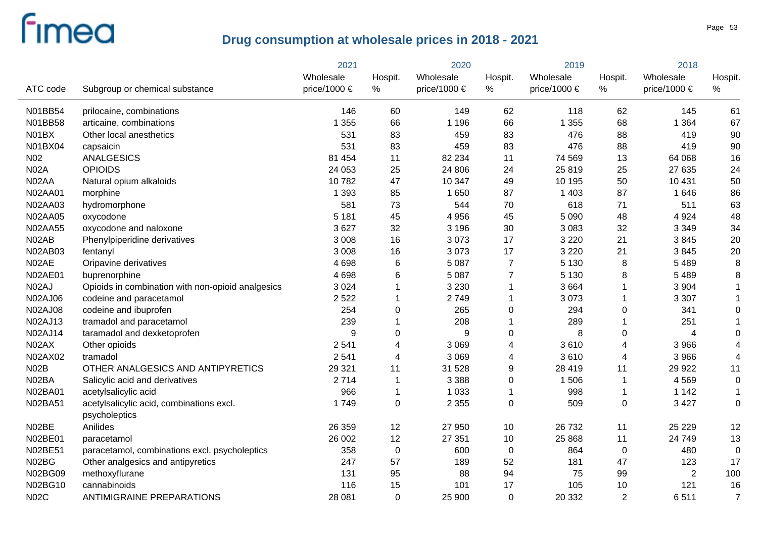# Drug consumption at wholesale prices in 2018 - 2021

| ATC code | Subgroup or chemical substance | 2021 Wholesale price/1000 € | 2021 Hospit. % | 2020 Wholesale price/1000 € | 2020 Hospit. % | 2019 Wholesale price/1000 € | 2019 Hospit. % | 2018 Wholesale price/1000 € | 2018 Hospit. % |
|---|---|---|---|---|---|---|---|---|---|
| N01BB54 | prilocaine, combinations | 146 | 60 | 149 | 62 | 118 | 62 | 145 | 61 |
| N01BB58 | articaine, combinations | 1 355 | 66 | 1 196 | 66 | 1 355 | 68 | 1 364 | 67 |
| N01BX | Other local anesthetics | 531 | 83 | 459 | 83 | 476 | 88 | 419 | 90 |
| N01BX04 | capsaicin | 531 | 83 | 459 | 83 | 476 | 88 | 419 | 90 |
| N02 | ANALGESICS | 81 454 | 11 | 82 234 | 11 | 74 569 | 13 | 64 068 | 16 |
| N02A | OPIOIDS | 24 053 | 25 | 24 806 | 24 | 25 819 | 25 | 27 635 | 24 |
| N02AA | Natural opium alkaloids | 10 782 | 47 | 10 347 | 49 | 10 195 | 50 | 10 431 | 50 |
| N02AA01 | morphine | 1 393 | 85 | 1 650 | 87 | 1 403 | 87 | 1 646 | 86 |
| N02AA03 | hydromorphone | 581 | 73 | 544 | 70 | 618 | 71 | 511 | 63 |
| N02AA05 | oxycodone | 5 181 | 45 | 4 956 | 45 | 5 090 | 48 | 4 924 | 48 |
| N02AA55 | oxycodone and naloxone | 3 627 | 32 | 3 196 | 30 | 3 083 | 32 | 3 349 | 34 |
| N02AB | Phenylpiperidine derivatives | 3 008 | 16 | 3 073 | 17 | 3 220 | 21 | 3 845 | 20 |
| N02AB03 | fentanyl | 3 008 | 16 | 3 073 | 17 | 3 220 | 21 | 3 845 | 20 |
| N02AE | Oripavine derivatives | 4 698 | 6 | 5 087 | 7 | 5 130 | 8 | 5 489 | 8 |
| N02AE01 | buprenorphine | 4 698 | 6 | 5 087 | 7 | 5 130 | 8 | 5 489 | 8 |
| N02AJ | Opioids in combination with non-opioid analgesics | 3 024 | 1 | 3 230 | 1 | 3 664 | 1 | 3 904 | 1 |
| N02AJ06 | codeine and paracetamol | 2 522 | 1 | 2 749 | 1 | 3 073 | 1 | 3 307 | 1 |
| N02AJ08 | codeine and ibuprofen | 254 | 0 | 265 | 0 | 294 | 0 | 341 | 0 |
| N02AJ13 | tramadol and paracetamol | 239 | 1 | 208 | 1 | 289 | 1 | 251 | 1 |
| N02AJ14 | taramadol and dexketoprofen | 9 | 0 | 9 | 0 | 8 | 0 | 4 | 0 |
| N02AX | Other opioids | 2 541 | 4 | 3 069 | 4 | 3 610 | 4 | 3 966 | 4 |
| N02AX02 | tramadol | 2 541 | 4 | 3 069 | 4 | 3 610 | 4 | 3 966 | 4 |
| N02B | OTHER ANALGESICS AND ANTIPYRETICS | 29 321 | 11 | 31 528 | 9 | 28 419 | 11 | 29 922 | 11 |
| N02BA | Salicylic acid and derivatives | 2 714 | 1 | 3 388 | 0 | 1 506 | 1 | 4 569 | 0 |
| N02BA01 | acetylsalicylic acid | 966 | 1 | 1 033 | 1 | 998 | 1 | 1 142 | 1 |
| N02BA51 | acetylsalicylic acid, combinations excl. psycholeptics | 1 749 | 0 | 2 355 | 0 | 509 | 0 | 3 427 | 0 |
| N02BE | Anilides | 26 359 | 12 | 27 950 | 10 | 26 732 | 11 | 25 229 | 12 |
| N02BE01 | paracetamol | 26 002 | 12 | 27 351 | 10 | 25 868 | 11 | 24 749 | 13 |
| N02BE51 | paracetamol, combinations excl. psycholeptics | 358 | 0 | 600 | 0 | 864 | 0 | 480 | 0 |
| N02BG | Other analgesics and antipyretics | 247 | 57 | 189 | 52 | 181 | 47 | 123 | 17 |
| N02BG09 | methoxyflurane | 131 | 95 | 88 | 94 | 75 | 99 | 2 | 100 |
| N02BG10 | cannabinoids | 116 | 15 | 101 | 17 | 105 | 10 | 121 | 16 |
| N02C | ANTIMIGRAINE PREPARATIONS | 28 081 | 0 | 25 900 | 0 | 20 332 | 2 | 6 511 | 7 |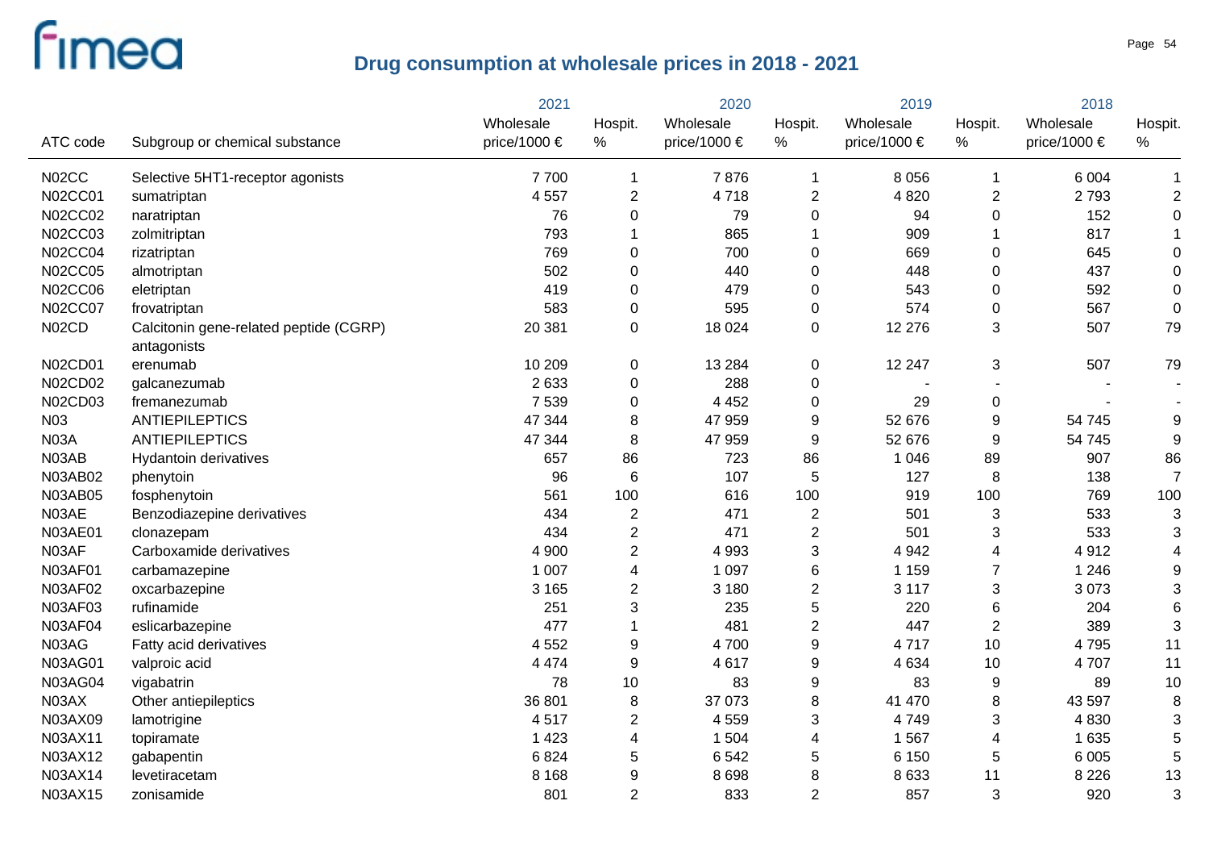## Drug consumption at wholesale prices in 2018 - 2021

| ATC code | Subgroup or chemical substance | 2021 Wholesale price/1000 € | 2021 Hospit. % | 2020 Wholesale price/1000 € | 2020 Hospit. % | 2019 Wholesale price/1000 € | 2019 Hospit. % | 2018 Wholesale price/1000 € | 2018 Hospit. % |
|---|---|---|---|---|---|---|---|---|---|
| N02CC | Selective 5HT1-receptor agonists | 7 700 | 1 | 7 876 | 1 | 8 056 | 1 | 6 004 | 1 |
| N02CC01 | sumatriptan | 4 557 | 2 | 4 718 | 2 | 4 820 | 2 | 2 793 | 2 |
| N02CC02 | naratriptan | 76 | 0 | 79 | 0 | 94 | 0 | 152 | 0 |
| N02CC03 | zolmitriptan | 793 | 1 | 865 | 1 | 909 | 1 | 817 | 1 |
| N02CC04 | rizatriptan | 769 | 0 | 700 | 0 | 669 | 0 | 645 | 0 |
| N02CC05 | almotriptan | 502 | 0 | 440 | 0 | 448 | 0 | 437 | 0 |
| N02CC06 | eletriptan | 419 | 0 | 479 | 0 | 543 | 0 | 592 | 0 |
| N02CC07 | frovatriptan | 583 | 0 | 595 | 0 | 574 | 0 | 567 | 0 |
| N02CD | Calcitonin gene-related peptide (CGRP) antagonists | 20 381 | 0 | 18 024 | 0 | 12 276 | 3 | 507 | 79 |
| N02CD01 | erenumab | 10 209 | 0 | 13 284 | 0 | 12 247 | 3 | 507 | 79 |
| N02CD02 | galcanezumab | 2 633 | 0 | 288 | 0 | - | - | - | - |
| N02CD03 | fremanezumab | 7 539 | 0 | 4 452 | 0 | 29 | 0 | - | - |
| N03 | ANTIEPILEPTICS | 47 344 | 8 | 47 959 | 9 | 52 676 | 9 | 54 745 | 9 |
| N03A | ANTIEPILEPTICS | 47 344 | 8 | 47 959 | 9 | 52 676 | 9 | 54 745 | 9 |
| N03AB | Hydantoin derivatives | 657 | 86 | 723 | 86 | 1 046 | 89 | 907 | 86 |
| N03AB02 | phenytoin | 96 | 6 | 107 | 5 | 127 | 8 | 138 | 7 |
| N03AB05 | fosphenytoin | 561 | 100 | 616 | 100 | 919 | 100 | 769 | 100 |
| N03AE | Benzodiazepine derivatives | 434 | 2 | 471 | 2 | 501 | 3 | 533 | 3 |
| N03AE01 | clonazepam | 434 | 2 | 471 | 2 | 501 | 3 | 533 | 3 |
| N03AF | Carboxamide derivatives | 4 900 | 2 | 4 993 | 3 | 4 942 | 4 | 4 912 | 4 |
| N03AF01 | carbamazepine | 1 007 | 4 | 1 097 | 6 | 1 159 | 7 | 1 246 | 9 |
| N03AF02 | oxcarbazepine | 3 165 | 2 | 3 180 | 2 | 3 117 | 3 | 3 073 | 3 |
| N03AF03 | rufinamide | 251 | 3 | 235 | 5 | 220 | 6 | 204 | 6 |
| N03AF04 | eslicarbazepine | 477 | 1 | 481 | 2 | 447 | 2 | 389 | 3 |
| N03AG | Fatty acid derivatives | 4 552 | 9 | 4 700 | 9 | 4 717 | 10 | 4 795 | 11 |
| N03AG01 | valproic acid | 4 474 | 9 | 4 617 | 9 | 4 634 | 10 | 4 707 | 11 |
| N03AG04 | vigabatrin | 78 | 10 | 83 | 9 | 83 | 9 | 89 | 10 |
| N03AX | Other antiepileptics | 36 801 | 8 | 37 073 | 8 | 41 470 | 8 | 43 597 | 8 |
| N03AX09 | lamotrigine | 4 517 | 2 | 4 559 | 3 | 4 749 | 3 | 4 830 | 3 |
| N03AX11 | topiramate | 1 423 | 4 | 1 504 | 4 | 1 567 | 4 | 1 635 | 5 |
| N03AX12 | gabapentin | 6 824 | 5 | 6 542 | 5 | 6 150 | 5 | 6 005 | 5 |
| N03AX14 | levetiracetam | 8 168 | 9 | 8 698 | 8 | 8 633 | 11 | 8 226 | 13 |
| N03AX15 | zonisamide | 801 | 2 | 833 | 2 | 857 | 3 | 920 | 3 |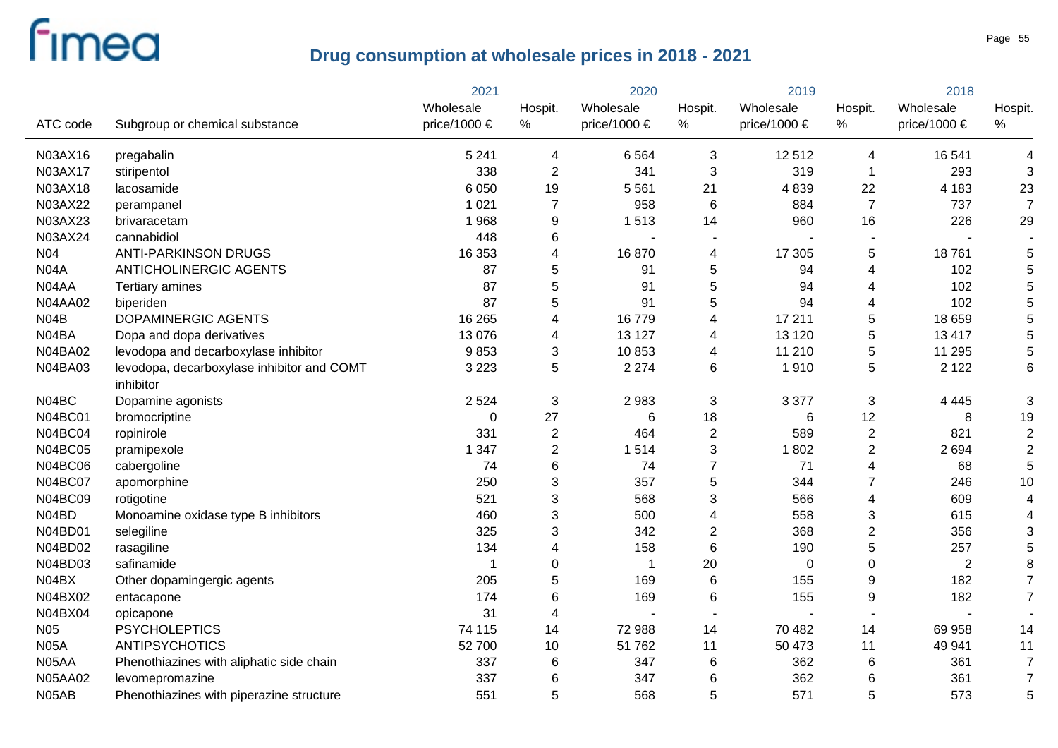# Drug consumption at wholesale prices in 2018 - 2021

| ATC code | Subgroup or chemical substance | 2021 Wholesale price/1000 € | 2021 Hospit. % | 2020 Wholesale price/1000 € | 2020 Hospit. % | 2019 Wholesale price/1000 € | 2019 Hospit. % | 2018 Wholesale price/1000 € | 2018 Hospit. % |
|---|---|---|---|---|---|---|---|---|---|
| N03AX16 | pregabalin | 5 241 | 4 | 6 564 | 3 | 12 512 | 4 | 16 541 | 4 |
| N03AX17 | stiripentol | 338 | 2 | 341 | 3 | 319 | 1 | 293 | 3 |
| N03AX18 | lacosamide | 6 050 | 19 | 5 561 | 21 | 4 839 | 22 | 4 183 | 23 |
| N03AX22 | perampanel | 1 021 | 7 | 958 | 6 | 884 | 7 | 737 | 7 |
| N03AX23 | brivaracetam | 1 968 | 9 | 1 513 | 14 | 960 | 16 | 226 | 29 |
| N03AX24 | cannabidiol | 448 | 6 | - | - | - | - | - | - |
| N04 | ANTI-PARKINSON DRUGS | 16 353 | 4 | 16 870 | 4 | 17 305 | 5 | 18 761 | 5 |
| N04A | ANTICHOLINERGIC AGENTS | 87 | 5 | 91 | 5 | 94 | 4 | 102 | 5 |
| N04AA | Tertiary amines | 87 | 5 | 91 | 5 | 94 | 4 | 102 | 5 |
| N04AA02 | biperiden | 87 | 5 | 91 | 5 | 94 | 4 | 102 | 5 |
| N04B | DOPAMINERGIC AGENTS | 16 265 | 4 | 16 779 | 4 | 17 211 | 5 | 18 659 | 5 |
| N04BA | Dopa and dopa derivatives | 13 076 | 4 | 13 127 | 4 | 13 120 | 5 | 13 417 | 5 |
| N04BA02 | levodopa and decarboxylase inhibitor | 9 853 | 3 | 10 853 | 4 | 11 210 | 5 | 11 295 | 5 |
| N04BA03 | levodopa, decarboxylase inhibitor and COMT inhibitor | 3 223 | 5 | 2 274 | 6 | 1 910 | 5 | 2 122 | 6 |
| N04BC | Dopamine agonists | 2 524 | 3 | 2 983 | 3 | 3 377 | 3 | 4 445 | 3 |
| N04BC01 | bromocriptine | 0 | 27 | 6 | 18 | 6 | 12 | 8 | 19 |
| N04BC04 | ropinirole | 331 | 2 | 464 | 2 | 589 | 2 | 821 | 2 |
| N04BC05 | pramipexole | 1 347 | 2 | 1 514 | 3 | 1 802 | 2 | 2 694 | 2 |
| N04BC06 | cabergoline | 74 | 6 | 74 | 7 | 71 | 4 | 68 | 5 |
| N04BC07 | apomorphine | 250 | 3 | 357 | 5 | 344 | 7 | 246 | 10 |
| N04BC09 | rotigotine | 521 | 3 | 568 | 3 | 566 | 4 | 609 | 4 |
| N04BD | Monoamine oxidase type B inhibitors | 460 | 3 | 500 | 4 | 558 | 3 | 615 | 4 |
| N04BD01 | selegiline | 325 | 3 | 342 | 2 | 368 | 2 | 356 | 3 |
| N04BD02 | rasagiline | 134 | 4 | 158 | 6 | 190 | 5 | 257 | 5 |
| N04BD03 | safinamide | 1 | 0 | 1 | 20 | 0 | 0 | 2 | 8 |
| N04BX | Other dopamingergic agents | 205 | 5 | 169 | 6 | 155 | 9 | 182 | 7 |
| N04BX02 | entacapone | 174 | 6 | 169 | 6 | 155 | 9 | 182 | 7 |
| N04BX04 | opicapone | 31 | 4 | - | - | - | - | - | - |
| N05 | PSYCHOLEPTICS | 74 115 | 14 | 72 988 | 14 | 70 482 | 14 | 69 958 | 14 |
| N05A | ANTIPSYCHOTICS | 52 700 | 10 | 51 762 | 11 | 50 473 | 11 | 49 941 | 11 |
| N05AA | Phenothiazines with aliphatic side chain | 337 | 6 | 347 | 6 | 362 | 6 | 361 | 7 |
| N05AA02 | levomepromazine | 337 | 6 | 347 | 6 | 362 | 6 | 361 | 7 |
| N05AB | Phenothiazines with piperazine structure | 551 | 5 | 568 | 5 | 571 | 5 | 573 | 5 |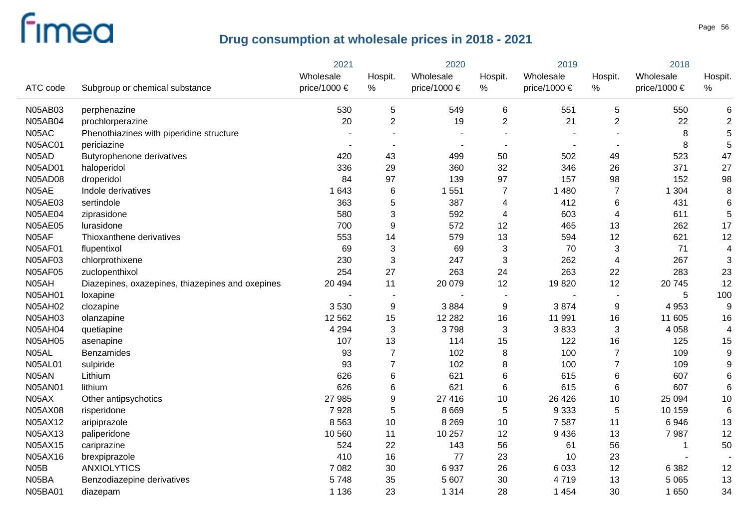## Drug consumption at wholesale prices in 2018 - 2021

| ATC code | Subgroup or chemical substance | 2021 | | 2020 | | 2019 | | 2018 | |
|---|---|---|---|---|---|---|---|---|---|
| | | Wholesale price/1000 € | Hospit. % | Wholesale price/1000 € | Hospit. % | Wholesale price/1000 € | Hospit. % | Wholesale price/1000 € | Hospit. % |
| N05AB03 | perphenazine | 530 | 5 | 549 | 6 | 551 | 5 | 550 | 6 |
| N05AB04 | prochlorperazine | 20 | 2 | 19 | 2 | 21 | 2 | 22 | 2 |
| N05AC | Phenothiazines with piperidine structure | - | - | - | - | - | - | 8 | 5 |
| N05AC01 | periciazine | - | - | - | - | - | - | 8 | 5 |
| N05AD | Butyrophenone derivatives | 420 | 43 | 499 | 50 | 502 | 49 | 523 | 47 |
| N05AD01 | haloperidol | 336 | 29 | 360 | 32 | 346 | 26 | 371 | 27 |
| N05AD08 | droperidol | 84 | 97 | 139 | 97 | 157 | 98 | 152 | 98 |
| N05AE | Indole derivatives | 1 643 | 6 | 1 551 | 7 | 1 480 | 7 | 1 304 | 8 |
| N05AE03 | sertindole | 363 | 5 | 387 | 4 | 412 | 6 | 431 | 6 |
| N05AE04 | ziprasidone | 580 | 3 | 592 | 4 | 603 | 4 | 611 | 5 |
| N05AE05 | lurasidone | 700 | 9 | 572 | 12 | 465 | 13 | 262 | 17 |
| N05AF | Thioxanthene derivatives | 553 | 14 | 579 | 13 | 594 | 12 | 621 | 12 |
| N05AF01 | flupentixol | 69 | 3 | 69 | 3 | 70 | 3 | 71 | 4 |
| N05AF03 | chlorprothixene | 230 | 3 | 247 | 3 | 262 | 4 | 267 | 3 |
| N05AF05 | zuclopenthixol | 254 | 27 | 263 | 24 | 263 | 22 | 283 | 23 |
| N05AH | Diazepines, oxazepines, thiazepines and oxepines | 20 494 | 11 | 20 079 | 12 | 19 820 | 12 | 20 745 | 12 |
| N05AH01 | loxapine | - | - | - | - | - | - | 5 | 100 |
| N05AH02 | clozapine | 3 530 | 9 | 3 884 | 9 | 3 874 | 9 | 4 953 | 9 |
| N05AH03 | olanzapine | 12 562 | 15 | 12 282 | 16 | 11 991 | 16 | 11 605 | 16 |
| N05AH04 | quetiapine | 4 294 | 3 | 3 798 | 3 | 3 833 | 3 | 4 058 | 4 |
| N05AH05 | asenapine | 107 | 13 | 114 | 15 | 122 | 16 | 125 | 15 |
| N05AL | Benzamides | 93 | 7 | 102 | 8 | 100 | 7 | 109 | 9 |
| N05AL01 | sulpiride | 93 | 7 | 102 | 8 | 100 | 7 | 109 | 9 |
| N05AN | Lithium | 626 | 6 | 621 | 6 | 615 | 6 | 607 | 6 |
| N05AN01 | lithium | 626 | 6 | 621 | 6 | 615 | 6 | 607 | 6 |
| N05AX | Other antipsychotics | 27 985 | 9 | 27 416 | 10 | 26 426 | 10 | 25 094 | 10 |
| N05AX08 | risperidone | 7 928 | 5 | 8 669 | 5 | 9 333 | 5 | 10 159 | 6 |
| N05AX12 | aripiprazole | 8 563 | 10 | 8 269 | 10 | 7 587 | 11 | 6 946 | 13 |
| N05AX13 | paliperidone | 10 560 | 11 | 10 257 | 12 | 9 436 | 13 | 7 987 | 12 |
| N05AX15 | cariprazine | 524 | 22 | 143 | 56 | 61 | 56 | 1 | 50 |
| N05AX16 | brexpiprazole | 410 | 16 | 77 | 23 | 10 | 23 | - | - |
| N05B | ANXIOLYTICS | 7 082 | 30 | 6 937 | 26 | 6 033 | 12 | 6 382 | 12 |
| N05BA | Benzodiazepine derivatives | 5 748 | 35 | 5 607 | 30 | 4 719 | 13 | 5 065 | 13 |
| N05BA01 | diazepam | 1 136 | 23 | 1 314 | 28 | 1 454 | 30 | 1 650 | 34 |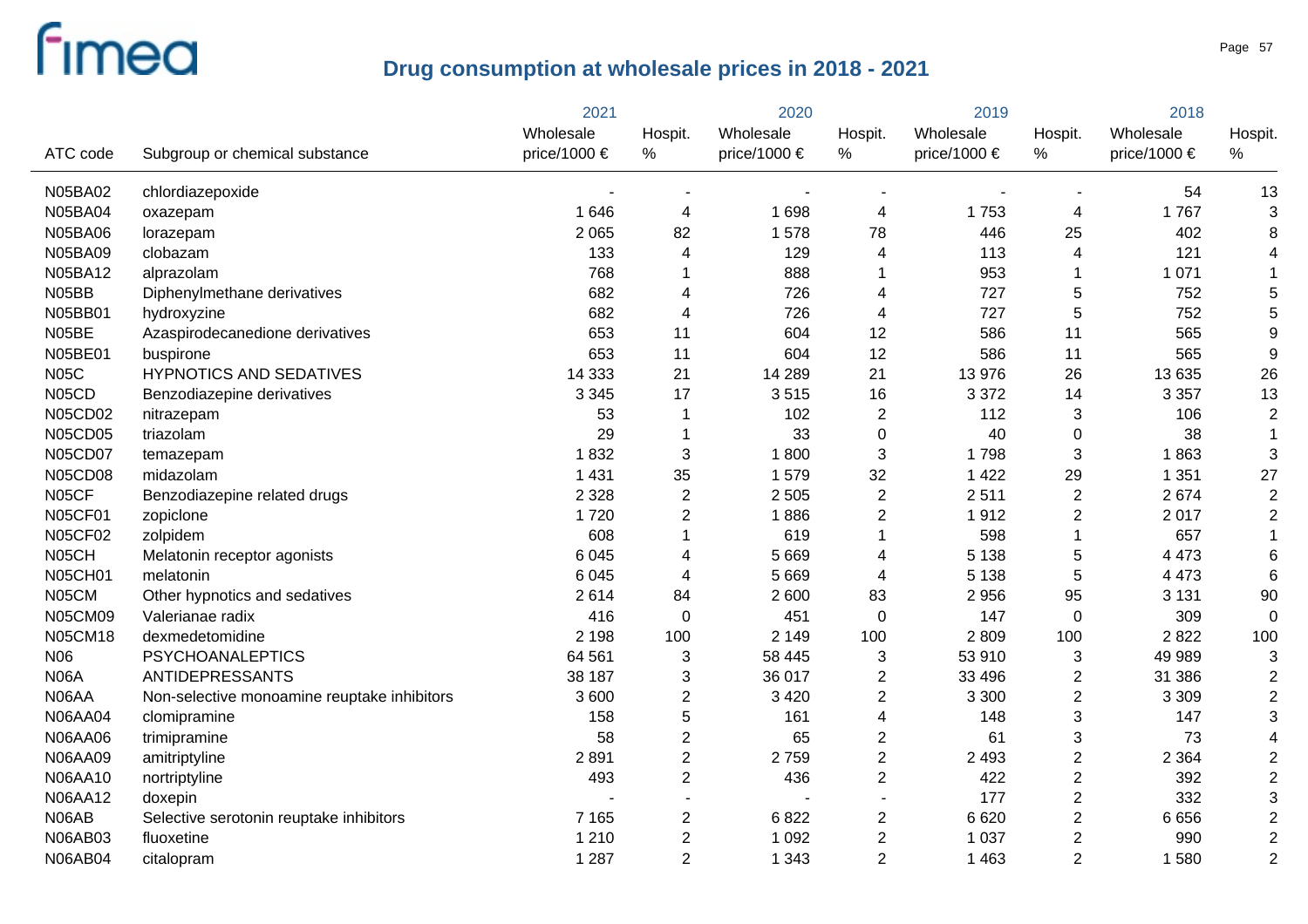# Drug consumption at wholesale prices in 2018 - 2021

| ATC code | Subgroup or chemical substance | 2021 Wholesale price/1000 € | 2021 Hospit. % | 2020 Wholesale price/1000 € | 2020 Hospit. % | 2019 Wholesale price/1000 € | 2019 Hospit. % | 2018 Wholesale price/1000 € | 2018 Hospit. % |
|---|---|---|---|---|---|---|---|---|---|
| N05BA02 | chlordiazepoxide | - | - | - | - | - | - | 54 | 13 |
| N05BA04 | oxazepam | 1 646 | 4 | 1 698 | 4 | 1 753 | 4 | 1 767 | 3 |
| N05BA06 | lorazepam | 2 065 | 82 | 1 578 | 78 | 446 | 25 | 402 | 8 |
| N05BA09 | clobazam | 133 | 4 | 129 | 4 | 113 | 4 | 121 | 4 |
| N05BA12 | alprazolam | 768 | 1 | 888 | 1 | 953 | 1 | 1 071 | 1 |
| N05BB | Diphenylmethane derivatives | 682 | 4 | 726 | 4 | 727 | 5 | 752 | 5 |
| N05BB01 | hydroxyzine | 682 | 4 | 726 | 4 | 727 | 5 | 752 | 5 |
| N05BE | Azaspirodecanedione derivatives | 653 | 11 | 604 | 12 | 586 | 11 | 565 | 9 |
| N05BE01 | buspirone | 653 | 11 | 604 | 12 | 586 | 11 | 565 | 9 |
| N05C | HYPNOTICS AND SEDATIVES | 14 333 | 21 | 14 289 | 21 | 13 976 | 26 | 13 635 | 26 |
| N05CD | Benzodiazepine derivatives | 3 345 | 17 | 3 515 | 16 | 3 372 | 14 | 3 357 | 13 |
| N05CD02 | nitrazepam | 53 | 1 | 102 | 2 | 112 | 3 | 106 | 2 |
| N05CD05 | triazolam | 29 | 1 | 33 | 0 | 40 | 0 | 38 | 1 |
| N05CD07 | temazepam | 1 832 | 3 | 1 800 | 3 | 1 798 | 3 | 1 863 | 3 |
| N05CD08 | midazolam | 1 431 | 35 | 1 579 | 32 | 1 422 | 29 | 1 351 | 27 |
| N05CF | Benzodiazepine related drugs | 2 328 | 2 | 2 505 | 2 | 2 511 | 2 | 2 674 | 2 |
| N05CF01 | zopiclone | 1 720 | 2 | 1 886 | 2 | 1 912 | 2 | 2 017 | 2 |
| N05CF02 | zolpidem | 608 | 1 | 619 | 1 | 598 | 1 | 657 | 1 |
| N05CH | Melatonin receptor agonists | 6 045 | 4 | 5 669 | 4 | 5 138 | 5 | 4 473 | 6 |
| N05CH01 | melatonin | 6 045 | 4 | 5 669 | 4 | 5 138 | 5 | 4 473 | 6 |
| N05CM | Other hypnotics and sedatives | 2 614 | 84 | 2 600 | 83 | 2 956 | 95 | 3 131 | 90 |
| N05CM09 | Valerianae radix | 416 | 0 | 451 | 0 | 147 | 0 | 309 | 0 |
| N05CM18 | dexmedetomidine | 2 198 | 100 | 2 149 | 100 | 2 809 | 100 | 2 822 | 100 |
| N06 | PSYCHOANALEPTICS | 64 561 | 3 | 58 445 | 3 | 53 910 | 3 | 49 989 | 3 |
| N06A | ANTIDEPRESSANTS | 38 187 | 3 | 36 017 | 2 | 33 496 | 2 | 31 386 | 2 |
| N06AA | Non-selective monoamine reuptake inhibitors | 3 600 | 2 | 3 420 | 2 | 3 300 | 2 | 3 309 | 2 |
| N06AA04 | clomipramine | 158 | 5 | 161 | 4 | 148 | 3 | 147 | 3 |
| N06AA06 | trimipramine | 58 | 2 | 65 | 2 | 61 | 3 | 73 | 4 |
| N06AA09 | amitriptyline | 2 891 | 2 | 2 759 | 2 | 2 493 | 2 | 2 364 | 2 |
| N06AA10 | nortriptyline | 493 | 2 | 436 | 2 | 422 | 2 | 392 | 2 |
| N06AA12 | doxepin | - | - | - | - | 177 | 2 | 332 | 3 |
| N06AB | Selective serotonin reuptake inhibitors | 7 165 | 2 | 6 822 | 2 | 6 620 | 2 | 6 656 | 2 |
| N06AB03 | fluoxetine | 1 210 | 2 | 1 092 | 2 | 1 037 | 2 | 990 | 2 |
| N06AB04 | citalopram | 1 287 | 2 | 1 343 | 2 | 1 463 | 2 | 1 580 | 2 |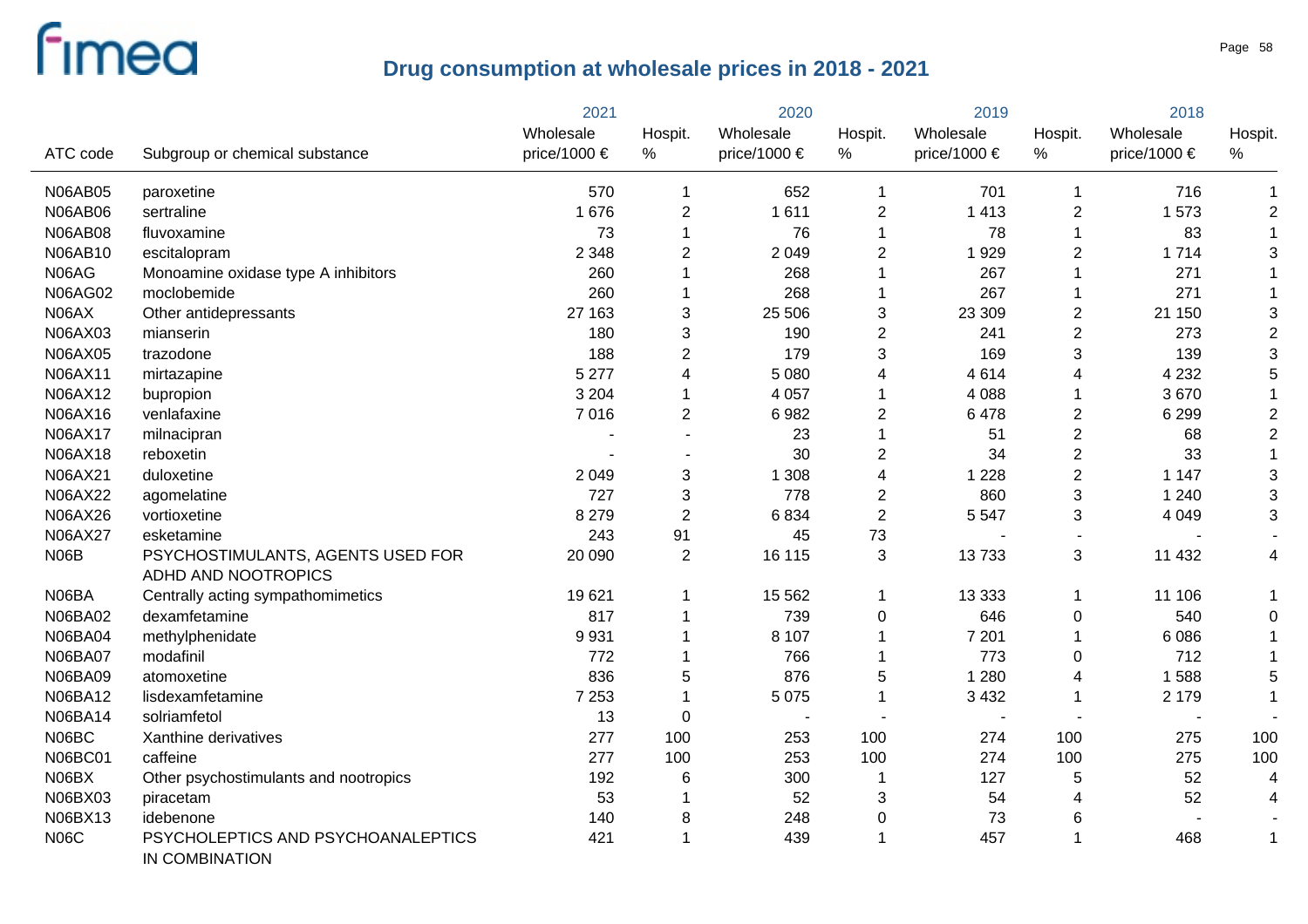# Drug consumption at wholesale prices in 2018 - 2021

| ATC code | Subgroup or chemical substance | 2021 Wholesale price/1000 € | 2021 Hospit. % | 2020 Wholesale price/1000 € | 2020 Hospit. % | 2019 Wholesale price/1000 € | 2019 Hospit. % | 2018 Wholesale price/1000 € | 2018 Hospit. % |
|---|---|---|---|---|---|---|---|---|---|
| N06AB05 | paroxetine | 570 | 1 | 652 | 1 | 701 | 1 | 716 | 1 |
| N06AB06 | sertraline | 1 676 | 2 | 1 611 | 2 | 1 413 | 2 | 1 573 | 2 |
| N06AB08 | fluvoxamine | 73 | 1 | 76 | 1 | 78 | 1 | 83 | 1 |
| N06AB10 | escitalopram | 2 348 | 2 | 2 049 | 2 | 1 929 | 2 | 1 714 | 3 |
| N06AG | Monoamine oxidase type A inhibitors | 260 | 1 | 268 | 1 | 267 | 1 | 271 | 1 |
| N06AG02 | moclobemide | 260 | 1 | 268 | 1 | 267 | 1 | 271 | 1 |
| N06AX | Other antidepressants | 27 163 | 3 | 25 506 | 3 | 23 309 | 2 | 21 150 | 3 |
| N06AX03 | mianserin | 180 | 3 | 190 | 2 | 241 | 2 | 273 | 2 |
| N06AX05 | trazodone | 188 | 2 | 179 | 3 | 169 | 3 | 139 | 3 |
| N06AX11 | mirtazapine | 5 277 | 4 | 5 080 | 4 | 4 614 | 4 | 4 232 | 5 |
| N06AX12 | bupropion | 3 204 | 1 | 4 057 | 1 | 4 088 | 1 | 3 670 | 1 |
| N06AX16 | venlafaxine | 7 016 | 2 | 6 982 | 2 | 6 478 | 2 | 6 299 | 2 |
| N06AX17 | milnacipran | - | - | 23 | 1 | 51 | 2 | 68 | 2 |
| N06AX18 | reboxetin | - | - | 30 | 2 | 34 | 2 | 33 | 1 |
| N06AX21 | duloxetine | 2 049 | 3 | 1 308 | 4 | 1 228 | 2 | 1 147 | 3 |
| N06AX22 | agomelatine | 727 | 3 | 778 | 2 | 860 | 3 | 1 240 | 3 |
| N06AX26 | vortioxetine | 8 279 | 2 | 6 834 | 2 | 5 547 | 3 | 4 049 | 3 |
| N06AX27 | esketamine | 243 | 91 | 45 | 73 | - | - | - | - |
| N06B | PSYCHOSTIMULANTS, AGENTS USED FOR ADHD AND NOOTROPICS | 20 090 | 2 | 16 115 | 3 | 13 733 | 3 | 11 432 | 4 |
| N06BA | Centrally acting sympathomimetics | 19 621 | 1 | 15 562 | 1 | 13 333 | 1 | 11 106 | 1 |
| N06BA02 | dexamfetamine | 817 | 1 | 739 | 0 | 646 | 0 | 540 | 0 |
| N06BA04 | methylphenidate | 9 931 | 1 | 8 107 | 1 | 7 201 | 1 | 6 086 | 1 |
| N06BA07 | modafinil | 772 | 1 | 766 | 1 | 773 | 0 | 712 | 1 |
| N06BA09 | atomoxetine | 836 | 5 | 876 | 5 | 1 280 | 4 | 1 588 | 5 |
| N06BA12 | lisdexamfetamine | 7 253 | 1 | 5 075 | 1 | 3 432 | 1 | 2 179 | 1 |
| N06BA14 | solriamfetol | 13 | 0 | - | - | - | - | - | - |
| N06BC | Xanthine derivatives | 277 | 100 | 253 | 100 | 274 | 100 | 275 | 100 |
| N06BC01 | caffeine | 277 | 100 | 253 | 100 | 274 | 100 | 275 | 100 |
| N06BX | Other psychostimulants and nootropics | 192 | 6 | 300 | 1 | 127 | 5 | 52 | 4 |
| N06BX03 | piracetam | 53 | 1 | 52 | 3 | 54 | 4 | 52 | 4 |
| N06BX13 | idebenone | 140 | 8 | 248 | 0 | 73 | 6 | - | - |
| N06C | PSYCHOLEPTICS AND PSYCHOANALEPTICS IN COMBINATION | 421 | 1 | 439 | 1 | 457 | 1 | 468 | 1 |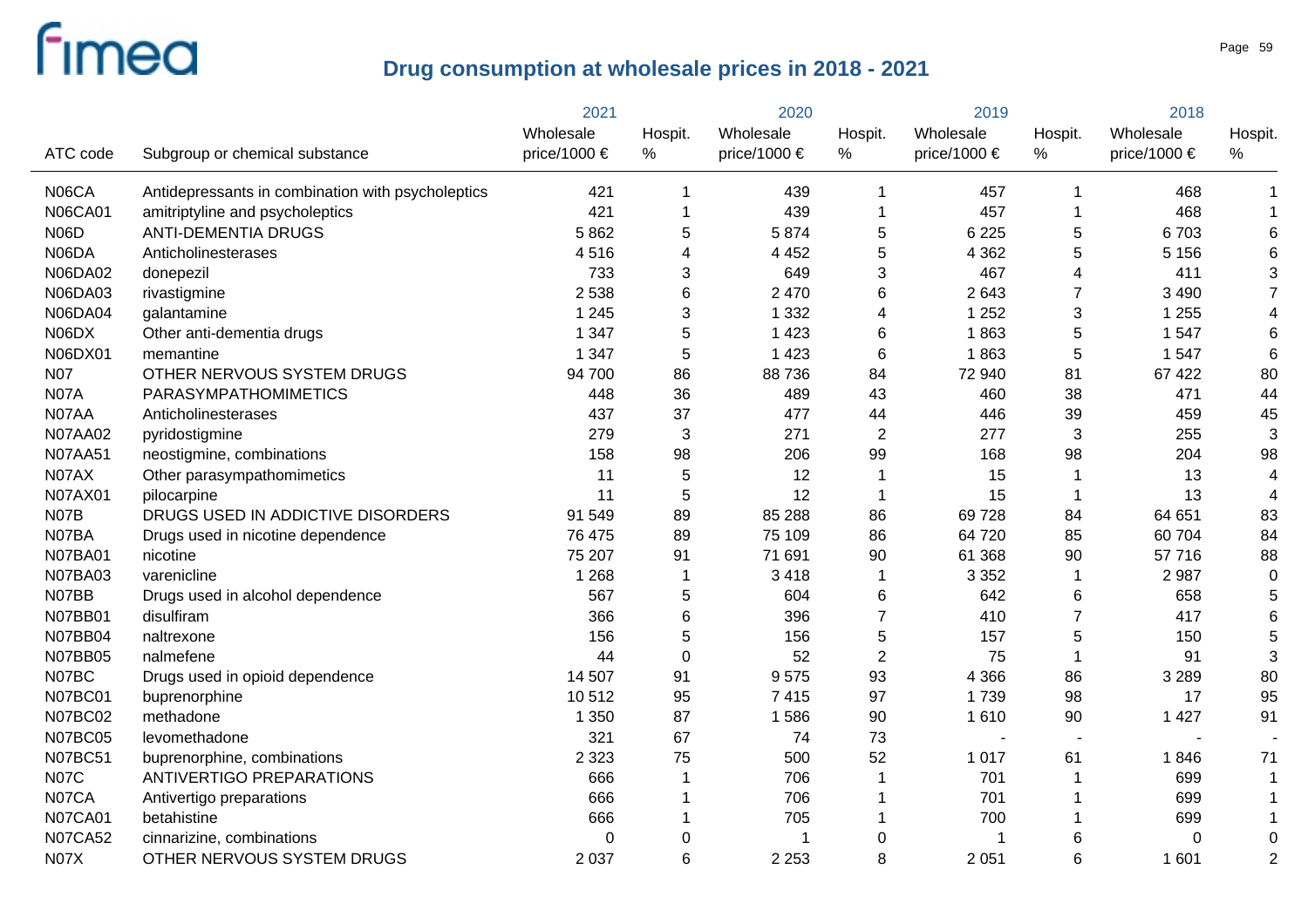## Drug consumption at wholesale prices in 2018 - 2021

| ATC code | Subgroup or chemical substance | 2021 Wholesale price/1000 € | 2021 Hospit. % | 2020 Wholesale price/1000 € | 2020 Hospit. % | 2019 Wholesale price/1000 € | 2019 Hospit. % | 2018 Wholesale price/1000 € | 2018 Hospit. % |
|---|---|---|---|---|---|---|---|---|---|
| N06CA | Antidepressants in combination with psycholeptics | 421 | 1 | 439 | 1 | 457 | 1 | 468 | 1 |
| N06CA01 | amitriptyline and psycholeptics | 421 | 1 | 439 | 1 | 457 | 1 | 468 | 1 |
| N06D | ANTI-DEMENTIA DRUGS | 5 862 | 5 | 5 874 | 5 | 6 225 | 5 | 6 703 | 6 |
| N06DA | Anticholinesterases | 4 516 | 4 | 4 452 | 5 | 4 362 | 5 | 5 156 | 6 |
| N06DA02 | donepezil | 733 | 3 | 649 | 3 | 467 | 4 | 411 | 3 |
| N06DA03 | rivastigmine | 2 538 | 6 | 2 470 | 6 | 2 643 | 7 | 3 490 | 7 |
| N06DA04 | galantamine | 1 245 | 3 | 1 332 | 4 | 1 252 | 3 | 1 255 | 4 |
| N06DX | Other anti-dementia drugs | 1 347 | 5 | 1 423 | 6 | 1 863 | 5 | 1 547 | 6 |
| N06DX01 | memantine | 1 347 | 5 | 1 423 | 6 | 1 863 | 5 | 1 547 | 6 |
| N07 | OTHER NERVOUS SYSTEM DRUGS | 94 700 | 86 | 88 736 | 84 | 72 940 | 81 | 67 422 | 80 |
| N07A | PARASYMPATHOMIMETICS | 448 | 36 | 489 | 43 | 460 | 38 | 471 | 44 |
| N07AA | Anticholinesterases | 437 | 37 | 477 | 44 | 446 | 39 | 459 | 45 |
| N07AA02 | pyridostigmine | 279 | 3 | 271 | 2 | 277 | 3 | 255 | 3 |
| N07AA51 | neostigmine, combinations | 158 | 98 | 206 | 99 | 168 | 98 | 204 | 98 |
| N07AX | Other parasympathomimetics | 11 | 5 | 12 | 1 | 15 | 1 | 13 | 4 |
| N07AX01 | pilocarpine | 11 | 5 | 12 | 1 | 15 | 1 | 13 | 4 |
| N07B | DRUGS USED IN ADDICTIVE DISORDERS | 91 549 | 89 | 85 288 | 86 | 69 728 | 84 | 64 651 | 83 |
| N07BA | Drugs used in nicotine dependence | 76 475 | 89 | 75 109 | 86 | 64 720 | 85 | 60 704 | 84 |
| N07BA01 | nicotine | 75 207 | 91 | 71 691 | 90 | 61 368 | 90 | 57 716 | 88 |
| N07BA03 | varenicline | 1 268 | 1 | 3 418 | 1 | 3 352 | 1 | 2 987 | 0 |
| N07BB | Drugs used in alcohol dependence | 567 | 5 | 604 | 6 | 642 | 6 | 658 | 5 |
| N07BB01 | disulfiram | 366 | 6 | 396 | 7 | 410 | 7 | 417 | 6 |
| N07BB04 | naltrexone | 156 | 5 | 156 | 5 | 157 | 5 | 150 | 5 |
| N07BB05 | nalmefene | 44 | 0 | 52 | 2 | 75 | 1 | 91 | 3 |
| N07BC | Drugs used in opioid dependence | 14 507 | 91 | 9 575 | 93 | 4 366 | 86 | 3 289 | 80 |
| N07BC01 | buprenorphine | 10 512 | 95 | 7 415 | 97 | 1 739 | 98 | 17 | 95 |
| N07BC02 | methadone | 1 350 | 87 | 1 586 | 90 | 1 610 | 90 | 1 427 | 91 |
| N07BC05 | levomethadone | 321 | 67 | 74 | 73 | - | - | - | - |
| N07BC51 | buprenorphine, combinations | 2 323 | 75 | 500 | 52 | 1 017 | 61 | 1 846 | 71 |
| N07C | ANTIVERTIGO PREPARATIONS | 666 | 1 | 706 | 1 | 701 | 1 | 699 | 1 |
| N07CA | Antivertigo preparations | 666 | 1 | 706 | 1 | 701 | 1 | 699 | 1 |
| N07CA01 | betahistine | 666 | 1 | 705 | 1 | 700 | 1 | 699 | 1 |
| N07CA52 | cinnarizine, combinations | 0 | 0 | 1 | 0 | 1 | 6 | 0 | 0 |
| N07X | OTHER NERVOUS SYSTEM DRUGS | 2 037 | 6 | 2 253 | 8 | 2 051 | 6 | 1 601 | 2 |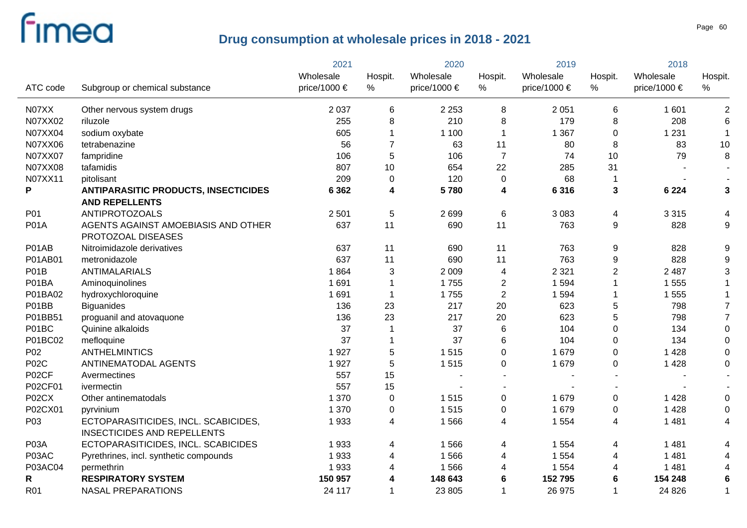# Drug consumption at wholesale prices in 2018 - 2021

| ATC code | Subgroup or chemical substance | 2021 Wholesale price/1000 € | 2021 Hospit. % | 2020 Wholesale price/1000 € | 2020 Hospit. % | 2019 Wholesale price/1000 € | 2019 Hospit. % | 2018 Wholesale price/1000 € | 2018 Hospit. % |
|---|---|---|---|---|---|---|---|---|---|
| N07XX | Other nervous system drugs | 2 037 | 6 | 2 253 | 8 | 2 051 | 6 | 1 601 | 2 |
| N07XX02 | riluzole | 255 | 8 | 210 | 8 | 179 | 8 | 208 | 6 |
| N07XX04 | sodium oxybate | 605 | 1 | 1 100 | 1 | 1 367 | 0 | 1 231 | 1 |
| N07XX06 | tetrabenazine | 56 | 7 | 63 | 11 | 80 | 8 | 83 | 10 |
| N07XX07 | fampridine | 106 | 5 | 106 | 7 | 74 | 10 | 79 | 8 |
| N07XX08 | tafamidis | 807 | 10 | 654 | 22 | 285 | 31 | - | - |
| N07XX11 | pitolisant | 209 | 0 | 120 | 0 | 68 | 1 | - | - |
| **P** | **ANTIPARASITIC PRODUCTS, INSECTICIDES AND REPELLENTS** | **6 362** | **4** | **5 780** | **4** | **6 316** | **3** | **6 224** | **3** |
| P01 | ANTIPROTOZOALS | 2 501 | 5 | 2 699 | 6 | 3 083 | 4 | 3 315 | 4 |
| P01A | AGENTS AGAINST AMOEBIASIS AND OTHER PROTOZOAL DISEASES | 637 | 11 | 690 | 11 | 763 | 9 | 828 | 9 |
| P01AB | Nitroimidazole derivatives | 637 | 11 | 690 | 11 | 763 | 9 | 828 | 9 |
| P01AB01 | metronidazole | 637 | 11 | 690 | 11 | 763 | 9 | 828 | 9 |
| P01B | ANTIMALARIALS | 1 864 | 3 | 2 009 | 4 | 2 321 | 2 | 2 487 | 3 |
| P01BA | Aminoquinolines | 1 691 | 1 | 1 755 | 2 | 1 594 | 1 | 1 555 | 1 |
| P01BA02 | hydroxychloroquine | 1 691 | 1 | 1 755 | 2 | 1 594 | 1 | 1 555 | 1 |
| P01BB | Biguanides | 136 | 23 | 217 | 20 | 623 | 5 | 798 | 7 |
| P01BB51 | proguanil and atovaquone | 136 | 23 | 217 | 20 | 623 | 5 | 798 | 7 |
| P01BC | Quinine alkaloids | 37 | 1 | 37 | 6 | 104 | 0 | 134 | 0 |
| P01BC02 | mefloquine | 37 | 1 | 37 | 6 | 104 | 0 | 134 | 0 |
| P02 | ANTHELMINTICS | 1 927 | 5 | 1 515 | 0 | 1 679 | 0 | 1 428 | 0 |
| P02C | ANTINEMATODAL AGENTS | 1 927 | 5 | 1 515 | 0 | 1 679 | 0 | 1 428 | 0 |
| P02CF | Avermectines | 557 | 15 | - | - | - | - | - | - |
| P02CF01 | ivermectin | 557 | 15 | - | - | - | - | - | - |
| P02CX | Other antinematodals | 1 370 | 0 | 1 515 | 0 | 1 679 | 0 | 1 428 | 0 |
| P02CX01 | pyrvinium | 1 370 | 0 | 1 515 | 0 | 1 679 | 0 | 1 428 | 0 |
| P03 | ECTOPARASITICIDES, INCL. SCABICIDES, INSECTICIDES AND REPELLENTS | 1 933 | 4 | 1 566 | 4 | 1 554 | 4 | 1 481 | 4 |
| P03A | ECTOPARASITICIDES, INCL. SCABICIDES | 1 933 | 4 | 1 566 | 4 | 1 554 | 4 | 1 481 | 4 |
| P03AC | Pyrethrines, incl. synthetic compounds | 1 933 | 4 | 1 566 | 4 | 1 554 | 4 | 1 481 | 4 |
| P03AC04 | permethrin | 1 933 | 4 | 1 566 | 4 | 1 554 | 4 | 1 481 | 4 |
| **R** | **RESPIRATORY SYSTEM** | **150 957** | **4** | **148 643** | **6** | **152 795** | **6** | **154 248** | **6** |
| R01 | NASAL PREPARATIONS | 24 117 | 1 | 23 805 | 1 | 26 975 | 1 | 24 826 | 1 |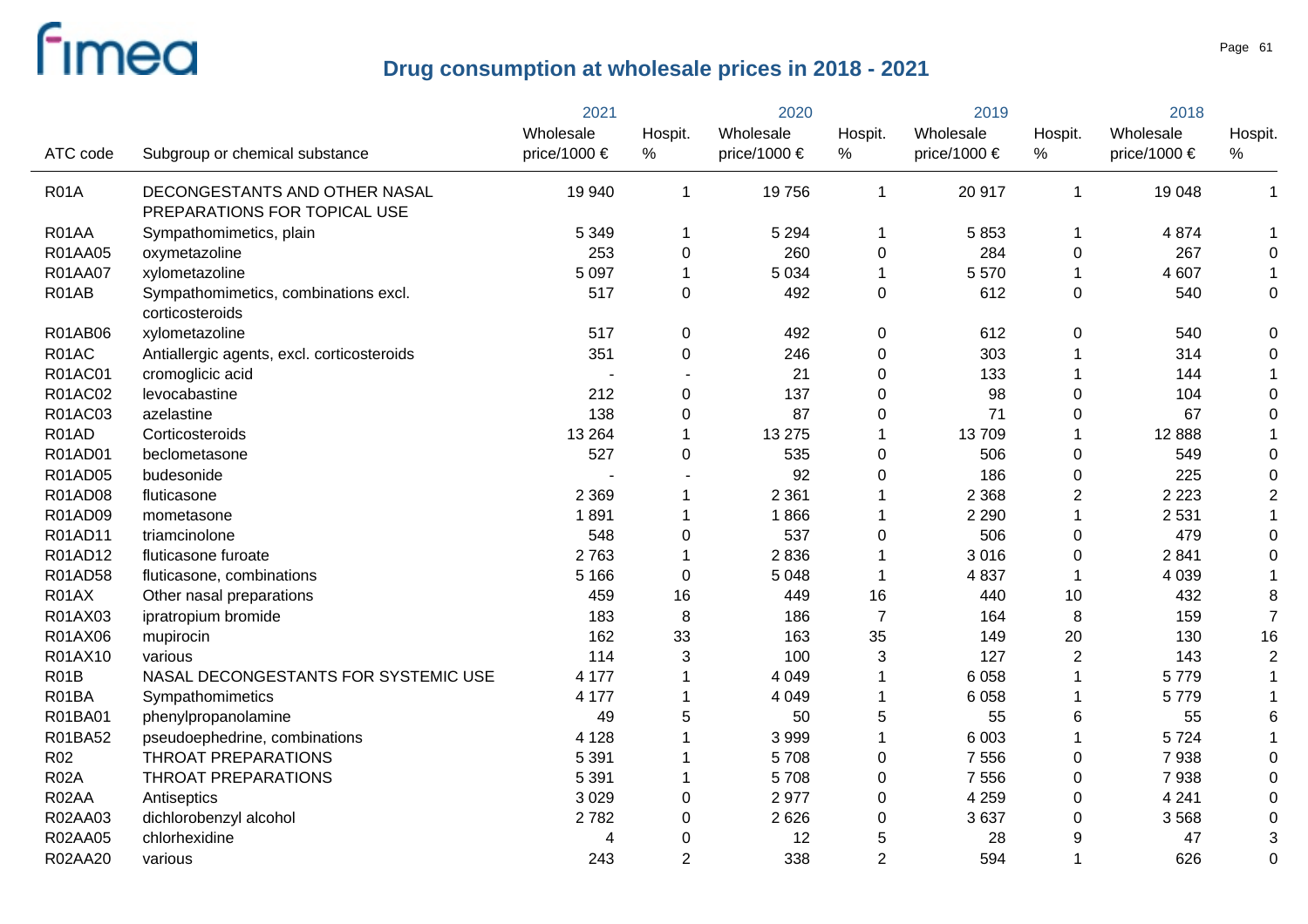# Drug consumption at wholesale prices in 2018 - 2021

| ATC code | Subgroup or chemical substance | 2021 Wholesale price/1000 € | 2021 Hospit. % | 2020 Wholesale price/1000 € | 2020 Hospit. % | 2019 Wholesale price/1000 € | 2019 Hospit. % | 2018 Wholesale price/1000 € | 2018 Hospit. % |
|---|---|---|---|---|---|---|---|---|---|
| R01A | DECONGESTANTS AND OTHER NASAL PREPARATIONS FOR TOPICAL USE | 19 940 | 1 | 19 756 | 1 | 20 917 | 1 | 19 048 | 1 |
| R01AA | Sympathomimetics, plain | 5 349 | 1 | 5 294 | 1 | 5 853 | 1 | 4 874 | 1 |
| R01AA05 | oxymetazoline | 253 | 0 | 260 | 0 | 284 | 0 | 267 | 0 |
| R01AA07 | xylometazoline | 5 097 | 1 | 5 034 | 1 | 5 570 | 1 | 4 607 | 1 |
| R01AB | Sympathomimetics, combinations excl. corticosteroids | 517 | 0 | 492 | 0 | 612 | 0 | 540 | 0 |
| R01AB06 | xylometazoline | 517 | 0 | 492 | 0 | 612 | 0 | 540 | 0 |
| R01AC | Antiallergic agents, excl. corticosteroids | 351 | 0 | 246 | 0 | 303 | 1 | 314 | 0 |
| R01AC01 | cromoglicic acid | - | - | 21 | 0 | 133 | 1 | 144 | 1 |
| R01AC02 | levocabastine | 212 | 0 | 137 | 0 | 98 | 0 | 104 | 0 |
| R01AC03 | azelastine | 138 | 0 | 87 | 0 | 71 | 0 | 67 | 0 |
| R01AD | Corticosteroids | 13 264 | 1 | 13 275 | 1 | 13 709 | 1 | 12 888 | 1 |
| R01AD01 | beclometasone | 527 | 0 | 535 | 0 | 506 | 0 | 549 | 0 |
| R01AD05 | budesonide | - | - | 92 | 0 | 186 | 0 | 225 | 0 |
| R01AD08 | fluticasone | 2 369 | 1 | 2 361 | 1 | 2 368 | 2 | 2 223 | 2 |
| R01AD09 | mometasone | 1 891 | 1 | 1 866 | 1 | 2 290 | 1 | 2 531 | 1 |
| R01AD11 | triamcinolone | 548 | 0 | 537 | 0 | 506 | 0 | 479 | 0 |
| R01AD12 | fluticasone furoate | 2 763 | 1 | 2 836 | 1 | 3 016 | 0 | 2 841 | 0 |
| R01AD58 | fluticasone, combinations | 5 166 | 0 | 5 048 | 1 | 4 837 | 1 | 4 039 | 1 |
| R01AX | Other nasal preparations | 459 | 16 | 449 | 16 | 440 | 10 | 432 | 8 |
| R01AX03 | ipratropium bromide | 183 | 8 | 186 | 7 | 164 | 8 | 159 | 7 |
| R01AX06 | mupirocin | 162 | 33 | 163 | 35 | 149 | 20 | 130 | 16 |
| R01AX10 | various | 114 | 3 | 100 | 3 | 127 | 2 | 143 | 2 |
| R01B | NASAL DECONGESTANTS FOR SYSTEMIC USE | 4 177 | 1 | 4 049 | 1 | 6 058 | 1 | 5 779 | 1 |
| R01BA | Sympathomimetics | 4 177 | 1 | 4 049 | 1 | 6 058 | 1 | 5 779 | 1 |
| R01BA01 | phenylpropanolamine | 49 | 5 | 50 | 5 | 55 | 6 | 55 | 6 |
| R01BA52 | pseudoephedrine, combinations | 4 128 | 1 | 3 999 | 1 | 6 003 | 1 | 5 724 | 1 |
| R02 | THROAT PREPARATIONS | 5 391 | 1 | 5 708 | 0 | 7 556 | 0 | 7 938 | 0 |
| R02A | THROAT PREPARATIONS | 5 391 | 1 | 5 708 | 0 | 7 556 | 0 | 7 938 | 0 |
| R02AA | Antiseptics | 3 029 | 0 | 2 977 | 0 | 4 259 | 0 | 4 241 | 0 |
| R02AA03 | dichlorobenzyl alcohol | 2 782 | 0 | 2 626 | 0 | 3 637 | 0 | 3 568 | 0 |
| R02AA05 | chlorhexidine | 4 | 0 | 12 | 5 | 28 | 9 | 47 | 3 |
| R02AA20 | various | 243 | 2 | 338 | 2 | 594 | 1 | 626 | 0 |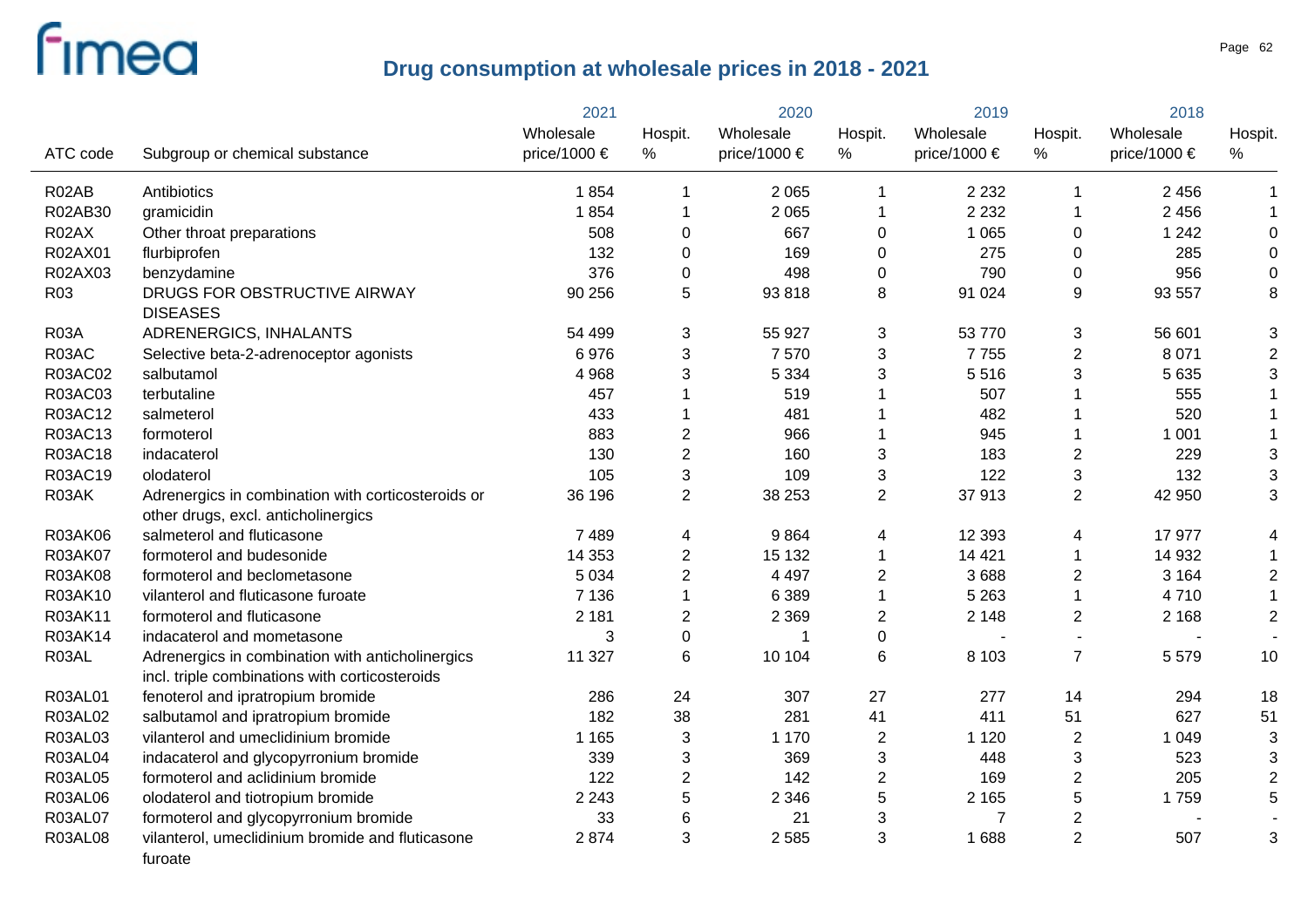# Drug consumption at wholesale prices in 2018 - 2021

| ATC code | Subgroup or chemical substance | 2021 Wholesale price/1000 € | 2021 Hospit. % | 2020 Wholesale price/1000 € | 2020 Hospit. % | 2019 Wholesale price/1000 € | 2019 Hospit. % | 2018 Wholesale price/1000 € | 2018 Hospit. % |
|---|---|---|---|---|---|---|---|---|---|
| R02AB | Antibiotics | 1 854 | 1 | 2 065 | 1 | 2 232 | 1 | 2 456 | 1 |
| R02AB30 | gramicidin | 1 854 | 1 | 2 065 | 1 | 2 232 | 1 | 2 456 | 1 |
| R02AX | Other throat preparations | 508 | 0 | 667 | 0 | 1 065 | 0 | 1 242 | 0 |
| R02AX01 | flurbiprofen | 132 | 0 | 169 | 0 | 275 | 0 | 285 | 0 |
| R02AX03 | benzydamine | 376 | 0 | 498 | 0 | 790 | 0 | 956 | 0 |
| R03 | DRUGS FOR OBSTRUCTIVE AIRWAY DISEASES | 90 256 | 5 | 93 818 | 8 | 91 024 | 9 | 93 557 | 8 |
| R03A | ADRENERGICS, INHALANTS | 54 499 | 3 | 55 927 | 3 | 53 770 | 3 | 56 601 | 3 |
| R03AC | Selective beta-2-adrenoceptor agonists | 6 976 | 3 | 7 570 | 3 | 7 755 | 2 | 8 071 | 2 |
| R03AC02 | salbutamol | 4 968 | 3 | 5 334 | 3 | 5 516 | 3 | 5 635 | 3 |
| R03AC03 | terbutaline | 457 | 1 | 519 | 1 | 507 | 1 | 555 | 1 |
| R03AC12 | salmeterol | 433 | 1 | 481 | 1 | 482 | 1 | 520 | 1 |
| R03AC13 | formoterol | 883 | 2 | 966 | 1 | 945 | 1 | 1 001 | 1 |
| R03AC18 | indacaterol | 130 | 2 | 160 | 3 | 183 | 2 | 229 | 3 |
| R03AC19 | olodaterol | 105 | 3 | 109 | 3 | 122 | 3 | 132 | 3 |
| R03AK | Adrenergics in combination with corticosteroids or other drugs, excl. anticholinergics | 36 196 | 2 | 38 253 | 2 | 37 913 | 2 | 42 950 | 3 |
| R03AK06 | salmeterol and fluticasone | 7 489 | 4 | 9 864 | 4 | 12 393 | 4 | 17 977 | 4 |
| R03AK07 | formoterol and budesonide | 14 353 | 2 | 15 132 | 1 | 14 421 | 1 | 14 932 | 1 |
| R03AK08 | formoterol and beclometasone | 5 034 | 2 | 4 497 | 2 | 3 688 | 2 | 3 164 | 2 |
| R03AK10 | vilanterol and fluticasone furoate | 7 136 | 1 | 6 389 | 1 | 5 263 | 1 | 4 710 | 1 |
| R03AK11 | formoterol and fluticasone | 2 181 | 2 | 2 369 | 2 | 2 148 | 2 | 2 168 | 2 |
| R03AK14 | indacaterol and mometasone | 3 | 0 | 1 | 0 | - | - | - | - |
| R03AL | Adrenergics in combination with anticholinergics incl. triple combinations with corticosteroids | 11 327 | 6 | 10 104 | 6 | 8 103 | 7 | 5 579 | 10 |
| R03AL01 | fenoterol and ipratropium bromide | 286 | 24 | 307 | 27 | 277 | 14 | 294 | 18 |
| R03AL02 | salbutamol and ipratropium bromide | 182 | 38 | 281 | 41 | 411 | 51 | 627 | 51 |
| R03AL03 | vilanterol and umeclidinium bromide | 1 165 | 3 | 1 170 | 2 | 1 120 | 2 | 1 049 | 3 |
| R03AL04 | indacaterol and glycopyrronium bromide | 339 | 3 | 369 | 3 | 448 | 3 | 523 | 3 |
| R03AL05 | formoterol and aclidinium bromide | 122 | 2 | 142 | 2 | 169 | 2 | 205 | 2 |
| R03AL06 | olodaterol and tiotropium bromide | 2 243 | 5 | 2 346 | 5 | 2 165 | 5 | 1 759 | 5 |
| R03AL07 | formoterol and glycopyrronium bromide | 33 | 6 | 21 | 3 | 7 | 2 | - | - |
| R03AL08 | vilanterol, umeclidinium bromide and fluticasone furoate | 2 874 | 3 | 2 585 | 3 | 1 688 | 2 | 507 | 3 |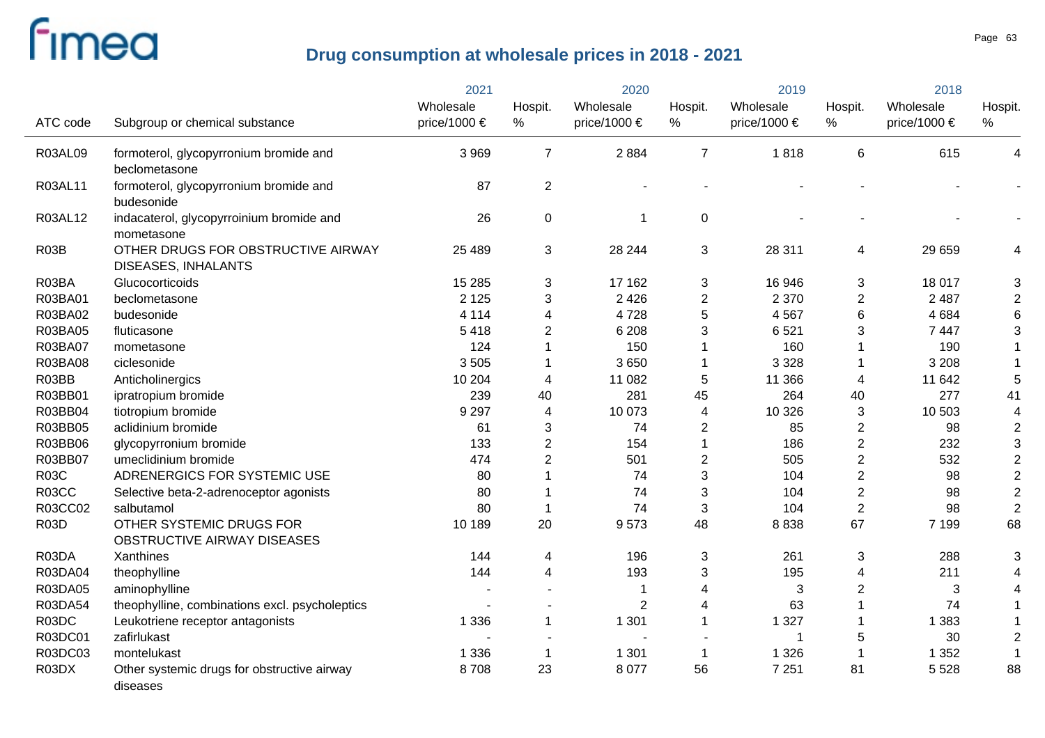## Drug consumption at wholesale prices in 2018 - 2021

| ATC code | Subgroup or chemical substance | 2021 Wholesale price/1000 € | 2021 Hospit. % | 2020 Wholesale price/1000 € | 2020 Hospit. % | 2019 Wholesale price/1000 € | 2019 Hospit. % | 2018 Wholesale price/1000 € | 2018 Hospit. % |
|---|---|---|---|---|---|---|---|---|---|
| R03AL09 | formoterol, glycopyrronium bromide and beclometasone | 3 969 | 7 | 2 884 | 7 | 1 818 | 6 | 615 | 4 |
| R03AL11 | formoterol, glycopyrronium bromide and budesonide | 87 | 2 | - | - | - | - | - | - |
| R03AL12 | indacaterol, glycopyrroinium bromide and mometasone | 26 | 0 | 1 | 0 | - | - | - | - |
| R03B | OTHER DRUGS FOR OBSTRUCTIVE AIRWAY DISEASES, INHALANTS | 25 489 | 3 | 28 244 | 3 | 28 311 | 4 | 29 659 | 4 |
| R03BA | Glucocorticoids | 15 285 | 3 | 17 162 | 3 | 16 946 | 3 | 18 017 | 3 |
| R03BA01 | beclometasone | 2 125 | 3 | 2 426 | 2 | 2 370 | 2 | 2 487 | 2 |
| R03BA02 | budesonide | 4 114 | 4 | 4 728 | 5 | 4 567 | 6 | 4 684 | 6 |
| R03BA05 | fluticasone | 5 418 | 2 | 6 208 | 3 | 6 521 | 3 | 7 447 | 3 |
| R03BA07 | mometasone | 124 | 1 | 150 | 1 | 160 | 1 | 190 | 1 |
| R03BA08 | ciclesonide | 3 505 | 1 | 3 650 | 1 | 3 328 | 1 | 3 208 | 1 |
| R03BB | Anticholinergics | 10 204 | 4 | 11 082 | 5 | 11 366 | 4 | 11 642 | 5 |
| R03BB01 | ipratropium bromide | 239 | 40 | 281 | 45 | 264 | 40 | 277 | 41 |
| R03BB04 | tiotropium bromide | 9 297 | 4 | 10 073 | 4 | 10 326 | 3 | 10 503 | 4 |
| R03BB05 | aclidinium bromide | 61 | 3 | 74 | 2 | 85 | 2 | 98 | 2 |
| R03BB06 | glycopyrronium bromide | 133 | 2 | 154 | 1 | 186 | 2 | 232 | 3 |
| R03BB07 | umeclidinium bromide | 474 | 2 | 501 | 2 | 505 | 2 | 532 | 2 |
| R03C | ADRENERGICS FOR SYSTEMIC USE | 80 | 1 | 74 | 3 | 104 | 2 | 98 | 2 |
| R03CC | Selective beta-2-adrenoceptor agonists | 80 | 1 | 74 | 3 | 104 | 2 | 98 | 2 |
| R03CC02 | salbutamol | 80 | 1 | 74 | 3 | 104 | 2 | 98 | 2 |
| R03D | OTHER SYSTEMIC DRUGS FOR OBSTRUCTIVE AIRWAY DISEASES | 10 189 | 20 | 9 573 | 48 | 8 838 | 67 | 7 199 | 68 |
| R03DA | Xanthines | 144 | 4 | 196 | 3 | 261 | 3 | 288 | 3 |
| R03DA04 | theophylline | 144 | 4 | 193 | 3 | 195 | 4 | 211 | 4 |
| R03DA05 | aminophylline | - | - | 1 | 4 | 3 | 2 | 3 | 4 |
| R03DA54 | theophylline, combinations excl. psycholeptics | - | - | 2 | 4 | 63 | 1 | 74 | 1 |
| R03DC | Leukotriene receptor antagonists | 1 336 | 1 | 1 301 | 1 | 1 327 | 1 | 1 383 | 1 |
| R03DC01 | zafirlukast | - | - | - | - | 1 | 5 | 30 | 2 |
| R03DC03 | montelukast | 1 336 | 1 | 1 301 | 1 | 1 326 | 1 | 1 352 | 1 |
| R03DX | Other systemic drugs for obstructive airway diseases | 8 708 | 23 | 8 077 | 56 | 7 251 | 81 | 5 528 | 88 |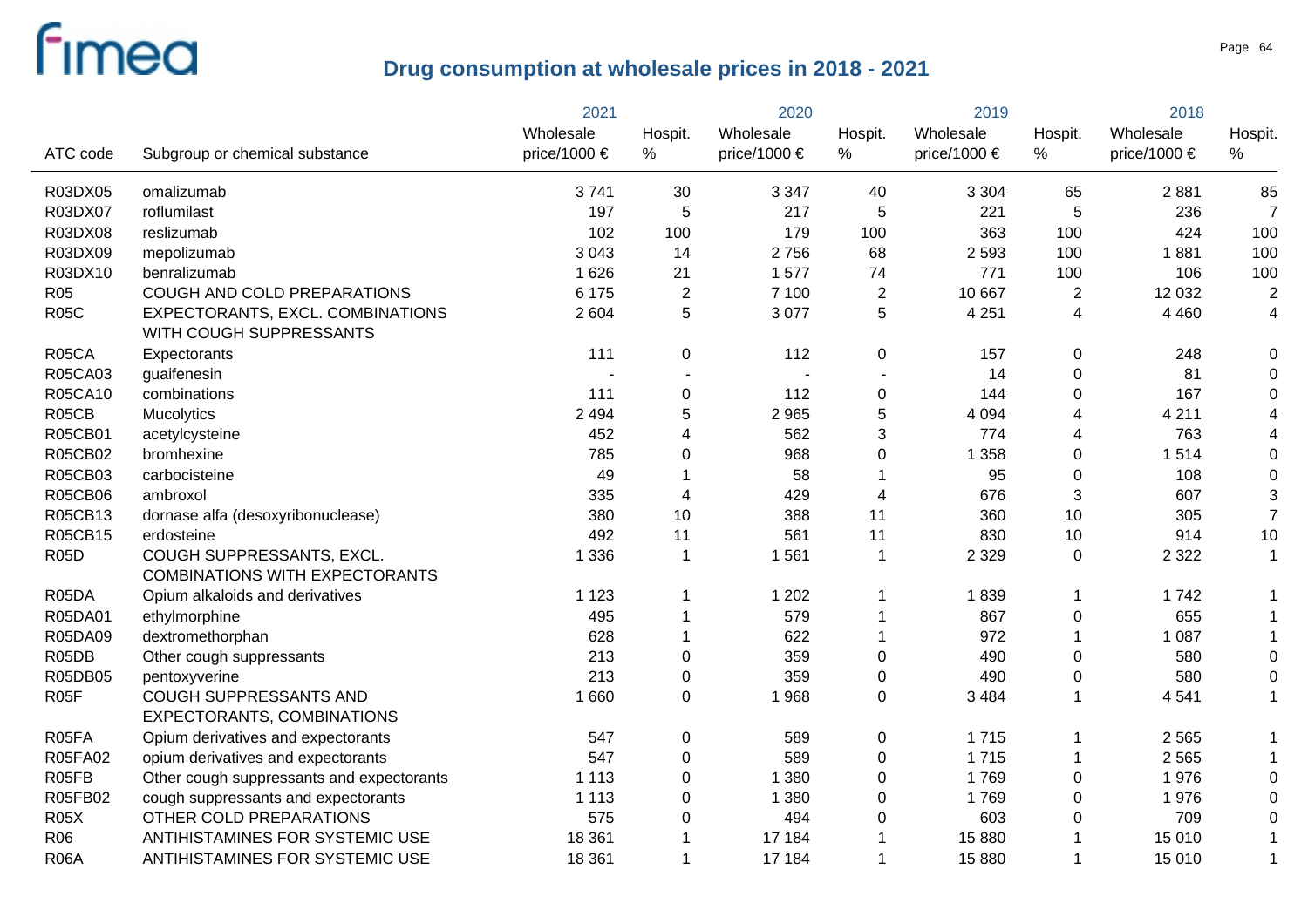# Drug consumption at wholesale prices in 2018 - 2021

| ATC code | Subgroup or chemical substance | 2021 Wholesale price/1000 € | 2021 Hospit. % | 2020 Wholesale price/1000 € | 2020 Hospit. % | 2019 Wholesale price/1000 € | 2019 Hospit. % | 2018 Wholesale price/1000 € | 2018 Hospit. % |
|---|---|---|---|---|---|---|---|---|---|
| R03DX05 | omalizumab | 3 741 | 30 | 3 347 | 40 | 3 304 | 65 | 2 881 | 85 |
| R03DX07 | roflumilast | 197 | 5 | 217 | 5 | 221 | 5 | 236 | 7 |
| R03DX08 | reslizumab | 102 | 100 | 179 | 100 | 363 | 100 | 424 | 100 |
| R03DX09 | mepolizumab | 3 043 | 14 | 2 756 | 68 | 2 593 | 100 | 1 881 | 100 |
| R03DX10 | benralizumab | 1 626 | 21 | 1 577 | 74 | 771 | 100 | 106 | 100 |
| R05 | COUGH AND COLD PREPARATIONS | 6 175 | 2 | 7 100 | 2 | 10 667 | 2 | 12 032 | 2 |
| R05C | EXPECTORANTS, EXCL. COMBINATIONS WITH COUGH SUPPRESSANTS | 2 604 | 5 | 3 077 | 5 | 4 251 | 4 | 4 460 | 4 |
| R05CA | Expectorants | 111 | 0 | 112 | 0 | 157 | 0 | 248 | 0 |
| R05CA03 | guaifenesin | - | - | - | - | 14 | 0 | 81 | 0 |
| R05CA10 | combinations | 111 | 0 | 112 | 0 | 144 | 0 | 167 | 0 |
| R05CB | Mucolytics | 2 494 | 5 | 2 965 | 5 | 4 094 | 4 | 4 211 | 4 |
| R05CB01 | acetylcysteine | 452 | 4 | 562 | 3 | 774 | 4 | 763 | 4 |
| R05CB02 | bromhexine | 785 | 0 | 968 | 0 | 1 358 | 0 | 1 514 | 0 |
| R05CB03 | carbocisteine | 49 | 1 | 58 | 1 | 95 | 0 | 108 | 0 |
| R05CB06 | ambroxol | 335 | 4 | 429 | 4 | 676 | 3 | 607 | 3 |
| R05CB13 | dornase alfa (desoxyribonuclease) | 380 | 10 | 388 | 11 | 360 | 10 | 305 | 7 |
| R05CB15 | erdosteine | 492 | 11 | 561 | 11 | 830 | 10 | 914 | 10 |
| R05D | COUGH SUPPRESSANTS, EXCL. COMBINATIONS WITH EXPECTORANTS | 1 336 | 1 | 1 561 | 1 | 2 329 | 0 | 2 322 | 1 |
| R05DA | Opium alkaloids and derivatives | 1 123 | 1 | 1 202 | 1 | 1 839 | 1 | 1 742 | 1 |
| R05DA01 | ethylmorphine | 495 | 1 | 579 | 1 | 867 | 0 | 655 | 1 |
| R05DA09 | dextromethorphan | 628 | 1 | 622 | 1 | 972 | 1 | 1 087 | 1 |
| R05DB | Other cough suppressants | 213 | 0 | 359 | 0 | 490 | 0 | 580 | 0 |
| R05DB05 | pentoxyverine | 213 | 0 | 359 | 0 | 490 | 0 | 580 | 0 |
| R05F | COUGH SUPPRESSANTS AND EXPECTORANTS, COMBINATIONS | 1 660 | 0 | 1 968 | 0 | 3 484 | 1 | 4 541 | 1 |
| R05FA | Opium derivatives and expectorants | 547 | 0 | 589 | 0 | 1 715 | 1 | 2 565 | 1 |
| R05FA02 | opium derivatives and expectorants | 547 | 0 | 589 | 0 | 1 715 | 1 | 2 565 | 1 |
| R05FB | Other cough suppressants and expectorants | 1 113 | 0 | 1 380 | 0 | 1 769 | 0 | 1 976 | 0 |
| R05FB02 | cough suppressants and expectorants | 1 113 | 0 | 1 380 | 0 | 1 769 | 0 | 1 976 | 0 |
| R05X | OTHER COLD PREPARATIONS | 575 | 0 | 494 | 0 | 603 | 0 | 709 | 0 |
| R06 | ANTIHISTAMINES FOR SYSTEMIC USE | 18 361 | 1 | 17 184 | 1 | 15 880 | 1 | 15 010 | 1 |
| R06A | ANTIHISTAMINES FOR SYSTEMIC USE | 18 361 | 1 | 17 184 | 1 | 15 880 | 1 | 15 010 | 1 |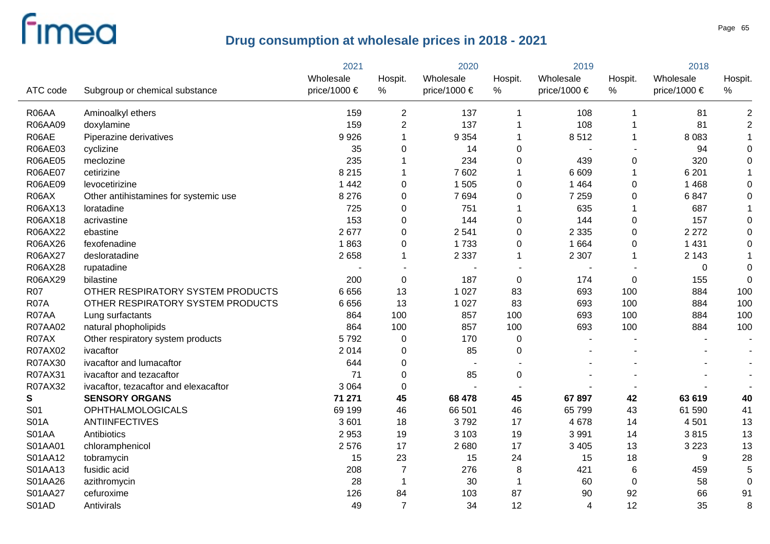## Drug consumption at wholesale prices in 2018 - 2021

| ATC code | Subgroup or chemical substance | 2021 Wholesale price/1000 € | 2021 Hospit. % | 2020 Wholesale price/1000 € | 2020 Hospit. % | 2019 Wholesale price/1000 € | 2019 Hospit. % | 2018 Wholesale price/1000 € | 2018 Hospit. % |
|---|---|---|---|---|---|---|---|---|---|
| R06AA | Aminoalkyl ethers | 159 | 2 | 137 | 1 | 108 | 1 | 81 | 2 |
| R06AA09 | doxylamine | 159 | 2 | 137 | 1 | 108 | 1 | 81 | 2 |
| R06AE | Piperazine derivatives | 9 926 | 1 | 9 354 | 1 | 8 512 | 1 | 8 083 | 1 |
| R06AE03 | cyclizine | 35 | 0 | 14 | 0 | - | - | 94 | 0 |
| R06AE05 | meclozine | 235 | 1 | 234 | 0 | 439 | 0 | 320 | 0 |
| R06AE07 | cetirizine | 8 215 | 1 | 7 602 | 1 | 6 609 | 1 | 6 201 | 1 |
| R06AE09 | levocetirizine | 1 442 | 0 | 1 505 | 0 | 1 464 | 0 | 1 468 | 0 |
| R06AX | Other antihistamines for systemic use | 8 276 | 0 | 7 694 | 0 | 7 259 | 0 | 6 847 | 0 |
| R06AX13 | loratadine | 725 | 0 | 751 | 1 | 635 | 1 | 687 | 1 |
| R06AX18 | acrivastine | 153 | 0 | 144 | 0 | 144 | 0 | 157 | 0 |
| R06AX22 | ebastine | 2 677 | 0 | 2 541 | 0 | 2 335 | 0 | 2 272 | 0 |
| R06AX26 | fexofenadine | 1 863 | 0 | 1 733 | 0 | 1 664 | 0 | 1 431 | 0 |
| R06AX27 | desloratadine | 2 658 | 1 | 2 337 | 1 | 2 307 | 1 | 2 143 | 1 |
| R06AX28 | rupatadine | - | - | - | - | - | - | 0 | 0 |
| R06AX29 | bilastine | 200 | 0 | 187 | 0 | 174 | 0 | 155 | 0 |
| R07 | OTHER RESPIRATORY SYSTEM PRODUCTS | 6 656 | 13 | 1 027 | 83 | 693 | 100 | 884 | 100 |
| R07A | OTHER RESPIRATORY SYSTEM PRODUCTS | 6 656 | 13 | 1 027 | 83 | 693 | 100 | 884 | 100 |
| R07AA | Lung surfactants | 864 | 100 | 857 | 100 | 693 | 100 | 884 | 100 |
| R07AA02 | natural phospholipids | 864 | 100 | 857 | 100 | 693 | 100 | 884 | 100 |
| R07AX | Other respiratory system products | 5 792 | 0 | 170 | 0 | - | - | - | - |
| R07AX02 | ivacaftor | 2 014 | 0 | 85 | 0 | - | - | - | - |
| R07AX30 | ivacaftor and lumacaftor | 644 | 0 | - | - | - | - | - | - |
| R07AX31 | ivacaftor and tezacaftor | 71 | 0 | 85 | 0 | - | - | - | - |
| R07AX32 | ivacaftor, tezacaftor and elexacaftor | 3 064 | 0 | - | - | - | - | - | - |
| **S** | **SENSORY ORGANS** | **71 271** | **45** | **68 478** | **45** | **67 897** | **42** | **63 619** | **40** |
| S01 | OPHTHALMOLOGICALS | 69 199 | 46 | 66 501 | 46 | 65 799 | 43 | 61 590 | 41 |
| S01A | ANTIINFECTIVES | 3 601 | 18 | 3 792 | 17 | 4 678 | 14 | 4 501 | 13 |
| S01AA | Antibiotics | 2 953 | 19 | 3 103 | 19 | 3 991 | 14 | 3 815 | 13 |
| S01AA01 | chloramphenicol | 2 576 | 17 | 2 680 | 17 | 3 405 | 13 | 3 223 | 13 |
| S01AA12 | tobramycin | 15 | 23 | 15 | 24 | 15 | 18 | 9 | 28 |
| S01AA13 | fusidic acid | 208 | 7 | 276 | 8 | 421 | 6 | 459 | 5 |
| S01AA26 | azithromycin | 28 | 1 | 30 | 1 | 60 | 0 | 58 | 0 |
| S01AA27 | cefuroxime | 126 | 84 | 103 | 87 | 90 | 92 | 66 | 91 |
| S01AD | Antivirals | 49 | 7 | 34 | 12 | 4 | 12 | 35 | 8 |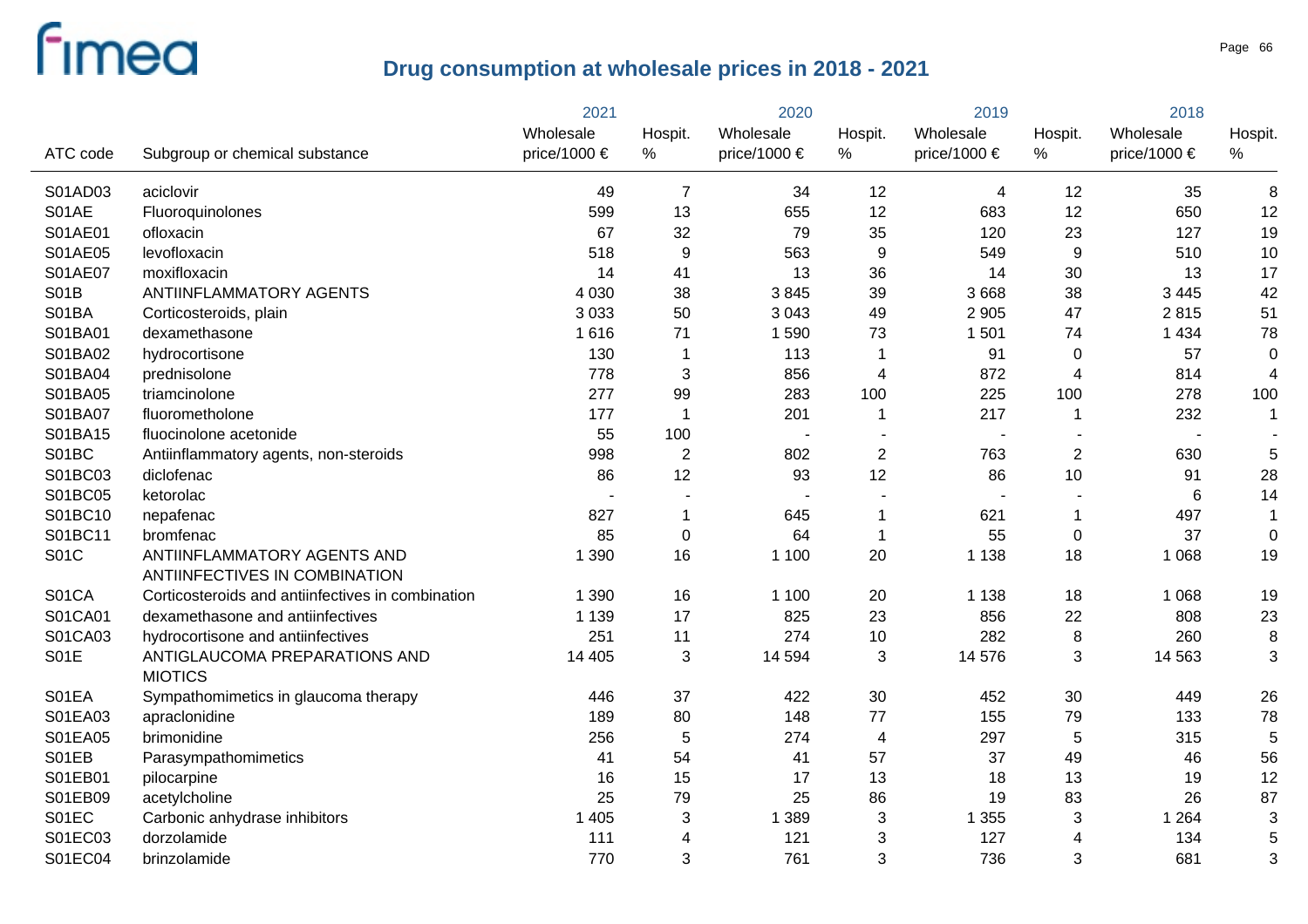## Drug consumption at wholesale prices in 2018 - 2021

| ATC code | Subgroup or chemical substance | 2021 Wholesale price/1000 € | 2021 Hospit. % | 2020 Wholesale price/1000 € | 2020 Hospit. % | 2019 Wholesale price/1000 € | 2019 Hospit. % | 2018 Wholesale price/1000 € | 2018 Hospit. % |
|---|---|---|---|---|---|---|---|---|---|
| S01AD03 | aciclovir | 49 | 7 | 34 | 12 | 4 | 12 | 35 | 8 |
| S01AE | Fluoroquinolones | 599 | 13 | 655 | 12 | 683 | 12 | 650 | 12 |
| S01AE01 | ofloxacin | 67 | 32 | 79 | 35 | 120 | 23 | 127 | 19 |
| S01AE05 | levofloxacin | 518 | 9 | 563 | 9 | 549 | 9 | 510 | 10 |
| S01AE07 | moxifloxacin | 14 | 41 | 13 | 36 | 14 | 30 | 13 | 17 |
| S01B | ANTIINFLAMMATORY AGENTS | 4 030 | 38 | 3 845 | 39 | 3 668 | 38 | 3 445 | 42 |
| S01BA | Corticosteroids, plain | 3 033 | 50 | 3 043 | 49 | 2 905 | 47 | 2 815 | 51 |
| S01BA01 | dexamethasone | 1 616 | 71 | 1 590 | 73 | 1 501 | 74 | 1 434 | 78 |
| S01BA02 | hydrocortisone | 130 | 1 | 113 | 1 | 91 | 0 | 57 | 0 |
| S01BA04 | prednisolone | 778 | 3 | 856 | 4 | 872 | 4 | 814 | 4 |
| S01BA05 | triamcinolone | 277 | 99 | 283 | 100 | 225 | 100 | 278 | 100 |
| S01BA07 | fluorometholone | 177 | 1 | 201 | 1 | 217 | 1 | 232 | 1 |
| S01BA15 | fluocinolone acetonide | 55 | 100 | - | - | - | - | - | - |
| S01BC | Antiinflammatory agents, non-steroids | 998 | 2 | 802 | 2 | 763 | 2 | 630 | 5 |
| S01BC03 | diclofenac | 86 | 12 | 93 | 12 | 86 | 10 | 91 | 28 |
| S01BC05 | ketorolac | - | - | - | - | - | - | 6 | 14 |
| S01BC10 | nepafenac | 827 | 1 | 645 | 1 | 621 | 1 | 497 | 1 |
| S01BC11 | bromfenac | 85 | 0 | 64 | 1 | 55 | 0 | 37 | 0 |
| S01C | ANTIINFLAMMATORY AGENTS AND ANTIINFECTIVES IN COMBINATION | 1 390 | 16 | 1 100 | 20 | 1 138 | 18 | 1 068 | 19 |
| S01CA | Corticosteroids and antiinfectives in combination | 1 390 | 16 | 1 100 | 20 | 1 138 | 18 | 1 068 | 19 |
| S01CA01 | dexamethasone and antiinfectives | 1 139 | 17 | 825 | 23 | 856 | 22 | 808 | 23 |
| S01CA03 | hydrocortisone and antiinfectives | 251 | 11 | 274 | 10 | 282 | 8 | 260 | 8 |
| S01E | ANTIGLAUCOMA PREPARATIONS AND MIOTICS | 14 405 | 3 | 14 594 | 3 | 14 576 | 3 | 14 563 | 3 |
| S01EA | Sympathomimetics in glaucoma therapy | 446 | 37 | 422 | 30 | 452 | 30 | 449 | 26 |
| S01EA03 | apraclonidine | 189 | 80 | 148 | 77 | 155 | 79 | 133 | 78 |
| S01EA05 | brimonidine | 256 | 5 | 274 | 4 | 297 | 5 | 315 | 5 |
| S01EB | Parasympathomimetics | 41 | 54 | 41 | 57 | 37 | 49 | 46 | 56 |
| S01EB01 | pilocarpine | 16 | 15 | 17 | 13 | 18 | 13 | 19 | 12 |
| S01EB09 | acetylcholine | 25 | 79 | 25 | 86 | 19 | 83 | 26 | 87 |
| S01EC | Carbonic anhydrase inhibitors | 1 405 | 3 | 1 389 | 3 | 1 355 | 3 | 1 264 | 3 |
| S01EC03 | dorzolamide | 111 | 4 | 121 | 3 | 127 | 4 | 134 | 5 |
| S01EC04 | brinzolamide | 770 | 3 | 761 | 3 | 736 | 3 | 681 | 3 |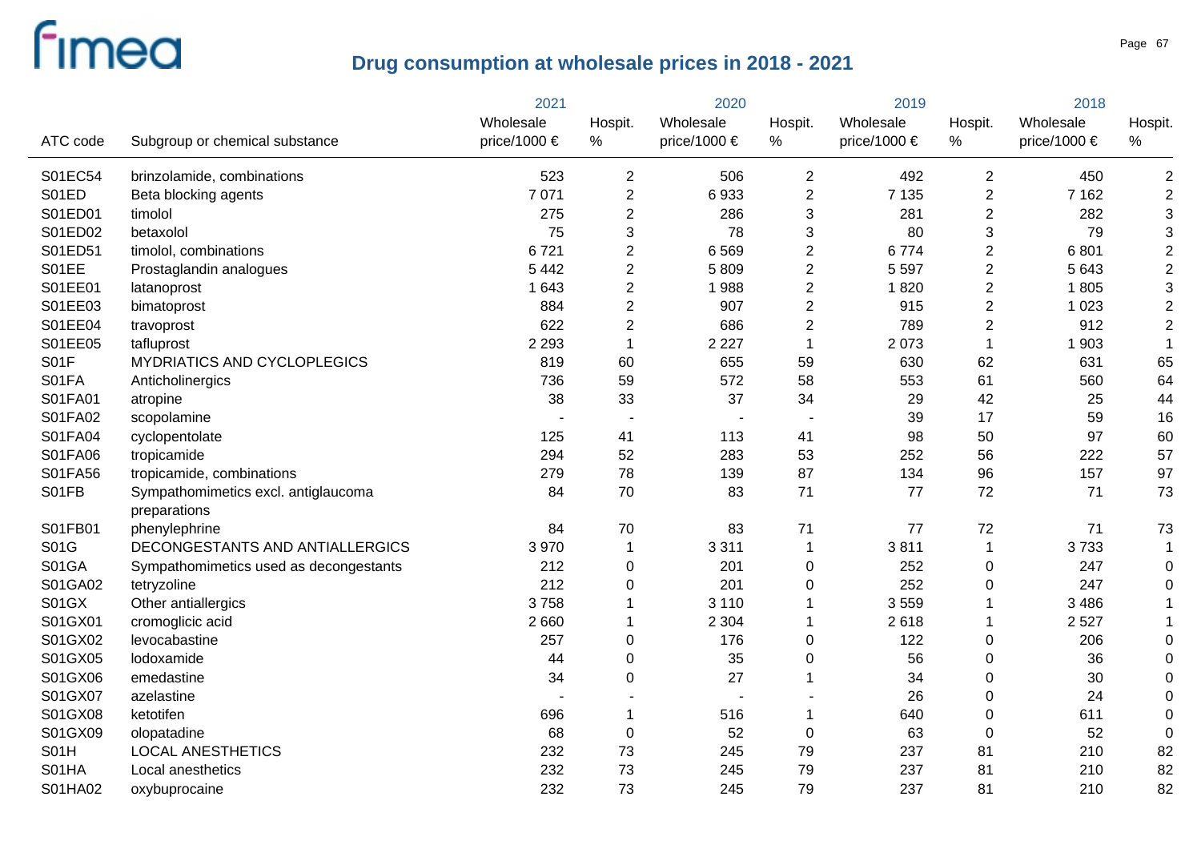# Drug consumption at wholesale prices in 2018 - 2021

| ATC code | Subgroup or chemical substance | 2021 Wholesale price/1000 € | 2021 Hospit. % | 2020 Wholesale price/1000 € | 2020 Hospit. % | 2019 Wholesale price/1000 € | 2019 Hospit. % | 2018 Wholesale price/1000 € | 2018 Hospit. % |
|---|---|---|---|---|---|---|---|---|---|
| S01EC54 | brinzolamide, combinations | 523 | 2 | 506 | 2 | 492 | 2 | 450 | 2 |
| S01ED | Beta blocking agents | 7 071 | 2 | 6 933 | 2 | 7 135 | 2 | 7 162 | 2 |
| S01ED01 | timolol | 275 | 2 | 286 | 3 | 281 | 2 | 282 | 3 |
| S01ED02 | betaxolol | 75 | 3 | 78 | 3 | 80 | 3 | 79 | 3 |
| S01ED51 | timolol, combinations | 6 721 | 2 | 6 569 | 2 | 6 774 | 2 | 6 801 | 2 |
| S01EE | Prostaglandin analogues | 5 442 | 2 | 5 809 | 2 | 5 597 | 2 | 5 643 | 2 |
| S01EE01 | latanoprost | 1 643 | 2 | 1 988 | 2 | 1 820 | 2 | 1 805 | 3 |
| S01EE03 | bimatoprost | 884 | 2 | 907 | 2 | 915 | 2 | 1 023 | 2 |
| S01EE04 | travoprost | 622 | 2 | 686 | 2 | 789 | 2 | 912 | 2 |
| S01EE05 | tafluprost | 2 293 | 1 | 2 227 | 1 | 2 073 | 1 | 1 903 | 1 |
| S01F | MYDRIATICS AND CYCLOPLEGICS | 819 | 60 | 655 | 59 | 630 | 62 | 631 | 65 |
| S01FA | Anticholinergics | 736 | 59 | 572 | 58 | 553 | 61 | 560 | 64 |
| S01FA01 | atropine | 38 | 33 | 37 | 34 | 29 | 42 | 25 | 44 |
| S01FA02 | scopolamine | - | - | - | - | 39 | 17 | 59 | 16 |
| S01FA04 | cyclopentolate | 125 | 41 | 113 | 41 | 98 | 50 | 97 | 60 |
| S01FA06 | tropicamide | 294 | 52 | 283 | 53 | 252 | 56 | 222 | 57 |
| S01FA56 | tropicamide, combinations | 279 | 78 | 139 | 87 | 134 | 96 | 157 | 97 |
| S01FB | Sympathomimetics excl. antiglaucoma preparations | 84 | 70 | 83 | 71 | 77 | 72 | 71 | 73 |
| S01FB01 | phenylephrine | 84 | 70 | 83 | 71 | 77 | 72 | 71 | 73 |
| S01G | DECONGESTANTS AND ANTIALLERGICS | 3 970 | 1 | 3 311 | 1 | 3 811 | 1 | 3 733 | 1 |
| S01GA | Sympathomimetics used as decongestants | 212 | 0 | 201 | 0 | 252 | 0 | 247 | 0 |
| S01GA02 | tetryzoline | 212 | 0 | 201 | 0 | 252 | 0 | 247 | 0 |
| S01GX | Other antiallergics | 3 758 | 1 | 3 110 | 1 | 3 559 | 1 | 3 486 | 1 |
| S01GX01 | cromoglicic acid | 2 660 | 1 | 2 304 | 1 | 2 618 | 1 | 2 527 | 1 |
| S01GX02 | levocabastine | 257 | 0 | 176 | 0 | 122 | 0 | 206 | 0 |
| S01GX05 | lodoxamide | 44 | 0 | 35 | 0 | 56 | 0 | 36 | 0 |
| S01GX06 | emedastine | 34 | 0 | 27 | 1 | 34 | 0 | 30 | 0 |
| S01GX07 | azelastine | - | - | - | - | 26 | 0 | 24 | 0 |
| S01GX08 | ketotifen | 696 | 1 | 516 | 1 | 640 | 0 | 611 | 0 |
| S01GX09 | olopatadine | 68 | 0 | 52 | 0 | 63 | 0 | 52 | 0 |
| S01H | LOCAL ANESTHETICS | 232 | 73 | 245 | 79 | 237 | 81 | 210 | 82 |
| S01HA | Local anesthetics | 232 | 73 | 245 | 79 | 237 | 81 | 210 | 82 |
| S01HA02 | oxybuprocaine | 232 | 73 | 245 | 79 | 237 | 81 | 210 | 82 |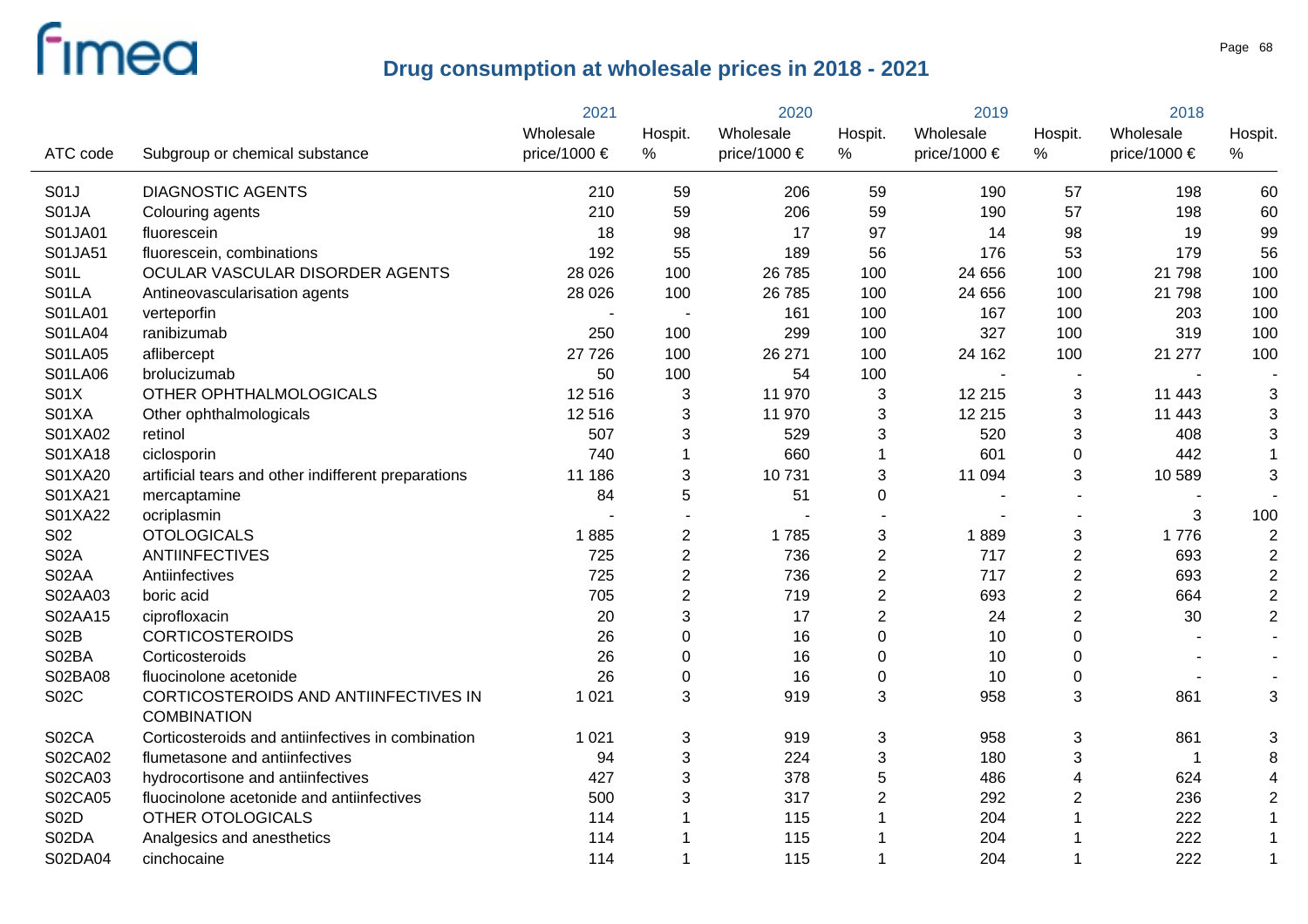# Drug consumption at wholesale prices in 2018 - 2021

| ATC code | Subgroup or chemical substance | 2021 Wholesale price/1000 € | 2021 Hospit. % | 2020 Wholesale price/1000 € | 2020 Hospit. % | 2019 Wholesale price/1000 € | 2019 Hospit. % | 2018 Wholesale price/1000 € | 2018 Hospit. % |
|---|---|---|---|---|---|---|---|---|---|
| S01J | DIAGNOSTIC AGENTS | 210 | 59 | 206 | 59 | 190 | 57 | 198 | 60 |
| S01JA | Colouring agents | 210 | 59 | 206 | 59 | 190 | 57 | 198 | 60 |
| S01JA01 | fluorescein | 18 | 98 | 17 | 97 | 14 | 98 | 19 | 99 |
| S01JA51 | fluorescein, combinations | 192 | 55 | 189 | 56 | 176 | 53 | 179 | 56 |
| S01L | OCULAR VASCULAR DISORDER AGENTS | 28 026 | 100 | 26 785 | 100 | 24 656 | 100 | 21 798 | 100 |
| S01LA | Antineovascularisation agents | 28 026 | 100 | 26 785 | 100 | 24 656 | 100 | 21 798 | 100 |
| S01LA01 | verteporfin | - | - | 161 | 100 | 167 | 100 | 203 | 100 |
| S01LA04 | ranibizumab | 250 | 100 | 299 | 100 | 327 | 100 | 319 | 100 |
| S01LA05 | aflibercept | 27 726 | 100 | 26 271 | 100 | 24 162 | 100 | 21 277 | 100 |
| S01LA06 | brolucizumab | 50 | 100 | 54 | 100 | - | - | - | - |
| S01X | OTHER OPHTHALMOLOGICALS | 12 516 | 3 | 11 970 | 3 | 12 215 | 3 | 11 443 | 3 |
| S01XA | Other ophthalmologicals | 12 516 | 3 | 11 970 | 3 | 12 215 | 3 | 11 443 | 3 |
| S01XA02 | retinol | 507 | 3 | 529 | 3 | 520 | 3 | 408 | 3 |
| S01XA18 | ciclosporin | 740 | 1 | 660 | 1 | 601 | 0 | 442 | 1 |
| S01XA20 | artificial tears and other indifferent preparations | 11 186 | 3 | 10 731 | 3 | 11 094 | 3 | 10 589 | 3 |
| S01XA21 | mercaptamine | 84 | 5 | 51 | 0 | - | - | - | - |
| S01XA22 | ocriplasmin | - | - | - | - | - | - | 3 | 100 |
| S02 | OTOLOGICALS | 1 885 | 2 | 1 785 | 3 | 1 889 | 3 | 1 776 | 2 |
| S02A | ANTIINFECTIVES | 725 | 2 | 736 | 2 | 717 | 2 | 693 | 2 |
| S02AA | Antiinfectives | 725 | 2 | 736 | 2 | 717 | 2 | 693 | 2 |
| S02AA03 | boric acid | 705 | 2 | 719 | 2 | 693 | 2 | 664 | 2 |
| S02AA15 | ciprofloxacin | 20 | 3 | 17 | 2 | 24 | 2 | 30 | 2 |
| S02B | CORTICOSTEROIDS | 26 | 0 | 16 | 0 | 10 | 0 | - | - |
| S02BA | Corticosteroids | 26 | 0 | 16 | 0 | 10 | 0 | - | - |
| S02BA08 | fluocinolone acetonide | 26 | 0 | 16 | 0 | 10 | 0 | - | - |
| S02C | CORTICOSTEROIDS AND ANTIINFECTIVES IN COMBINATION | 1 021 | 3 | 919 | 3 | 958 | 3 | 861 | 3 |
| S02CA | Corticosteroids and antiinfectives in combination | 1 021 | 3 | 919 | 3 | 958 | 3 | 861 | 3 |
| S02CA02 | flumetasone and antiinfectives | 94 | 3 | 224 | 3 | 180 | 3 | 1 | 8 |
| S02CA03 | hydrocortisone and antiinfectives | 427 | 3 | 378 | 5 | 486 | 4 | 624 | 4 |
| S02CA05 | fluocinolone acetonide and antiinfectives | 500 | 3 | 317 | 2 | 292 | 2 | 236 | 2 |
| S02D | OTHER OTOLOGICALS | 114 | 1 | 115 | 1 | 204 | 1 | 222 | 1 |
| S02DA | Analgesics and anesthetics | 114 | 1 | 115 | 1 | 204 | 1 | 222 | 1 |
| S02DA04 | cinchocaine | 114 | 1 | 115 | 1 | 204 | 1 | 222 | 1 |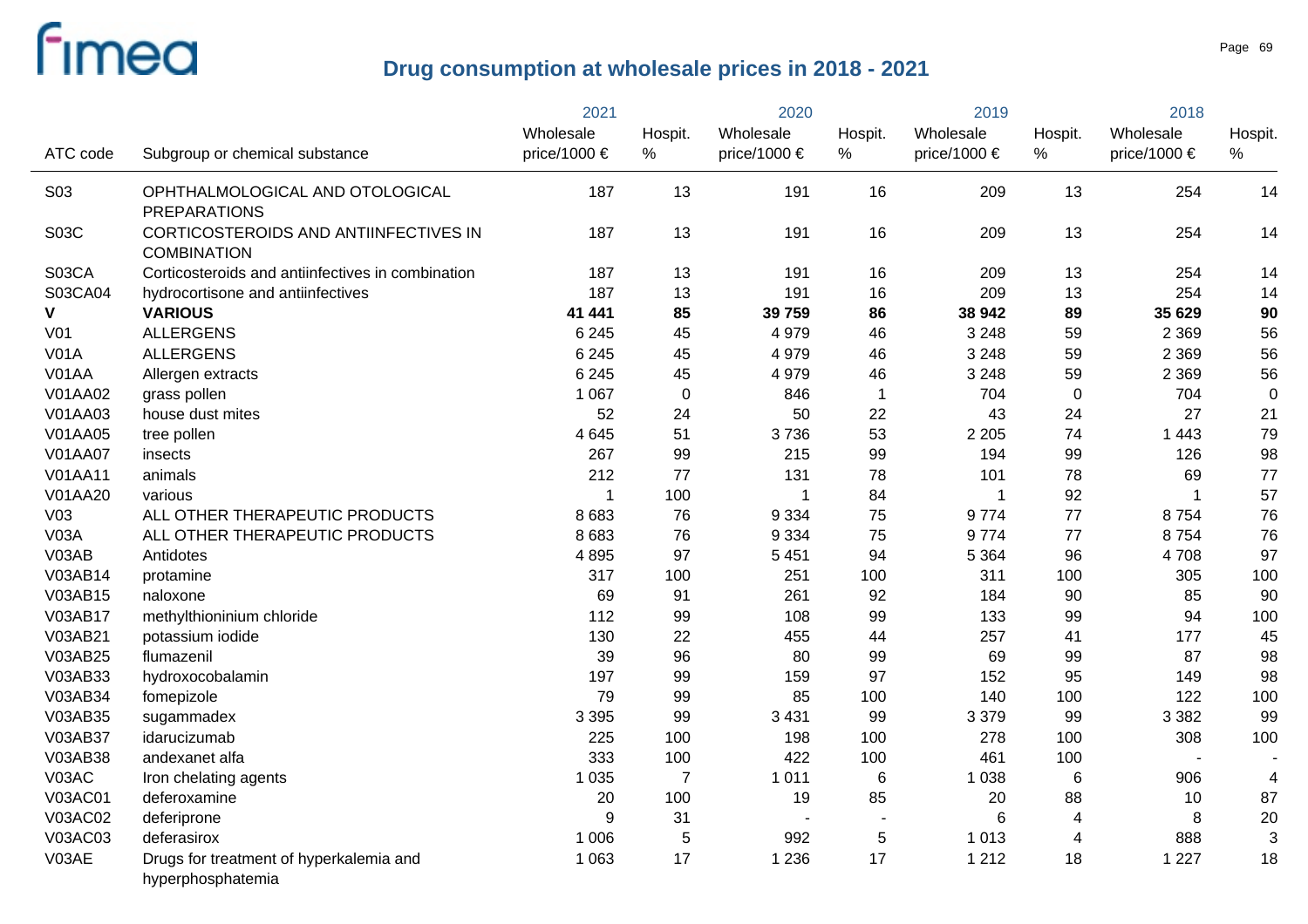# Drug consumption at wholesale prices in 2018 - 2021

| ATC code | Subgroup or chemical substance | 2021 Wholesale price/1000 € | 2021 Hospit. % | 2020 Wholesale price/1000 € | 2020 Hospit. % | 2019 Wholesale price/1000 € | 2019 Hospit. % | 2018 Wholesale price/1000 € | 2018 Hospit. % |
|---|---|---|---|---|---|---|---|---|---|
| S03 | OPHTHALMOLOGICAL AND OTOLOGICAL PREPARATIONS | 187 | 13 | 191 | 16 | 209 | 13 | 254 | 14 |
| S03C | CORTICOSTEROIDS AND ANTIINFECTIVES IN COMBINATION | 187 | 13 | 191 | 16 | 209 | 13 | 254 | 14 |
| S03CA | Corticosteroids and antiinfectives in combination | 187 | 13 | 191 | 16 | 209 | 13 | 254 | 14 |
| S03CA04 | hydrocortisone and antiinfectives | 187 | 13 | 191 | 16 | 209 | 13 | 254 | 14 |
| **V** | **VARIOUS** | **41 441** | **85** | **39 759** | **86** | **38 942** | **89** | **35 629** | **90** |
| V01 | ALLERGENS | 6 245 | 45 | 4 979 | 46 | 3 248 | 59 | 2 369 | 56 |
| V01A | ALLERGENS | 6 245 | 45 | 4 979 | 46 | 3 248 | 59 | 2 369 | 56 |
| V01AA | Allergen extracts | 6 245 | 45 | 4 979 | 46 | 3 248 | 59 | 2 369 | 56 |
| V01AA02 | grass pollen | 1 067 | 0 | 846 | 1 | 704 | 0 | 704 | 0 |
| V01AA03 | house dust mites | 52 | 24 | 50 | 22 | 43 | 24 | 27 | 21 |
| V01AA05 | tree pollen | 4 645 | 51 | 3 736 | 53 | 2 205 | 74 | 1 443 | 79 |
| V01AA07 | insects | 267 | 99 | 215 | 99 | 194 | 99 | 126 | 98 |
| V01AA11 | animals | 212 | 77 | 131 | 78 | 101 | 78 | 69 | 77 |
| V01AA20 | various | 1 | 100 | 1 | 84 | 1 | 92 | 1 | 57 |
| V03 | ALL OTHER THERAPEUTIC PRODUCTS | 8 683 | 76 | 9 334 | 75 | 9 774 | 77 | 8 754 | 76 |
| V03A | ALL OTHER THERAPEUTIC PRODUCTS | 8 683 | 76 | 9 334 | 75 | 9 774 | 77 | 8 754 | 76 |
| V03AB | Antidotes | 4 895 | 97 | 5 451 | 94 | 5 364 | 96 | 4 708 | 97 |
| V03AB14 | protamine | 317 | 100 | 251 | 100 | 311 | 100 | 305 | 100 |
| V03AB15 | naloxone | 69 | 91 | 261 | 92 | 184 | 90 | 85 | 90 |
| V03AB17 | methylthioninium chloride | 112 | 99 | 108 | 99 | 133 | 99 | 94 | 100 |
| V03AB21 | potassium iodide | 130 | 22 | 455 | 44 | 257 | 41 | 177 | 45 |
| V03AB25 | flumazenil | 39 | 96 | 80 | 99 | 69 | 99 | 87 | 98 |
| V03AB33 | hydroxocobalamin | 197 | 99 | 159 | 97 | 152 | 95 | 149 | 98 |
| V03AB34 | fomepizole | 79 | 99 | 85 | 100 | 140 | 100 | 122 | 100 |
| V03AB35 | sugammadex | 3 395 | 99 | 3 431 | 99 | 3 379 | 99 | 3 382 | 99 |
| V03AB37 | idarucizumab | 225 | 100 | 198 | 100 | 278 | 100 | 308 | 100 |
| V03AB38 | andexanet alfa | 333 | 100 | 422 | 100 | 461 | 100 | - | - |
| V03AC | Iron chelating agents | 1 035 | 7 | 1 011 | 6 | 1 038 | 6 | 906 | 4 |
| V03AC01 | deferoxamine | 20 | 100 | 19 | 85 | 20 | 88 | 10 | 87 |
| V03AC02 | deferiprone | 9 | 31 | - | - | 6 | 4 | 8 | 20 |
| V03AC03 | deferasirox | 1 006 | 5 | 992 | 5 | 1 013 | 4 | 888 | 3 |
| V03AE | Drugs for treatment of hyperkalemia and hyperphosphatemia | 1 063 | 17 | 1 236 | 17 | 1 212 | 18 | 1 227 | 18 |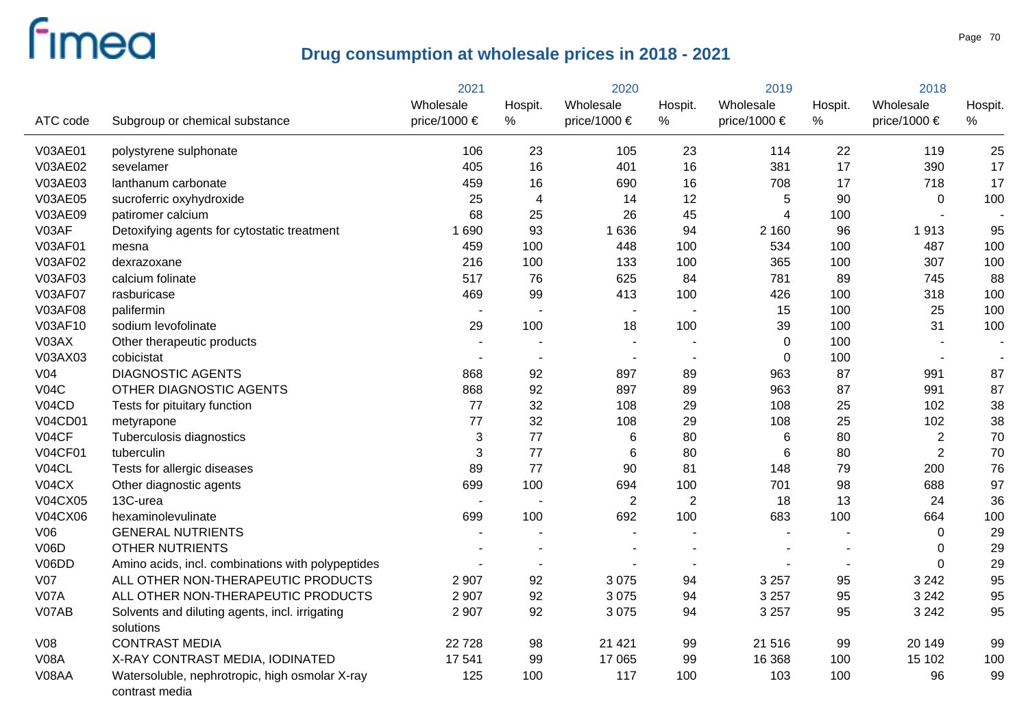## Drug consumption at wholesale prices in 2018 - 2021

| ATC code | Subgroup or chemical substance | 2021 Wholesale price/1000 € | 2021 Hospit. % | 2020 Wholesale price/1000 € | 2020 Hospit. % | 2019 Wholesale price/1000 € | 2019 Hospit. % | 2018 Wholesale price/1000 € | 2018 Hospit. % |
|---|---|---|---|---|---|---|---|---|---|
| V03AE01 | polystyrene sulphonate | 106 | 23 | 105 | 23 | 114 | 22 | 119 | 25 |
| V03AE02 | sevelamer | 405 | 16 | 401 | 16 | 381 | 17 | 390 | 17 |
| V03AE03 | lanthanum carbonate | 459 | 16 | 690 | 16 | 708 | 17 | 718 | 17 |
| V03AE05 | sucroferric oxyhydroxide | 25 | 4 | 14 | 12 | 5 | 90 | 0 | 100 |
| V03AE09 | patiromer calcium | 68 | 25 | 26 | 45 | 4 | 100 | - | - |
| V03AF | Detoxifying agents for cytostatic treatment | 1 690 | 93 | 1 636 | 94 | 2 160 | 96 | 1 913 | 95 |
| V03AF01 | mesna | 459 | 100 | 448 | 100 | 534 | 100 | 487 | 100 |
| V03AF02 | dexrazoxane | 216 | 100 | 133 | 100 | 365 | 100 | 307 | 100 |
| V03AF03 | calcium folinate | 517 | 76 | 625 | 84 | 781 | 89 | 745 | 88 |
| V03AF07 | rasburicase | 469 | 99 | 413 | 100 | 426 | 100 | 318 | 100 |
| V03AF08 | palifermin | - | - | - | - | 15 | 100 | 25 | 100 |
| V03AF10 | sodium levofolinate | 29 | 100 | 18 | 100 | 39 | 100 | 31 | 100 |
| V03AX | Other therapeutic products | - | - | - | - | 0 | 100 | - | - |
| V03AX03 | cobicistat | - | - | - | - | 0 | 100 | - | - |
| V04 | DIAGNOSTIC AGENTS | 868 | 92 | 897 | 89 | 963 | 87 | 991 | 87 |
| V04C | OTHER DIAGNOSTIC AGENTS | 868 | 92 | 897 | 89 | 963 | 87 | 991 | 87 |
| V04CD | Tests for pituitary function | 77 | 32 | 108 | 29 | 108 | 25 | 102 | 38 |
| V04CD01 | metyrapone | 77 | 32 | 108 | 29 | 108 | 25 | 102 | 38 |
| V04CF | Tuberculosis diagnostics | 3 | 77 | 6 | 80 | 6 | 80 | 2 | 70 |
| V04CF01 | tuberculin | 3 | 77 | 6 | 80 | 6 | 80 | 2 | 70 |
| V04CL | Tests for allergic diseases | 89 | 77 | 90 | 81 | 148 | 79 | 200 | 76 |
| V04CX | Other diagnostic agents | 699 | 100 | 694 | 100 | 701 | 98 | 688 | 97 |
| V04CX05 | 13C-urea | - | - | 2 | 2 | 18 | 13 | 24 | 36 |
| V04CX06 | hexaminolevulinate | 699 | 100 | 692 | 100 | 683 | 100 | 664 | 100 |
| V06 | GENERAL NUTRIENTS | - | - | - | - | - | - | 0 | 29 |
| V06D | OTHER NUTRIENTS | - | - | - | - | - | - | 0 | 29 |
| V06DD | Amino acids, incl. combinations with polypeptides | - | - | - | - | - | - | 0 | 29 |
| V07 | ALL OTHER NON-THERAPEUTIC PRODUCTS | 2 907 | 92 | 3 075 | 94 | 3 257 | 95 | 3 242 | 95 |
| V07A | ALL OTHER NON-THERAPEUTIC PRODUCTS | 2 907 | 92 | 3 075 | 94 | 3 257 | 95 | 3 242 | 95 |
| V07AB | Solvents and diluting agents, incl. irrigating solutions | 2 907 | 92 | 3 075 | 94 | 3 257 | 95 | 3 242 | 95 |
| V08 | CONTRAST MEDIA | 22 728 | 98 | 21 421 | 99 | 21 516 | 99 | 20 149 | 99 |
| V08A | X-RAY CONTRAST MEDIA, IODINATED | 17 541 | 99 | 17 065 | 99 | 16 368 | 100 | 15 102 | 100 |
| V08AA | Watersoluble, nephrotropic, high osmolar X-ray contrast media | 125 | 100 | 117 | 100 | 103 | 100 | 96 | 99 |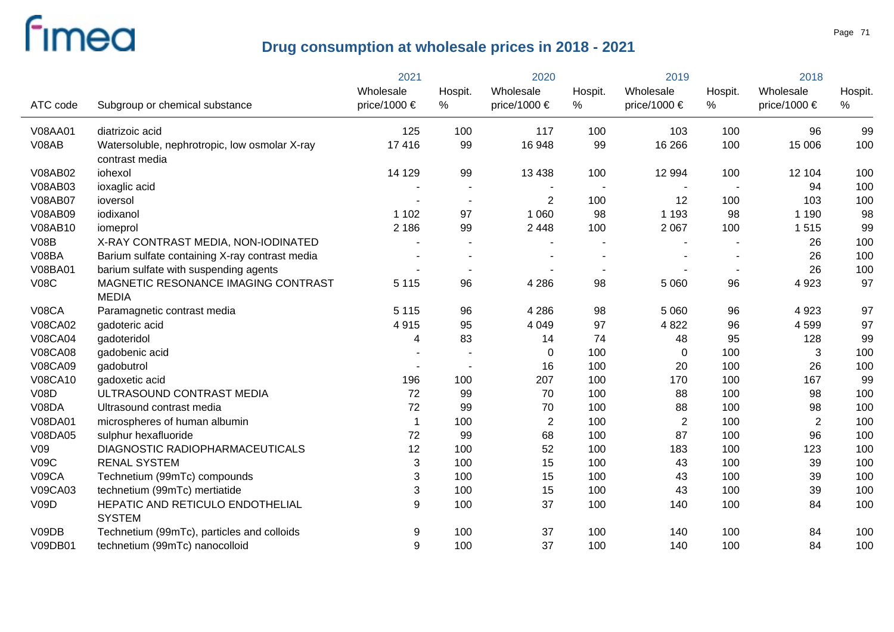## Drug consumption at wholesale prices in 2018 - 2021

| ATC code | Subgroup or chemical substance | 2021 Wholesale price/1000 € | 2021 Hospit. % | 2020 Wholesale price/1000 € | 2020 Hospit. % | 2019 Wholesale price/1000 € | 2019 Hospit. % | 2018 Wholesale price/1000 € | 2018 Hospit. % |
|---|---|---|---|---|---|---|---|---|---|
| V08AA01 | diatrizoic acid | 125 | 100 | 117 | 100 | 103 | 100 | 96 | 99 |
| V08AB | Watersoluble, nephrotropic, low osmolar X-ray contrast media | 17 416 | 99 | 16 948 | 99 | 16 266 | 100 | 15 006 | 100 |
| V08AB02 | iohexol | 14 129 | 99 | 13 438 | 100 | 12 994 | 100 | 12 104 | 100 |
| V08AB03 | ioxaglic acid | - | - | - | - | - | - | 94 | 100 |
| V08AB07 | ioversol | - | - | 2 | 100 | 12 | 100 | 103 | 100 |
| V08AB09 | iodixanol | 1 102 | 97 | 1 060 | 98 | 1 193 | 98 | 1 190 | 98 |
| V08AB10 | iomeprol | 2 186 | 99 | 2 448 | 100 | 2 067 | 100 | 1 515 | 99 |
| V08B | X-RAY CONTRAST MEDIA, NON-IODINATED | - | - | - | - | - | - | 26 | 100 |
| V08BA | Barium sulfate containing X-ray contrast media | - | - | - | - | - | - | 26 | 100 |
| V08BA01 | barium sulfate with suspending agents | - | - | - | - | - | - | 26 | 100 |
| V08C | MAGNETIC RESONANCE IMAGING CONTRAST MEDIA | 5 115 | 96 | 4 286 | 98 | 5 060 | 96 | 4 923 | 97 |
| V08CA | Paramagnetic contrast media | 5 115 | 96 | 4 286 | 98 | 5 060 | 96 | 4 923 | 97 |
| V08CA02 | gadoteric acid | 4 915 | 95 | 4 049 | 97 | 4 822 | 96 | 4 599 | 97 |
| V08CA04 | gadoteridol | 4 | 83 | 14 | 74 | 48 | 95 | 128 | 99 |
| V08CA08 | gadobenic acid | - | - | 0 | 100 | 0 | 100 | 3 | 100 |
| V08CA09 | gadobutrol | - | - | 16 | 100 | 20 | 100 | 26 | 100 |
| V08CA10 | gadoxetic acid | 196 | 100 | 207 | 100 | 170 | 100 | 167 | 99 |
| V08D | ULTRASOUND CONTRAST MEDIA | 72 | 99 | 70 | 100 | 88 | 100 | 98 | 100 |
| V08DA | Ultrasound contrast media | 72 | 99 | 70 | 100 | 88 | 100 | 98 | 100 |
| V08DA01 | microspheres of human albumin | 1 | 100 | 2 | 100 | 2 | 100 | 2 | 100 |
| V08DA05 | sulphur hexafluoride | 72 | 99 | 68 | 100 | 87 | 100 | 96 | 100 |
| V09 | DIAGNOSTIC RADIOPHARMACEUTICALS | 12 | 100 | 52 | 100 | 183 | 100 | 123 | 100 |
| V09C | RENAL SYSTEM | 3 | 100 | 15 | 100 | 43 | 100 | 39 | 100 |
| V09CA | Technetium (99mTc) compounds | 3 | 100 | 15 | 100 | 43 | 100 | 39 | 100 |
| V09CA03 | technetium (99mTc) mertiatide | 3 | 100 | 15 | 100 | 43 | 100 | 39 | 100 |
| V09D | HEPATIC AND RETICULO ENDOTHELIAL SYSTEM | 9 | 100 | 37 | 100 | 140 | 100 | 84 | 100 |
| V09DB | Technetium (99mTc), particles and colloids | 9 | 100 | 37 | 100 | 140 | 100 | 84 | 100 |
| V09DB01 | technetium (99mTc) nanocolloid | 9 | 100 | 37 | 100 | 140 | 100 | 84 | 100 |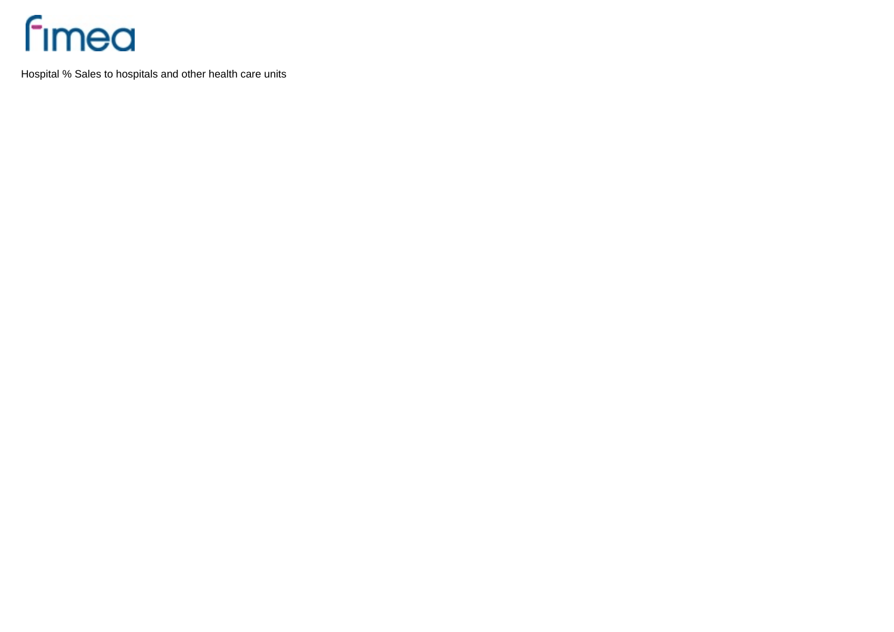Hospital % Sales to hospitals and other health care units